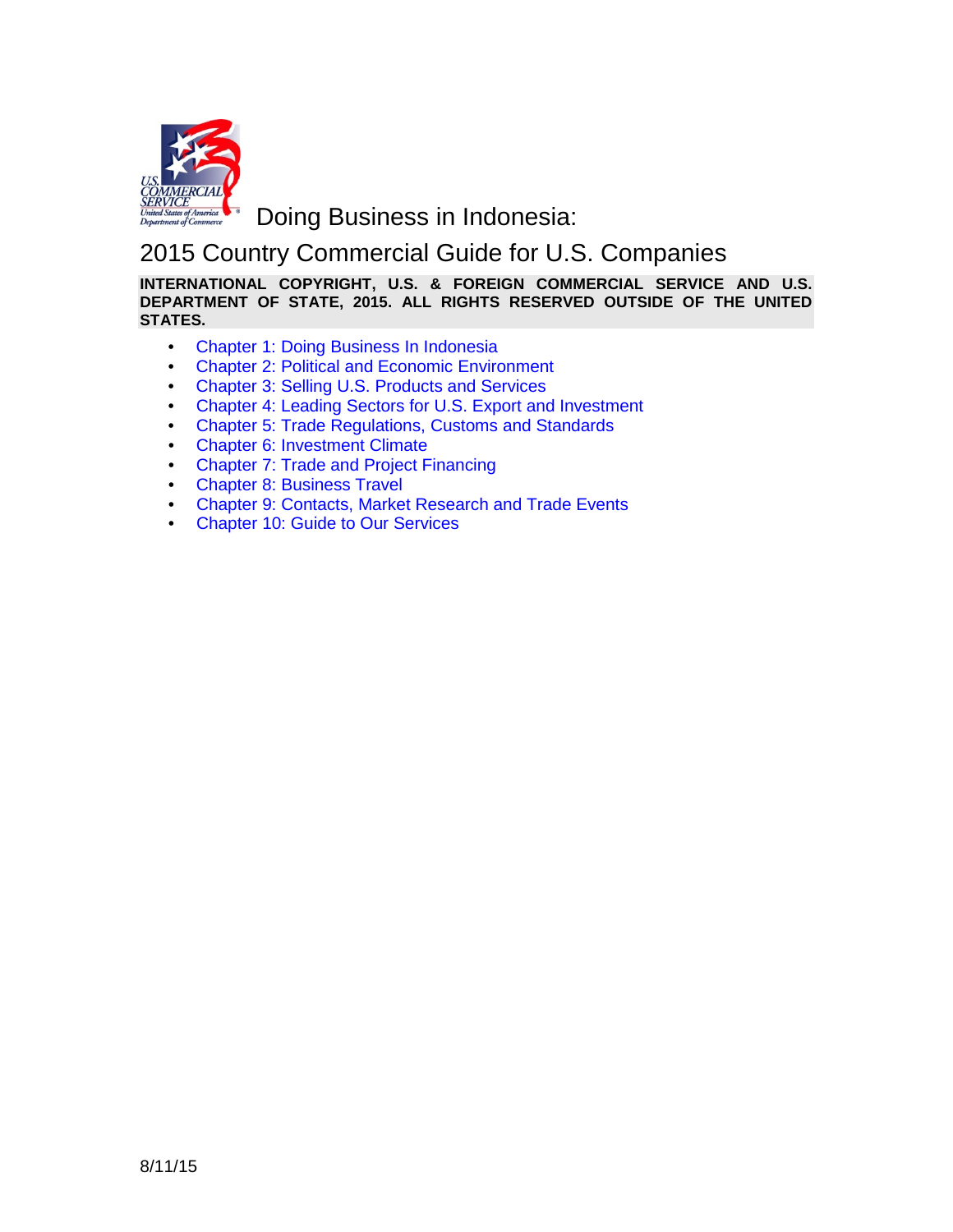# Doing Business in Indonesia:

## 2015 Country Commercial Guide for U.S. Companies

**INTERNATIONAL COPYRIGHT, U.S. & FOREIGN COMMERCIAL SERVICE AND U.S. DEPARTMENT OF STATE, 2015. ALL RIGHTS RESERVED OUTSIDE OF THE UNITED STATES.**

- Chapter 1: Doing Business In Indonesia
- Chapter 2: Political and Economic Environment
- Chapter 3: Selling U.S. Products and Services
- Chapter 4: Leading Sectors for U.S. Export and Investment
- Chapter 5: Trade Regulations, Customs and Standards
- Chapter 6: Investment Climate
- Chapter 7: Trade and Project Financing
- Chapter 8: Business Travel
- Chapter 9: Contacts, Market Research and Trade Events
- Chapter 10: Guide to Our Services

8/11/15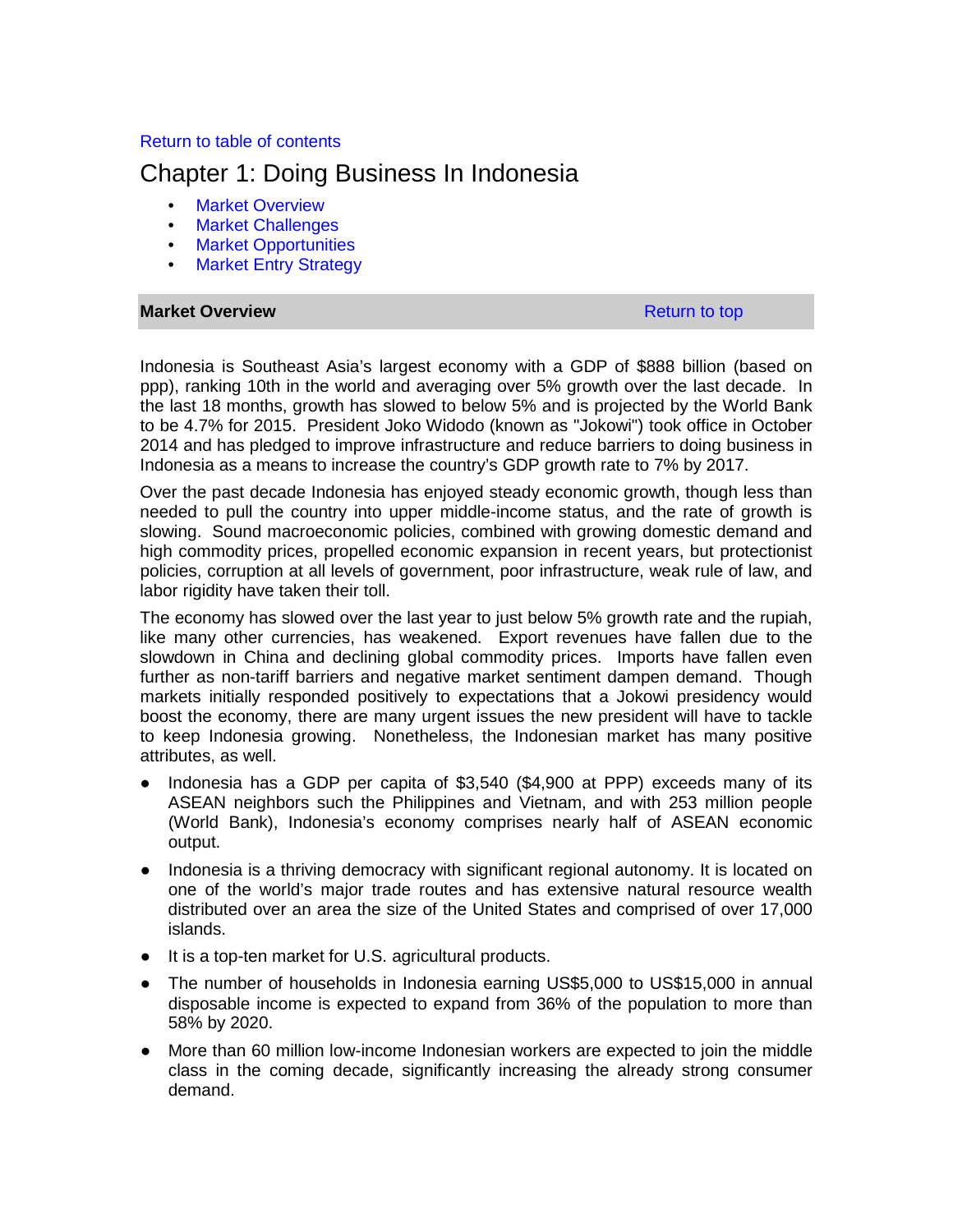Return to table of contents

# Chapter 1: Doing Business In Indonesia

- Market Overview
- Market Challenges
- Market Opportunities
- Market Entry Strategy

## Market Overview

Return to top

Indonesia is Southeast Asia's largest economy with a GDP of $888 billion (based on ppp), ranking 10th in the world and averaging over 5% growth over the last decade. In the last 18 months, growth has slowed to below 5% and is projected by the World Bank to be 4.7% for 2015. President Joko Widodo (known as "Jokowi") took office in October 2014 and has pledged to improve infrastructure and reduce barriers to doing business in Indonesia as a means to increase the country's GDP growth rate to 7% by 2017.

Over the past decade Indonesia has enjoyed steady economic growth, though less than needed to pull the country into upper middle-income status, and the rate of growth is slowing. Sound macroeconomic policies, combined with growing domestic demand and high commodity prices, propelled economic expansion in recent years, but protectionist policies, corruption at all levels of government, poor infrastructure, weak rule of law, and labor rigidity have taken their toll.

The economy has slowed over the last year to just below 5% growth rate and the rupiah, like many other currencies, has weakened. Export revenues have fallen due to the slowdown in China and declining global commodity prices. Imports have fallen even further as non-tariff barriers and negative market sentiment dampen demand. Though markets initially responded positively to expectations that a Jokowi presidency would boost the economy, there are many urgent issues the new president will have to tackle to keep Indonesia growing. Nonetheless, the Indonesian market has many positive attributes, as well.

- Indonesia has a GDP per capita of $3,540 ($4,900 at PPP) exceeds many of its ASEAN neighbors such the Philippines and Vietnam, and with 253 million people (World Bank), Indonesia's economy comprises nearly half of ASEAN economic output.
- Indonesia is a thriving democracy with significant regional autonomy. It is located on one of the world's major trade routes and has extensive natural resource wealth distributed over an area the size of the United States and comprised of over 17,000 islands.
- It is a top-ten market for U.S. agricultural products.
- The number of households in Indonesia earning US$5,000 to US$15,000 in annual disposable income is expected to expand from 36% of the population to more than 58% by 2020.
- More than 60 million low-income Indonesian workers are expected to join the middle class in the coming decade, significantly increasing the already strong consumer demand.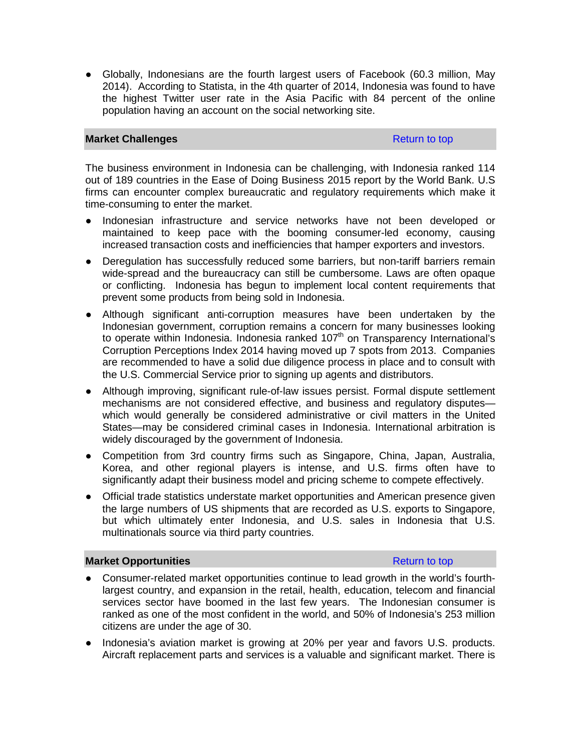- Globally, Indonesians are the fourth largest users of Facebook (60.3 million, May 2014). According to Statista, in the 4th quarter of 2014, Indonesia was found to have the highest Twitter user rate in the Asia Pacific with 84 percent of the online population having an account on the social networking site.

## Market Challenges

Return to top

The business environment in Indonesia can be challenging, with Indonesia ranked 114 out of 189 countries in the Ease of Doing Business 2015 report by the World Bank. U.S firms can encounter complex bureaucratic and regulatory requirements which make it time-consuming to enter the market.

- Indonesian infrastructure and service networks have not been developed or maintained to keep pace with the booming consumer-led economy, causing increased transaction costs and inefficiencies that hamper exporters and investors.
- Deregulation has successfully reduced some barriers, but non-tariff barriers remain wide-spread and the bureaucracy can still be cumbersome. Laws are often opaque or conflicting. Indonesia has begun to implement local content requirements that prevent some products from being sold in Indonesia.
- Although significant anti-corruption measures have been undertaken by the Indonesian government, corruption remains a concern for many businesses looking to operate within Indonesia. Indonesia ranked 107th on Transparency International's Corruption Perceptions Index 2014 having moved up 7 spots from 2013. Companies are recommended to have a solid due diligence process in place and to consult with the U.S. Commercial Service prior to signing up agents and distributors.
- Although improving, significant rule-of-law issues persist. Formal dispute settlement mechanisms are not considered effective, and business and regulatory disputes—which would generally be considered administrative or civil matters in the United States—may be considered criminal cases in Indonesia. International arbitration is widely discouraged by the government of Indonesia.
- Competition from 3rd country firms such as Singapore, China, Japan, Australia, Korea, and other regional players is intense, and U.S. firms often have to significantly adapt their business model and pricing scheme to compete effectively.
- Official trade statistics understate market opportunities and American presence given the large numbers of US shipments that are recorded as U.S. exports to Singapore, but which ultimately enter Indonesia, and U.S. sales in Indonesia that U.S. multinationals source via third party countries.

## Market Opportunities

Return to top

- Consumer-related market opportunities continue to lead growth in the world's fourth-largest country, and expansion in the retail, health, education, telecom and financial services sector have boomed in the last few years. The Indonesian consumer is ranked as one of the most confident in the world, and 50% of Indonesia's 253 million citizens are under the age of 30.
- Indonesia's aviation market is growing at 20% per year and favors U.S. products. Aircraft replacement parts and services is a valuable and significant market. There is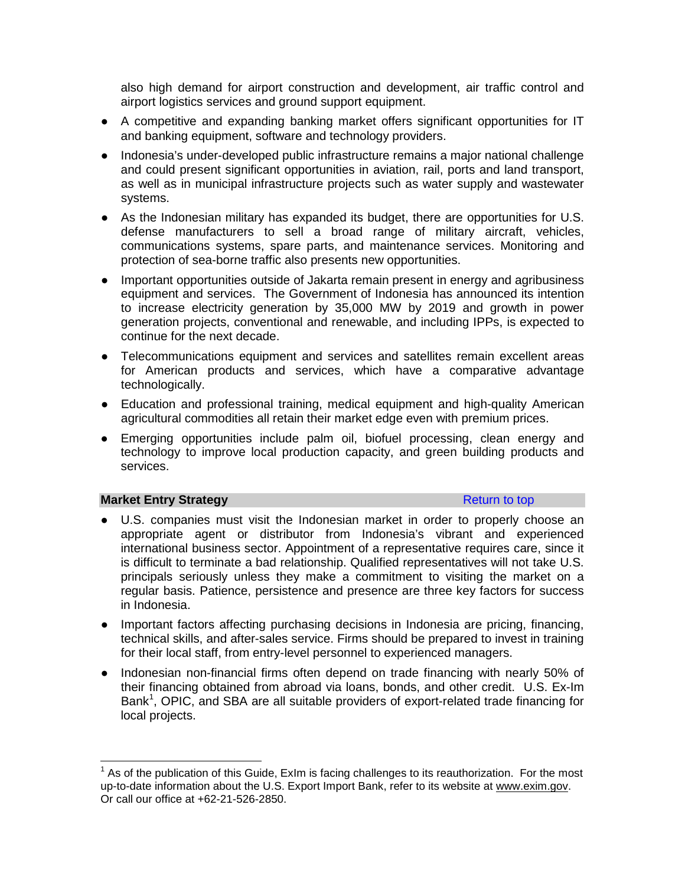also high demand for airport construction and development, air traffic control and airport logistics services and ground support equipment.

- A competitive and expanding banking market offers significant opportunities for IT and banking equipment, software and technology providers.
- Indonesia's under-developed public infrastructure remains a major national challenge and could present significant opportunities in aviation, rail, ports and land transport, as well as in municipal infrastructure projects such as water supply and wastewater systems.
- As the Indonesian military has expanded its budget, there are opportunities for U.S. defense manufacturers to sell a broad range of military aircraft, vehicles, communications systems, spare parts, and maintenance services. Monitoring and protection of sea-borne traffic also presents new opportunities.
- Important opportunities outside of Jakarta remain present in energy and agribusiness equipment and services. The Government of Indonesia has announced its intention to increase electricity generation by 35,000 MW by 2019 and growth in power generation projects, conventional and renewable, and including IPPs, is expected to continue for the next decade.
- Telecommunications equipment and services and satellites remain excellent areas for American products and services, which have a comparative advantage technologically.
- Education and professional training, medical equipment and high-quality American agricultural commodities all retain their market edge even with premium prices.
- Emerging opportunities include palm oil, biofuel processing, clean energy and technology to improve local production capacity, and green building products and services.

## Market Entry Strategy

Return to top

- U.S. companies must visit the Indonesian market in order to properly choose an appropriate agent or distributor from Indonesia's vibrant and experienced international business sector. Appointment of a representative requires care, since it is difficult to terminate a bad relationship. Qualified representatives will not take U.S. principals seriously unless they make a commitment to visiting the market on a regular basis. Patience, persistence and presence are three key factors for success in Indonesia.
- Important factors affecting purchasing decisions in Indonesia are pricing, financing, technical skills, and after-sales service. Firms should be prepared to invest in training for their local staff, from entry-level personnel to experienced managers.
- Indonesian non-financial firms often depend on trade financing with nearly 50% of their financing obtained from abroad via loans, bonds, and other credit. U.S. Ex-Im Bank[1], OPIC, and SBA are all suitable providers of export-related trade financing for local projects.

---

[1] As of the publication of this Guide, ExIm is facing challenges to its reauthorization. For the most up-to-date information about the U.S. Export Import Bank, refer to its website at www.exim.gov. Or call our office at +62-21-526-2850.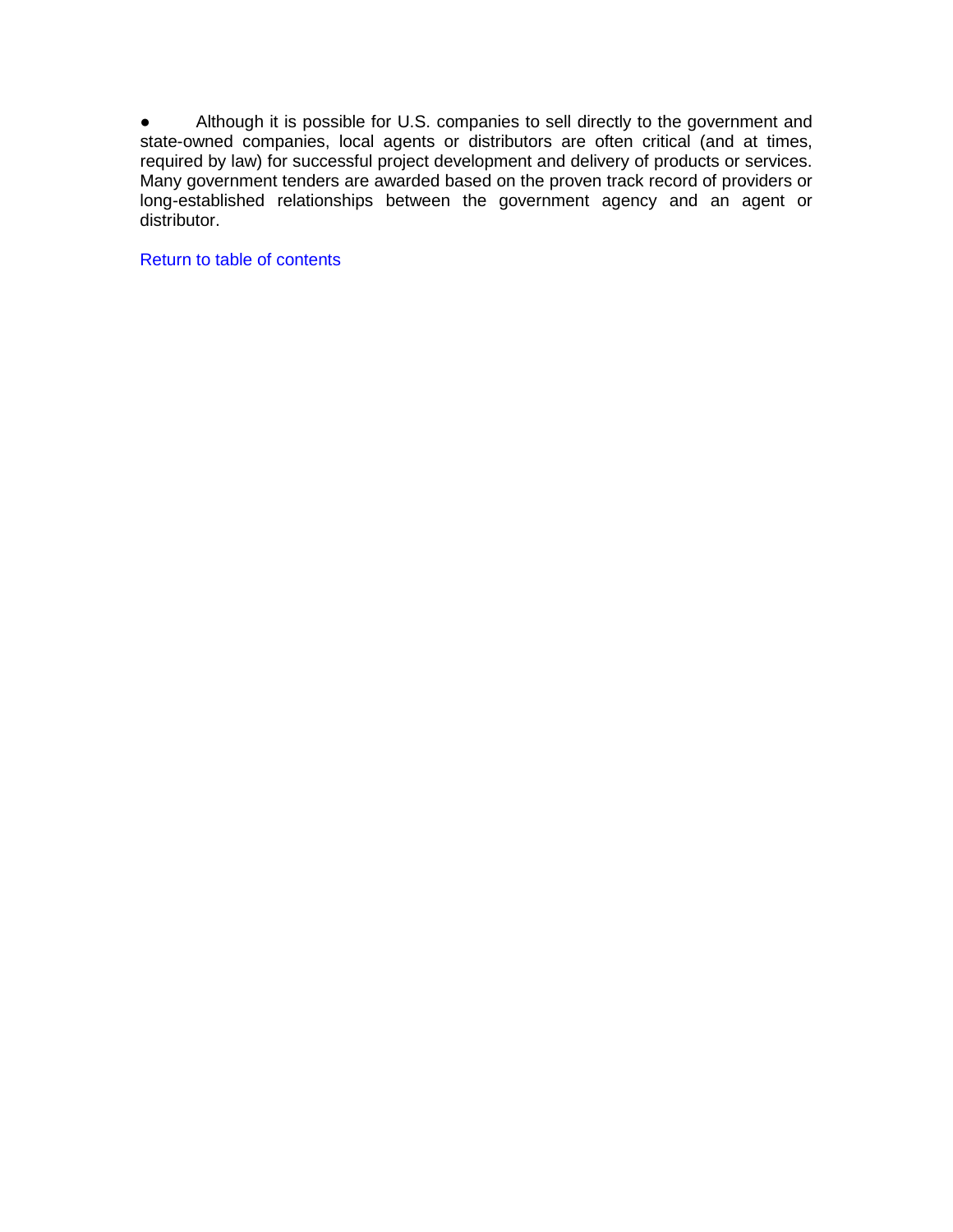- Although it is possible for U.S. companies to sell directly to the government and state-owned companies, local agents or distributors are often critical (and at times, required by law) for successful project development and delivery of products or services. Many government tenders are awarded based on the proven track record of providers or long-established relationships between the government agency and an agent or distributor.

Return to table of contents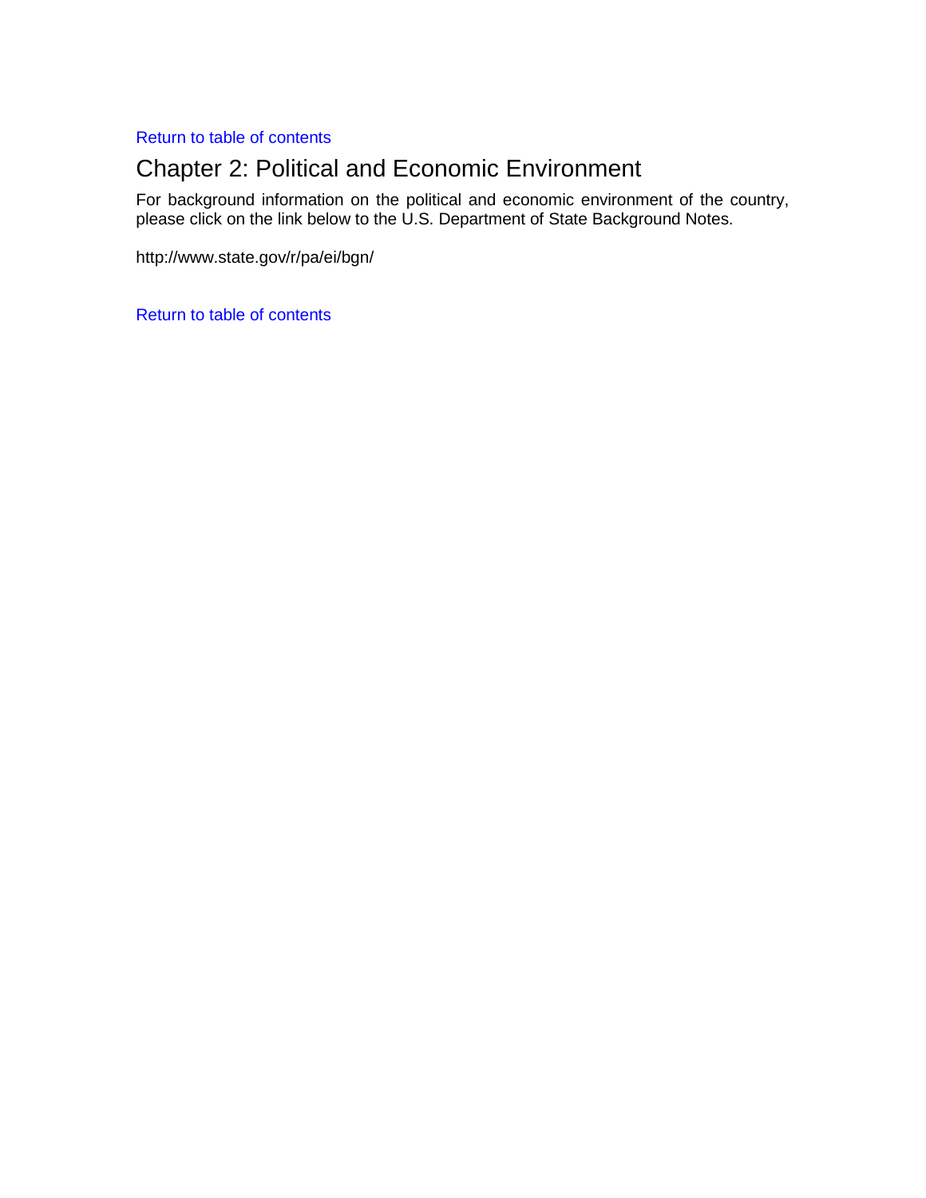Return to table of contents

## Chapter 2: Political and Economic Environment

For background information on the political and economic environment of the country, please click on the link below to the U.S. Department of State Background Notes.

http://www.state.gov/r/pa/ei/bgn/

Return to table of contents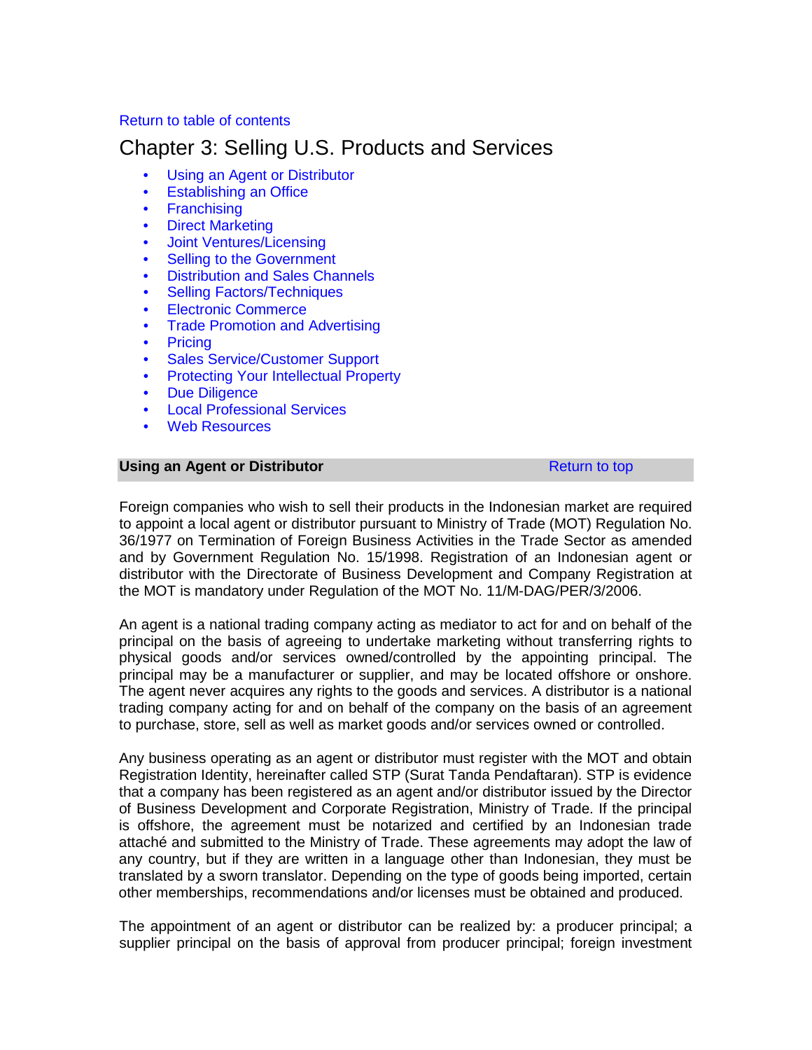Return to table of contents

# Chapter 3: Selling U.S. Products and Services

- Using an Agent or Distributor
- Establishing an Office
- Franchising
- Direct Marketing
- Joint Ventures/Licensing
- Selling to the Government
- Distribution and Sales Channels
- Selling Factors/Techniques
- Electronic Commerce
- Trade Promotion and Advertising
- Pricing
- Sales Service/Customer Support
- Protecting Your Intellectual Property
- Due Diligence
- Local Professional Services
- Web Resources

## Using an Agent or Distributor

Return to top

Foreign companies who wish to sell their products in the Indonesian market are required to appoint a local agent or distributor pursuant to Ministry of Trade (MOT) Regulation No. 36/1977 on Termination of Foreign Business Activities in the Trade Sector as amended and by Government Regulation No. 15/1998. Registration of an Indonesian agent or distributor with the Directorate of Business Development and Company Registration at the MOT is mandatory under Regulation of the MOT No. 11/M-DAG/PER/3/2006.

An agent is a national trading company acting as mediator to act for and on behalf of the principal on the basis of agreeing to undertake marketing without transferring rights to physical goods and/or services owned/controlled by the appointing principal. The principal may be a manufacturer or supplier, and may be located offshore or onshore. The agent never acquires any rights to the goods and services. A distributor is a national trading company acting for and on behalf of the company on the basis of an agreement to purchase, store, sell as well as market goods and/or services owned or controlled.

Any business operating as an agent or distributor must register with the MOT and obtain Registration Identity, hereinafter called STP (Surat Tanda Pendaftaran). STP is evidence that a company has been registered as an agent and/or distributor issued by the Director of Business Development and Corporate Registration, Ministry of Trade. If the principal is offshore, the agreement must be notarized and certified by an Indonesian trade attaché and submitted to the Ministry of Trade. These agreements may adopt the law of any country, but if they are written in a language other than Indonesian, they must be translated by a sworn translator. Depending on the type of goods being imported, certain other memberships, recommendations and/or licenses must be obtained and produced.

The appointment of an agent or distributor can be realized by: a producer principal; a supplier principal on the basis of approval from producer principal; foreign investment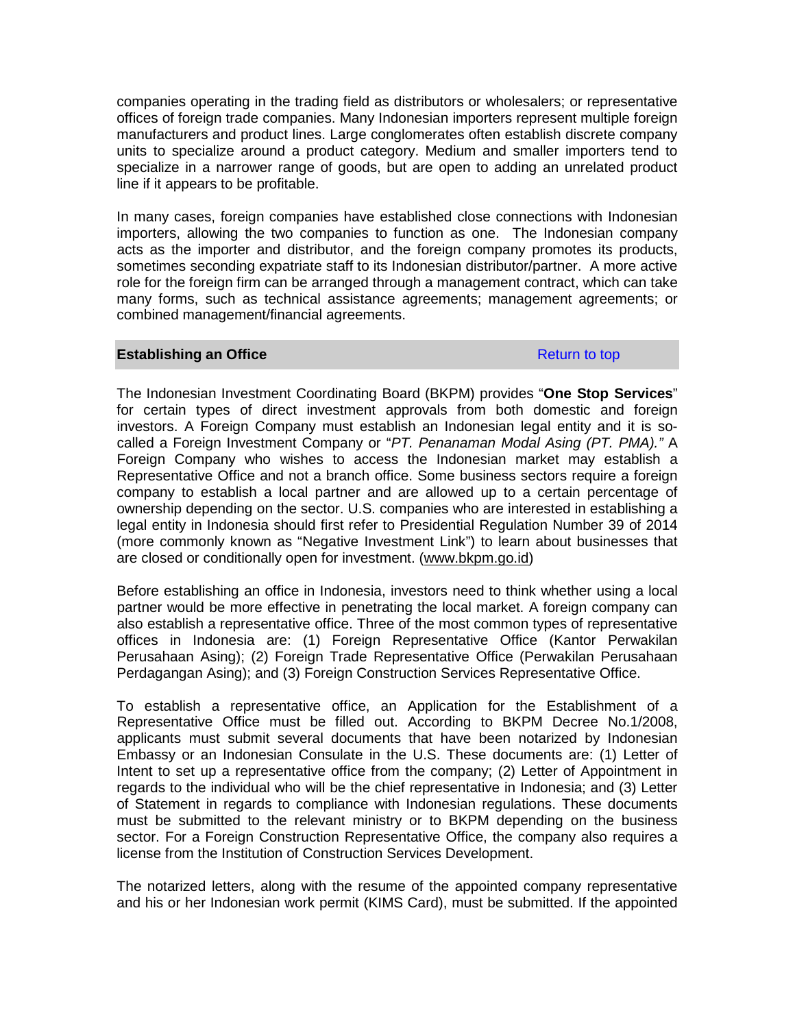companies operating in the trading field as distributors or wholesalers; or representative offices of foreign trade companies. Many Indonesian importers represent multiple foreign manufacturers and product lines. Large conglomerates often establish discrete company units to specialize around a product category. Medium and smaller importers tend to specialize in a narrower range of goods, but are open to adding an unrelated product line if it appears to be profitable.

In many cases, foreign companies have established close connections with Indonesian importers, allowing the two companies to function as one. The Indonesian company acts as the importer and distributor, and the foreign company promotes its products, sometimes seconding expatriate staff to its Indonesian distributor/partner. A more active role for the foreign firm can be arranged through a management contract, which can take many forms, such as technical assistance agreements; management agreements; or combined management/financial agreements.

## Establishing an Office

Return to top

The Indonesian Investment Coordinating Board (BKPM) provides "**One Stop Services**" for certain types of direct investment approvals from both domestic and foreign investors. A Foreign Company must establish an Indonesian legal entity and it is so-called a Foreign Investment Company or "*PT. Penanaman Modal Asing (PT. PMA)."* A Foreign Company who wishes to access the Indonesian market may establish a Representative Office and not a branch office. Some business sectors require a foreign company to establish a local partner and are allowed up to a certain percentage of ownership depending on the sector. U.S. companies who are interested in establishing a legal entity in Indonesia should first refer to Presidential Regulation Number 39 of 2014 (more commonly known as "Negative Investment Link") to learn about businesses that are closed or conditionally open for investment. (www.bkpm.go.id)

Before establishing an office in Indonesia, investors need to think whether using a local partner would be more effective in penetrating the local market. A foreign company can also establish a representative office. Three of the most common types of representative offices in Indonesia are: (1) Foreign Representative Office (Kantor Perwakilan Perusahaan Asing); (2) Foreign Trade Representative Office (Perwakilan Perusahaan Perdagangan Asing); and (3) Foreign Construction Services Representative Office.

To establish a representative office, an Application for the Establishment of a Representative Office must be filled out. According to BKPM Decree No.1/2008, applicants must submit several documents that have been notarized by Indonesian Embassy or an Indonesian Consulate in the U.S. These documents are: (1) Letter of Intent to set up a representative office from the company; (2) Letter of Appointment in regards to the individual who will be the chief representative in Indonesia; and (3) Letter of Statement in regards to compliance with Indonesian regulations. These documents must be submitted to the relevant ministry or to BKPM depending on the business sector. For a Foreign Construction Representative Office, the company also requires a license from the Institution of Construction Services Development.

The notarized letters, along with the resume of the appointed company representative and his or her Indonesian work permit (KIMS Card), must be submitted. If the appointed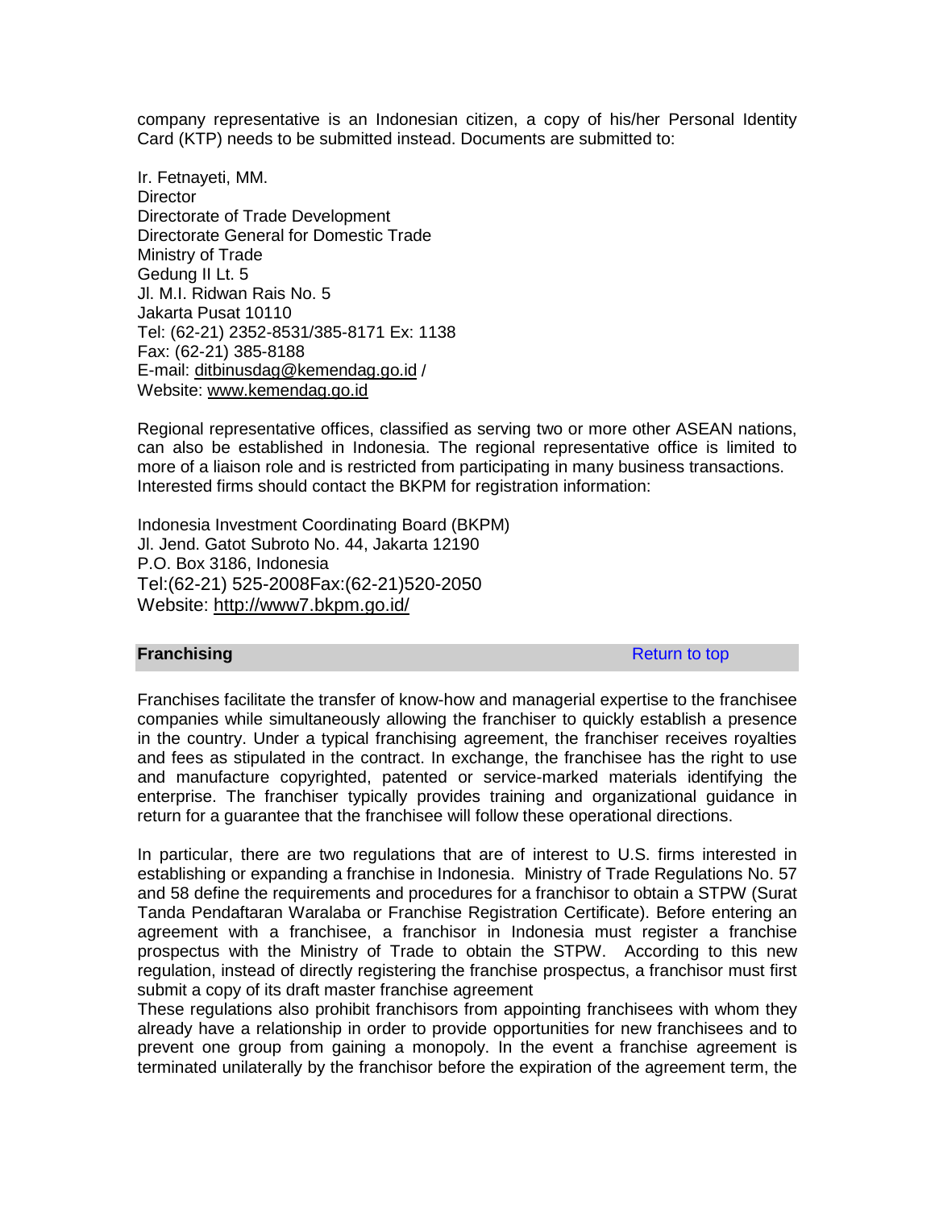company representative is an Indonesian citizen, a copy of his/her Personal Identity Card (KTP) needs to be submitted instead. Documents are submitted to:

Ir. Fetnayeti, MM.
Director
Directorate of Trade Development
Directorate General for Domestic Trade
Ministry of Trade
Gedung II Lt. 5
Jl. M.I. Ridwan Rais No. 5
Jakarta Pusat 10110
Tel: (62-21) 2352-8531/385-8171 Ex: 1138
Fax: (62-21) 385-8188
E-mail: ditbinusdag@kemendag.go.id /
Website: www.kemendag.go.id

Regional representative offices, classified as serving two or more other ASEAN nations, can also be established in Indonesia. The regional representative office is limited to more of a liaison role and is restricted from participating in many business transactions. Interested firms should contact the BKPM for registration information:

Indonesia Investment Coordinating Board (BKPM)
Jl. Jend. Gatot Subroto No. 44, Jakarta 12190
P.O. Box 3186, Indonesia
Tel:(62-21) 525-2008Fax:(62-21)520-2050
Website: http://www7.bkpm.go.id/

## Franchising

Return to top

Franchises facilitate the transfer of know-how and managerial expertise to the franchisee companies while simultaneously allowing the franchiser to quickly establish a presence in the country. Under a typical franchising agreement, the franchiser receives royalties and fees as stipulated in the contract. In exchange, the franchisee has the right to use and manufacture copyrighted, patented or service-marked materials identifying the enterprise. The franchiser typically provides training and organizational guidance in return for a guarantee that the franchisee will follow these operational directions.

In particular, there are two regulations that are of interest to U.S. firms interested in establishing or expanding a franchise in Indonesia. Ministry of Trade Regulations No. 57 and 58 define the requirements and procedures for a franchisor to obtain a STPW (Surat Tanda Pendaftaran Waralaba or Franchise Registration Certificate). Before entering an agreement with a franchisee, a franchisor in Indonesia must register a franchise prospectus with the Ministry of Trade to obtain the STPW. According to this new regulation, instead of directly registering the franchise prospectus, a franchisor must first submit a copy of its draft master franchise agreement
These regulations also prohibit franchisors from appointing franchisees with whom they already have a relationship in order to provide opportunities for new franchisees and to prevent one group from gaining a monopoly. In the event a franchise agreement is terminated unilaterally by the franchisor before the expiration of the agreement term, the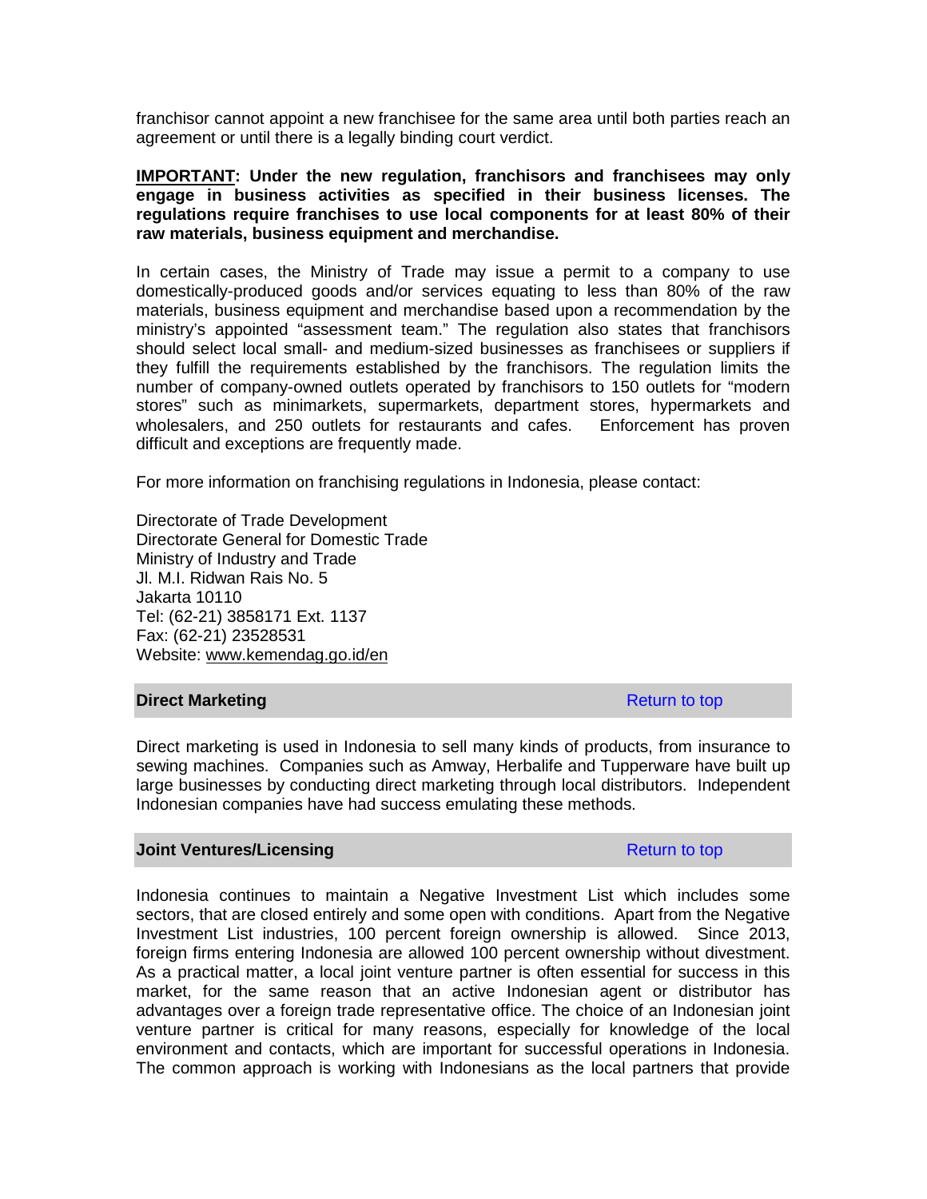franchisor cannot appoint a new franchisee for the same area until both parties reach an agreement or until there is a legally binding court verdict.

**IMPORTANT: Under the new regulation, franchisors and franchisees may only engage in business activities as specified in their business licenses. The regulations require franchises to use local components for at least 80% of their raw materials, business equipment and merchandise.**

In certain cases, the Ministry of Trade may issue a permit to a company to use domestically-produced goods and/or services equating to less than 80% of the raw materials, business equipment and merchandise based upon a recommendation by the ministry's appointed "assessment team." The regulation also states that franchisors should select local small- and medium-sized businesses as franchisees or suppliers if they fulfill the requirements established by the franchisors. The regulation limits the number of company-owned outlets operated by franchisors to 150 outlets for "modern stores" such as minimarkets, supermarkets, department stores, hypermarkets and wholesalers, and 250 outlets for restaurants and cafes. Enforcement has proven difficult and exceptions are frequently made.

For more information on franchising regulations in Indonesia, please contact:

Directorate of Trade Development
Directorate General for Domestic Trade
Ministry of Industry and Trade
Jl. M.I. Ridwan Rais No. 5
Jakarta 10110
Tel: (62-21) 3858171 Ext. 1137
Fax: (62-21) 23528531
Website: www.kemendag.go.id/en

## Direct Marketing

Return to top

Direct marketing is used in Indonesia to sell many kinds of products, from insurance to sewing machines. Companies such as Amway, Herbalife and Tupperware have built up large businesses by conducting direct marketing through local distributors. Independent Indonesian companies have had success emulating these methods.

## Joint Ventures/Licensing

Return to top

Indonesia continues to maintain a Negative Investment List which includes some sectors, that are closed entirely and some open with conditions. Apart from the Negative Investment List industries, 100 percent foreign ownership is allowed. Since 2013, foreign firms entering Indonesia are allowed 100 percent ownership without divestment. As a practical matter, a local joint venture partner is often essential for success in this market, for the same reason that an active Indonesian agent or distributor has advantages over a foreign trade representative office. The choice of an Indonesian joint venture partner is critical for many reasons, especially for knowledge of the local environment and contacts, which are important for successful operations in Indonesia. The common approach is working with Indonesians as the local partners that provide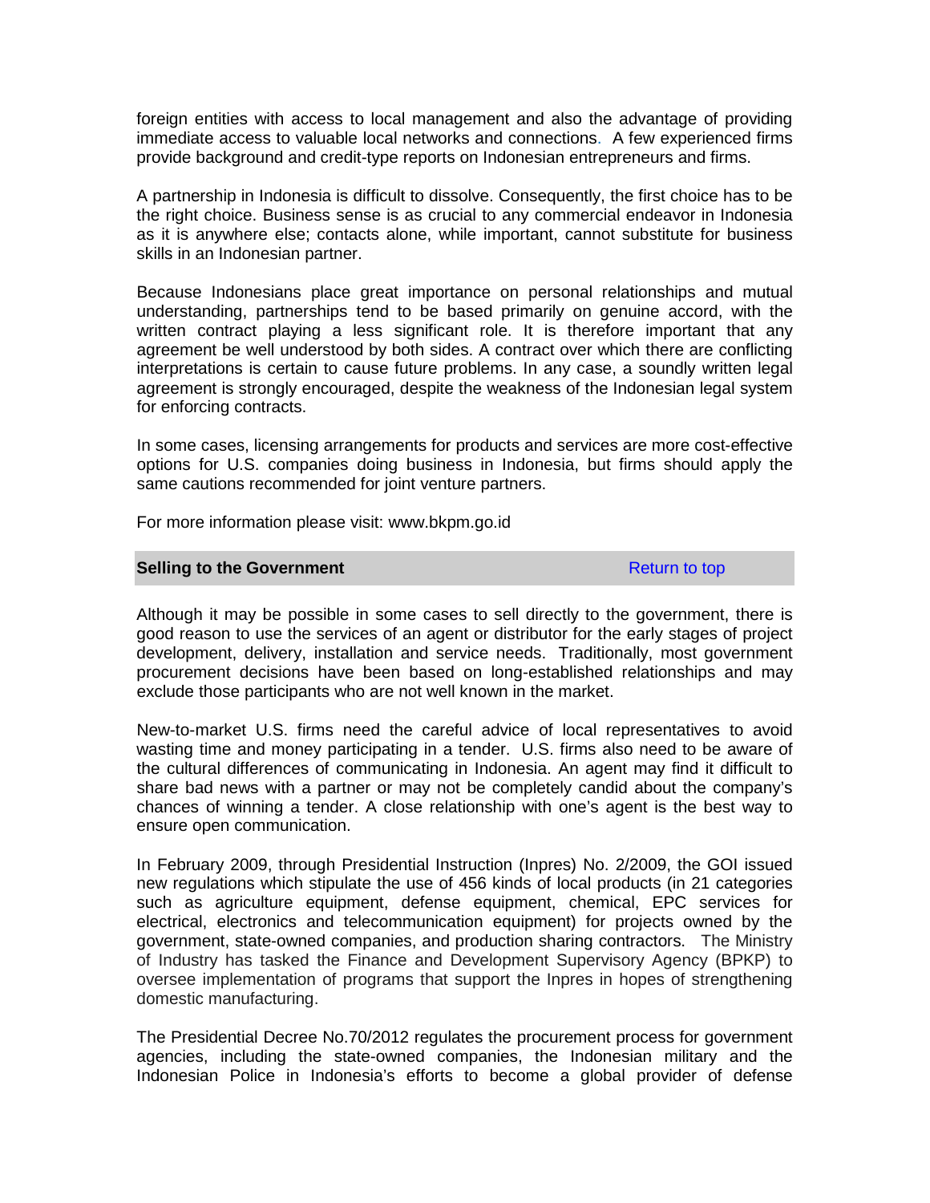foreign entities with access to local management and also the advantage of providing immediate access to valuable local networks and connections. A few experienced firms provide background and credit-type reports on Indonesian entrepreneurs and firms.

A partnership in Indonesia is difficult to dissolve. Consequently, the first choice has to be the right choice. Business sense is as crucial to any commercial endeavor in Indonesia as it is anywhere else; contacts alone, while important, cannot substitute for business skills in an Indonesian partner.

Because Indonesians place great importance on personal relationships and mutual understanding, partnerships tend to be based primarily on genuine accord, with the written contract playing a less significant role. It is therefore important that any agreement be well understood by both sides. A contract over which there are conflicting interpretations is certain to cause future problems. In any case, a soundly written legal agreement is strongly encouraged, despite the weakness of the Indonesian legal system for enforcing contracts.

In some cases, licensing arrangements for products and services are more cost-effective options for U.S. companies doing business in Indonesia, but firms should apply the same cautions recommended for joint venture partners.

For more information please visit: www.bkpm.go.id

## Selling to the Government

Return to top

Although it may be possible in some cases to sell directly to the government, there is good reason to use the services of an agent or distributor for the early stages of project development, delivery, installation and service needs. Traditionally, most government procurement decisions have been based on long-established relationships and may exclude those participants who are not well known in the market.

New-to-market U.S. firms need the careful advice of local representatives to avoid wasting time and money participating in a tender. U.S. firms also need to be aware of the cultural differences of communicating in Indonesia. An agent may find it difficult to share bad news with a partner or may not be completely candid about the company's chances of winning a tender. A close relationship with one's agent is the best way to ensure open communication.

In February 2009, through Presidential Instruction (Inpres) No. 2/2009, the GOI issued new regulations which stipulate the use of 456 kinds of local products (in 21 categories such as agriculture equipment, defense equipment, chemical, EPC services for electrical, electronics and telecommunication equipment) for projects owned by the government, state-owned companies, and production sharing contractors. The Ministry of Industry has tasked the Finance and Development Supervisory Agency (BPKP) to oversee implementation of programs that support the Inpres in hopes of strengthening domestic manufacturing.

The Presidential Decree No.70/2012 regulates the procurement process for government agencies, including the state-owned companies, the Indonesian military and the Indonesian Police in Indonesia's efforts to become a global provider of defense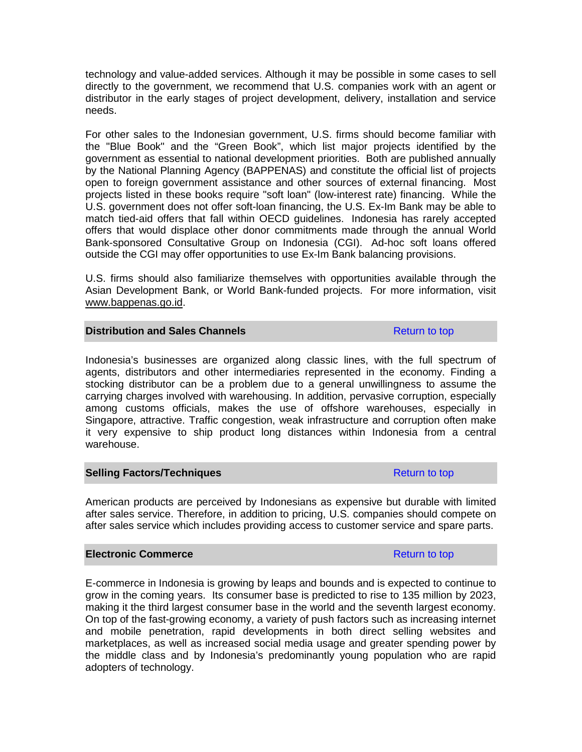technology and value-added services. Although it may be possible in some cases to sell directly to the government, we recommend that U.S. companies work with an agent or distributor in the early stages of project development, delivery, installation and service needs.

For other sales to the Indonesian government, U.S. firms should become familiar with the "Blue Book" and the “Green Book”, which list major projects identified by the government as essential to national development priorities. Both are published annually by the National Planning Agency (BAPPENAS) and constitute the official list of projects open to foreign government assistance and other sources of external financing. Most projects listed in these books require "soft loan" (low-interest rate) financing. While the U.S. government does not offer soft-loan financing, the U.S. Ex-Im Bank may be able to match tied-aid offers that fall within OECD guidelines. Indonesia has rarely accepted offers that would displace other donor commitments made through the annual World Bank-sponsored Consultative Group on Indonesia (CGI). Ad-hoc soft loans offered outside the CGI may offer opportunities to use Ex-Im Bank balancing provisions.

U.S. firms should also familiarize themselves with opportunities available through the Asian Development Bank, or World Bank-funded projects. For more information, visit www.bappenas.go.id.

## Distribution and Sales Channels

Return to top

Indonesia’s businesses are organized along classic lines, with the full spectrum of agents, distributors and other intermediaries represented in the economy. Finding a stocking distributor can be a problem due to a general unwillingness to assume the carrying charges involved with warehousing. In addition, pervasive corruption, especially among customs officials, makes the use of offshore warehouses, especially in Singapore, attractive. Traffic congestion, weak infrastructure and corruption often make it very expensive to ship product long distances within Indonesia from a central warehouse.

## Selling Factors/Techniques

Return to top

American products are perceived by Indonesians as expensive but durable with limited after sales service. Therefore, in addition to pricing, U.S. companies should compete on after sales service which includes providing access to customer service and spare parts.

## Electronic Commerce

Return to top

E-commerce in Indonesia is growing by leaps and bounds and is expected to continue to grow in the coming years. Its consumer base is predicted to rise to 135 million by 2023, making it the third largest consumer base in the world and the seventh largest economy. On top of the fast-growing economy, a variety of push factors such as increasing internet and mobile penetration, rapid developments in both direct selling websites and marketplaces, as well as increased social media usage and greater spending power by the middle class and by Indonesia’s predominantly young population who are rapid adopters of technology.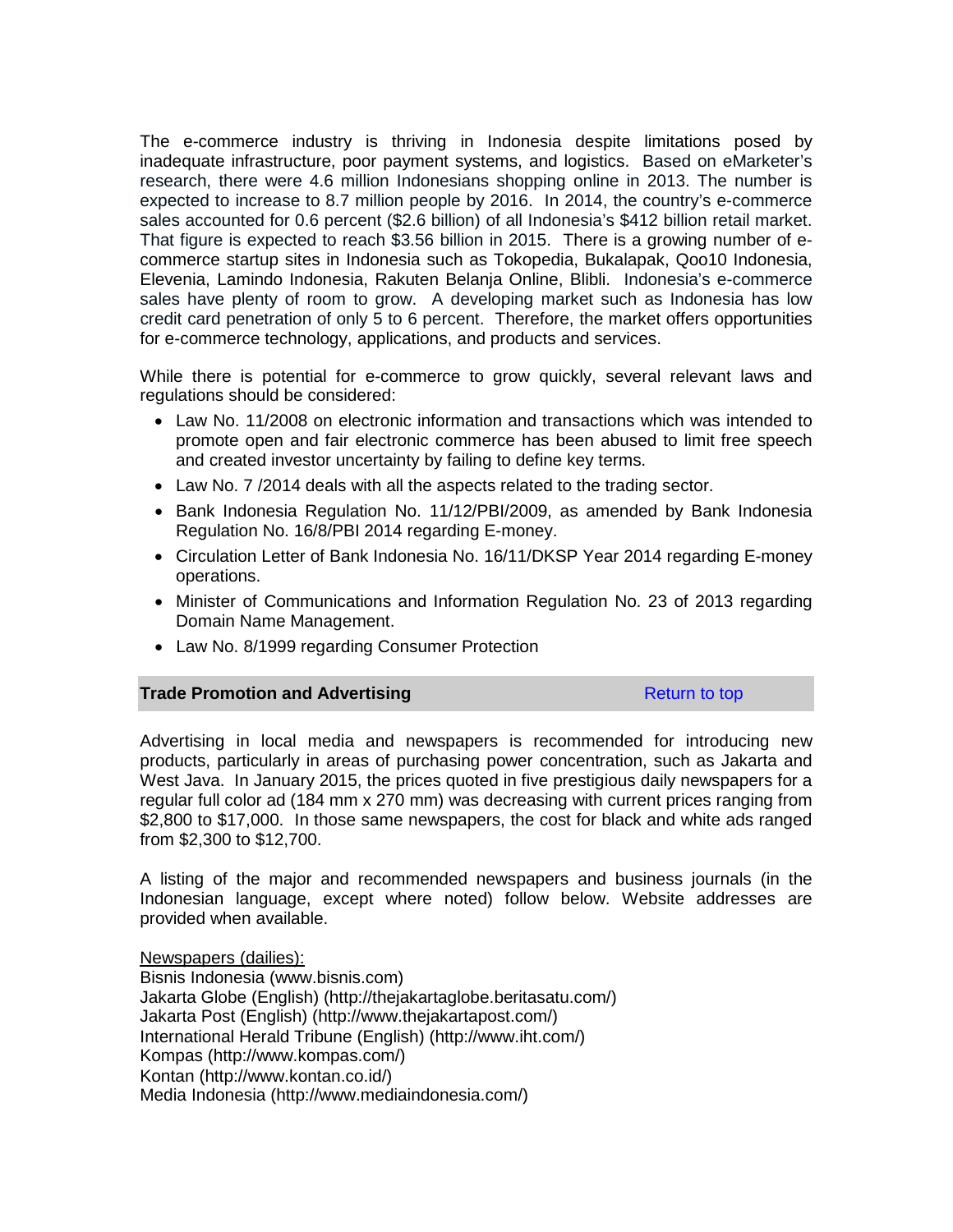The e-commerce industry is thriving in Indonesia despite limitations posed by inadequate infrastructure, poor payment systems, and logistics. Based on eMarketer's research, there were 4.6 million Indonesians shopping online in 2013. The number is expected to increase to 8.7 million people by 2016. In 2014, the country's e-commerce sales accounted for 0.6 percent ($2.6 billion) of all Indonesia's $412 billion retail market. That figure is expected to reach $3.56 billion in 2015. There is a growing number of e-commerce startup sites in Indonesia such as Tokopedia, Bukalapak, Qoo10 Indonesia, Elevenia, Lamindo Indonesia, Rakuten Belanja Online, Blibli. Indonesia's e-commerce sales have plenty of room to grow. A developing market such as Indonesia has low credit card penetration of only 5 to 6 percent. Therefore, the market offers opportunities for e-commerce technology, applications, and products and services.

While there is potential for e-commerce to grow quickly, several relevant laws and regulations should be considered:

- Law No. 11/2008 on electronic information and transactions which was intended to promote open and fair electronic commerce has been abused to limit free speech and created investor uncertainty by failing to define key terms.
- Law No. 7 /2014 deals with all the aspects related to the trading sector.
- Bank Indonesia Regulation No. 11/12/PBI/2009, as amended by Bank Indonesia Regulation No. 16/8/PBI 2014 regarding E-money.
- Circulation Letter of Bank Indonesia No. 16/11/DKSP Year 2014 regarding E-money operations.
- Minister of Communications and Information Regulation No. 23 of 2013 regarding Domain Name Management.
- Law No. 8/1999 regarding Consumer Protection

## Trade Promotion and Advertising

Return to top

Advertising in local media and newspapers is recommended for introducing new products, particularly in areas of purchasing power concentration, such as Jakarta and West Java. In January 2015, the prices quoted in five prestigious daily newspapers for a regular full color ad (184 mm x 270 mm) was decreasing with current prices ranging from $2,800 to $17,000. In those same newspapers, the cost for black and white ads ranged from $2,300 to $12,700.

A listing of the major and recommended newspapers and business journals (in the Indonesian language, except where noted) follow below. Website addresses are provided when available.

Newspapers (dailies):
Bisnis Indonesia (www.bisnis.com)
Jakarta Globe (English) (http://thejakartaglobe.beritasatu.com/)
Jakarta Post (English) (http://www.thejakartapost.com/)
International Herald Tribune (English) (http://www.iht.com/)
Kompas (http://www.kompas.com/)
Kontan (http://www.kontan.co.id/)
Media Indonesia (http://www.mediaindonesia.com/)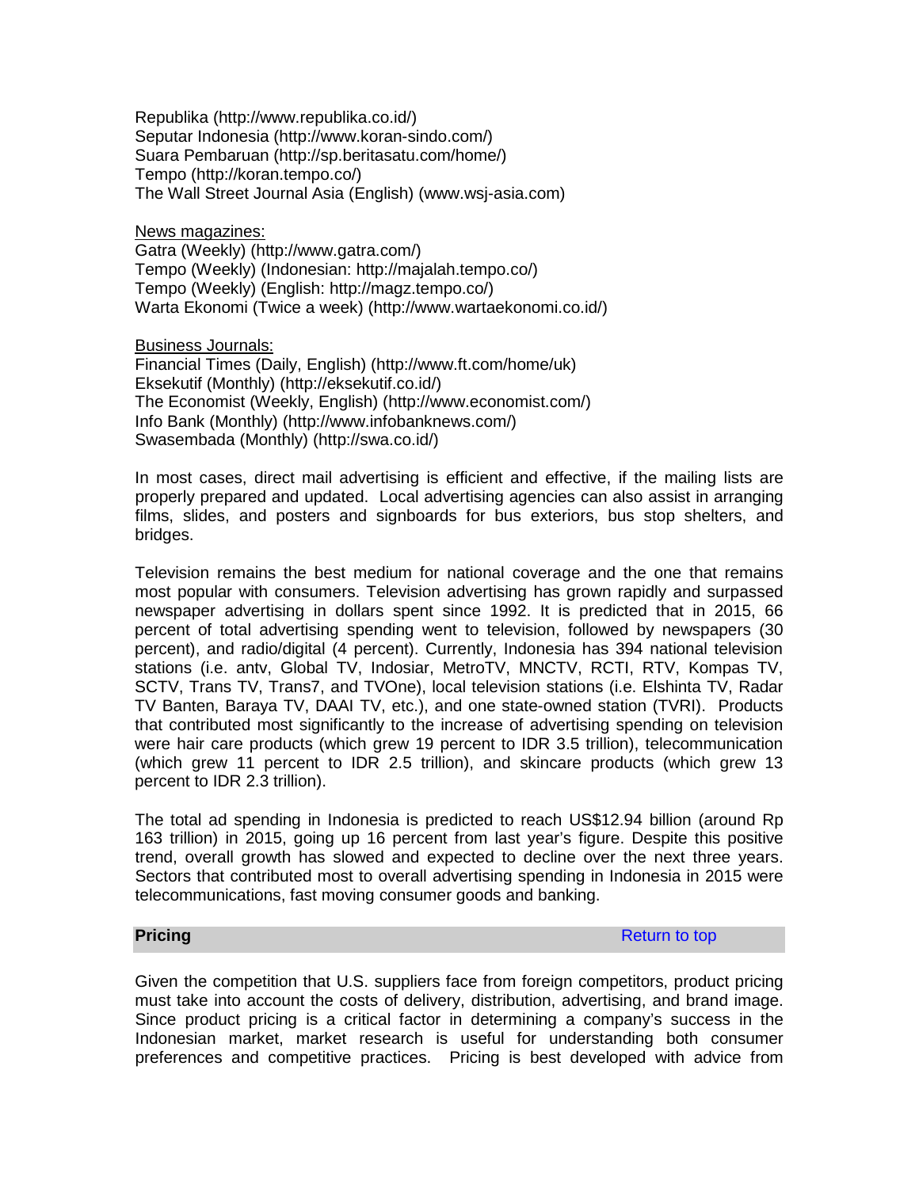Republika (http://www.republika.co.id/)
Seputar Indonesia (http://www.koran-sindo.com/)
Suara Pembaruan (http://sp.beritasatu.com/home/)
Tempo (http://koran.tempo.co/)
The Wall Street Journal Asia (English) (www.wsj-asia.com)

News magazines:
Gatra (Weekly) (http://www.gatra.com/)
Tempo (Weekly) (Indonesian: http://majalah.tempo.co/)
Tempo (Weekly) (English: http://magz.tempo.co/)
Warta Ekonomi (Twice a week) (http://www.wartaekonomi.co.id/)

Business Journals:
Financial Times (Daily, English) (http://www.ft.com/home/uk)
Eksekutif (Monthly) (http://eksekutif.co.id/)
The Economist (Weekly, English) (http://www.economist.com/)
Info Bank (Monthly) (http://www.infobanknews.com/)
Swasembada (Monthly) (http://swa.co.id/)

In most cases, direct mail advertising is efficient and effective, if the mailing lists are properly prepared and updated. Local advertising agencies can also assist in arranging films, slides, and posters and signboards for bus exteriors, bus stop shelters, and bridges.

Television remains the best medium for national coverage and the one that remains most popular with consumers. Television advertising has grown rapidly and surpassed newspaper advertising in dollars spent since 1992. It is predicted that in 2015, 66 percent of total advertising spending went to television, followed by newspapers (30 percent), and radio/digital (4 percent). Currently, Indonesia has 394 national television stations (i.e. antv, Global TV, Indosiar, MetroTV, MNCTV, RCTI, RTV, Kompas TV, SCTV, Trans TV, Trans7, and TVOne), local television stations (i.e. Elshinta TV, Radar TV Banten, Baraya TV, DAAI TV, etc.), and one state-owned station (TVRI). Products that contributed most significantly to the increase of advertising spending on television were hair care products (which grew 19 percent to IDR 3.5 trillion), telecommunication (which grew 11 percent to IDR 2.5 trillion), and skincare products (which grew 13 percent to IDR 2.3 trillion).

The total ad spending in Indonesia is predicted to reach US$12.94 billion (around Rp 163 trillion) in 2015, going up 16 percent from last year's figure. Despite this positive trend, overall growth has slowed and expected to decline over the next three years. Sectors that contributed most to overall advertising spending in Indonesia in 2015 were telecommunications, fast moving consumer goods and banking.

## Pricing

Return to top

Given the competition that U.S. suppliers face from foreign competitors, product pricing must take into account the costs of delivery, distribution, advertising, and brand image. Since product pricing is a critical factor in determining a company's success in the Indonesian market, market research is useful for understanding both consumer preferences and competitive practices. Pricing is best developed with advice from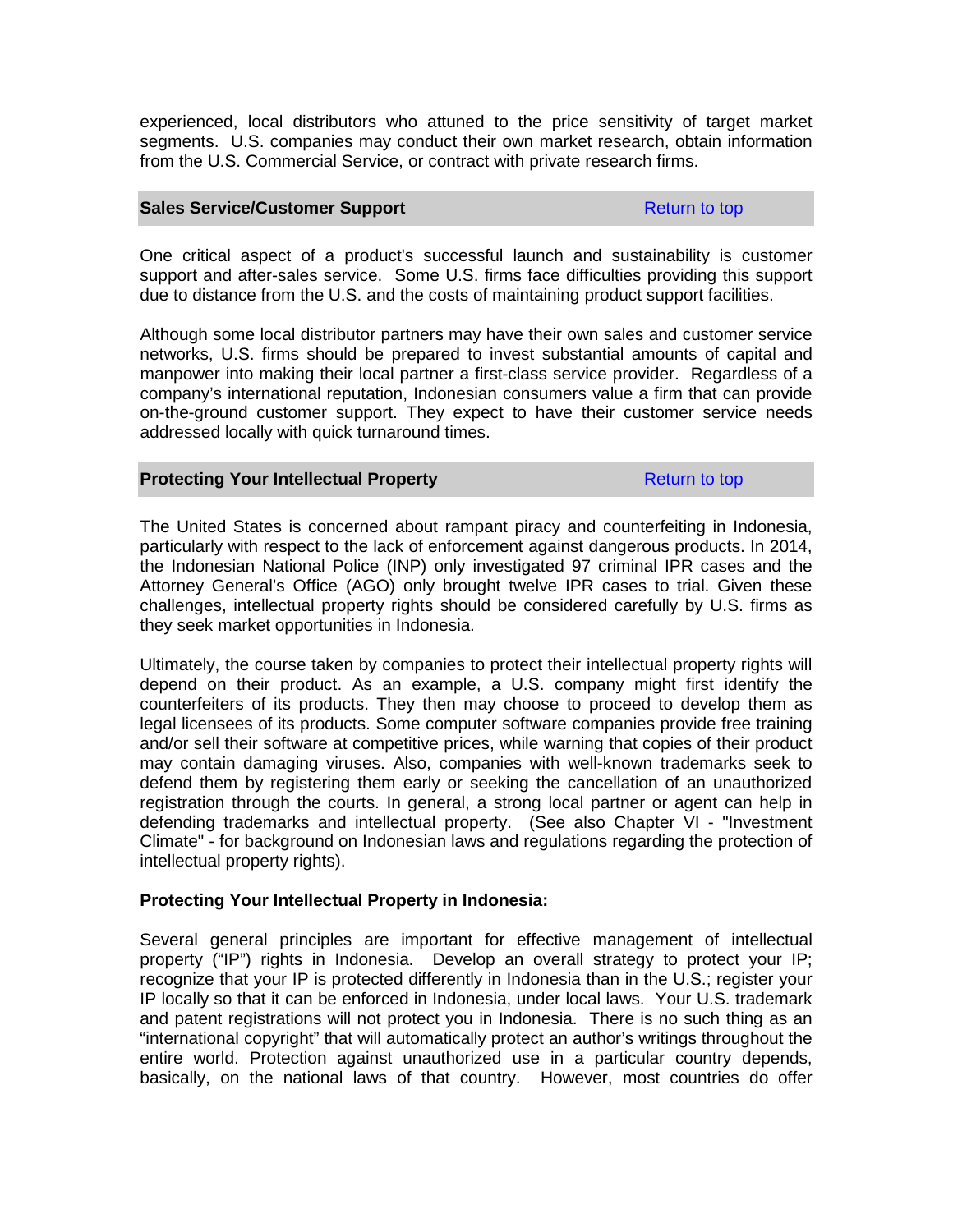experienced, local distributors who attuned to the price sensitivity of target market segments. U.S. companies may conduct their own market research, obtain information from the U.S. Commercial Service, or contract with private research firms.

## Sales Service/Customer Support

Return to top

One critical aspect of a product's successful launch and sustainability is customer support and after-sales service. Some U.S. firms face difficulties providing this support due to distance from the U.S. and the costs of maintaining product support facilities.

Although some local distributor partners may have their own sales and customer service networks, U.S. firms should be prepared to invest substantial amounts of capital and manpower into making their local partner a first-class service provider. Regardless of a company's international reputation, Indonesian consumers value a firm that can provide on-the-ground customer support. They expect to have their customer service needs addressed locally with quick turnaround times.

## Protecting Your Intellectual Property

Return to top

The United States is concerned about rampant piracy and counterfeiting in Indonesia, particularly with respect to the lack of enforcement against dangerous products. In 2014, the Indonesian National Police (INP) only investigated 97 criminal IPR cases and the Attorney General's Office (AGO) only brought twelve IPR cases to trial. Given these challenges, intellectual property rights should be considered carefully by U.S. firms as they seek market opportunities in Indonesia.

Ultimately, the course taken by companies to protect their intellectual property rights will depend on their product. As an example, a U.S. company might first identify the counterfeiters of its products. They then may choose to proceed to develop them as legal licensees of its products. Some computer software companies provide free training and/or sell their software at competitive prices, while warning that copies of their product may contain damaging viruses. Also, companies with well-known trademarks seek to defend them by registering them early or seeking the cancellation of an unauthorized registration through the courts. In general, a strong local partner or agent can help in defending trademarks and intellectual property. (See also Chapter VI - "Investment Climate" - for background on Indonesian laws and regulations regarding the protection of intellectual property rights).

**Protecting Your Intellectual Property in Indonesia:**

Several general principles are important for effective management of intellectual property ("IP") rights in Indonesia. Develop an overall strategy to protect your IP; recognize that your IP is protected differently in Indonesia than in the U.S.; register your IP locally so that it can be enforced in Indonesia, under local laws. Your U.S. trademark and patent registrations will not protect you in Indonesia. There is no such thing as an "international copyright" that will automatically protect an author's writings throughout the entire world. Protection against unauthorized use in a particular country depends, basically, on the national laws of that country. However, most countries do offer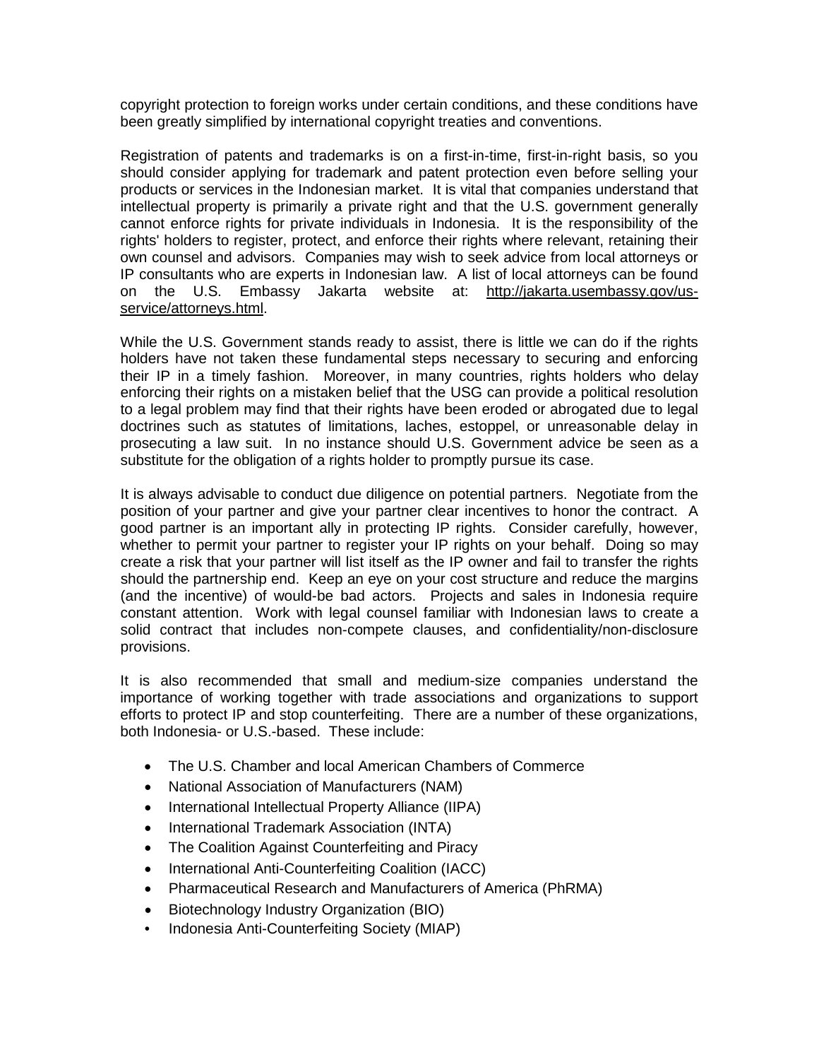copyright protection to foreign works under certain conditions, and these conditions have been greatly simplified by international copyright treaties and conventions.

Registration of patents and trademarks is on a first-in-time, first-in-right basis, so you should consider applying for trademark and patent protection even before selling your products or services in the Indonesian market. It is vital that companies understand that intellectual property is primarily a private right and that the U.S. government generally cannot enforce rights for private individuals in Indonesia. It is the responsibility of the rights' holders to register, protect, and enforce their rights where relevant, retaining their own counsel and advisors. Companies may wish to seek advice from local attorneys or IP consultants who are experts in Indonesian law. A list of local attorneys can be found on the U.S. Embassy Jakarta website at: http://jakarta.usembassy.gov/us-service/attorneys.html.

While the U.S. Government stands ready to assist, there is little we can do if the rights holders have not taken these fundamental steps necessary to securing and enforcing their IP in a timely fashion. Moreover, in many countries, rights holders who delay enforcing their rights on a mistaken belief that the USG can provide a political resolution to a legal problem may find that their rights have been eroded or abrogated due to legal doctrines such as statutes of limitations, laches, estoppel, or unreasonable delay in prosecuting a law suit. In no instance should U.S. Government advice be seen as a substitute for the obligation of a rights holder to promptly pursue its case.

It is always advisable to conduct due diligence on potential partners. Negotiate from the position of your partner and give your partner clear incentives to honor the contract. A good partner is an important ally in protecting IP rights. Consider carefully, however, whether to permit your partner to register your IP rights on your behalf. Doing so may create a risk that your partner will list itself as the IP owner and fail to transfer the rights should the partnership end. Keep an eye on your cost structure and reduce the margins (and the incentive) of would-be bad actors. Projects and sales in Indonesia require constant attention. Work with legal counsel familiar with Indonesian laws to create a solid contract that includes non-compete clauses, and confidentiality/non-disclosure provisions.

It is also recommended that small and medium-size companies understand the importance of working together with trade associations and organizations to support efforts to protect IP and stop counterfeiting. There are a number of these organizations, both Indonesia- or U.S.-based. These include:

- The U.S. Chamber and local American Chambers of Commerce
- National Association of Manufacturers (NAM)
- International Intellectual Property Alliance (IIPA)
- International Trademark Association (INTA)
- The Coalition Against Counterfeiting and Piracy
- International Anti-Counterfeiting Coalition (IACC)
- Pharmaceutical Research and Manufacturers of America (PhRMA)
- Biotechnology Industry Organization (BIO)
- Indonesia Anti-Counterfeiting Society (MIAP)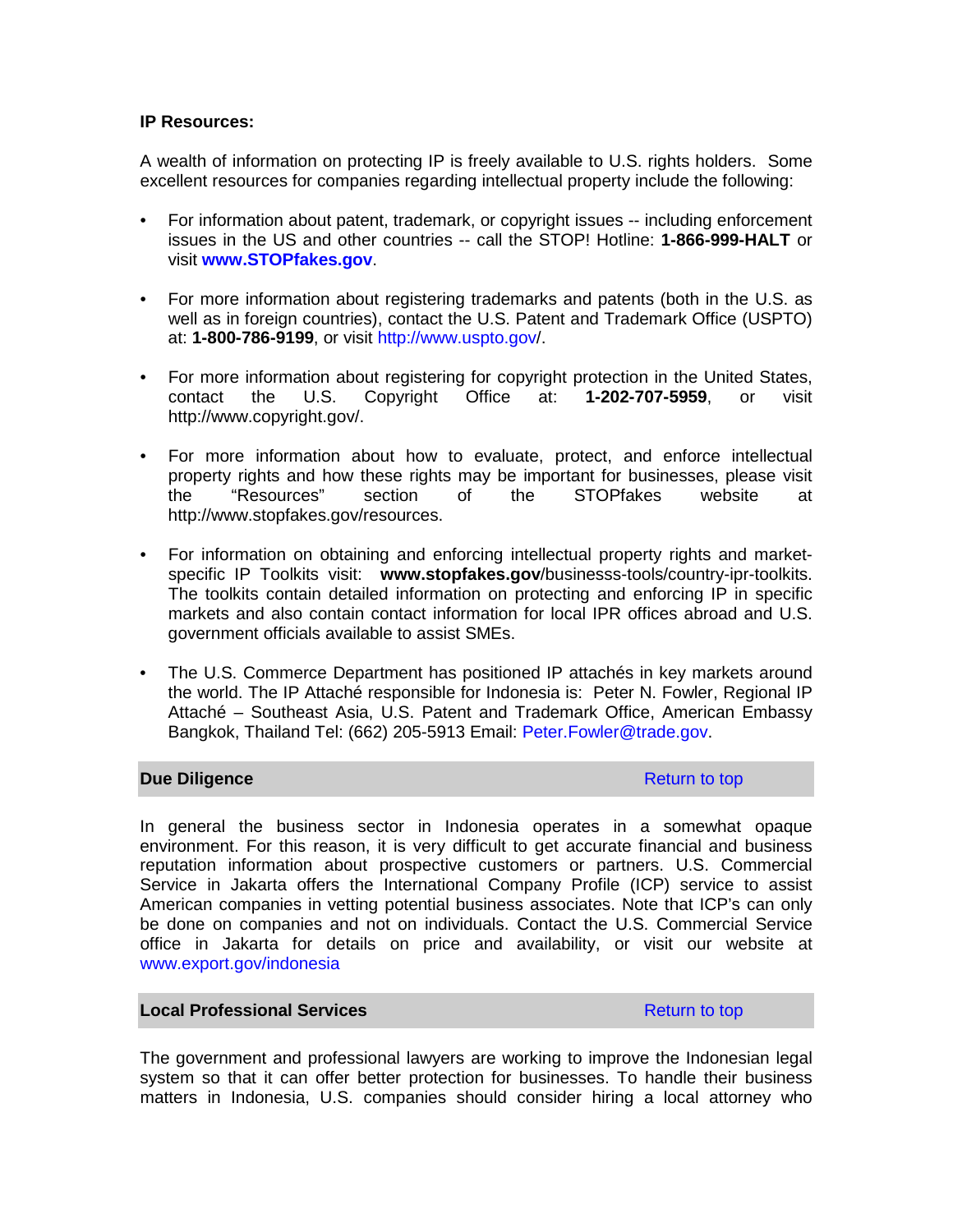**IP Resources:**

A wealth of information on protecting IP is freely available to U.S. rights holders. Some excellent resources for companies regarding intellectual property include the following:

- For information about patent, trademark, or copyright issues -- including enforcement issues in the US and other countries -- call the STOP! Hotline: **1-866-999-HALT** or visit **www.STOPfakes.gov**.

- For more information about registering trademarks and patents (both in the U.S. as well as in foreign countries), contact the U.S. Patent and Trademark Office (USPTO) at: **1-800-786-9199**, or visit http://www.uspto.gov/.

- For more information about registering for copyright protection in the United States, contact the U.S. Copyright Office at: **1-202-707-5959**, or visit http://www.copyright.gov/.

- For more information about how to evaluate, protect, and enforce intellectual property rights and how these rights may be important for businesses, please visit the "Resources" section of the STOPfakes website at http://www.stopfakes.gov/resources.

- For information on obtaining and enforcing intellectual property rights and market-specific IP Toolkits visit: **www.stopfakes.gov**/businesss-tools/country-ipr-toolkits. The toolkits contain detailed information on protecting and enforcing IP in specific markets and also contain contact information for local IPR offices abroad and U.S. government officials available to assist SMEs.

- The U.S. Commerce Department has positioned IP attachés in key markets around the world. The IP Attaché responsible for Indonesia is: Peter N. Fowler, Regional IP Attaché – Southeast Asia, U.S. Patent and Trademark Office, American Embassy Bangkok, Thailand Tel: (662) 205-5913 Email: Peter.Fowler@trade.gov.

## Due Diligence

Return to top

In general the business sector in Indonesia operates in a somewhat opaque environment. For this reason, it is very difficult to get accurate financial and business reputation information about prospective customers or partners. U.S. Commercial Service in Jakarta offers the International Company Profile (ICP) service to assist American companies in vetting potential business associates. Note that ICP's can only be done on companies and not on individuals. Contact the U.S. Commercial Service office in Jakarta for details on price and availability, or visit our website at www.export.gov/indonesia

## Local Professional Services

Return to top

The government and professional lawyers are working to improve the Indonesian legal system so that it can offer better protection for businesses. To handle their business matters in Indonesia, U.S. companies should consider hiring a local attorney who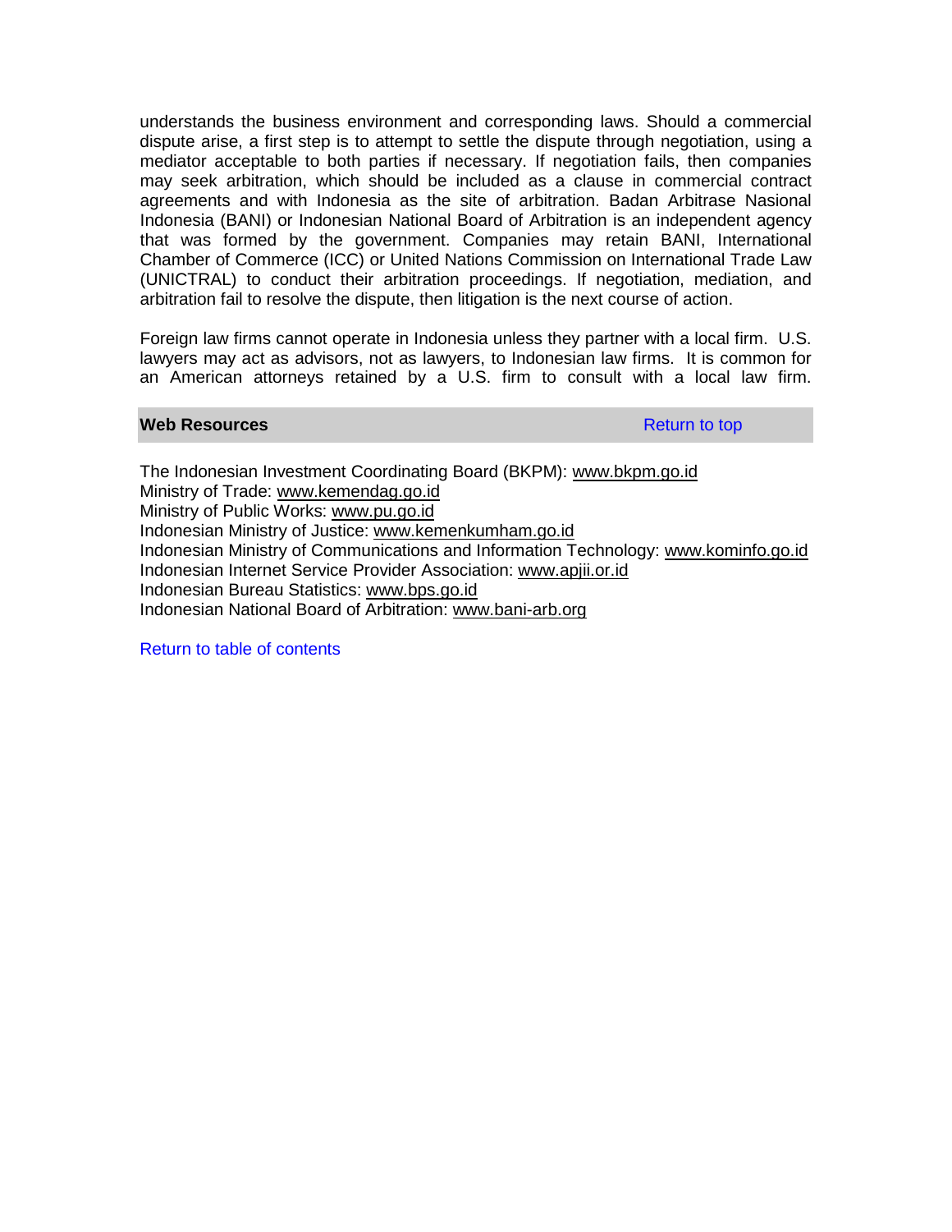understands the business environment and corresponding laws. Should a commercial dispute arise, a first step is to attempt to settle the dispute through negotiation, using a mediator acceptable to both parties if necessary. If negotiation fails, then companies may seek arbitration, which should be included as a clause in commercial contract agreements and with Indonesia as the site of arbitration. Badan Arbitrase Nasional Indonesia (BANI) or Indonesian National Board of Arbitration is an independent agency that was formed by the government. Companies may retain BANI, International Chamber of Commerce (ICC) or United Nations Commission on International Trade Law (UNICTRAL) to conduct their arbitration proceedings. If negotiation, mediation, and arbitration fail to resolve the dispute, then litigation is the next course of action.

Foreign law firms cannot operate in Indonesia unless they partner with a local firm. U.S. lawyers may act as advisors, not as lawyers, to Indonesian law firms. It is common for an American attorneys retained by a U.S. firm to consult with a local law firm.

## Web Resources

Return to top

The Indonesian Investment Coordinating Board (BKPM): www.bkpm.go.id
Ministry of Trade: www.kemendag.go.id
Ministry of Public Works: www.pu.go.id
Indonesian Ministry of Justice: www.kemenkumham.go.id
Indonesian Ministry of Communications and Information Technology: www.kominfo.go.id
Indonesian Internet Service Provider Association: www.apjii.or.id
Indonesian Bureau Statistics: www.bps.go.id
Indonesian National Board of Arbitration: www.bani-arb.org

Return to table of contents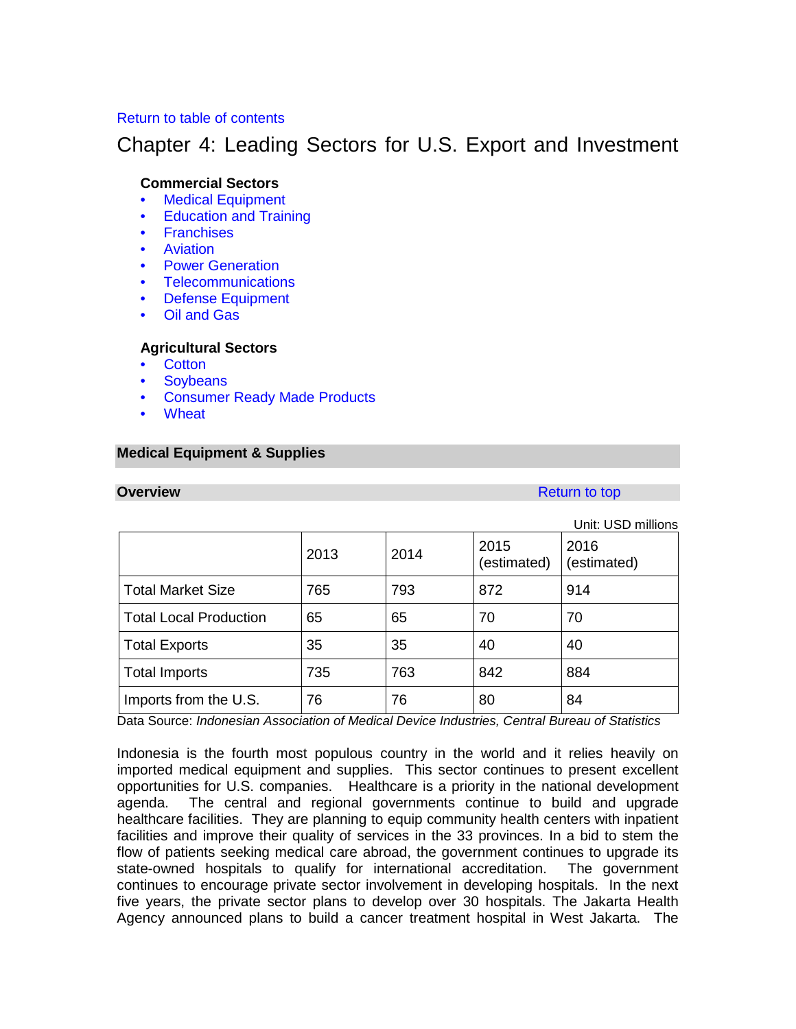Return to table of contents

# Chapter 4: Leading Sectors for U.S. Export and Investment

**Commercial Sectors**

- Medical Equipment
- Education and Training
- Franchises
- Aviation
- Power Generation
- Telecommunications
- Defense Equipment
- Oil and Gas

**Agricultural Sectors**

- Cotton
- Soybeans
- Consumer Ready Made Products
- Wheat

## Medical Equipment & Supplies

### Overview

Return to top

Unit: USD millions

| | 2013 | 2014 | 2015 (estimated) | 2016 (estimated) |
|---|---|---|---|---|
| Total Market Size | 765 | 793 | 872 | 914 |
| Total Local Production | 65 | 65 | 70 | 70 |
| Total Exports | 35 | 35 | 40 | 40 |
| Total Imports | 735 | 763 | 842 | 884 |
| Imports from the U.S. | 76 | 76 | 80 | 84 |

Data Source: *Indonesian Association of Medical Device Industries, Central Bureau of Statistics*

Indonesia is the fourth most populous country in the world and it relies heavily on imported medical equipment and supplies. This sector continues to present excellent opportunities for U.S. companies. Healthcare is a priority in the national development agenda. The central and regional governments continue to build and upgrade healthcare facilities. They are planning to equip community health centers with inpatient facilities and improve their quality of services in the 33 provinces. In a bid to stem the flow of patients seeking medical care abroad, the government continues to upgrade its state-owned hospitals to qualify for international accreditation. The government continues to encourage private sector involvement in developing hospitals. In the next five years, the private sector plans to develop over 30 hospitals. The Jakarta Health Agency announced plans to build a cancer treatment hospital in West Jakarta. The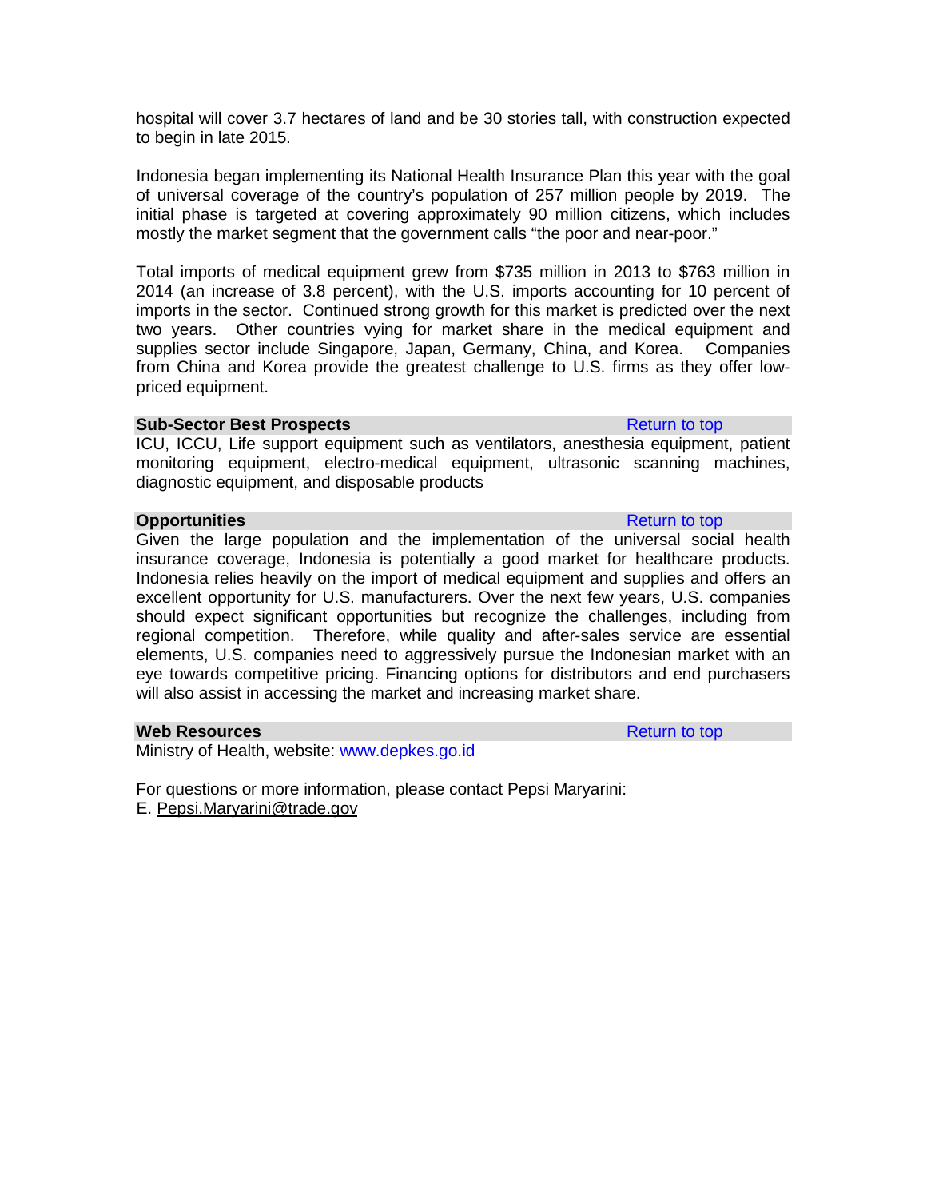hospital will cover 3.7 hectares of land and be 30 stories tall, with construction expected to begin in late 2015.

Indonesia began implementing its National Health Insurance Plan this year with the goal of universal coverage of the country's population of 257 million people by 2019. The initial phase is targeted at covering approximately 90 million citizens, which includes mostly the market segment that the government calls "the poor and near-poor."

Total imports of medical equipment grew from $735 million in 2013 to $763 million in 2014 (an increase of 3.8 percent), with the U.S. imports accounting for 10 percent of imports in the sector. Continued strong growth for this market is predicted over the next two years. Other countries vying for market share in the medical equipment and supplies sector include Singapore, Japan, Germany, China, and Korea. Companies from China and Korea provide the greatest challenge to U.S. firms as they offer low-priced equipment.

**Sub-Sector Best Prospects** Return to top

ICU, ICCU, Life support equipment such as ventilators, anesthesia equipment, patient monitoring equipment, electro-medical equipment, ultrasonic scanning machines, diagnostic equipment, and disposable products

**Opportunities** Return to top

Given the large population and the implementation of the universal social health insurance coverage, Indonesia is potentially a good market for healthcare products. Indonesia relies heavily on the import of medical equipment and supplies and offers an excellent opportunity for U.S. manufacturers. Over the next few years, U.S. companies should expect significant opportunities but recognize the challenges, including from regional competition. Therefore, while quality and after-sales service are essential elements, U.S. companies need to aggressively pursue the Indonesian market with an eye towards competitive pricing. Financing options for distributors and end purchasers will also assist in accessing the market and increasing market share.

**Web Resources** Return to top

Ministry of Health, website: www.depkes.go.id

For questions or more information, please contact Pepsi Maryarini:
E. Pepsi.Maryarini@trade.gov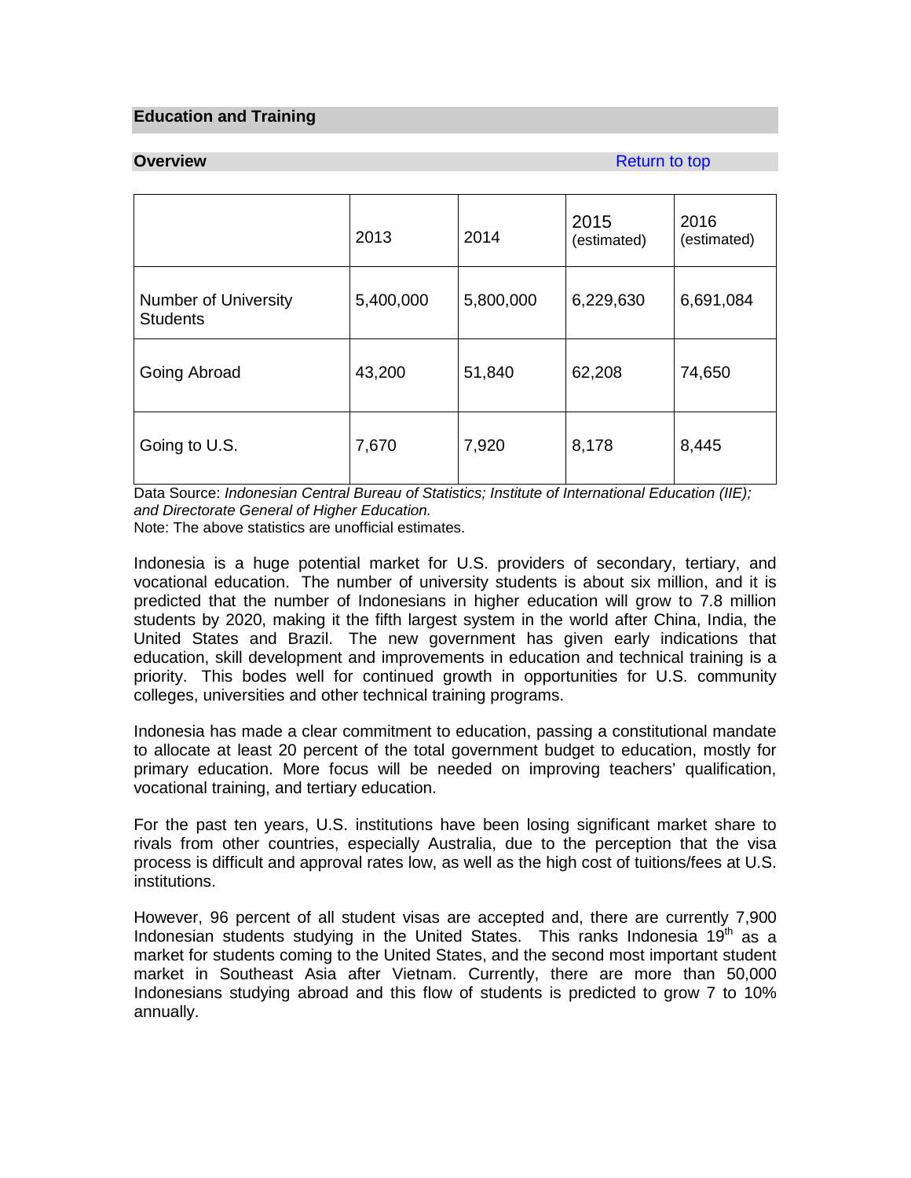## Education and Training

### Overview

Return to top

| | 2013 | 2014 | 2015 (estimated) | 2016 (estimated) |
|---|---|---|---|---|
| Number of University Students | 5,400,000 | 5,800,000 | 6,229,630 | 6,691,084 |
| Going Abroad | 43,200 | 51,840 | 62,208 | 74,650 |
| Going to U.S. | 7,670 | 7,920 | 8,178 | 8,445 |

Data Source: *Indonesian Central Bureau of Statistics; Institute of International Education (IIE); and Directorate General of Higher Education.*
Note: The above statistics are unofficial estimates.

Indonesia is a huge potential market for U.S. providers of secondary, tertiary, and vocational education. The number of university students is about six million, and it is predicted that the number of Indonesians in higher education will grow to 7.8 million students by 2020, making it the fifth largest system in the world after China, India, the United States and Brazil. The new government has given early indications that education, skill development and improvements in education and technical training is a priority. This bodes well for continued growth in opportunities for U.S. community colleges, universities and other technical training programs.

Indonesia has made a clear commitment to education, passing a constitutional mandate to allocate at least 20 percent of the total government budget to education, mostly for primary education. More focus will be needed on improving teachers' qualification, vocational training, and tertiary education.

For the past ten years, U.S. institutions have been losing significant market share to rivals from other countries, especially Australia, due to the perception that the visa process is difficult and approval rates low, as well as the high cost of tuitions/fees at U.S. institutions.

However, 96 percent of all student visas are accepted and, there are currently 7,900 Indonesian students studying in the United States. This ranks Indonesia 19th as a market for students coming to the United States, and the second most important student market in Southeast Asia after Vietnam. Currently, there are more than 50,000 Indonesians studying abroad and this flow of students is predicted to grow 7 to 10% annually.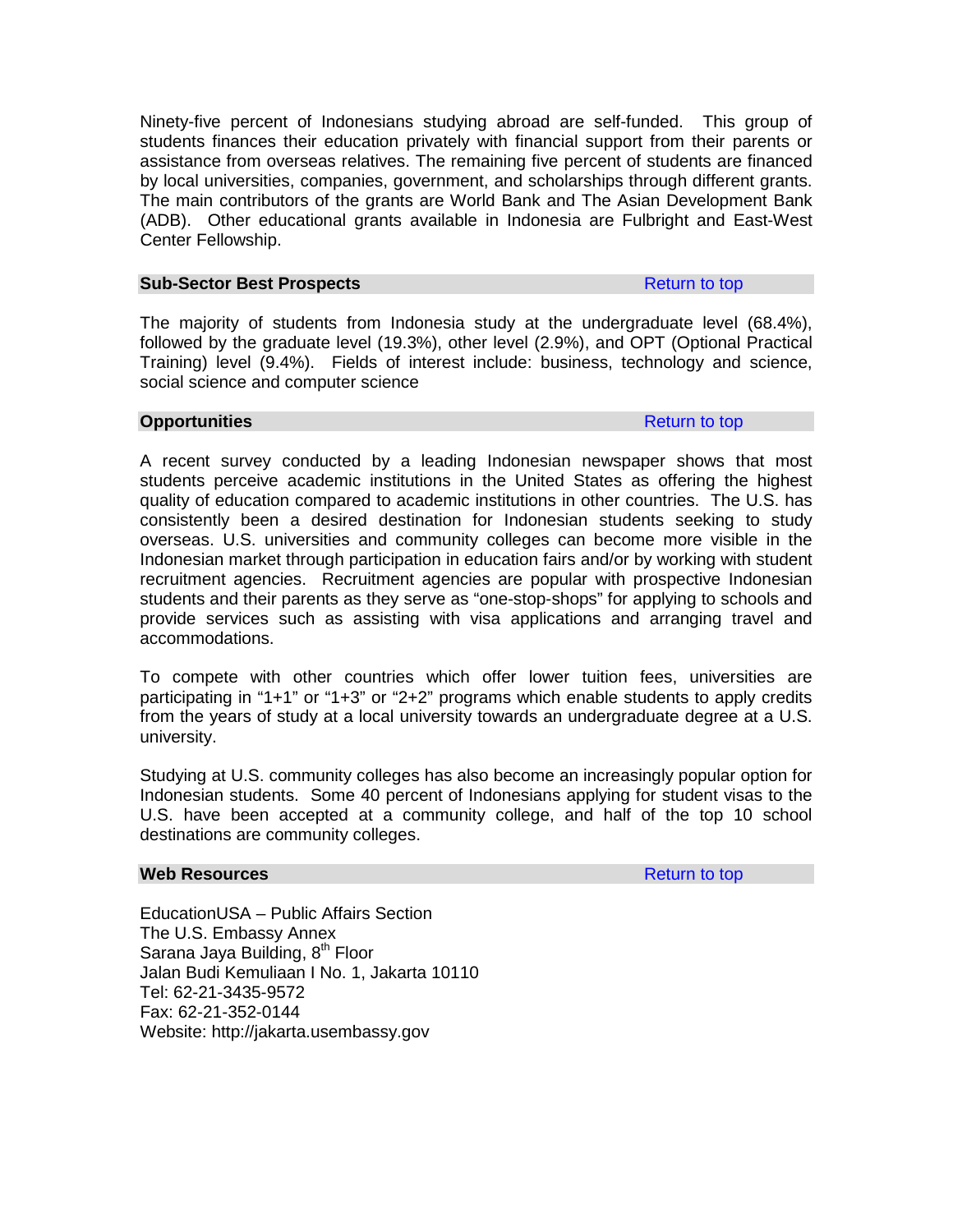Ninety-five percent of Indonesians studying abroad are self-funded. This group of students finances their education privately with financial support from their parents or assistance from overseas relatives. The remaining five percent of students are financed by local universities, companies, government, and scholarships through different grants. The main contributors of the grants are World Bank and The Asian Development Bank (ADB). Other educational grants available in Indonesia are Fulbright and East-West Center Fellowship.

## Sub-Sector Best Prospects

Return to top

The majority of students from Indonesia study at the undergraduate level (68.4%), followed by the graduate level (19.3%), other level (2.9%), and OPT (Optional Practical Training) level (9.4%). Fields of interest include: business, technology and science, social science and computer science

## Opportunities

Return to top

A recent survey conducted by a leading Indonesian newspaper shows that most students perceive academic institutions in the United States as offering the highest quality of education compared to academic institutions in other countries. The U.S. has consistently been a desired destination for Indonesian students seeking to study overseas. U.S. universities and community colleges can become more visible in the Indonesian market through participation in education fairs and/or by working with student recruitment agencies. Recruitment agencies are popular with prospective Indonesian students and their parents as they serve as “one-stop-shops” for applying to schools and provide services such as assisting with visa applications and arranging travel and accommodations.

To compete with other countries which offer lower tuition fees, universities are participating in “1+1” or “1+3” or “2+2” programs which enable students to apply credits from the years of study at a local university towards an undergraduate degree at a U.S. university.

Studying at U.S. community colleges has also become an increasingly popular option for Indonesian students. Some 40 percent of Indonesians applying for student visas to the U.S. have been accepted at a community college, and half of the top 10 school destinations are community colleges.

## Web Resources

Return to top

EducationUSA – Public Affairs Section
The U.S. Embassy Annex
Sarana Jaya Building, 8th Floor
Jalan Budi Kemuliaan I No. 1, Jakarta 10110
Tel: 62-21-3435-9572
Fax: 62-21-352-0144
Website: http://jakarta.usembassy.gov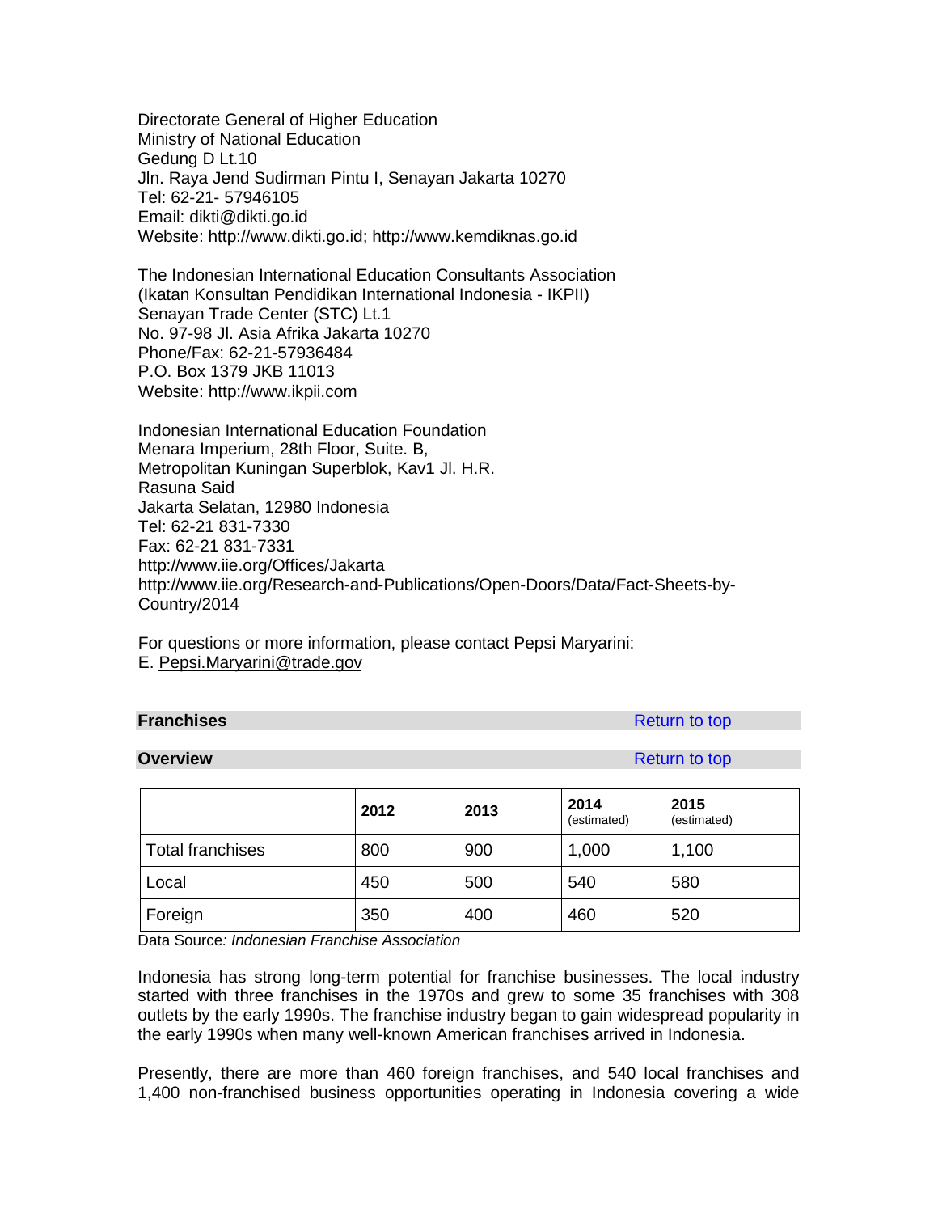Directorate General of Higher Education
Ministry of National Education
Gedung D Lt.10
Jln. Raya Jend Sudirman Pintu I, Senayan Jakarta 10270
Tel: 62-21- 57946105
Email: dikti@dikti.go.id
Website: http://www.dikti.go.id; http://www.kemdiknas.go.id

The Indonesian International Education Consultants Association
(Ikatan Konsultan Pendidikan International Indonesia - IKPII)
Senayan Trade Center (STC) Lt.1
No. 97-98 Jl. Asia Afrika Jakarta 10270
Phone/Fax: 62-21-57936484
P.O. Box 1379 JKB 11013
Website: http://www.ikpii.com

Indonesian International Education Foundation
Menara Imperium, 28th Floor, Suite. B,
Metropolitan Kuningan Superblok, Kav1 Jl. H.R.
Rasuna Said
Jakarta Selatan, 12980 Indonesia
Tel: 62-21 831-7330
Fax: 62-21 831-7331
http://www.iie.org/Offices/Jakarta
http://www.iie.org/Research-and-Publications/Open-Doors/Data/Fact-Sheets-by-Country/2014

For questions or more information, please contact Pepsi Maryarini:
E. Pepsi.Maryarini@trade.gov

## Franchises

Return to top

### Overview

Return to top

| | 2012 | 2013 | 2014 (estimated) | 2015 (estimated) |
|---|---|---|---|---|
| Total franchises | 800 | 900 | 1,000 | 1,100 |
| Local | 450 | 500 | 540 | 580 |
| Foreign | 350 | 400 | 460 | 520 |

Data Source*: Indonesian Franchise Association*

Indonesia has strong long-term potential for franchise businesses. The local industry started with three franchises in the 1970s and grew to some 35 franchises with 308 outlets by the early 1990s. The franchise industry began to gain widespread popularity in the early 1990s when many well-known American franchises arrived in Indonesia.

Presently, there are more than 460 foreign franchises, and 540 local franchises and 1,400 non-franchised business opportunities operating in Indonesia covering a wide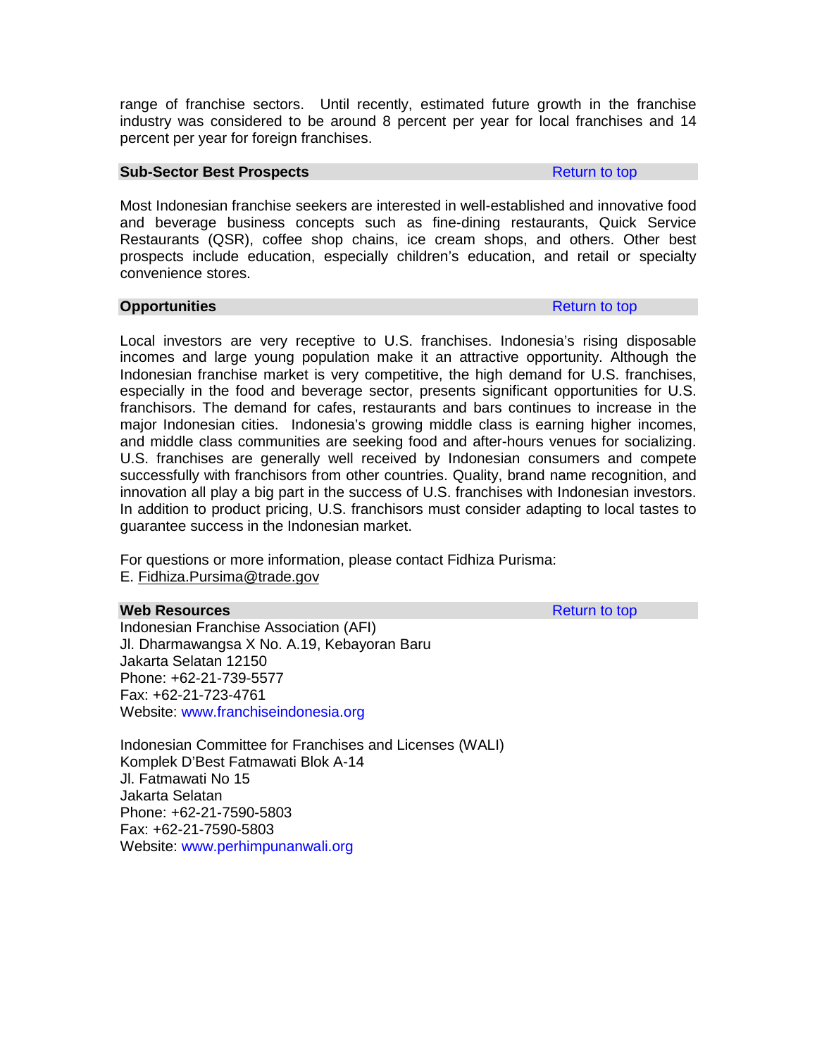range of franchise sectors. Until recently, estimated future growth in the franchise industry was considered to be around 8 percent per year for local franchises and 14 percent per year for foreign franchises.

## Sub-Sector Best Prospects

Return to top

Most Indonesian franchise seekers are interested in well-established and innovative food and beverage business concepts such as fine-dining restaurants, Quick Service Restaurants (QSR), coffee shop chains, ice cream shops, and others. Other best prospects include education, especially children's education, and retail or specialty convenience stores.

## Opportunities

Return to top

Local investors are very receptive to U.S. franchises. Indonesia's rising disposable incomes and large young population make it an attractive opportunity. Although the Indonesian franchise market is very competitive, the high demand for U.S. franchises, especially in the food and beverage sector, presents significant opportunities for U.S. franchisors. The demand for cafes, restaurants and bars continues to increase in the major Indonesian cities. Indonesia's growing middle class is earning higher incomes, and middle class communities are seeking food and after-hours venues for socializing. U.S. franchises are generally well received by Indonesian consumers and compete successfully with franchisors from other countries. Quality, brand name recognition, and innovation all play a big part in the success of U.S. franchises with Indonesian investors. In addition to product pricing, U.S. franchisors must consider adapting to local tastes to guarantee success in the Indonesian market.

For questions or more information, please contact Fidhiza Purisma:
E. Fidhiza.Pursima@trade.gov

## Web Resources

Return to top

Indonesian Franchise Association (AFI)
Jl. Dharmawangsa X No. A.19, Kebayoran Baru
Jakarta Selatan 12150
Phone: +62-21-739-5577
Fax: +62-21-723-4761
Website: www.franchiseindonesia.org

Indonesian Committee for Franchises and Licenses (WALI)
Komplek D'Best Fatmawati Blok A-14
Jl. Fatmawati No 15
Jakarta Selatan
Phone: +62-21-7590-5803
Fax: +62-21-7590-5803
Website: www.perhimpunanwali.org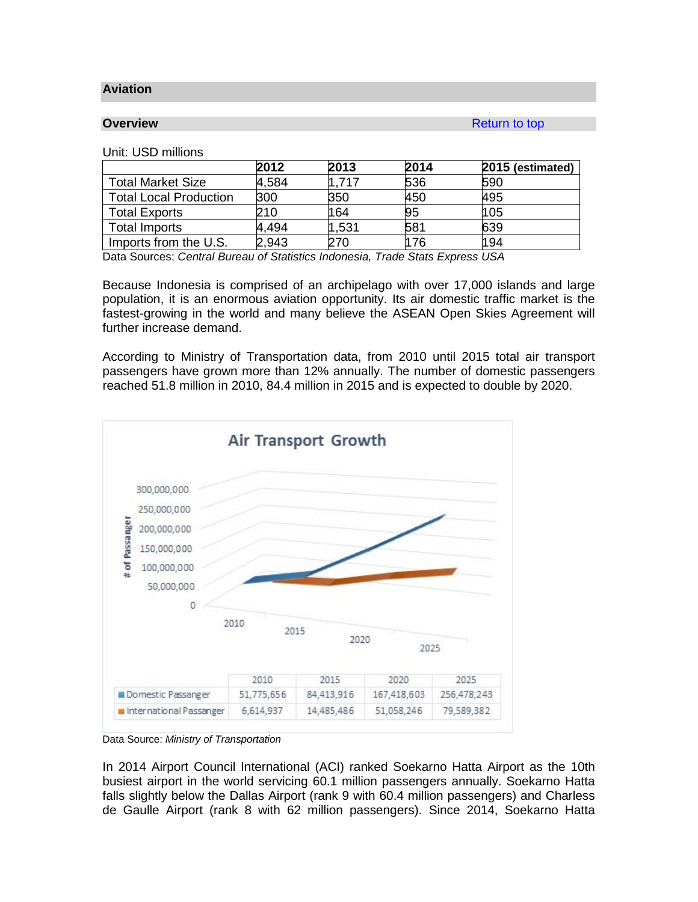## Aviation

### Overview

Return to top

Unit: USD millions

| | 2012 | 2013 | 2014 | 2015 (estimated) |
|---|---|---|---|---|
| Total Market Size | 4,584 | 1,717 | 536 | 590 |
| Total Local Production | 300 | 350 | 450 | 495 |
| Total Exports | 210 | 164 | 95 | 105 |
| Total Imports | 4,494 | 1,531 | 581 | 639 |
| Imports from the U.S. | 2,943 | 270 | 176 | 194 |

Data Sources: *Central Bureau of Statistics Indonesia, Trade Stats Express USA*

Because Indonesia is comprised of an archipelago with over 17,000 islands and large population, it is an enormous aviation opportunity. Its air domestic traffic market is the fastest-growing in the world and many believe the ASEAN Open Skies Agreement will further increase demand.

According to Ministry of Transportation data, from 2010 until 2015 total air transport passengers have grown more than 12% annually. The number of domestic passengers reached 51.8 million in 2010, 84.4 million in 2015 and is expected to double by 2020.

**Air Transport Growth**

| | 2010 | 2015 | 2020 | 2025 |
|---|---|---|---|---|
| Domestic Passanger | 51,775,656 | 84,413,916 | 167,418,603 | 256,478,243 |
| International Passanger | 6,614,937 | 14,485,486 | 51,058,246 | 79,589,382 |

Data Source: *Ministry of Transportation*

In 2014 Airport Council International (ACI) ranked Soekarno Hatta Airport as the 10th busiest airport in the world servicing 60.1 million passengers annually. Soekarno Hatta falls slightly below the Dallas Airport (rank 9 with 60.4 million passengers) and Charless de Gaulle Airport (rank 8 with 62 million passengers). Since 2014, Soekarno Hatta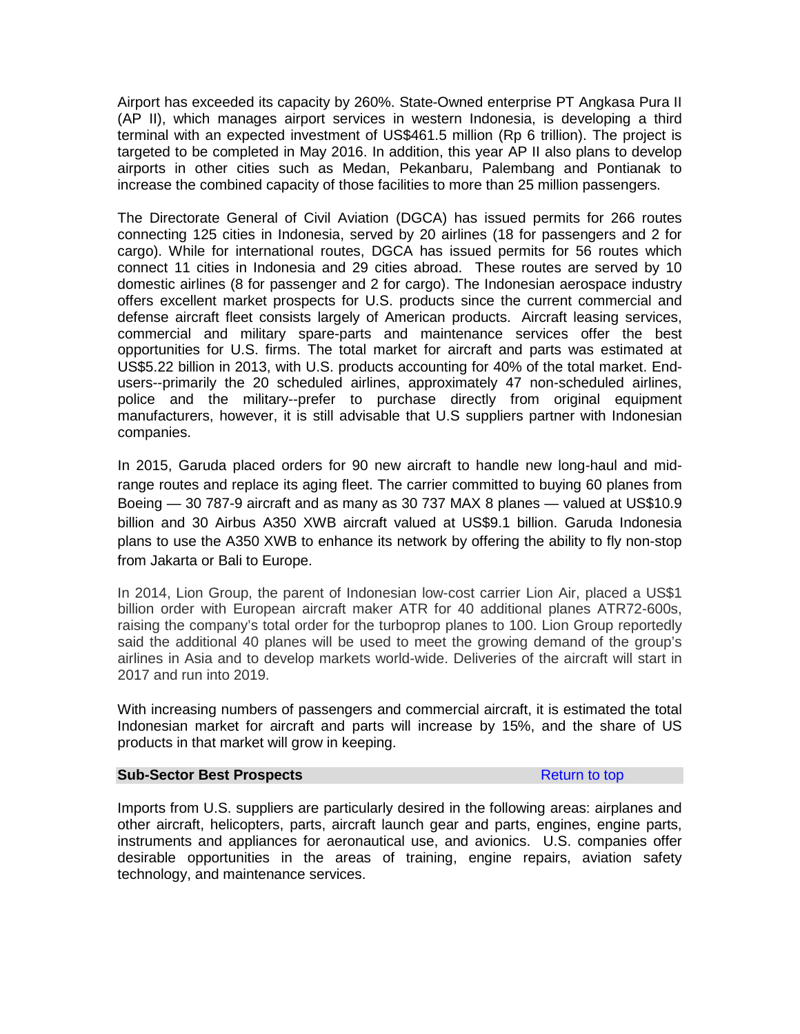Airport has exceeded its capacity by 260%. State-Owned enterprise PT Angkasa Pura II (AP II), which manages airport services in western Indonesia, is developing a third terminal with an expected investment of US$461.5 million (Rp 6 trillion). The project is targeted to be completed in May 2016. In addition, this year AP II also plans to develop airports in other cities such as Medan, Pekanbaru, Palembang and Pontianak to increase the combined capacity of those facilities to more than 25 million passengers.

The Directorate General of Civil Aviation (DGCA) has issued permits for 266 routes connecting 125 cities in Indonesia, served by 20 airlines (18 for passengers and 2 for cargo). While for international routes, DGCA has issued permits for 56 routes which connect 11 cities in Indonesia and 29 cities abroad. These routes are served by 10 domestic airlines (8 for passenger and 2 for cargo). The Indonesian aerospace industry offers excellent market prospects for U.S. products since the current commercial and defense aircraft fleet consists largely of American products. Aircraft leasing services, commercial and military spare-parts and maintenance services offer the best opportunities for U.S. firms. The total market for aircraft and parts was estimated at US$5.22 billion in 2013, with U.S. products accounting for 40% of the total market. End-users--primarily the 20 scheduled airlines, approximately 47 non-scheduled airlines, police and the military--prefer to purchase directly from original equipment manufacturers, however, it is still advisable that U.S suppliers partner with Indonesian companies.

In 2015, Garuda placed orders for 90 new aircraft to handle new long-haul and mid-range routes and replace its aging fleet. The carrier committed to buying 60 planes from Boeing — 30 787-9 aircraft and as many as 30 737 MAX 8 planes — valued at US$10.9 billion and 30 Airbus A350 XWB aircraft valued at US$9.1 billion. Garuda Indonesia plans to use the A350 XWB to enhance its network by offering the ability to fly non-stop from Jakarta or Bali to Europe.

In 2014, Lion Group, the parent of Indonesian low-cost carrier Lion Air, placed a US$1 billion order with European aircraft maker ATR for 40 additional planes ATR72-600s, raising the company's total order for the turboprop planes to 100. Lion Group reportedly said the additional 40 planes will be used to meet the growing demand of the group's airlines in Asia and to develop markets world-wide. Deliveries of the aircraft will start in 2017 and run into 2019.

With increasing numbers of passengers and commercial aircraft, it is estimated the total Indonesian market for aircraft and parts will increase by 15%, and the share of US products in that market will grow in keeping.

## Sub-Sector Best Prospects

Return to top

Imports from U.S. suppliers are particularly desired in the following areas: airplanes and other aircraft, helicopters, parts, aircraft launch gear and parts, engines, engine parts, instruments and appliances for aeronautical use, and avionics. U.S. companies offer desirable opportunities in the areas of training, engine repairs, aviation safety technology, and maintenance services.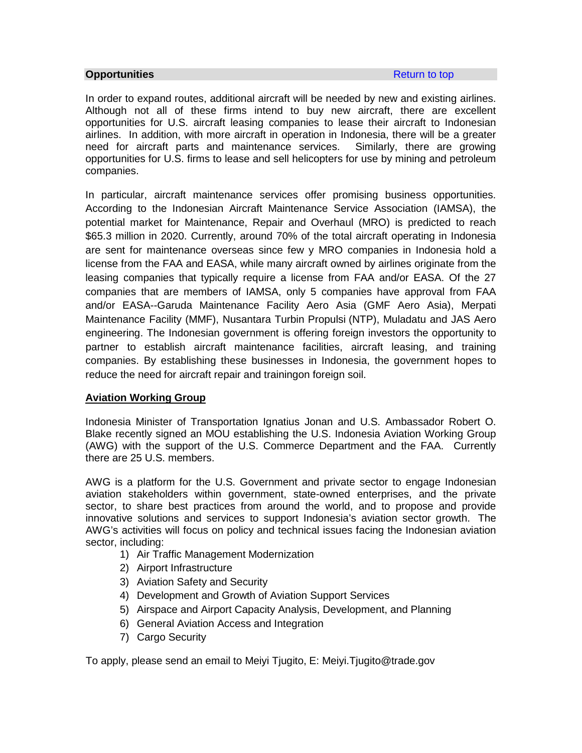**Opportunities** Return to top

In order to expand routes, additional aircraft will be needed by new and existing airlines. Although not all of these firms intend to buy new aircraft, there are excellent opportunities for U.S. aircraft leasing companies to lease their aircraft to Indonesian airlines. In addition, with more aircraft in operation in Indonesia, there will be a greater need for aircraft parts and maintenance services. Similarly, there are growing opportunities for U.S. firms to lease and sell helicopters for use by mining and petroleum companies.

In particular, aircraft maintenance services offer promising business opportunities. According to the Indonesian Aircraft Maintenance Service Association (IAMSA), the potential market for Maintenance, Repair and Overhaul (MRO) is predicted to reach $65.3 million in 2020. Currently, around 70% of the total aircraft operating in Indonesia are sent for maintenance overseas since few y MRO companies in Indonesia hold a license from the FAA and EASA, while many aircraft owned by airlines originate from the leasing companies that typically require a license from FAA and/or EASA. Of the 27 companies that are members of IAMSA, only 5 companies have approval from FAA and/or EASA--Garuda Maintenance Facility Aero Asia (GMF Aero Asia), Merpati Maintenance Facility (MMF), Nusantara Turbin Propulsi (NTP), Muladatu and JAS Aero engineering. The Indonesian government is offering foreign investors the opportunity to partner to establish aircraft maintenance facilities, aircraft leasing, and training companies. By establishing these businesses in Indonesia, the government hopes to reduce the need for aircraft repair and trainingon foreign soil.

**Aviation Working Group**

Indonesia Minister of Transportation Ignatius Jonan and U.S. Ambassador Robert O. Blake recently signed an MOU establishing the U.S. Indonesia Aviation Working Group (AWG) with the support of the U.S. Commerce Department and the FAA. Currently there are 25 U.S. members.

AWG is a platform for the U.S. Government and private sector to engage Indonesian aviation stakeholders within government, state-owned enterprises, and the private sector, to share best practices from around the world, and to propose and provide innovative solutions and services to support Indonesia's aviation sector growth. The AWG's activities will focus on policy and technical issues facing the Indonesian aviation sector, including:

1) Air Traffic Management Modernization
2) Airport Infrastructure
3) Aviation Safety and Security
4) Development and Growth of Aviation Support Services
5) Airspace and Airport Capacity Analysis, Development, and Planning
6) General Aviation Access and Integration
7) Cargo Security

To apply, please send an email to Meiyi Tjugito, E: Meiyi.Tjugito@trade.gov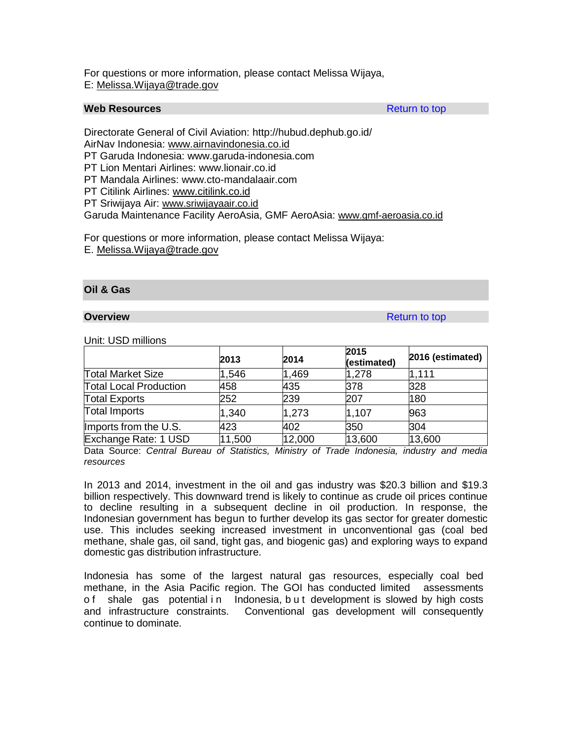For questions or more information, please contact Melissa Wijaya,
E: Melissa.Wijaya@trade.gov

### Web Resources

Return to top

Directorate General of Civil Aviation: http://hubud.dephub.go.id/
AirNav Indonesia: www.airnavindonesia.co.id
PT Garuda Indonesia: www.garuda-indonesia.com
PT Lion Mentari Airlines: www.lionair.co.id
PT Mandala Airlines: www.cto-mandalaair.com
PT Citilink Airlines: www.citilink.co.id
PT Sriwijaya Air: www.sriwijayaair.co.id
Garuda Maintenance Facility AeroAsia, GMF AeroAsia: www.gmf-aeroasia.co.id

For questions or more information, please contact Melissa Wijaya:
E. Melissa.Wijaya@trade.gov

## Oil & Gas

### Overview

Return to top

Unit: USD millions

| | 2013 | 2014 | 2015 (estimated) | 2016 (estimated) |
|---|---|---|---|---|
| Total Market Size | 1,546 | 1,469 | 1,278 | 1,111 |
| Total Local Production | 458 | 435 | 378 | 328 |
| Total Exports | 252 | 239 | 207 | 180 |
| Total Imports | 1,340 | 1,273 | 1,107 | 963 |
| Imports from the U.S. | 423 | 402 | 350 | 304 |
| Exchange Rate: 1 USD | 11,500 | 12,000 | 13,600 | 13,600 |

Data Source: *Central Bureau of Statistics, Ministry of Trade Indonesia, industry and media resources*

In 2013 and 2014, investment in the oil and gas industry was $20.3 billion and $19.3 billion respectively. This downward trend is likely to continue as crude oil prices continue to decline resulting in a subsequent decline in oil production. In response, the Indonesian government has begun to further develop its gas sector for greater domestic use. This includes seeking increased investment in unconventional gas (coal bed methane, shale gas, oil sand, tight gas, and biogenic gas) and exploring ways to expand domestic gas distribution infrastructure.

Indonesia has some of the largest natural gas resources, especially coal bed methane, in the Asia Pacific region. The GOI has conducted limited assessments of shale gas potential in Indonesia, but development is slowed by high costs and infrastructure constraints. Conventional gas development will consequently continue to dominate.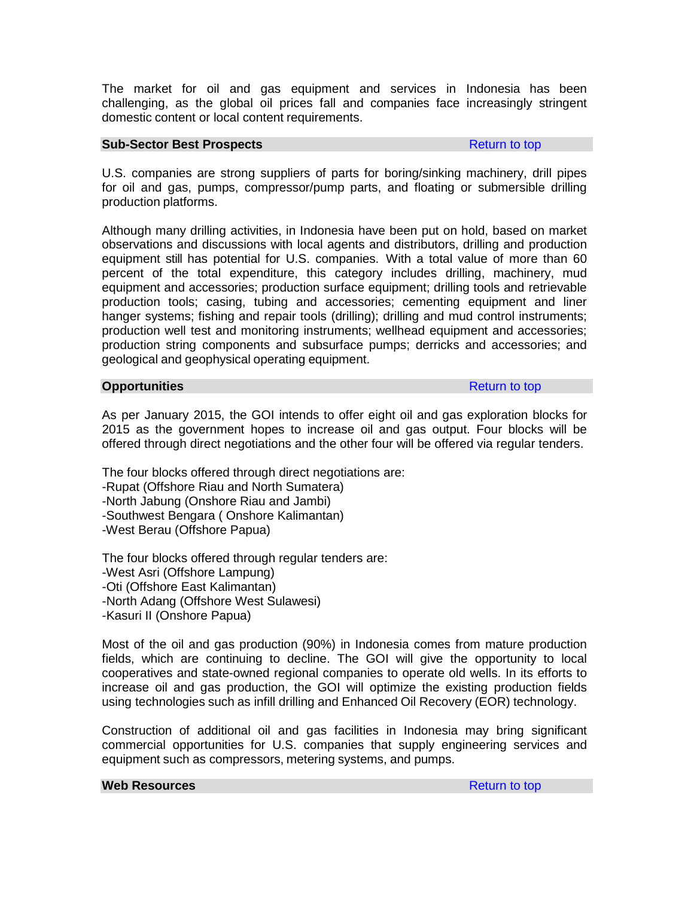The market for oil and gas equipment and services in Indonesia has been challenging, as the global oil prices fall and companies face increasingly stringent domestic content or local content requirements.

### Sub-Sector Best Prospects

Return to top

U.S. companies are strong suppliers of parts for boring/sinking machinery, drill pipes for oil and gas, pumps, compressor/pump parts, and floating or submersible drilling production platforms.

Although many drilling activities, in Indonesia have been put on hold, based on market observations and discussions with local agents and distributors, drilling and production equipment still has potential for U.S. companies. With a total value of more than 60 percent of the total expenditure, this category includes drilling, machinery, mud equipment and accessories; production surface equipment; drilling tools and retrievable production tools; casing, tubing and accessories; cementing equipment and liner hanger systems; fishing and repair tools (drilling); drilling and mud control instruments; production well test and monitoring instruments; wellhead equipment and accessories; production string components and subsurface pumps; derricks and accessories; and geological and geophysical operating equipment.

### Opportunities

Return to top

As per January 2015, the GOI intends to offer eight oil and gas exploration blocks for 2015 as the government hopes to increase oil and gas output. Four blocks will be offered through direct negotiations and the other four will be offered via regular tenders.

The four blocks offered through direct negotiations are:
-Rupat (Offshore Riau and North Sumatera)
-North Jabung (Onshore Riau and Jambi)
-Southwest Bengara ( Onshore Kalimantan)
-West Berau (Offshore Papua)

The four blocks offered through regular tenders are:
-West Asri (Offshore Lampung)
-Oti (Offshore East Kalimantan)
-North Adang (Offshore West Sulawesi)
-Kasuri II (Onshore Papua)

Most of the oil and gas production (90%) in Indonesia comes from mature production fields, which are continuing to decline. The GOI will give the opportunity to local cooperatives and state-owned regional companies to operate old wells. In its efforts to increase oil and gas production, the GOI will optimize the existing production fields using technologies such as infill drilling and Enhanced Oil Recovery (EOR) technology.

Construction of additional oil and gas facilities in Indonesia may bring significant commercial opportunities for U.S. companies that supply engineering services and equipment such as compressors, metering systems, and pumps.

### Web Resources

Return to top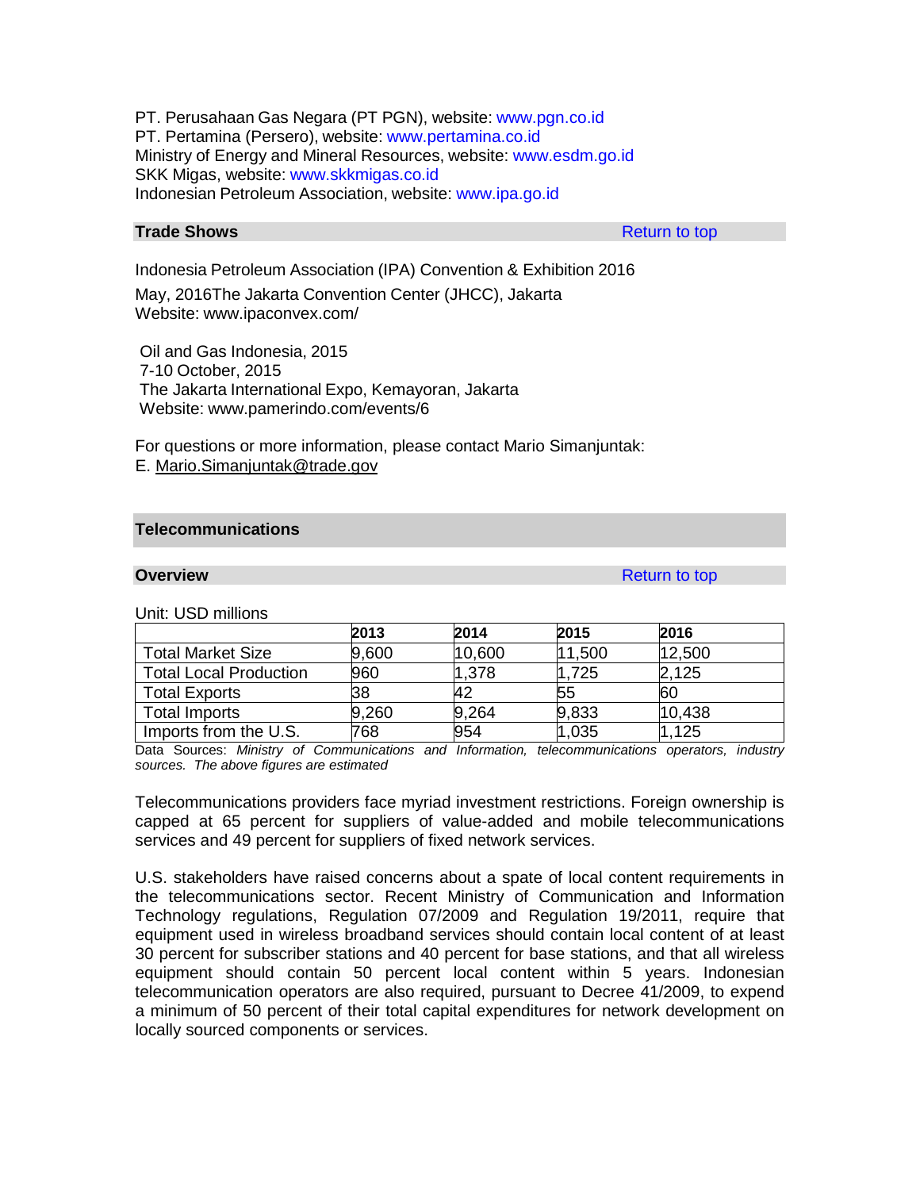PT. Perusahaan Gas Negara (PT PGN), website: www.pgn.co.id
PT. Pertamina (Persero), website: www.pertamina.co.id
Ministry of Energy and Mineral Resources, website: www.esdm.go.id
SKK Migas, website: www.skkmigas.co.id
Indonesian Petroleum Association, website: www.ipa.go.id

### Trade Shows

Return to top

Indonesia Petroleum Association (IPA) Convention & Exhibition 2016
May, 2016The Jakarta Convention Center (JHCC), Jakarta
Website: www.ipaconvex.com/

Oil and Gas Indonesia, 2015
7-10 October, 2015
The Jakarta International Expo, Kemayoran, Jakarta
Website: www.pamerindo.com/events/6

For questions or more information, please contact Mario Simanjuntak:
E. Mario.Simanjuntak@trade.gov

## Telecommunications

### Overview

Return to top

Unit: USD millions

| | 2013 | 2014 | 2015 | 2016 |
|---|---|---|---|---|
| Total Market Size | 9,600 | 10,600 | 11,500 | 12,500 |
| Total Local Production | 960 | 1,378 | 1,725 | 2,125 |
| Total Exports | 38 | 42 | 55 | 60 |
| Total Imports | 9,260 | 9,264 | 9,833 | 10,438 |
| Imports from the U.S. | 768 | 954 | 1,035 | 1,125 |

Data Sources: *Ministry of Communications and Information, telecommunications operators, industry sources. The above figures are estimated*

Telecommunications providers face myriad investment restrictions. Foreign ownership is capped at 65 percent for suppliers of value-added and mobile telecommunications services and 49 percent for suppliers of fixed network services.

U.S. stakeholders have raised concerns about a spate of local content requirements in the telecommunications sector. Recent Ministry of Communication and Information Technology regulations, Regulation 07/2009 and Regulation 19/2011, require that equipment used in wireless broadband services should contain local content of at least 30 percent for subscriber stations and 40 percent for base stations, and that all wireless equipment should contain 50 percent local content within 5 years. Indonesian telecommunication operators are also required, pursuant to Decree 41/2009, to expend a minimum of 50 percent of their total capital expenditures for network development on locally sourced components or services.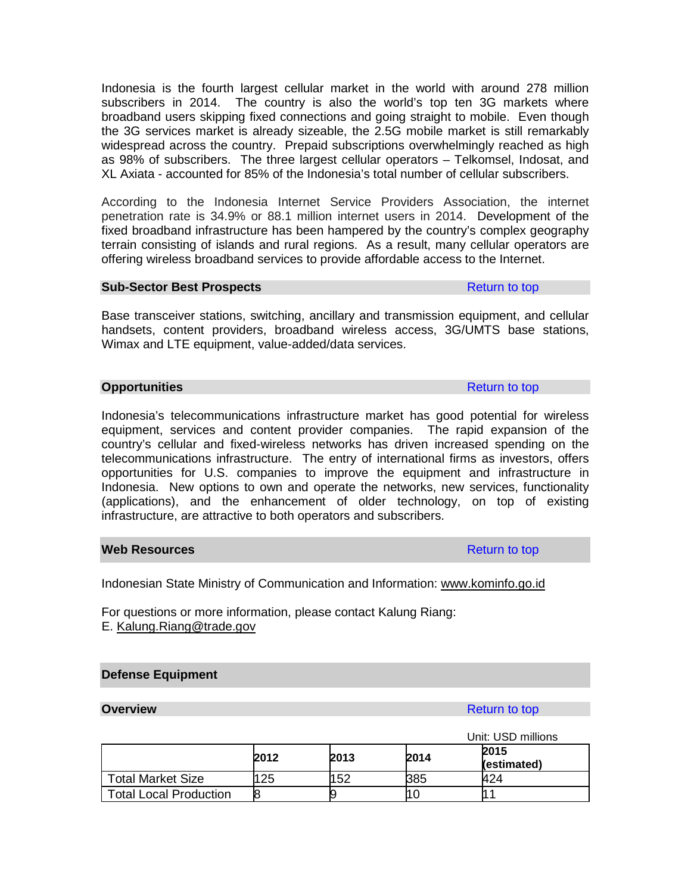Indonesia is the fourth largest cellular market in the world with around 278 million subscribers in 2014. The country is also the world's top ten 3G markets where broadband users skipping fixed connections and going straight to mobile. Even though the 3G services market is already sizeable, the 2.5G mobile market is still remarkably widespread across the country. Prepaid subscriptions overwhelmingly reached as high as 98% of subscribers. The three largest cellular operators – Telkomsel, Indosat, and XL Axiata - accounted for 85% of the Indonesia's total number of cellular subscribers.

According to the Indonesia Internet Service Providers Association, the internet penetration rate is 34.9% or 88.1 million internet users in 2014. Development of the fixed broadband infrastructure has been hampered by the country's complex geography terrain consisting of islands and rural regions. As a result, many cellular operators are offering wireless broadband services to provide affordable access to the Internet.

### Sub-Sector Best Prospects

Return to top

Base transceiver stations, switching, ancillary and transmission equipment, and cellular handsets, content providers, broadband wireless access, 3G/UMTS base stations, Wimax and LTE equipment, value-added/data services.

### Opportunities

Return to top

Indonesia's telecommunications infrastructure market has good potential for wireless equipment, services and content provider companies. The rapid expansion of the country's cellular and fixed-wireless networks has driven increased spending on the telecommunications infrastructure. The entry of international firms as investors, offers opportunities for U.S. companies to improve the equipment and infrastructure in Indonesia. New options to own and operate the networks, new services, functionality (applications), and the enhancement of older technology, on top of existing infrastructure, are attractive to both operators and subscribers.

### Web Resources

Return to top

Indonesian State Ministry of Communication and Information: www.kominfo.go.id

For questions or more information, please contact Kalung Riang:
E. Kalung.Riang@trade.gov

## Defense Equipment

### Overview

Return to top

Unit: USD millions

| | 2012 | 2013 | 2014 | 2015 (estimated) |
|---|---|---|---|---|
| Total Market Size | 125 | 152 | 385 | 424 |
| Total Local Production | 8 | 9 | 10 | 11 |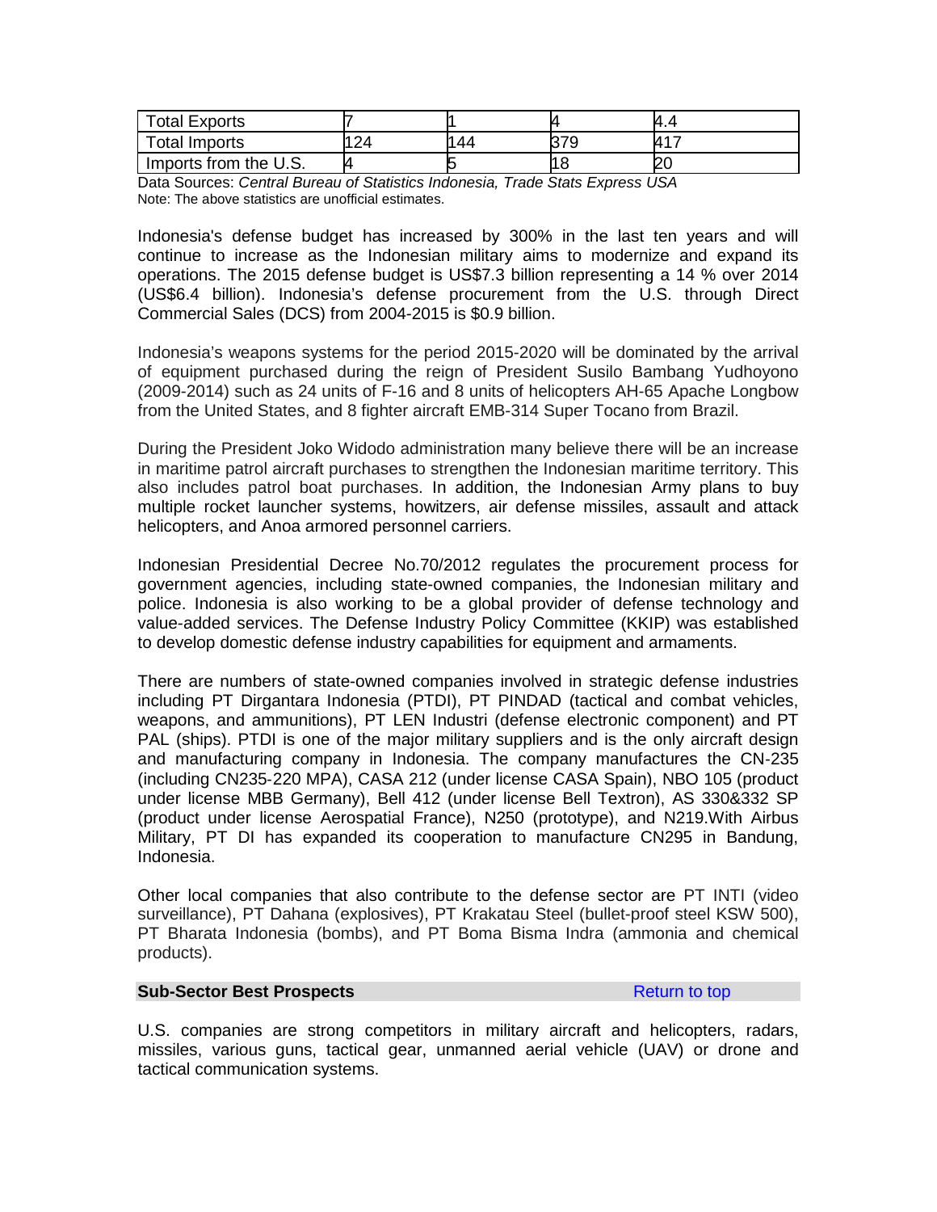| Total Exports | 7 | 1 | 4 | 4.4 |
| --- | --- | --- | --- | --- |
| Total Imports | 124 | 144 | 379 | 417 |
| Imports from the U.S. | 4 | 5 | 18 | 20 |

Data Sources: *Central Bureau of Statistics Indonesia, Trade Stats Express USA*
Note: The above statistics are unofficial estimates.

Indonesia's defense budget has increased by 300% in the last ten years and will continue to increase as the Indonesian military aims to modernize and expand its operations. The 2015 defense budget is US$7.3 billion representing a 14 % over 2014 (US$6.4 billion). Indonesia's defense procurement from the U.S. through Direct Commercial Sales (DCS) from 2004-2015 is $0.9 billion.

Indonesia's weapons systems for the period 2015-2020 will be dominated by the arrival of equipment purchased during the reign of President Susilo Bambang Yudhoyono (2009-2014) such as 24 units of F-16 and 8 units of helicopters AH-65 Apache Longbow from the United States, and 8 fighter aircraft EMB-314 Super Tocano from Brazil.

During the President Joko Widodo administration many believe there will be an increase in maritime patrol aircraft purchases to strengthen the Indonesian maritime territory. This also includes patrol boat purchases. In addition, the Indonesian Army plans to buy multiple rocket launcher systems, howitzers, air defense missiles, assault and attack helicopters, and Anoa armored personnel carriers.

Indonesian Presidential Decree No.70/2012 regulates the procurement process for government agencies, including state-owned companies, the Indonesian military and police. Indonesia is also working to be a global provider of defense technology and value-added services. The Defense Industry Policy Committee (KKIP) was established to develop domestic defense industry capabilities for equipment and armaments.

There are numbers of state-owned companies involved in strategic defense industries including PT Dirgantara Indonesia (PTDI), PT PINDAD (tactical and combat vehicles, weapons, and ammunitions), PT LEN Industri (defense electronic component) and PT PAL (ships). PTDI is one of the major military suppliers and is the only aircraft design and manufacturing company in Indonesia. The company manufactures the CN-235 (including CN235-220 MPA), CASA 212 (under license CASA Spain), NBO 105 (product under license MBB Germany), Bell 412 (under license Bell Textron), AS 330&332 SP (product under license Aerospatial France), N250 (prototype), and N219.With Airbus Military, PT DI has expanded its cooperation to manufacture CN295 in Bandung, Indonesia.

Other local companies that also contribute to the defense sector are PT INTI (video surveillance), PT Dahana (explosives), PT Krakatau Steel (bullet-proof steel KSW 500), PT Bharata Indonesia (bombs), and PT Boma Bisma Indra (ammonia and chemical products).

**Sub-Sector Best Prospects** Return to top

U.S. companies are strong competitors in military aircraft and helicopters, radars, missiles, various guns, tactical gear, unmanned aerial vehicle (UAV) or drone and tactical communication systems.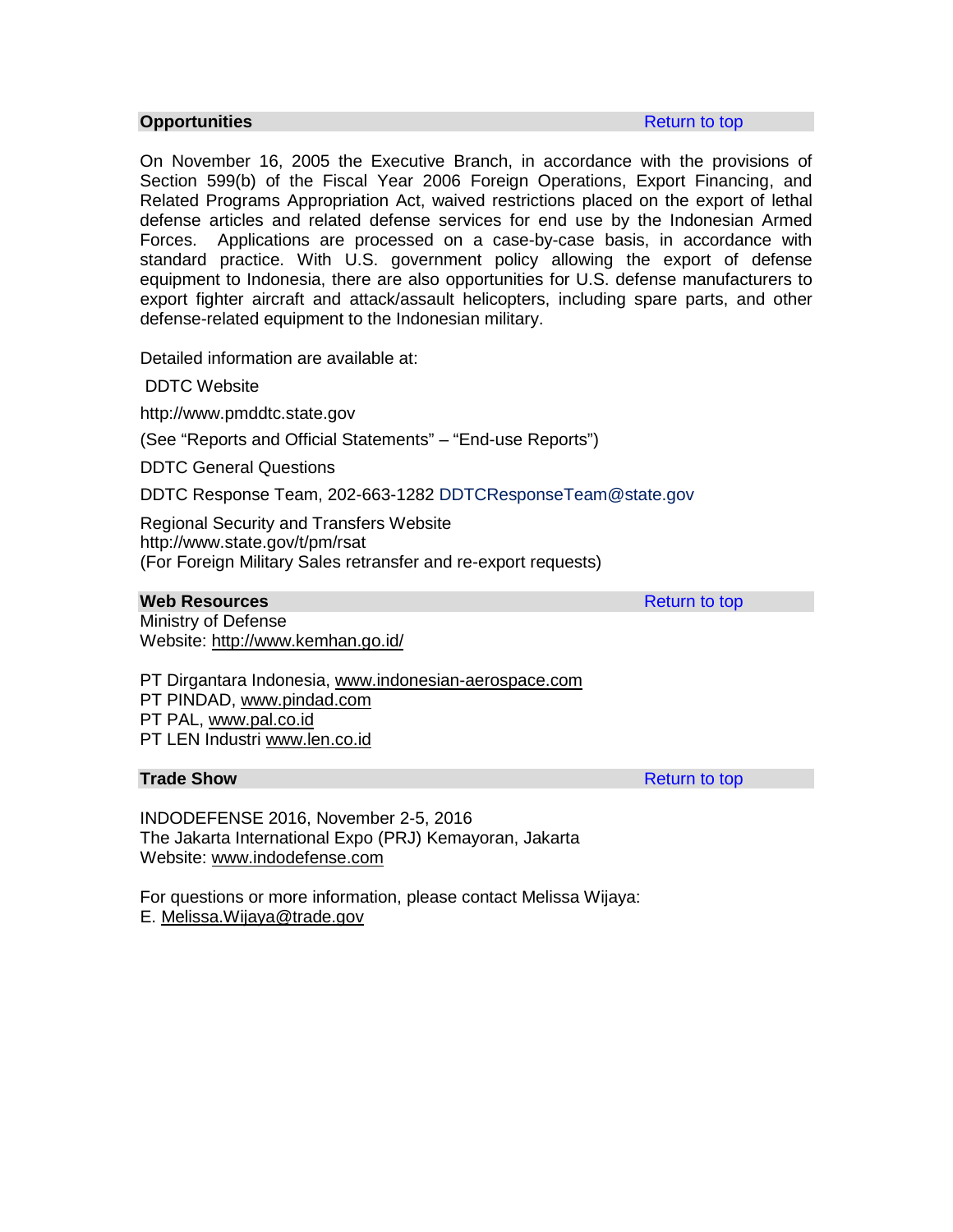## Opportunities

Return to top

On November 16, 2005 the Executive Branch, in accordance with the provisions of Section 599(b) of the Fiscal Year 2006 Foreign Operations, Export Financing, and Related Programs Appropriation Act, waived restrictions placed on the export of lethal defense articles and related defense services for end use by the Indonesian Armed Forces. Applications are processed on a case-by-case basis, in accordance with standard practice. With U.S. government policy allowing the export of defense equipment to Indonesia, there are also opportunities for U.S. defense manufacturers to export fighter aircraft and attack/assault helicopters, including spare parts, and other defense-related equipment to the Indonesian military.

Detailed information are available at:

DDTC Website

http://www.pmddtc.state.gov

(See "Reports and Official Statements" – "End-use Reports")

DDTC General Questions

DDTC Response Team, 202-663-1282 DDTCResponseTeam@state.gov

Regional Security and Transfers Website
http://www.state.gov/t/pm/rsat
(For Foreign Military Sales retransfer and re-export requests)

## Web Resources

Return to top

Ministry of Defense
Website: http://www.kemhan.go.id/

PT Dirgantara Indonesia, www.indonesian-aerospace.com
PT PINDAD, www.pindad.com
PT PAL, www.pal.co.id
PT LEN Industri www.len.co.id

## Trade Show

Return to top

INDODEFENSE 2016, November 2-5, 2016
The Jakarta International Expo (PRJ) Kemayoran, Jakarta
Website: www.indodefense.com

For questions or more information, please contact Melissa Wijaya:
E. Melissa.Wijaya@trade.gov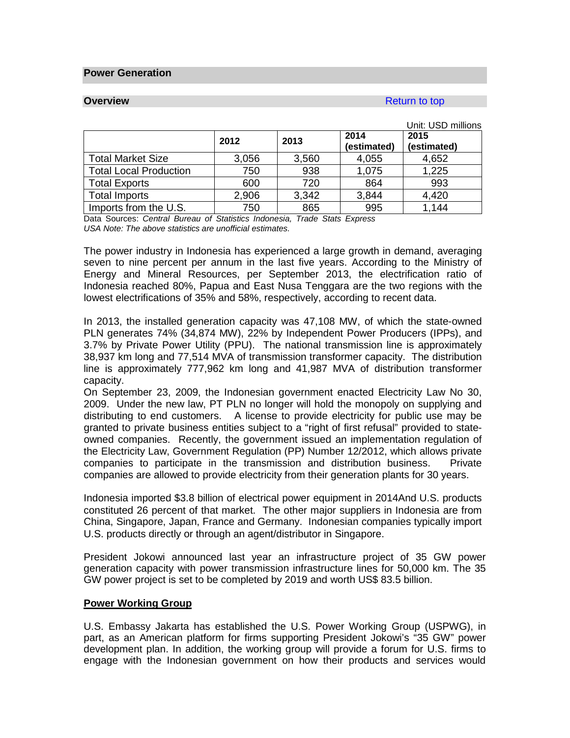## Power Generation

### Overview

Return to top

Unit: USD millions

| | 2012 | 2013 | 2014 (estimated) | 2015 (estimated) |
|---|---|---|---|---|
| Total Market Size | 3,056 | 3,560 | 4,055 | 4,652 |
| Total Local Production | 750 | 938 | 1,075 | 1,225 |
| Total Exports | 600 | 720 | 864 | 993 |
| Total Imports | 2,906 | 3,342 | 3,844 | 4,420 |
| Imports from the U.S. | 750 | 865 | 995 | 1,144 |

Data Sources: *Central Bureau of Statistics Indonesia, Trade Stats Express USA Note: The above statistics are unofficial estimates.*

The power industry in Indonesia has experienced a large growth in demand, averaging seven to nine percent per annum in the last five years. According to the Ministry of Energy and Mineral Resources, per September 2013, the electrification ratio of Indonesia reached 80%, Papua and East Nusa Tenggara are the two regions with the lowest electrifications of 35% and 58%, respectively, according to recent data.

In 2013, the installed generation capacity was 47,108 MW, of which the state-owned PLN generates 74% (34,874 MW), 22% by Independent Power Producers (IPPs), and 3.7% by Private Power Utility (PPU). The national transmission line is approximately 38,937 km long and 77,514 MVA of transmission transformer capacity. The distribution line is approximately 777,962 km long and 41,987 MVA of distribution transformer capacity.

On September 23, 2009, the Indonesian government enacted Electricity Law No 30, 2009. Under the new law, PT PLN no longer will hold the monopoly on supplying and distributing to end customers. A license to provide electricity for public use may be granted to private business entities subject to a "right of first refusal" provided to state-owned companies. Recently, the government issued an implementation regulation of the Electricity Law, Government Regulation (PP) Number 12/2012, which allows private companies to participate in the transmission and distribution business. Private companies are allowed to provide electricity from their generation plants for 30 years.

Indonesia imported $3.8 billion of electrical power equipment in 2014And U.S. products constituted 26 percent of that market. The other major suppliers in Indonesia are from China, Singapore, Japan, France and Germany. Indonesian companies typically import U.S. products directly or through an agent/distributor in Singapore.

President Jokowi announced last year an infrastructure project of 35 GW power generation capacity with power transmission infrastructure lines for 50,000 km. The 35 GW power project is set to be completed by 2019 and worth US$ 83.5 billion.

**Power Working Group**

U.S. Embassy Jakarta has established the U.S. Power Working Group (USPWG), in part, as an American platform for firms supporting President Jokowi's "35 GW" power development plan. In addition, the working group will provide a forum for U.S. firms to engage with the Indonesian government on how their products and services would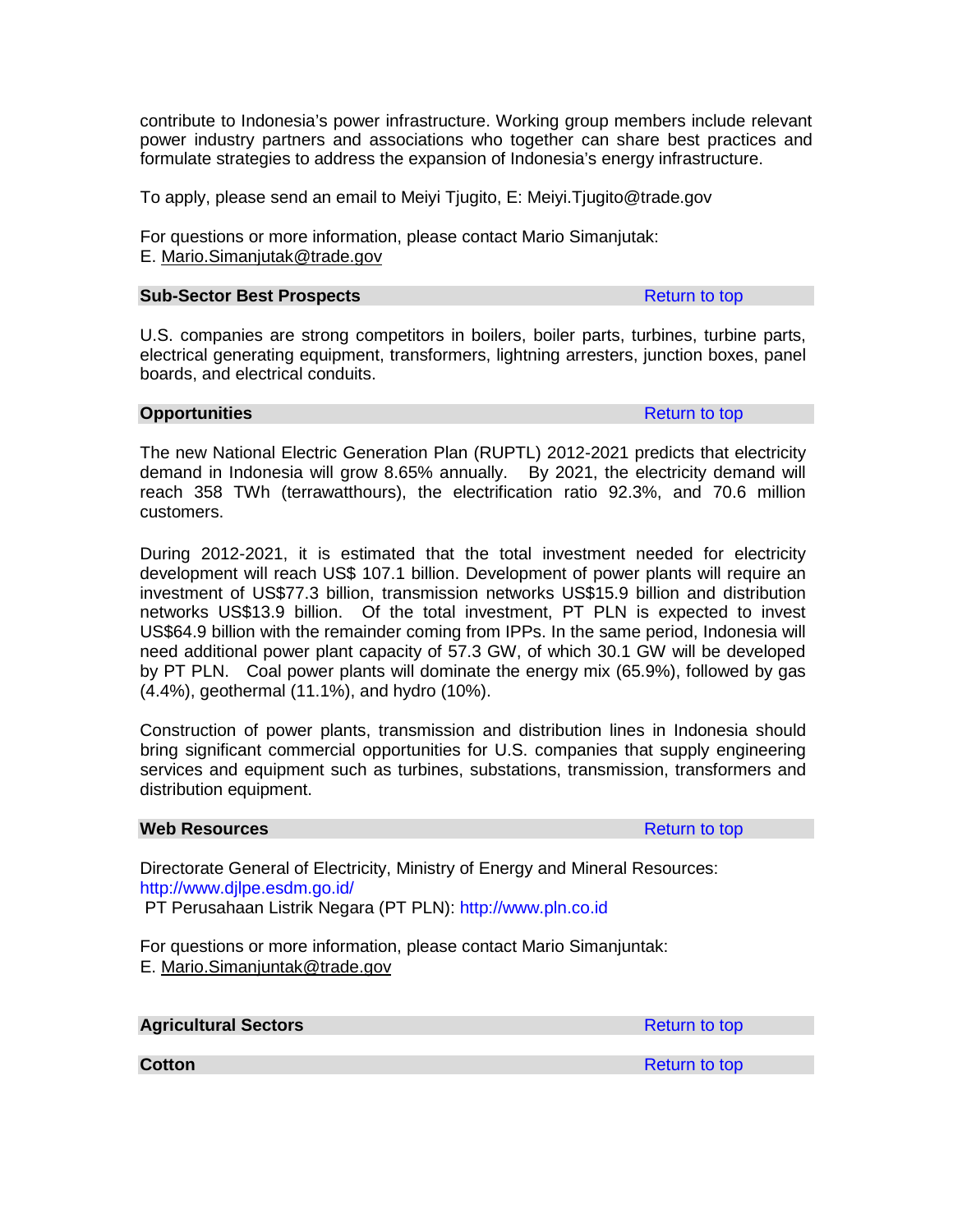contribute to Indonesia's power infrastructure. Working group members include relevant power industry partners and associations who together can share best practices and formulate strategies to address the expansion of Indonesia's energy infrastructure.

To apply, please send an email to Meiyi Tjugito, E: Meiyi.Tjugito@trade.gov

For questions or more information, please contact Mario Simanjutak:
E. Mario.Simanjutak@trade.gov

## Sub-Sector Best Prospects

Return to top

U.S. companies are strong competitors in boilers, boiler parts, turbines, turbine parts, electrical generating equipment, transformers, lightning arresters, junction boxes, panel boards, and electrical conduits.

## Opportunities

Return to top

The new National Electric Generation Plan (RUPTL) 2012-2021 predicts that electricity demand in Indonesia will grow 8.65% annually. By 2021, the electricity demand will reach 358 TWh (terrawatthours), the electrification ratio 92.3%, and 70.6 million customers.

During 2012-2021, it is estimated that the total investment needed for electricity development will reach US$ 107.1 billion. Development of power plants will require an investment of US$77.3 billion, transmission networks US$15.9 billion and distribution networks US$13.9 billion. Of the total investment, PT PLN is expected to invest US$64.9 billion with the remainder coming from IPPs. In the same period, Indonesia will need additional power plant capacity of 57.3 GW, of which 30.1 GW will be developed by PT PLN. Coal power plants will dominate the energy mix (65.9%), followed by gas (4.4%), geothermal (11.1%), and hydro (10%).

Construction of power plants, transmission and distribution lines in Indonesia should bring significant commercial opportunities for U.S. companies that supply engineering services and equipment such as turbines, substations, transmission, transformers and distribution equipment.

## Web Resources

Return to top

Directorate General of Electricity, Ministry of Energy and Mineral Resources:
http://www.djlpe.esdm.go.id/
PT Perusahaan Listrik Negara (PT PLN): http://www.pln.co.id

For questions or more information, please contact Mario Simanjuntak:
E. Mario.Simanjuntak@trade.gov

## Agricultural Sectors

Return to top

## Cotton

Return to top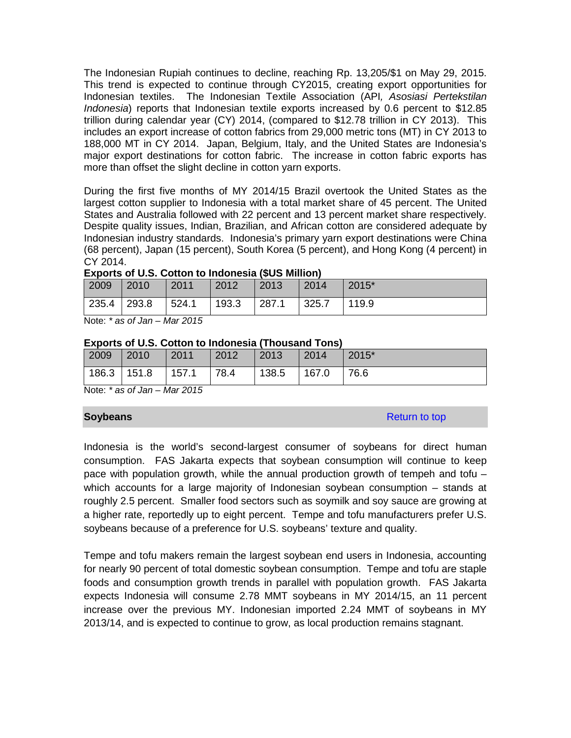The Indonesian Rupiah continues to decline, reaching Rp. 13,205/$1 on May 29, 2015. This trend is expected to continue through CY2015, creating export opportunities for Indonesian textiles. The Indonesian Textile Association (API, *Asosiasi Pertekstilan Indonesia*) reports that Indonesian textile exports increased by 0.6 percent to $12.85 trillion during calendar year (CY) 2014, (compared to $12.78 trillion in CY 2013). This includes an export increase of cotton fabrics from 29,000 metric tons (MT) in CY 2013 to 188,000 MT in CY 2014. Japan, Belgium, Italy, and the United States are Indonesia's major export destinations for cotton fabric. The increase in cotton fabric exports has more than offset the slight decline in cotton yarn exports.

During the first five months of MY 2014/15 Brazil overtook the United States as the largest cotton supplier to Indonesia with a total market share of 45 percent. The United States and Australia followed with 22 percent and 13 percent market share respectively. Despite quality issues, Indian, Brazilian, and African cotton are considered adequate by Indonesian industry standards. Indonesia's primary yarn export destinations were China (68 percent), Japan (15 percent), South Korea (5 percent), and Hong Kong (4 percent) in CY 2014.

**Exports of U.S. Cotton to Indonesia ($US Million)**

| 2009 | 2010 | 2011 | 2012 | 2013 | 2014 | 2015* |
|---|---|---|---|---|---|---|
| 235.4 | 293.8 | 524.1 | 193.3 | 287.1 | 325.7 | 119.9 |

Note: * *as of Jan – Mar 2015*

**Exports of U.S. Cotton to Indonesia (Thousand Tons)**

| 2009 | 2010 | 2011 | 2012 | 2013 | 2014 | 2015* |
|---|---|---|---|---|---|---|
| 186.3 | 151.8 | 157.1 | 78.4 | 138.5 | 167.0 | 76.6 |

Note: * *as of Jan – Mar 2015*

## Soybeans

Return to top

Indonesia is the world's second-largest consumer of soybeans for direct human consumption. FAS Jakarta expects that soybean consumption will continue to keep pace with population growth, while the annual production growth of tempeh and tofu – which accounts for a large majority of Indonesian soybean consumption – stands at roughly 2.5 percent. Smaller food sectors such as soymilk and soy sauce are growing at a higher rate, reportedly up to eight percent. Tempe and tofu manufacturers prefer U.S. soybeans because of a preference for U.S. soybeans' texture and quality.

Tempe and tofu makers remain the largest soybean end users in Indonesia, accounting for nearly 90 percent of total domestic soybean consumption. Tempe and tofu are staple foods and consumption growth trends in parallel with population growth. FAS Jakarta expects Indonesia will consume 2.78 MMT soybeans in MY 2014/15, an 11 percent increase over the previous MY. Indonesian imported 2.24 MMT of soybeans in MY 2013/14, and is expected to continue to grow, as local production remains stagnant.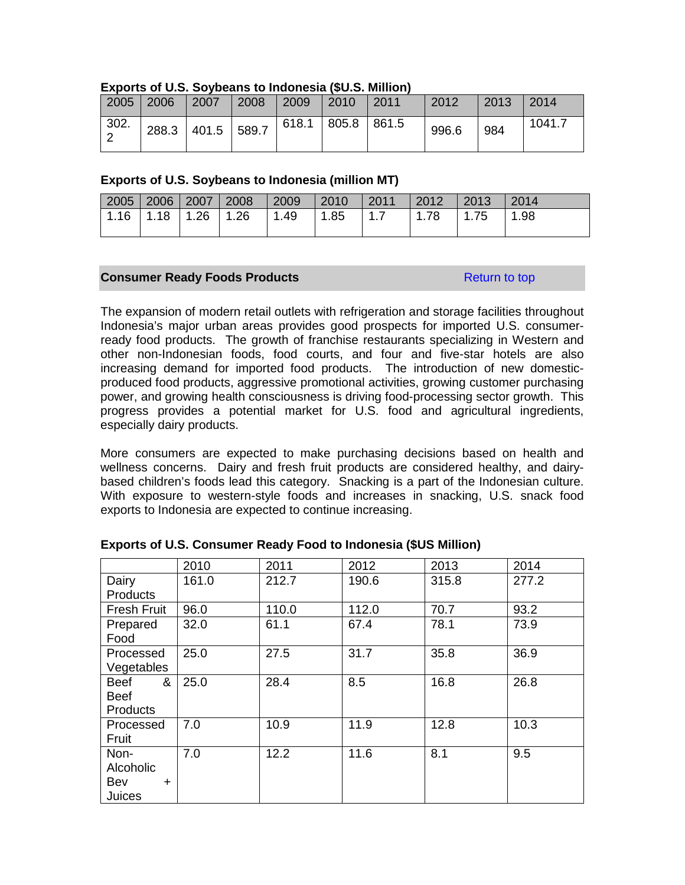**Exports of U.S. Soybeans to Indonesia ($U.S. Million)**

| 2005 | 2006 | 2007 | 2008 | 2009 | 2010 | 2011 | 2012 | 2013 | 2014 |
|---|---|---|---|---|---|---|---|---|---|
| 302.2 | 288.3 | 401.5 | 589.7 | 618.1 | 805.8 | 861.5 | 996.6 | 984 | 1041.7 |

**Exports of U.S. Soybeans to Indonesia (million MT)**

| 2005 | 2006 | 2007 | 2008 | 2009 | 2010 | 2011 | 2012 | 2013 | 2014 |
|---|---|---|---|---|---|---|---|---|---|
| 1.16 | 1.18 | 1.26 | 1.26 | 1.49 | 1.85 | 1.7 | 1.78 | 1.75 | 1.98 |

## Consumer Ready Foods Products

Return to top

The expansion of modern retail outlets with refrigeration and storage facilities throughout Indonesia's major urban areas provides good prospects for imported U.S. consumer-ready food products. The growth of franchise restaurants specializing in Western and other non-Indonesian foods, food courts, and four and five-star hotels are also increasing demand for imported food products. The introduction of new domestic-produced food products, aggressive promotional activities, growing customer purchasing power, and growing health consciousness is driving food-processing sector growth. This progress provides a potential market for U.S. food and agricultural ingredients, especially dairy products.

More consumers are expected to make purchasing decisions based on health and wellness concerns. Dairy and fresh fruit products are considered healthy, and dairy-based children's foods lead this category. Snacking is a part of the Indonesian culture. With exposure to western-style foods and increases in snacking, U.S. snack food exports to Indonesia are expected to continue increasing.

**Exports of U.S. Consumer Ready Food to Indonesia ($US Million)**

| | 2010 | 2011 | 2012 | 2013 | 2014 |
|---|---|---|---|---|---|
| Dairy Products | 161.0 | 212.7 | 190.6 | 315.8 | 277.2 |
| Fresh Fruit | 96.0 | 110.0 | 112.0 | 70.7 | 93.2 |
| Prepared Food | 32.0 | 61.1 | 67.4 | 78.1 | 73.9 |
| Processed Vegetables | 25.0 | 27.5 | 31.7 | 35.8 | 36.9 |
| Beef & Beef Products | 25.0 | 28.4 | 8.5 | 16.8 | 26.8 |
| Processed Fruit | 7.0 | 10.9 | 11.9 | 12.8 | 10.3 |
| Non-Alcoholic Bev + Juices | 7.0 | 12.2 | 11.6 | 8.1 | 9.5 |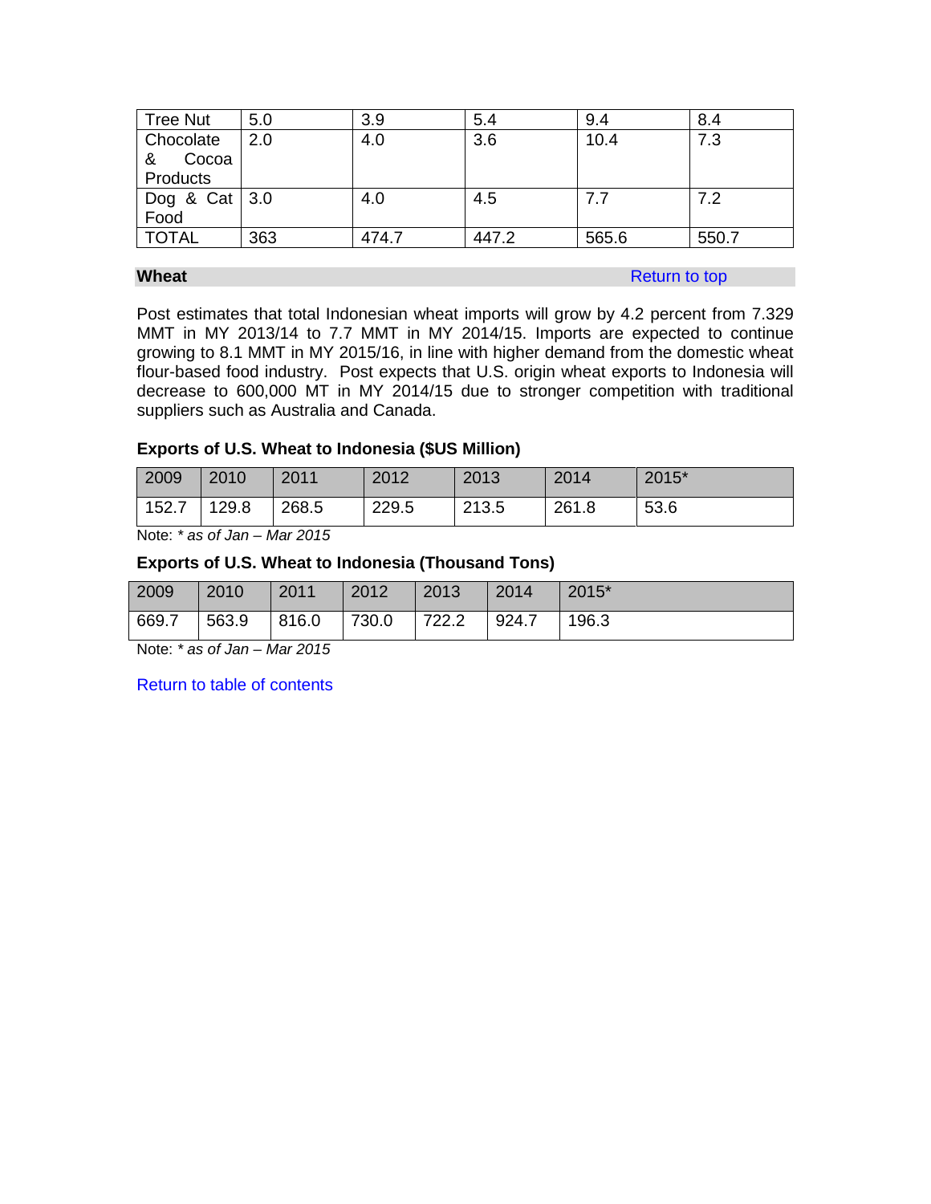| Tree Nut | 5.0 | 3.9 | 5.4 | 9.4 | 8.4 |
|---|---|---|---|---|---|
| Chocolate & Cocoa Products | 2.0 | 4.0 | 3.6 | 10.4 | 7.3 |
| Dog & Cat Food | 3.0 | 4.0 | 4.5 | 7.7 | 7.2 |
| TOTAL | 363 | 474.7 | 447.2 | 565.6 | 550.7 |

## Wheat

Return to top

Post estimates that total Indonesian wheat imports will grow by 4.2 percent from 7.329 MMT in MY 2013/14 to 7.7 MMT in MY 2014/15. Imports are expected to continue growing to 8.1 MMT in MY 2015/16, in line with higher demand from the domestic wheat flour-based food industry. Post expects that U.S. origin wheat exports to Indonesia will decrease to 600,000 MT in MY 2014/15 due to stronger competition with traditional suppliers such as Australia and Canada.

**Exports of U.S. Wheat to Indonesia ($US Million)**

| 2009 | 2010 | 2011 | 2012 | 2013 | 2014 | 2015* |
|---|---|---|---|---|---|---|
| 152.7 | 129.8 | 268.5 | 229.5 | 213.5 | 261.8 | 53.6 |

Note: *\* as of Jan – Mar 2015*

**Exports of U.S. Wheat to Indonesia (Thousand Tons)**

| 2009 | 2010 | 2011 | 2012 | 2013 | 2014 | 2015* |
|---|---|---|---|---|---|---|
| 669.7 | 563.9 | 816.0 | 730.0 | 722.2 | 924.7 | 196.3 |

Note: *\* as of Jan – Mar 2015*

Return to table of contents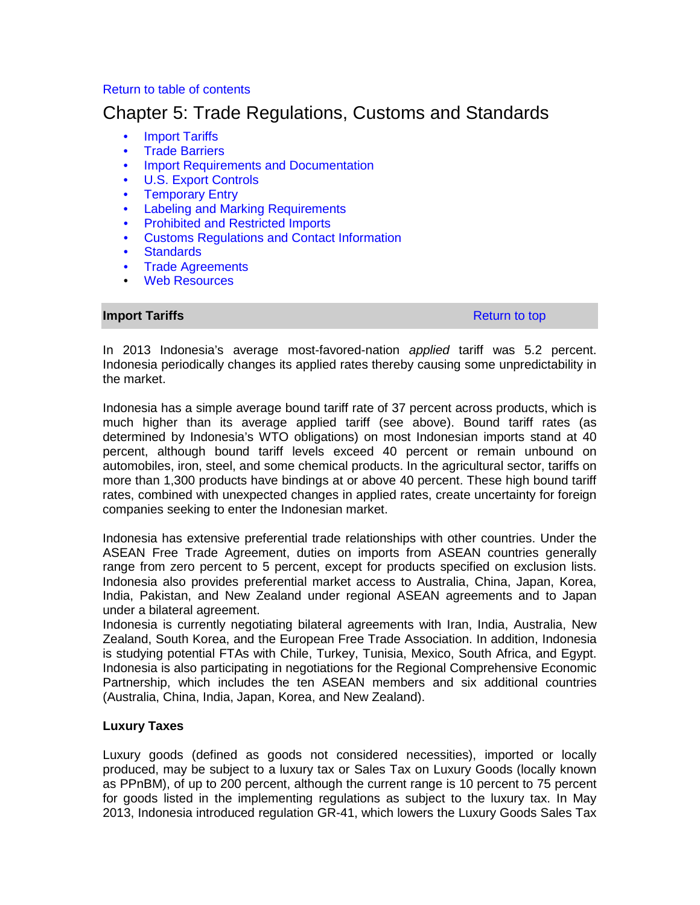Return to table of contents

# Chapter 5: Trade Regulations, Customs and Standards

- Import Tariffs
- Trade Barriers
- Import Requirements and Documentation
- U.S. Export Controls
- Temporary Entry
- Labeling and Marking Requirements
- Prohibited and Restricted Imports
- Customs Regulations and Contact Information
- Standards
- Trade Agreements
- Web Resources

## Import Tariffs

Return to top

In 2013 Indonesia's average most-favored-nation *applied* tariff was 5.2 percent. Indonesia periodically changes its applied rates thereby causing some unpredictability in the market.

Indonesia has a simple average bound tariff rate of 37 percent across products, which is much higher than its average applied tariff (see above). Bound tariff rates (as determined by Indonesia's WTO obligations) on most Indonesian imports stand at 40 percent, although bound tariff levels exceed 40 percent or remain unbound on automobiles, iron, steel, and some chemical products. In the agricultural sector, tariffs on more than 1,300 products have bindings at or above 40 percent. These high bound tariff rates, combined with unexpected changes in applied rates, create uncertainty for foreign companies seeking to enter the Indonesian market.

Indonesia has extensive preferential trade relationships with other countries. Under the ASEAN Free Trade Agreement, duties on imports from ASEAN countries generally range from zero percent to 5 percent, except for products specified on exclusion lists. Indonesia also provides preferential market access to Australia, China, Japan, Korea, India, Pakistan, and New Zealand under regional ASEAN agreements and to Japan under a bilateral agreement.
Indonesia is currently negotiating bilateral agreements with Iran, India, Australia, New Zealand, South Korea, and the European Free Trade Association. In addition, Indonesia is studying potential FTAs with Chile, Turkey, Tunisia, Mexico, South Africa, and Egypt. Indonesia is also participating in negotiations for the Regional Comprehensive Economic Partnership, which includes the ten ASEAN members and six additional countries (Australia, China, India, Japan, Korea, and New Zealand).

### Luxury Taxes

Luxury goods (defined as goods not considered necessities), imported or locally produced, may be subject to a luxury tax or Sales Tax on Luxury Goods (locally known as PPnBM), of up to 200 percent, although the current range is 10 percent to 75 percent for goods listed in the implementing regulations as subject to the luxury tax. In May 2013, Indonesia introduced regulation GR-41, which lowers the Luxury Goods Sales Tax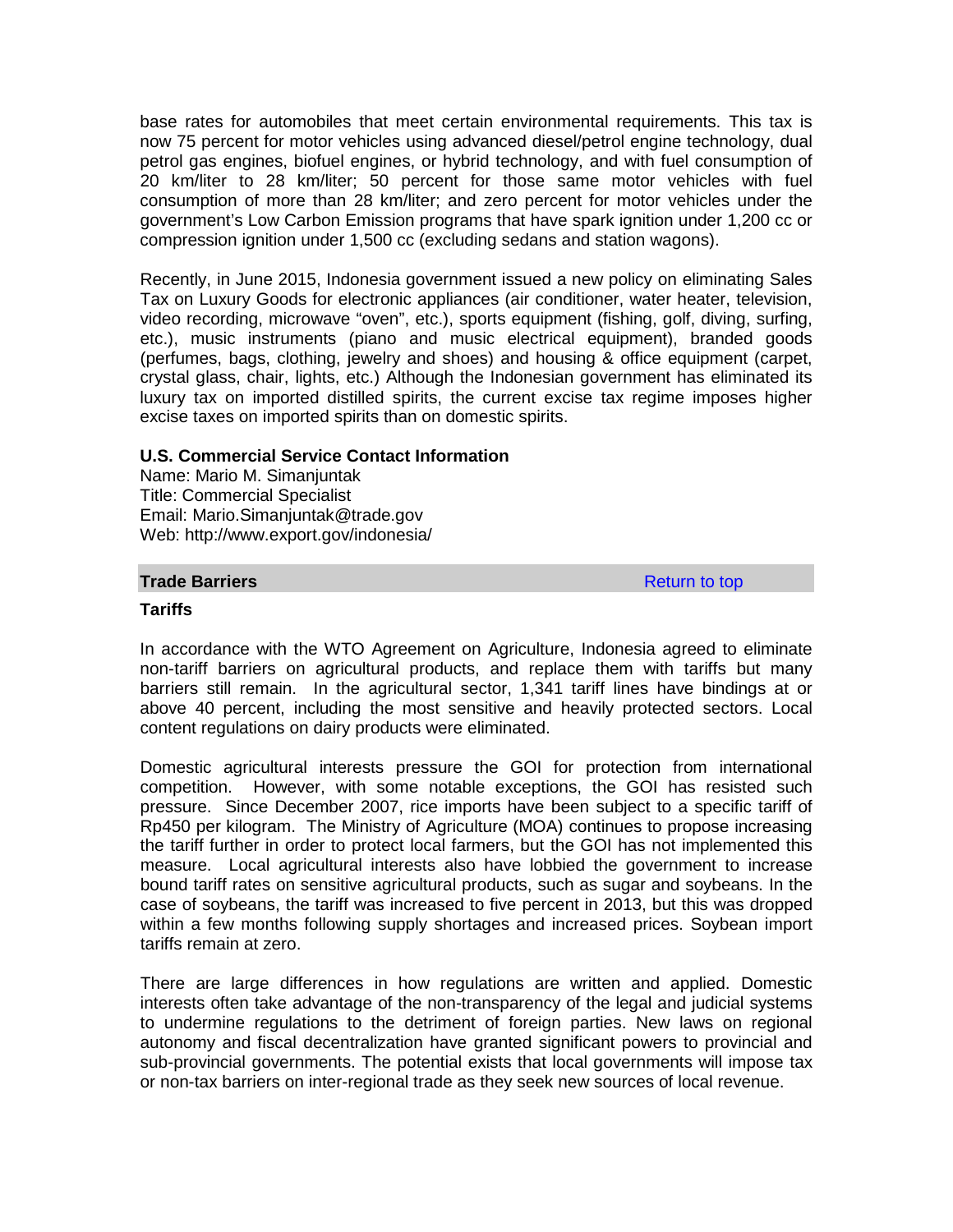base rates for automobiles that meet certain environmental requirements. This tax is now 75 percent for motor vehicles using advanced diesel/petrol engine technology, dual petrol gas engines, biofuel engines, or hybrid technology, and with fuel consumption of 20 km/liter to 28 km/liter; 50 percent for those same motor vehicles with fuel consumption of more than 28 km/liter; and zero percent for motor vehicles under the government's Low Carbon Emission programs that have spark ignition under 1,200 cc or compression ignition under 1,500 cc (excluding sedans and station wagons).

Recently, in June 2015, Indonesia government issued a new policy on eliminating Sales Tax on Luxury Goods for electronic appliances (air conditioner, water heater, television, video recording, microwave "oven", etc.), sports equipment (fishing, golf, diving, surfing, etc.), music instruments (piano and music electrical equipment), branded goods (perfumes, bags, clothing, jewelry and shoes) and housing & office equipment (carpet, crystal glass, chair, lights, etc.) Although the Indonesian government has eliminated its luxury tax on imported distilled spirits, the current excise tax regime imposes higher excise taxes on imported spirits than on domestic spirits.

**U.S. Commercial Service Contact Information**
Name: Mario M. Simanjuntak
Title: Commercial Specialist
Email: Mario.Simanjuntak@trade.gov
Web: http://www.export.gov/indonesia/

## Trade Barriers

Return to top

### Tariffs

In accordance with the WTO Agreement on Agriculture, Indonesia agreed to eliminate non-tariff barriers on agricultural products, and replace them with tariffs but many barriers still remain. In the agricultural sector, 1,341 tariff lines have bindings at or above 40 percent, including the most sensitive and heavily protected sectors. Local content regulations on dairy products were eliminated.

Domestic agricultural interests pressure the GOI for protection from international competition. However, with some notable exceptions, the GOI has resisted such pressure. Since December 2007, rice imports have been subject to a specific tariff of Rp450 per kilogram. The Ministry of Agriculture (MOA) continues to propose increasing the tariff further in order to protect local farmers, but the GOI has not implemented this measure. Local agricultural interests also have lobbied the government to increase bound tariff rates on sensitive agricultural products, such as sugar and soybeans. In the case of soybeans, the tariff was increased to five percent in 2013, but this was dropped within a few months following supply shortages and increased prices. Soybean import tariffs remain at zero.

There are large differences in how regulations are written and applied. Domestic interests often take advantage of the non-transparency of the legal and judicial systems to undermine regulations to the detriment of foreign parties. New laws on regional autonomy and fiscal decentralization have granted significant powers to provincial and sub-provincial governments. The potential exists that local governments will impose tax or non-tax barriers on inter-regional trade as they seek new sources of local revenue.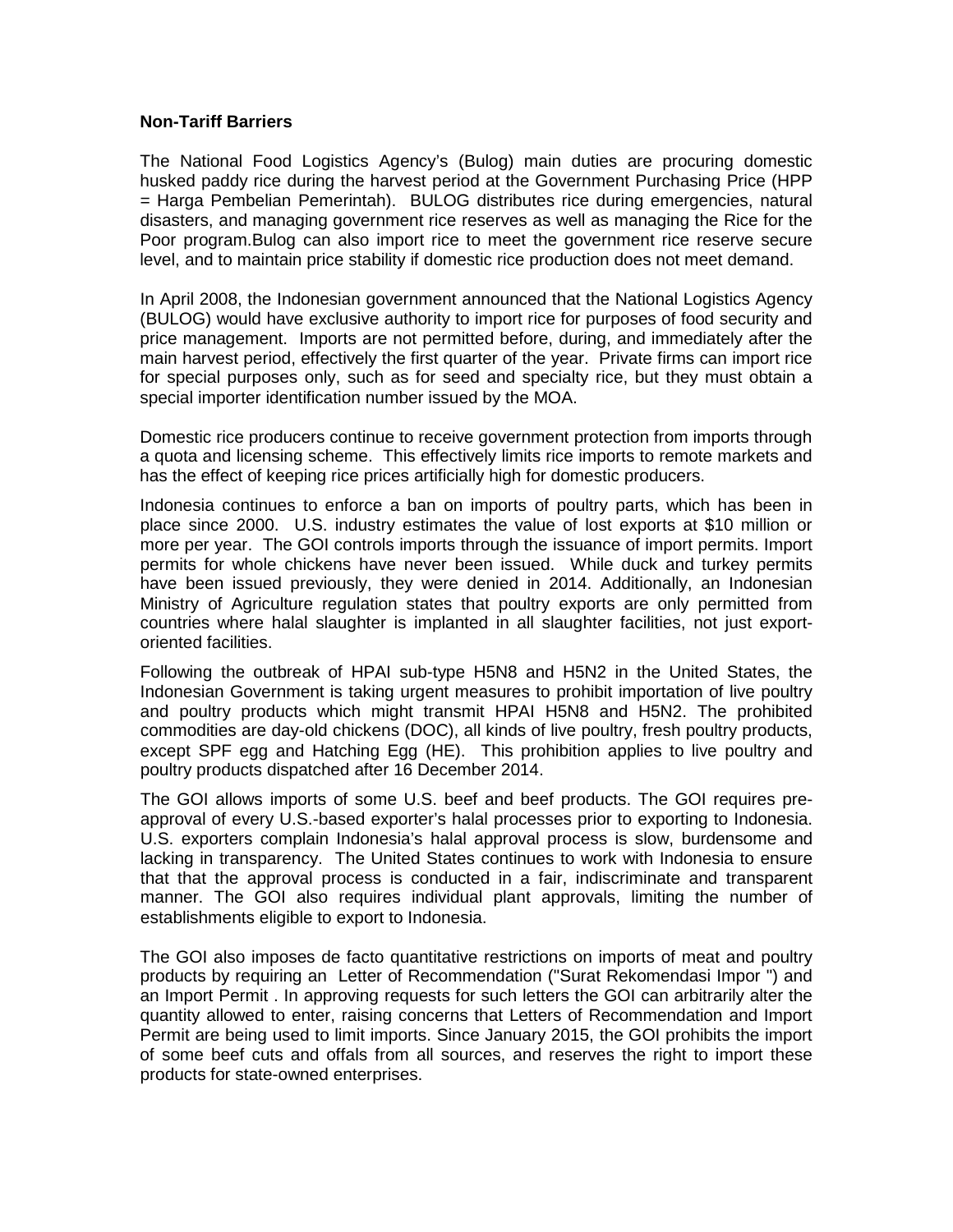**Non-Tariff Barriers**

The National Food Logistics Agency's (Bulog) main duties are procuring domestic husked paddy rice during the harvest period at the Government Purchasing Price (HPP = Harga Pembelian Pemerintah). BULOG distributes rice during emergencies, natural disasters, and managing government rice reserves as well as managing the Rice for the Poor program.Bulog can also import rice to meet the government rice reserve secure level, and to maintain price stability if domestic rice production does not meet demand.

In April 2008, the Indonesian government announced that the National Logistics Agency (BULOG) would have exclusive authority to import rice for purposes of food security and price management. Imports are not permitted before, during, and immediately after the main harvest period, effectively the first quarter of the year. Private firms can import rice for special purposes only, such as for seed and specialty rice, but they must obtain a special importer identification number issued by the MOA.

Domestic rice producers continue to receive government protection from imports through a quota and licensing scheme. This effectively limits rice imports to remote markets and has the effect of keeping rice prices artificially high for domestic producers.

Indonesia continues to enforce a ban on imports of poultry parts, which has been in place since 2000. U.S. industry estimates the value of lost exports at $10 million or more per year. The GOI controls imports through the issuance of import permits. Import permits for whole chickens have never been issued. While duck and turkey permits have been issued previously, they were denied in 2014. Additionally, an Indonesian Ministry of Agriculture regulation states that poultry exports are only permitted from countries where halal slaughter is implanted in all slaughter facilities, not just export-oriented facilities.

Following the outbreak of HPAI sub-type H5N8 and H5N2 in the United States, the Indonesian Government is taking urgent measures to prohibit importation of live poultry and poultry products which might transmit HPAI H5N8 and H5N2. The prohibited commodities are day-old chickens (DOC), all kinds of live poultry, fresh poultry products, except SPF egg and Hatching Egg (HE). This prohibition applies to live poultry and poultry products dispatched after 16 December 2014.

The GOI allows imports of some U.S. beef and beef products. The GOI requires pre-approval of every U.S.-based exporter's halal processes prior to exporting to Indonesia. U.S. exporters complain Indonesia's halal approval process is slow, burdensome and lacking in transparency. The United States continues to work with Indonesia to ensure that that the approval process is conducted in a fair, indiscriminate and transparent manner. The GOI also requires individual plant approvals, limiting the number of establishments eligible to export to Indonesia.

The GOI also imposes de facto quantitative restrictions on imports of meat and poultry products by requiring an Letter of Recommendation ("Surat Rekomendasi Impor ") and an Import Permit . In approving requests for such letters the GOI can arbitrarily alter the quantity allowed to enter, raising concerns that Letters of Recommendation and Import Permit are being used to limit imports. Since January 2015, the GOI prohibits the import of some beef cuts and offals from all sources, and reserves the right to import these products for state-owned enterprises.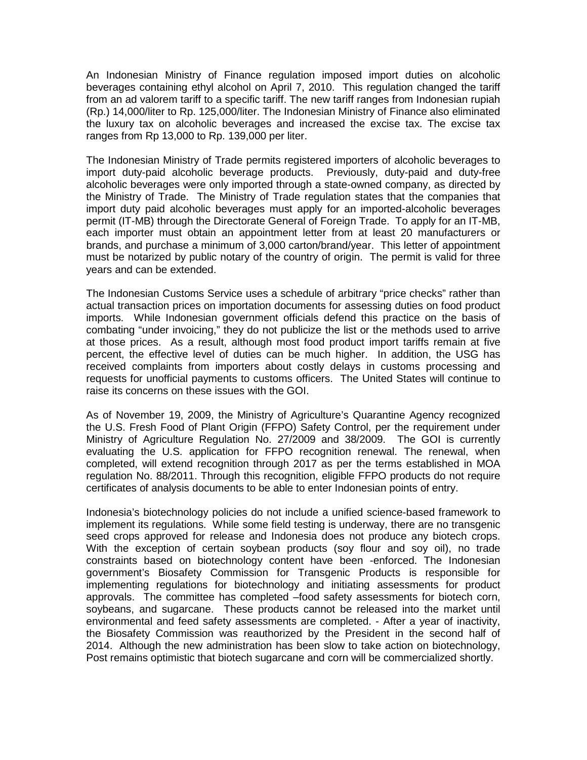An Indonesian Ministry of Finance regulation imposed import duties on alcoholic beverages containing ethyl alcohol on April 7, 2010. This regulation changed the tariff from an ad valorem tariff to a specific tariff. The new tariff ranges from Indonesian rupiah (Rp.) 14,000/liter to Rp. 125,000/liter. The Indonesian Ministry of Finance also eliminated the luxury tax on alcoholic beverages and increased the excise tax. The excise tax ranges from Rp 13,000 to Rp. 139,000 per liter.

The Indonesian Ministry of Trade permits registered importers of alcoholic beverages to import duty-paid alcoholic beverage products. Previously, duty-paid and duty-free alcoholic beverages were only imported through a state-owned company, as directed by the Ministry of Trade. The Ministry of Trade regulation states that the companies that import duty paid alcoholic beverages must apply for an imported-alcoholic beverages permit (IT-MB) through the Directorate General of Foreign Trade. To apply for an IT-MB, each importer must obtain an appointment letter from at least 20 manufacturers or brands, and purchase a minimum of 3,000 carton/brand/year. This letter of appointment must be notarized by public notary of the country of origin. The permit is valid for three years and can be extended.

The Indonesian Customs Service uses a schedule of arbitrary "price checks" rather than actual transaction prices on importation documents for assessing duties on food product imports. While Indonesian government officials defend this practice on the basis of combating "under invoicing," they do not publicize the list or the methods used to arrive at those prices. As a result, although most food product import tariffs remain at five percent, the effective level of duties can be much higher. In addition, the USG has received complaints from importers about costly delays in customs processing and requests for unofficial payments to customs officers. The United States will continue to raise its concerns on these issues with the GOI.

As of November 19, 2009, the Ministry of Agriculture's Quarantine Agency recognized the U.S. Fresh Food of Plant Origin (FFPO) Safety Control, per the requirement under Ministry of Agriculture Regulation No. 27/2009 and 38/2009. The GOI is currently evaluating the U.S. application for FFPO recognition renewal. The renewal, when completed, will extend recognition through 2017 as per the terms established in MOA regulation No. 88/2011. Through this recognition, eligible FFPO products do not require certificates of analysis documents to be able to enter Indonesian points of entry.

Indonesia's biotechnology policies do not include a unified science-based framework to implement its regulations. While some field testing is underway, there are no transgenic seed crops approved for release and Indonesia does not produce any biotech crops. With the exception of certain soybean products (soy flour and soy oil), no trade constraints based on biotechnology content have been -enforced. The Indonesian government's Biosafety Commission for Transgenic Products is responsible for implementing regulations for biotechnology and initiating assessments for product approvals. The committee has completed –food safety assessments for biotech corn, soybeans, and sugarcane. These products cannot be released into the market until environmental and feed safety assessments are completed. - After a year of inactivity, the Biosafety Commission was reauthorized by the President in the second half of 2014. Although the new administration has been slow to take action on biotechnology, Post remains optimistic that biotech sugarcane and corn will be commercialized shortly.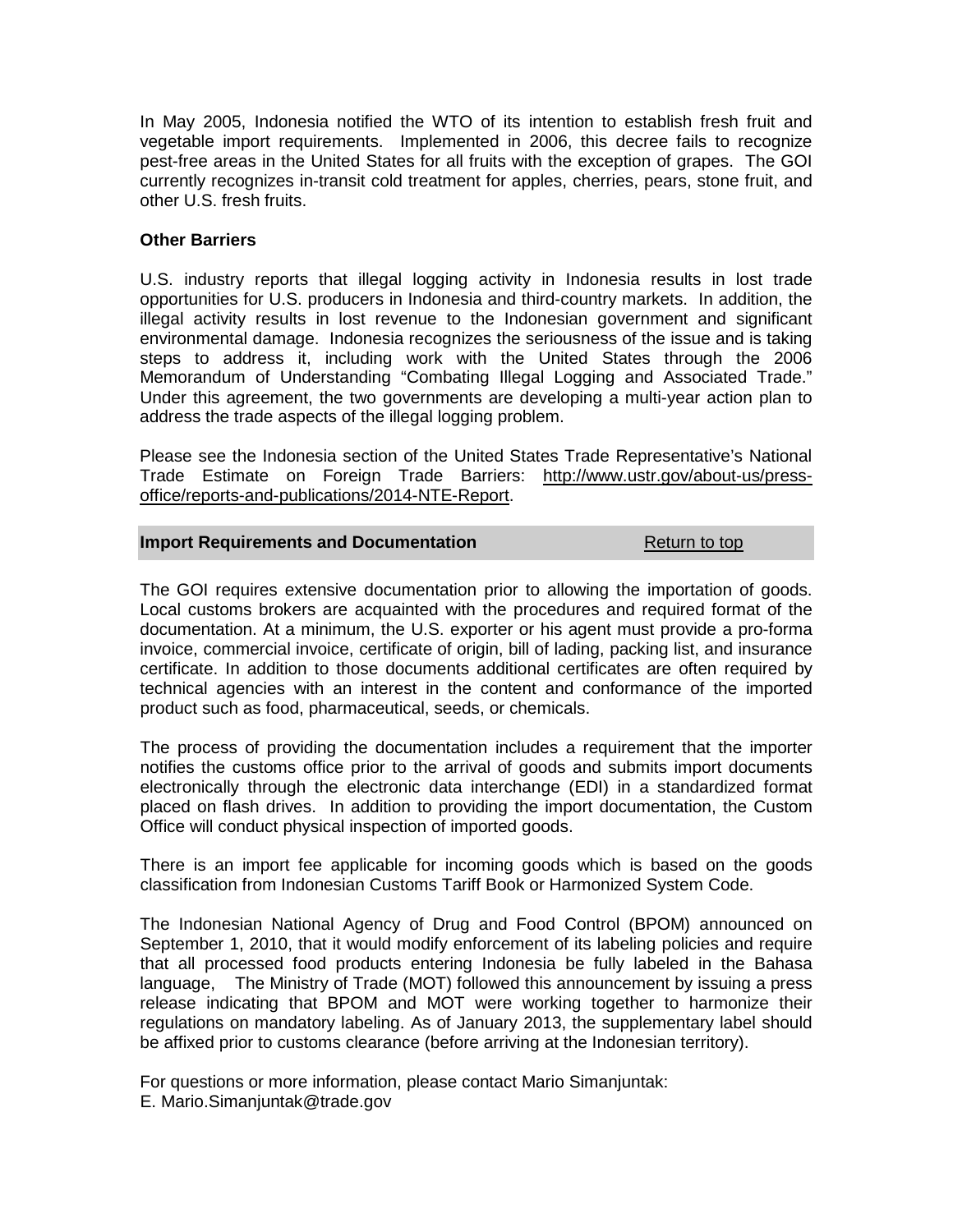In May 2005, Indonesia notified the WTO of its intention to establish fresh fruit and vegetable import requirements. Implemented in 2006, this decree fails to recognize pest-free areas in the United States for all fruits with the exception of grapes. The GOI currently recognizes in-transit cold treatment for apples, cherries, pears, stone fruit, and other U.S. fresh fruits.

**Other Barriers**

U.S. industry reports that illegal logging activity in Indonesia results in lost trade opportunities for U.S. producers in Indonesia and third-country markets. In addition, the illegal activity results in lost revenue to the Indonesian government and significant environmental damage. Indonesia recognizes the seriousness of the issue and is taking steps to address it, including work with the United States through the 2006 Memorandum of Understanding "Combating Illegal Logging and Associated Trade." Under this agreement, the two governments are developing a multi-year action plan to address the trade aspects of the illegal logging problem.

Please see the Indonesia section of the United States Trade Representative's National Trade Estimate on Foreign Trade Barriers: [http://www.ustr.gov/about-us/press-office/reports-and-publications/2014-NTE-Report](http://www.ustr.gov/about-us/press-office/reports-and-publications/2014-NTE-Report).

## Import Requirements and Documentation

Return to top

The GOI requires extensive documentation prior to allowing the importation of goods. Local customs brokers are acquainted with the procedures and required format of the documentation. At a minimum, the U.S. exporter or his agent must provide a pro-forma invoice, commercial invoice, certificate of origin, bill of lading, packing list, and insurance certificate. In addition to those documents additional certificates are often required by technical agencies with an interest in the content and conformance of the imported product such as food, pharmaceutical, seeds, or chemicals.

The process of providing the documentation includes a requirement that the importer notifies the customs office prior to the arrival of goods and submits import documents electronically through the electronic data interchange (EDI) in a standardized format placed on flash drives. In addition to providing the import documentation, the Custom Office will conduct physical inspection of imported goods.

There is an import fee applicable for incoming goods which is based on the goods classification from Indonesian Customs Tariff Book or Harmonized System Code.

The Indonesian National Agency of Drug and Food Control (BPOM) announced on September 1, 2010, that it would modify enforcement of its labeling policies and require that all processed food products entering Indonesia be fully labeled in the Bahasa language, The Ministry of Trade (MOT) followed this announcement by issuing a press release indicating that BPOM and MOT were working together to harmonize their regulations on mandatory labeling. As of January 2013, the supplementary label should be affixed prior to customs clearance (before arriving at the Indonesian territory).

For questions or more information, please contact Mario Simanjuntak:
E. Mario.Simanjuntak@trade.gov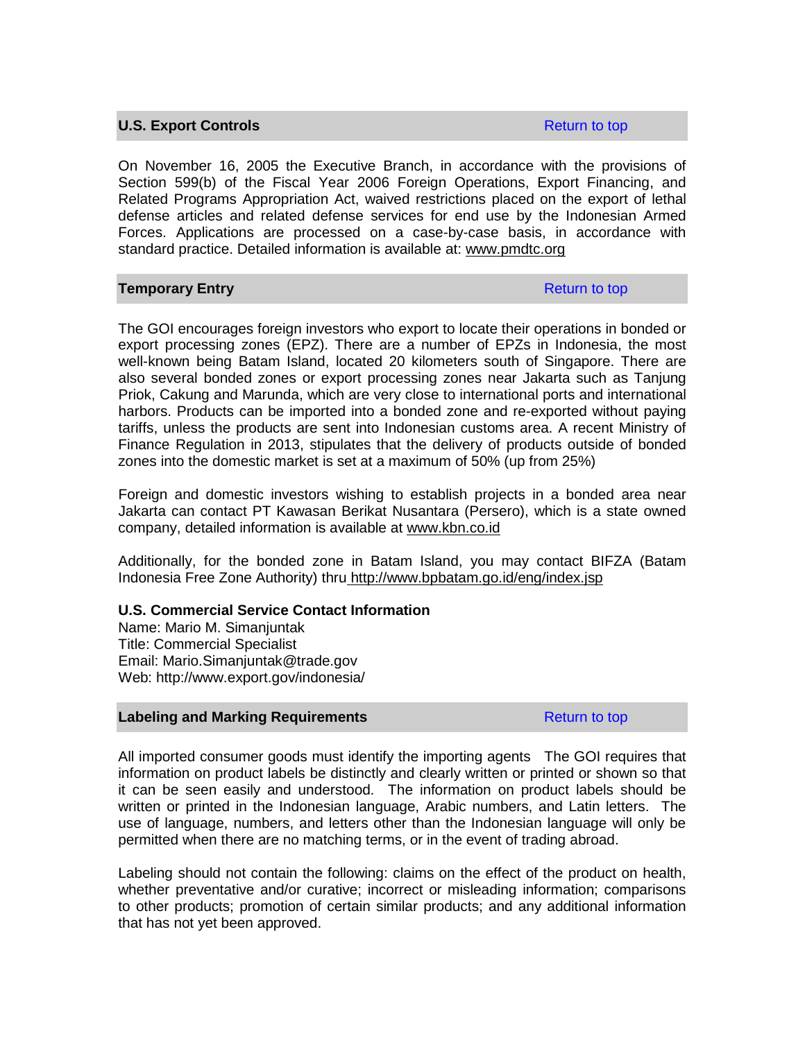## U.S. Export Controls

Return to top

On November 16, 2005 the Executive Branch, in accordance with the provisions of Section 599(b) of the Fiscal Year 2006 Foreign Operations, Export Financing, and Related Programs Appropriation Act, waived restrictions placed on the export of lethal defense articles and related defense services for end use by the Indonesian Armed Forces. Applications are processed on a case-by-case basis, in accordance with standard practice. Detailed information is available at: www.pmdtc.org

## Temporary Entry

Return to top

The GOI encourages foreign investors who export to locate their operations in bonded or export processing zones (EPZ). There are a number of EPZs in Indonesia, the most well-known being Batam Island, located 20 kilometers south of Singapore. There are also several bonded zones or export processing zones near Jakarta such as Tanjung Priok, Cakung and Marunda, which are very close to international ports and international harbors. Products can be imported into a bonded zone and re-exported without paying tariffs, unless the products are sent into Indonesian customs area. A recent Ministry of Finance Regulation in 2013, stipulates that the delivery of products outside of bonded zones into the domestic market is set at a maximum of 50% (up from 25%)

Foreign and domestic investors wishing to establish projects in a bonded area near Jakarta can contact PT Kawasan Berikat Nusantara (Persero), which is a state owned company, detailed information is available at www.kbn.co.id

Additionally, for the bonded zone in Batam Island, you may contact BIFZA (Batam Indonesia Free Zone Authority) thru http://www.bpbatam.go.id/eng/index.jsp

**U.S. Commercial Service Contact Information**
Name: Mario M. Simanjuntak
Title: Commercial Specialist
Email: Mario.Simanjuntak@trade.gov
Web: http://www.export.gov/indonesia/

## Labeling and Marking Requirements

Return to top

All imported consumer goods must identify the importing agents The GOI requires that information on product labels be distinctly and clearly written or printed or shown so that it can be seen easily and understood. The information on product labels should be written or printed in the Indonesian language, Arabic numbers, and Latin letters. The use of language, numbers, and letters other than the Indonesian language will only be permitted when there are no matching terms, or in the event of trading abroad.

Labeling should not contain the following: claims on the effect of the product on health, whether preventative and/or curative; incorrect or misleading information; comparisons to other products; promotion of certain similar products; and any additional information that has not yet been approved.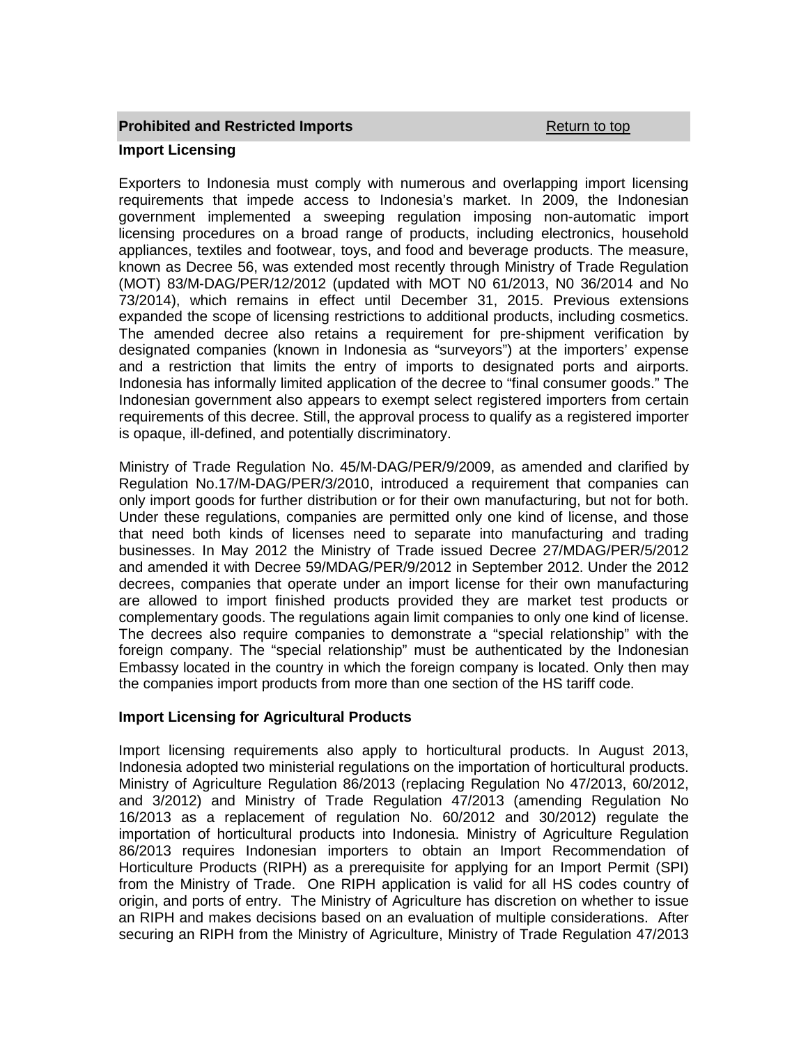## Prohibited and Restricted Imports

Return to top

### Import Licensing

Exporters to Indonesia must comply with numerous and overlapping import licensing requirements that impede access to Indonesia's market. In 2009, the Indonesian government implemented a sweeping regulation imposing non-automatic import licensing procedures on a broad range of products, including electronics, household appliances, textiles and footwear, toys, and food and beverage products. The measure, known as Decree 56, was extended most recently through Ministry of Trade Regulation (MOT) 83/M-DAG/PER/12/2012 (updated with MOT N0 61/2013, N0 36/2014 and No 73/2014), which remains in effect until December 31, 2015. Previous extensions expanded the scope of licensing restrictions to additional products, including cosmetics. The amended decree also retains a requirement for pre-shipment verification by designated companies (known in Indonesia as "surveyors") at the importers' expense and a restriction that limits the entry of imports to designated ports and airports. Indonesia has informally limited application of the decree to "final consumer goods." The Indonesian government also appears to exempt select registered importers from certain requirements of this decree. Still, the approval process to qualify as a registered importer is opaque, ill-defined, and potentially discriminatory.

Ministry of Trade Regulation No. 45/M-DAG/PER/9/2009, as amended and clarified by Regulation No.17/M-DAG/PER/3/2010, introduced a requirement that companies can only import goods for further distribution or for their own manufacturing, but not for both. Under these regulations, companies are permitted only one kind of license, and those that need both kinds of licenses need to separate into manufacturing and trading businesses. In May 2012 the Ministry of Trade issued Decree 27/MDAG/PER/5/2012 and amended it with Decree 59/MDAG/PER/9/2012 in September 2012. Under the 2012 decrees, companies that operate under an import license for their own manufacturing are allowed to import finished products provided they are market test products or complementary goods. The regulations again limit companies to only one kind of license. The decrees also require companies to demonstrate a "special relationship" with the foreign company. The "special relationship" must be authenticated by the Indonesian Embassy located in the country in which the foreign company is located. Only then may the companies import products from more than one section of the HS tariff code.

### Import Licensing for Agricultural Products

Import licensing requirements also apply to horticultural products. In August 2013, Indonesia adopted two ministerial regulations on the importation of horticultural products. Ministry of Agriculture Regulation 86/2013 (replacing Regulation No 47/2013, 60/2012, and 3/2012) and Ministry of Trade Regulation 47/2013 (amending Regulation No 16/2013 as a replacement of regulation No. 60/2012 and 30/2012) regulate the importation of horticultural products into Indonesia. Ministry of Agriculture Regulation 86/2013 requires Indonesian importers to obtain an Import Recommendation of Horticulture Products (RIPH) as a prerequisite for applying for an Import Permit (SPI) from the Ministry of Trade. One RIPH application is valid for all HS codes country of origin, and ports of entry. The Ministry of Agriculture has discretion on whether to issue an RIPH and makes decisions based on an evaluation of multiple considerations. After securing an RIPH from the Ministry of Agriculture, Ministry of Trade Regulation 47/2013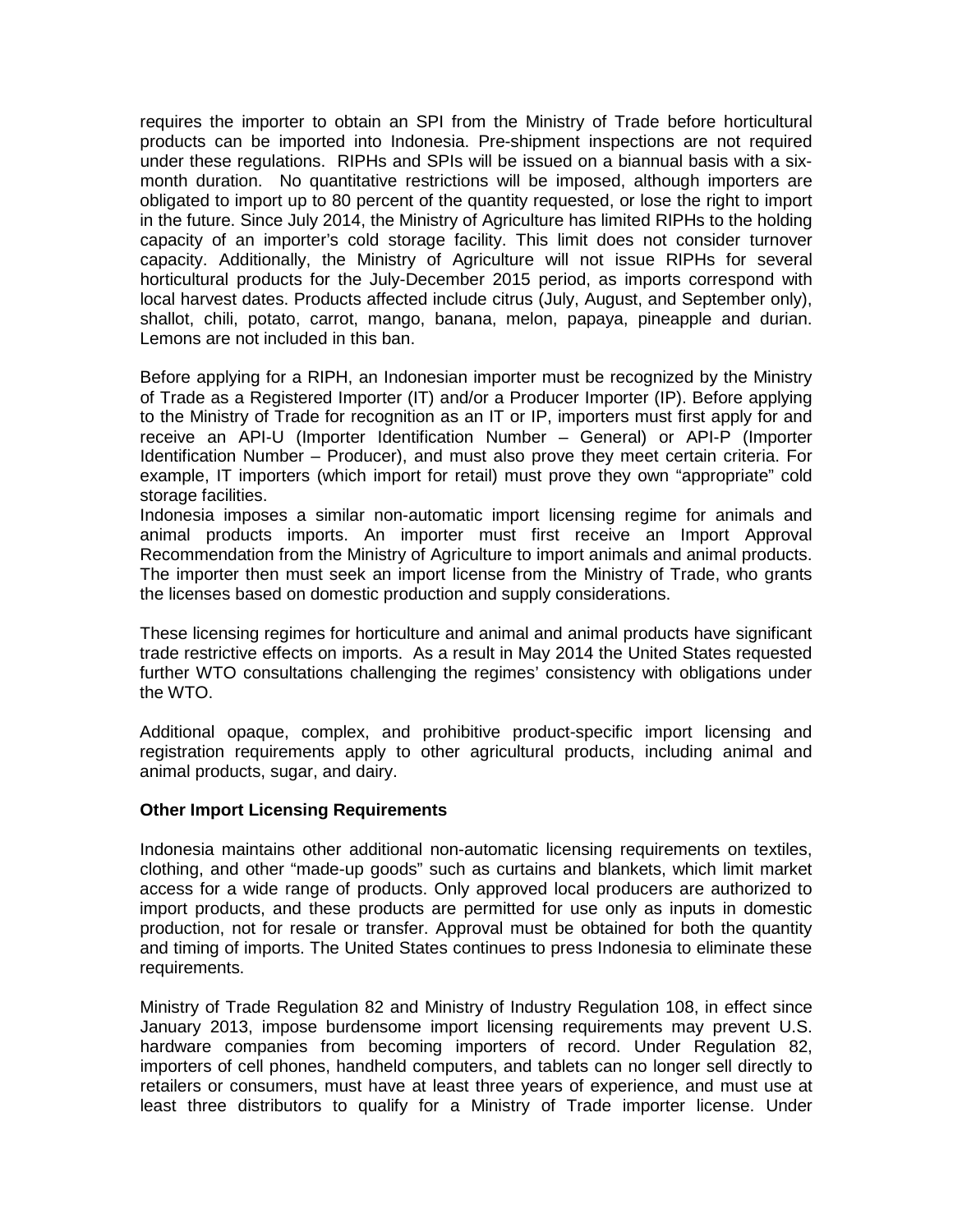requires the importer to obtain an SPI from the Ministry of Trade before horticultural products can be imported into Indonesia. Pre-shipment inspections are not required under these regulations. RIPHs and SPIs will be issued on a biannual basis with a six-month duration. No quantitative restrictions will be imposed, although importers are obligated to import up to 80 percent of the quantity requested, or lose the right to import in the future. Since July 2014, the Ministry of Agriculture has limited RIPHs to the holding capacity of an importer's cold storage facility. This limit does not consider turnover capacity. Additionally, the Ministry of Agriculture will not issue RIPHs for several horticultural products for the July-December 2015 period, as imports correspond with local harvest dates. Products affected include citrus (July, August, and September only), shallot, chili, potato, carrot, mango, banana, melon, papaya, pineapple and durian. Lemons are not included in this ban.

Before applying for a RIPH, an Indonesian importer must be recognized by the Ministry of Trade as a Registered Importer (IT) and/or a Producer Importer (IP). Before applying to the Ministry of Trade for recognition as an IT or IP, importers must first apply for and receive an API-U (Importer Identification Number – General) or API-P (Importer Identification Number – Producer), and must also prove they meet certain criteria. For example, IT importers (which import for retail) must prove they own "appropriate" cold storage facilities.

Indonesia imposes a similar non-automatic import licensing regime for animals and animal products imports. An importer must first receive an Import Approval Recommendation from the Ministry of Agriculture to import animals and animal products. The importer then must seek an import license from the Ministry of Trade, who grants the licenses based on domestic production and supply considerations.

These licensing regimes for horticulture and animal and animal products have significant trade restrictive effects on imports. As a result in May 2014 the United States requested further WTO consultations challenging the regimes' consistency with obligations under the WTO.

Additional opaque, complex, and prohibitive product-specific import licensing and registration requirements apply to other agricultural products, including animal and animal products, sugar, and dairy.

**Other Import Licensing Requirements**

Indonesia maintains other additional non-automatic licensing requirements on textiles, clothing, and other "made-up goods" such as curtains and blankets, which limit market access for a wide range of products. Only approved local producers are authorized to import products, and these products are permitted for use only as inputs in domestic production, not for resale or transfer. Approval must be obtained for both the quantity and timing of imports. The United States continues to press Indonesia to eliminate these requirements.

Ministry of Trade Regulation 82 and Ministry of Industry Regulation 108, in effect since January 2013, impose burdensome import licensing requirements may prevent U.S. hardware companies from becoming importers of record. Under Regulation 82, importers of cell phones, handheld computers, and tablets can no longer sell directly to retailers or consumers, must have at least three years of experience, and must use at least three distributors to qualify for a Ministry of Trade importer license. Under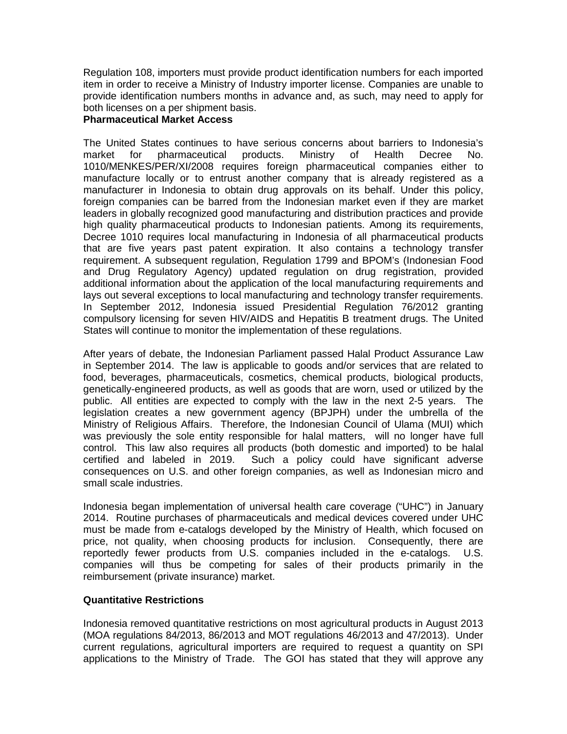Regulation 108, importers must provide product identification numbers for each imported item in order to receive a Ministry of Industry importer license. Companies are unable to provide identification numbers months in advance and, as such, may need to apply for both licenses on a per shipment basis.

**Pharmaceutical Market Access**

The United States continues to have serious concerns about barriers to Indonesia's market for pharmaceutical products. Ministry of Health Decree No. 1010/MENKES/PER/XI/2008 requires foreign pharmaceutical companies either to manufacture locally or to entrust another company that is already registered as a manufacturer in Indonesia to obtain drug approvals on its behalf. Under this policy, foreign companies can be barred from the Indonesian market even if they are market leaders in globally recognized good manufacturing and distribution practices and provide high quality pharmaceutical products to Indonesian patients. Among its requirements, Decree 1010 requires local manufacturing in Indonesia of all pharmaceutical products that are five years past patent expiration. It also contains a technology transfer requirement. A subsequent regulation, Regulation 1799 and BPOM's (Indonesian Food and Drug Regulatory Agency) updated regulation on drug registration, provided additional information about the application of the local manufacturing requirements and lays out several exceptions to local manufacturing and technology transfer requirements. In September 2012, Indonesia issued Presidential Regulation 76/2012 granting compulsory licensing for seven HIV/AIDS and Hepatitis B treatment drugs. The United States will continue to monitor the implementation of these regulations.

After years of debate, the Indonesian Parliament passed Halal Product Assurance Law in September 2014. The law is applicable to goods and/or services that are related to food, beverages, pharmaceuticals, cosmetics, chemical products, biological products, genetically-engineered products, as well as goods that are worn, used or utilized by the public. All entities are expected to comply with the law in the next 2-5 years. The legislation creates a new government agency (BPJPH) under the umbrella of the Ministry of Religious Affairs. Therefore, the Indonesian Council of Ulama (MUI) which was previously the sole entity responsible for halal matters, will no longer have full control. This law also requires all products (both domestic and imported) to be halal certified and labeled in 2019. Such a policy could have significant adverse consequences on U.S. and other foreign companies, as well as Indonesian micro and small scale industries.

Indonesia began implementation of universal health care coverage ("UHC") in January 2014. Routine purchases of pharmaceuticals and medical devices covered under UHC must be made from e-catalogs developed by the Ministry of Health, which focused on price, not quality, when choosing products for inclusion. Consequently, there are reportedly fewer products from U.S. companies included in the e-catalogs. U.S. companies will thus be competing for sales of their products primarily in the reimbursement (private insurance) market.

**Quantitative Restrictions**

Indonesia removed quantitative restrictions on most agricultural products in August 2013 (MOA regulations 84/2013, 86/2013 and MOT regulations 46/2013 and 47/2013). Under current regulations, agricultural importers are required to request a quantity on SPI applications to the Ministry of Trade. The GOI has stated that they will approve any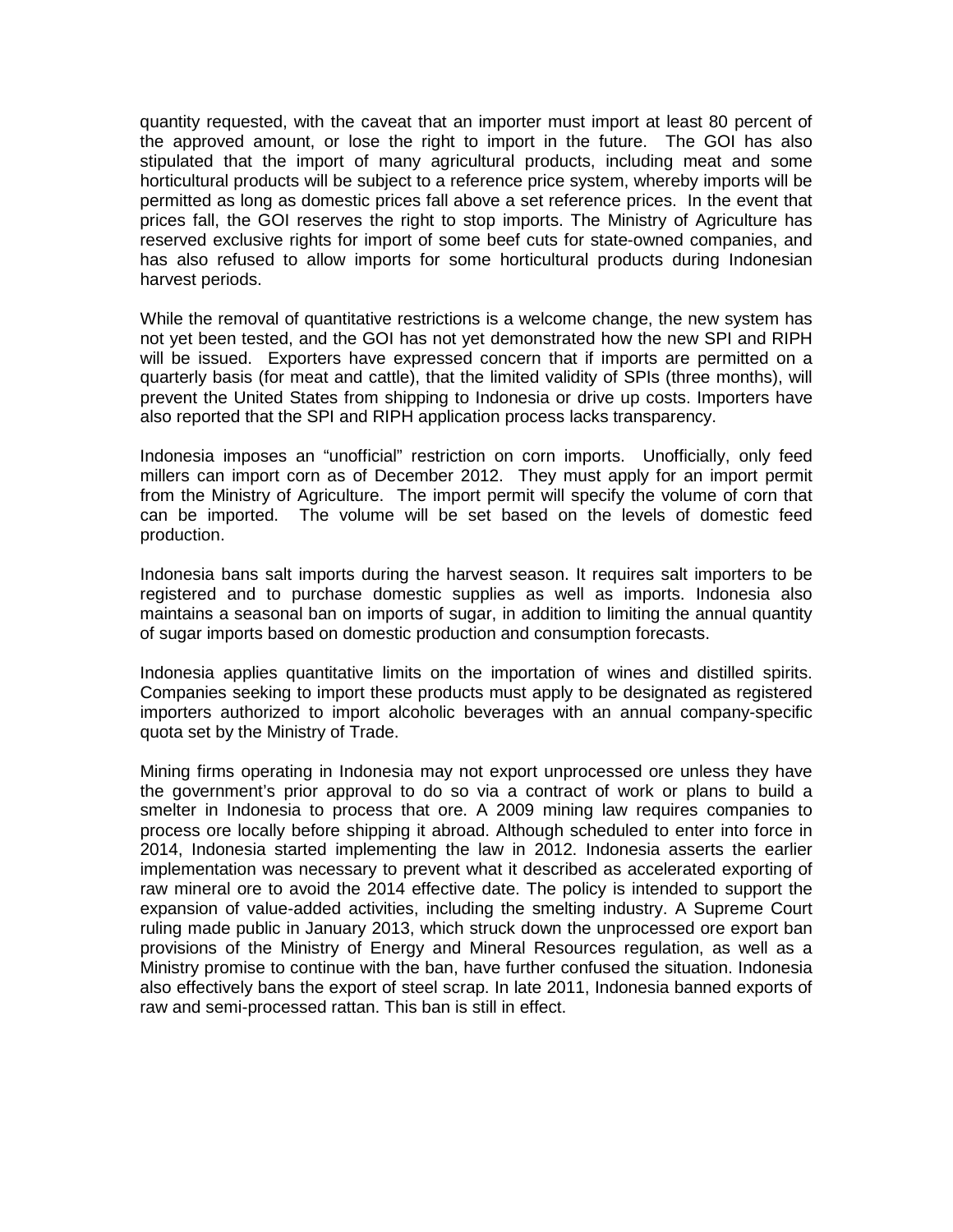quantity requested, with the caveat that an importer must import at least 80 percent of the approved amount, or lose the right to import in the future. The GOI has also stipulated that the import of many agricultural products, including meat and some horticultural products will be subject to a reference price system, whereby imports will be permitted as long as domestic prices fall above a set reference prices. In the event that prices fall, the GOI reserves the right to stop imports. The Ministry of Agriculture has reserved exclusive rights for import of some beef cuts for state-owned companies, and has also refused to allow imports for some horticultural products during Indonesian harvest periods.

While the removal of quantitative restrictions is a welcome change, the new system has not yet been tested, and the GOI has not yet demonstrated how the new SPI and RIPH will be issued. Exporters have expressed concern that if imports are permitted on a quarterly basis (for meat and cattle), that the limited validity of SPIs (three months), will prevent the United States from shipping to Indonesia or drive up costs. Importers have also reported that the SPI and RIPH application process lacks transparency.

Indonesia imposes an "unofficial" restriction on corn imports. Unofficially, only feed millers can import corn as of December 2012. They must apply for an import permit from the Ministry of Agriculture. The import permit will specify the volume of corn that can be imported. The volume will be set based on the levels of domestic feed production.

Indonesia bans salt imports during the harvest season. It requires salt importers to be registered and to purchase domestic supplies as well as imports. Indonesia also maintains a seasonal ban on imports of sugar, in addition to limiting the annual quantity of sugar imports based on domestic production and consumption forecasts.

Indonesia applies quantitative limits on the importation of wines and distilled spirits. Companies seeking to import these products must apply to be designated as registered importers authorized to import alcoholic beverages with an annual company-specific quota set by the Ministry of Trade.

Mining firms operating in Indonesia may not export unprocessed ore unless they have the government's prior approval to do so via a contract of work or plans to build a smelter in Indonesia to process that ore. A 2009 mining law requires companies to process ore locally before shipping it abroad. Although scheduled to enter into force in 2014, Indonesia started implementing the law in 2012. Indonesia asserts the earlier implementation was necessary to prevent what it described as accelerated exporting of raw mineral ore to avoid the 2014 effective date. The policy is intended to support the expansion of value-added activities, including the smelting industry. A Supreme Court ruling made public in January 2013, which struck down the unprocessed ore export ban provisions of the Ministry of Energy and Mineral Resources regulation, as well as a Ministry promise to continue with the ban, have further confused the situation. Indonesia also effectively bans the export of steel scrap. In late 2011, Indonesia banned exports of raw and semi-processed rattan. This ban is still in effect.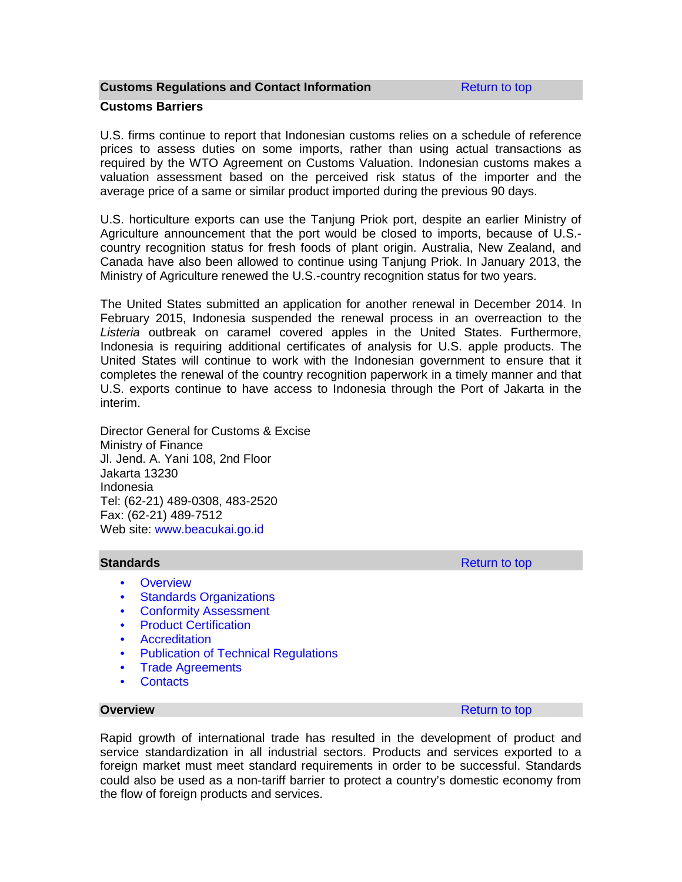## Customs Regulations and Contact Information

Return to top

### Customs Barriers

U.S. firms continue to report that Indonesian customs relies on a schedule of reference prices to assess duties on some imports, rather than using actual transactions as required by the WTO Agreement on Customs Valuation. Indonesian customs makes a valuation assessment based on the perceived risk status of the importer and the average price of a same or similar product imported during the previous 90 days.

U.S. horticulture exports can use the Tanjung Priok port, despite an earlier Ministry of Agriculture announcement that the port would be closed to imports, because of U.S.-country recognition status for fresh foods of plant origin. Australia, New Zealand, and Canada have also been allowed to continue using Tanjung Priok. In January 2013, the Ministry of Agriculture renewed the U.S.-country recognition status for two years.

The United States submitted an application for another renewal in December 2014. In February 2015, Indonesia suspended the renewal process in an overreaction to the *Listeria* outbreak on caramel covered apples in the United States. Furthermore, Indonesia is requiring additional certificates of analysis for U.S. apple products. The United States will continue to work with the Indonesian government to ensure that it completes the renewal of the country recognition paperwork in a timely manner and that U.S. exports continue to have access to Indonesia through the Port of Jakarta in the interim.

Director General for Customs & Excise
Ministry of Finance
Jl. Jend. A. Yani 108, 2nd Floor
Jakarta 13230
Indonesia
Tel: (62-21) 489-0308, 483-2520
Fax: (62-21) 489-7512
Web site: www.beacukai.go.id

## Standards

Return to top

- Overview
- Standards Organizations
- Conformity Assessment
- Product Certification
- Accreditation
- Publication of Technical Regulations
- Trade Agreements
- Contacts

### Overview

Return to top

Rapid growth of international trade has resulted in the development of product and service standardization in all industrial sectors. Products and services exported to a foreign market must meet standard requirements in order to be successful. Standards could also be used as a non-tariff barrier to protect a country's domestic economy from the flow of foreign products and services.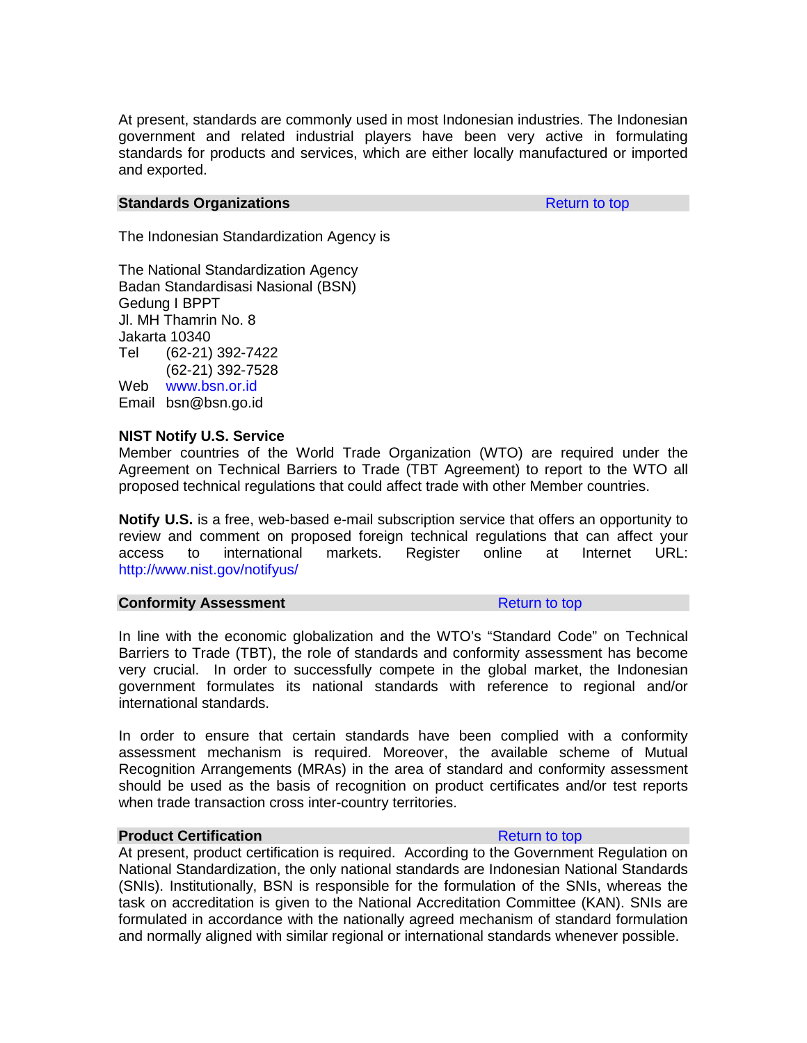At present, standards are commonly used in most Indonesian industries. The Indonesian government and related industrial players have been very active in formulating standards for products and services, which are either locally manufactured or imported and exported.

## Standards Organizations

Return to top

The Indonesian Standardization Agency is

The National Standardization Agency
Badan Standardisasi Nasional (BSN)
Gedung I BPPT
Jl. MH Thamrin No. 8
Jakarta 10340
Tel (62-21) 392-7422
(62-21) 392-7528
Web www.bsn.or.id
Email bsn@bsn.go.id

**NIST Notify U.S. Service**

Member countries of the World Trade Organization (WTO) are required under the Agreement on Technical Barriers to Trade (TBT Agreement) to report to the WTO all proposed technical regulations that could affect trade with other Member countries.

**Notify U.S.** is a free, web-based e-mail subscription service that offers an opportunity to review and comment on proposed foreign technical regulations that can affect your access to international markets. Register online at Internet URL: http://www.nist.gov/notifyus/

## Conformity Assessment

Return to top

In line with the economic globalization and the WTO's "Standard Code" on Technical Barriers to Trade (TBT), the role of standards and conformity assessment has become very crucial. In order to successfully compete in the global market, the Indonesian government formulates its national standards with reference to regional and/or international standards.

In order to ensure that certain standards have been complied with a conformity assessment mechanism is required. Moreover, the available scheme of Mutual Recognition Arrangements (MRAs) in the area of standard and conformity assessment should be used as the basis of recognition on product certificates and/or test reports when trade transaction cross inter-country territories.

## Product Certification

Return to top

At present, product certification is required. According to the Government Regulation on National Standardization, the only national standards are Indonesian National Standards (SNIs). Institutionally, BSN is responsible for the formulation of the SNIs, whereas the task on accreditation is given to the National Accreditation Committee (KAN). SNIs are formulated in accordance with the nationally agreed mechanism of standard formulation and normally aligned with similar regional or international standards whenever possible.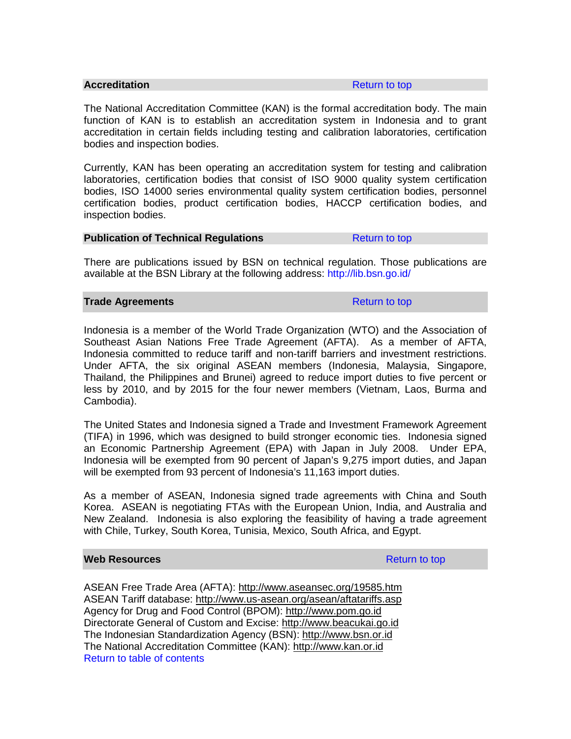## Accreditation

Return to top

The National Accreditation Committee (KAN) is the formal accreditation body. The main function of KAN is to establish an accreditation system in Indonesia and to grant accreditation in certain fields including testing and calibration laboratories, certification bodies and inspection bodies.

Currently, KAN has been operating an accreditation system for testing and calibration laboratories, certification bodies that consist of ISO 9000 quality system certification bodies, ISO 14000 series environmental quality system certification bodies, personnel certification bodies, product certification bodies, HACCP certification bodies, and inspection bodies.

## Publication of Technical Regulations

Return to top

There are publications issued by BSN on technical regulation. Those publications are available at the BSN Library at the following address: http://lib.bsn.go.id/

## Trade Agreements

Return to top

Indonesia is a member of the World Trade Organization (WTO) and the Association of Southeast Asian Nations Free Trade Agreement (AFTA). As a member of AFTA, Indonesia committed to reduce tariff and non-tariff barriers and investment restrictions. Under AFTA, the six original ASEAN members (Indonesia, Malaysia, Singapore, Thailand, the Philippines and Brunei) agreed to reduce import duties to five percent or less by 2010, and by 2015 for the four newer members (Vietnam, Laos, Burma and Cambodia).

The United States and Indonesia signed a Trade and Investment Framework Agreement (TIFA) in 1996, which was designed to build stronger economic ties. Indonesia signed an Economic Partnership Agreement (EPA) with Japan in July 2008. Under EPA, Indonesia will be exempted from 90 percent of Japan's 9,275 import duties, and Japan will be exempted from 93 percent of Indonesia's 11,163 import duties.

As a member of ASEAN, Indonesia signed trade agreements with China and South Korea. ASEAN is negotiating FTAs with the European Union, India, and Australia and New Zealand. Indonesia is also exploring the feasibility of having a trade agreement with Chile, Turkey, South Korea, Tunisia, Mexico, South Africa, and Egypt.

## Web Resources

Return to top

ASEAN Free Trade Area (AFTA): http://www.aseansec.org/19585.htm
ASEAN Tariff database: http://www.us-asean.org/asean/aftatariffs.asp
Agency for Drug and Food Control (BPOM): http://www.pom.go.id
Directorate General of Custom and Excise: http://www.beacukai.go.id
The Indonesian Standardization Agency (BSN): http://www.bsn.or.id
The National Accreditation Committee (KAN): http://www.kan.or.id
Return to table of contents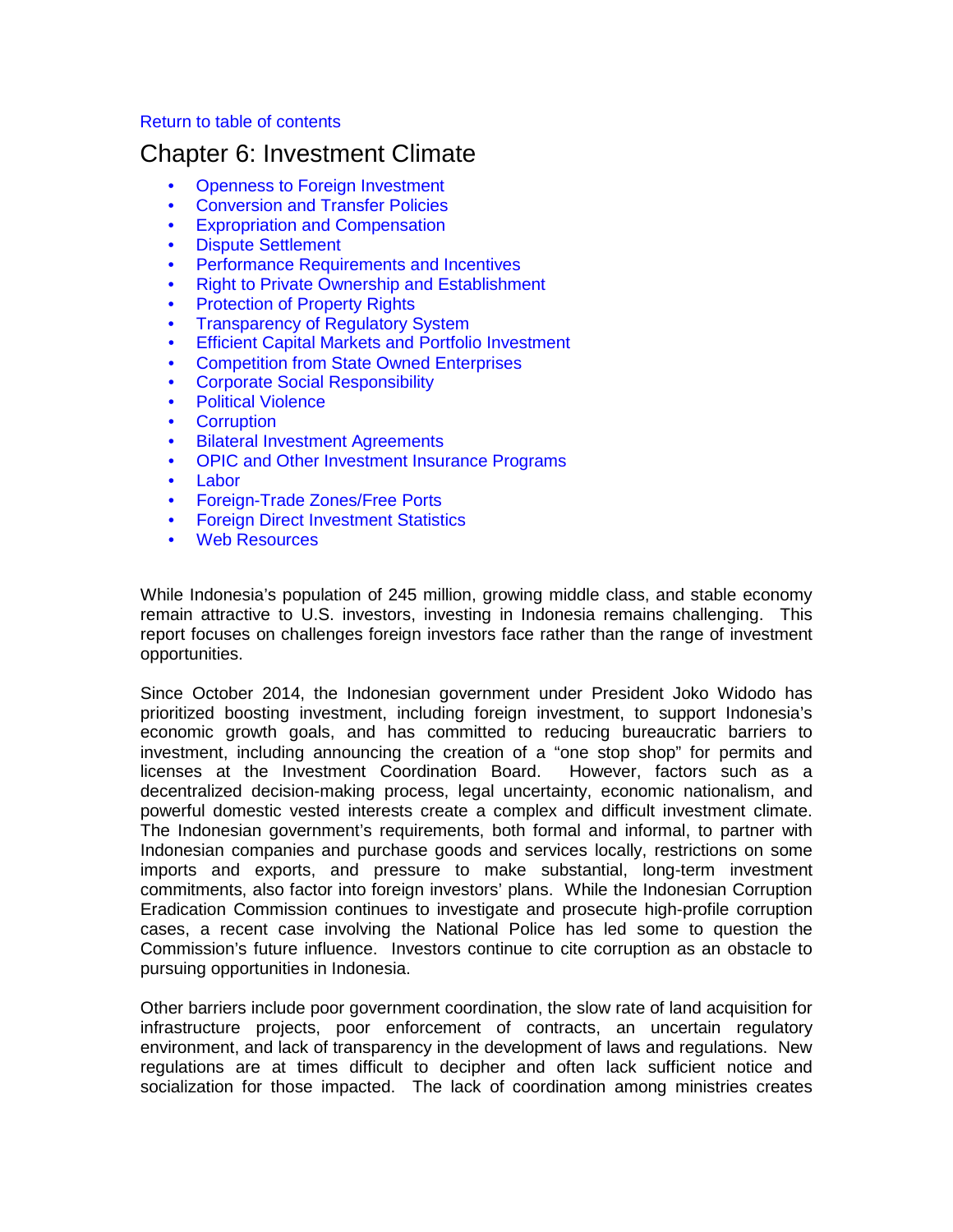Return to table of contents

# Chapter 6: Investment Climate

- Openness to Foreign Investment
- Conversion and Transfer Policies
- Expropriation and Compensation
- Dispute Settlement
- Performance Requirements and Incentives
- Right to Private Ownership and Establishment
- Protection of Property Rights
- Transparency of Regulatory System
- Efficient Capital Markets and Portfolio Investment
- Competition from State Owned Enterprises
- Corporate Social Responsibility
- Political Violence
- Corruption
- Bilateral Investment Agreements
- OPIC and Other Investment Insurance Programs
- Labor
- Foreign-Trade Zones/Free Ports
- Foreign Direct Investment Statistics
- Web Resources

While Indonesia's population of 245 million, growing middle class, and stable economy remain attractive to U.S. investors, investing in Indonesia remains challenging. This report focuses on challenges foreign investors face rather than the range of investment opportunities.

Since October 2014, the Indonesian government under President Joko Widodo has prioritized boosting investment, including foreign investment, to support Indonesia's economic growth goals, and has committed to reducing bureaucratic barriers to investment, including announcing the creation of a "one stop shop" for permits and licenses at the Investment Coordination Board. However, factors such as a decentralized decision-making process, legal uncertainty, economic nationalism, and powerful domestic vested interests create a complex and difficult investment climate. The Indonesian government's requirements, both formal and informal, to partner with Indonesian companies and purchase goods and services locally, restrictions on some imports and exports, and pressure to make substantial, long-term investment commitments, also factor into foreign investors' plans. While the Indonesian Corruption Eradication Commission continues to investigate and prosecute high-profile corruption cases, a recent case involving the National Police has led some to question the Commission's future influence. Investors continue to cite corruption as an obstacle to pursuing opportunities in Indonesia.

Other barriers include poor government coordination, the slow rate of land acquisition for infrastructure projects, poor enforcement of contracts, an uncertain regulatory environment, and lack of transparency in the development of laws and regulations. New regulations are at times difficult to decipher and often lack sufficient notice and socialization for those impacted. The lack of coordination among ministries creates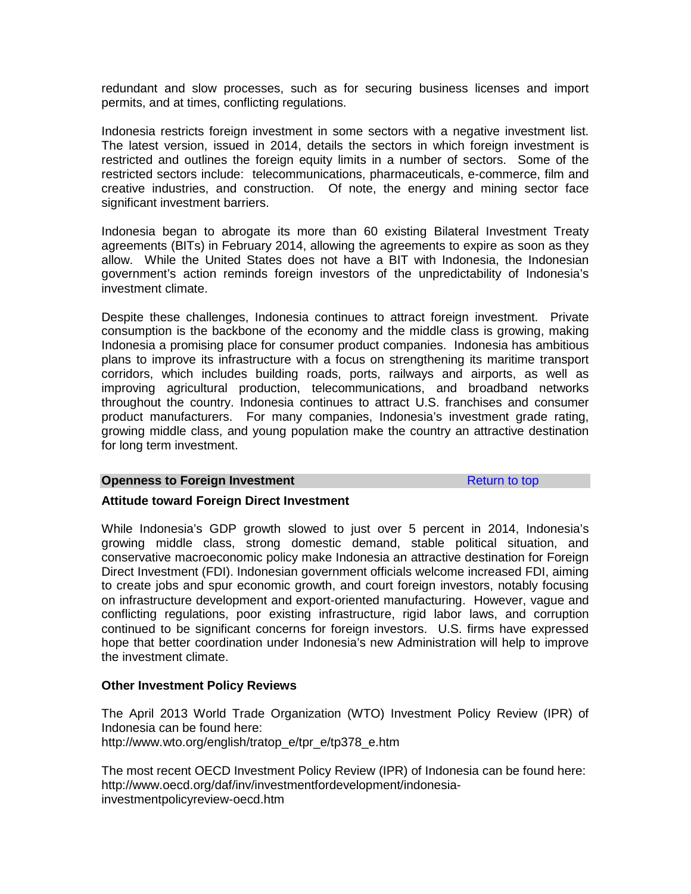redundant and slow processes, such as for securing business licenses and import permits, and at times, conflicting regulations.

Indonesia restricts foreign investment in some sectors with a negative investment list. The latest version, issued in 2014, details the sectors in which foreign investment is restricted and outlines the foreign equity limits in a number of sectors. Some of the restricted sectors include: telecommunications, pharmaceuticals, e-commerce, film and creative industries, and construction. Of note, the energy and mining sector face significant investment barriers.

Indonesia began to abrogate its more than 60 existing Bilateral Investment Treaty agreements (BITs) in February 2014, allowing the agreements to expire as soon as they allow. While the United States does not have a BIT with Indonesia, the Indonesian government's action reminds foreign investors of the unpredictability of Indonesia's investment climate.

Despite these challenges, Indonesia continues to attract foreign investment. Private consumption is the backbone of the economy and the middle class is growing, making Indonesia a promising place for consumer product companies. Indonesia has ambitious plans to improve its infrastructure with a focus on strengthening its maritime transport corridors, which includes building roads, ports, railways and airports, as well as improving agricultural production, telecommunications, and broadband networks throughout the country. Indonesia continues to attract U.S. franchises and consumer product manufacturers. For many companies, Indonesia's investment grade rating, growing middle class, and young population make the country an attractive destination for long term investment.

## Openness to Foreign Investment

Return to top

### Attitude toward Foreign Direct Investment

While Indonesia's GDP growth slowed to just over 5 percent in 2014, Indonesia's growing middle class, strong domestic demand, stable political situation, and conservative macroeconomic policy make Indonesia an attractive destination for Foreign Direct Investment (FDI). Indonesian government officials welcome increased FDI, aiming to create jobs and spur economic growth, and court foreign investors, notably focusing on infrastructure development and export-oriented manufacturing. However, vague and conflicting regulations, poor existing infrastructure, rigid labor laws, and corruption continued to be significant concerns for foreign investors. U.S. firms have expressed hope that better coordination under Indonesia's new Administration will help to improve the investment climate.

### Other Investment Policy Reviews

The April 2013 World Trade Organization (WTO) Investment Policy Review (IPR) of Indonesia can be found here:
http://www.wto.org/english/tratop_e/tpr_e/tp378_e.htm

The most recent OECD Investment Policy Review (IPR) of Indonesia can be found here:
http://www.oecd.org/daf/inv/investmentfordevelopment/indonesia-investmentpolicyreview-oecd.htm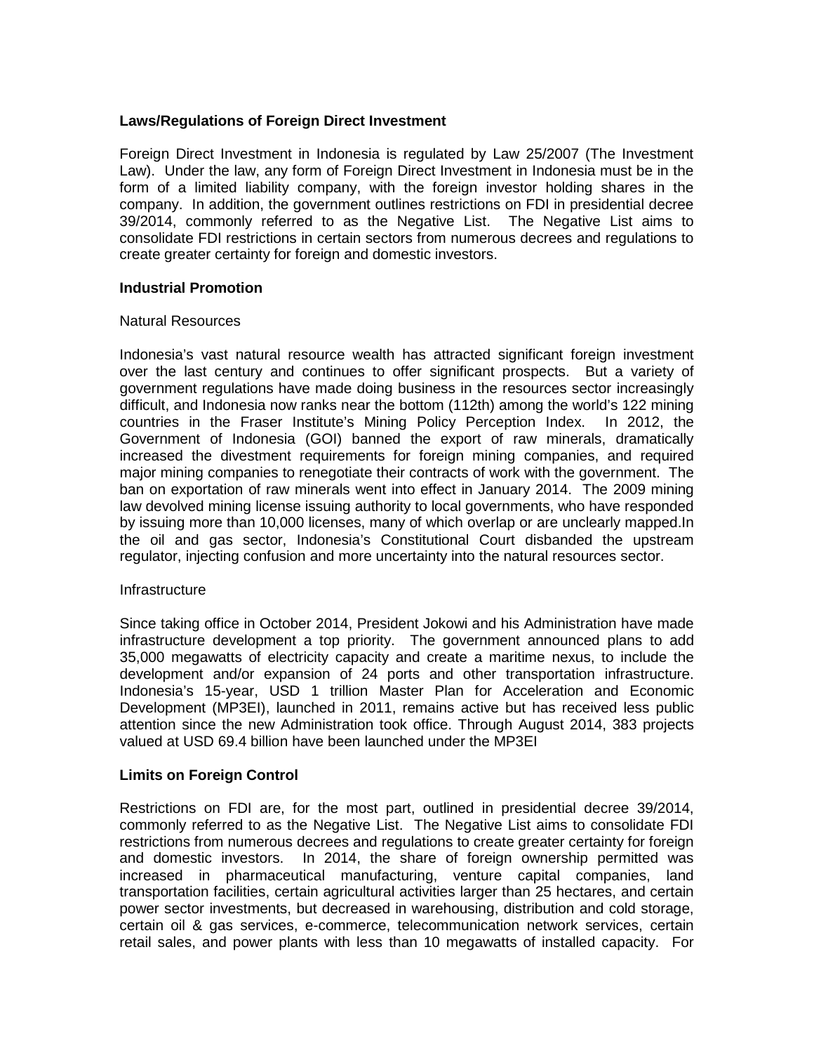## Laws/Regulations of Foreign Direct Investment

Foreign Direct Investment in Indonesia is regulated by Law 25/2007 (The Investment Law). Under the law, any form of Foreign Direct Investment in Indonesia must be in the form of a limited liability company, with the foreign investor holding shares in the company. In addition, the government outlines restrictions on FDI in presidential decree 39/2014, commonly referred to as the Negative List. The Negative List aims to consolidate FDI restrictions in certain sectors from numerous decrees and regulations to create greater certainty for foreign and domestic investors.

## Industrial Promotion

Natural Resources

Indonesia's vast natural resource wealth has attracted significant foreign investment over the last century and continues to offer significant prospects. But a variety of government regulations have made doing business in the resources sector increasingly difficult, and Indonesia now ranks near the bottom (112th) among the world's 122 mining countries in the Fraser Institute's Mining Policy Perception Index. In 2012, the Government of Indonesia (GOI) banned the export of raw minerals, dramatically increased the divestment requirements for foreign mining companies, and required major mining companies to renegotiate their contracts of work with the government. The ban on exportation of raw minerals went into effect in January 2014. The 2009 mining law devolved mining license issuing authority to local governments, who have responded by issuing more than 10,000 licenses, many of which overlap or are unclearly mapped.In the oil and gas sector, Indonesia's Constitutional Court disbanded the upstream regulator, injecting confusion and more uncertainty into the natural resources sector.

Infrastructure

Since taking office in October 2014, President Jokowi and his Administration have made infrastructure development a top priority. The government announced plans to add 35,000 megawatts of electricity capacity and create a maritime nexus, to include the development and/or expansion of 24 ports and other transportation infrastructure. Indonesia's 15-year, USD 1 trillion Master Plan for Acceleration and Economic Development (MP3EI), launched in 2011, remains active but has received less public attention since the new Administration took office. Through August 2014, 383 projects valued at USD 69.4 billion have been launched under the MP3EI

## Limits on Foreign Control

Restrictions on FDI are, for the most part, outlined in presidential decree 39/2014, commonly referred to as the Negative List. The Negative List aims to consolidate FDI restrictions from numerous decrees and regulations to create greater certainty for foreign and domestic investors. In 2014, the share of foreign ownership permitted was increased in pharmaceutical manufacturing, venture capital companies, land transportation facilities, certain agricultural activities larger than 25 hectares, and certain power sector investments, but decreased in warehousing, distribution and cold storage, certain oil & gas services, e-commerce, telecommunication network services, certain retail sales, and power plants with less than 10 megawatts of installed capacity. For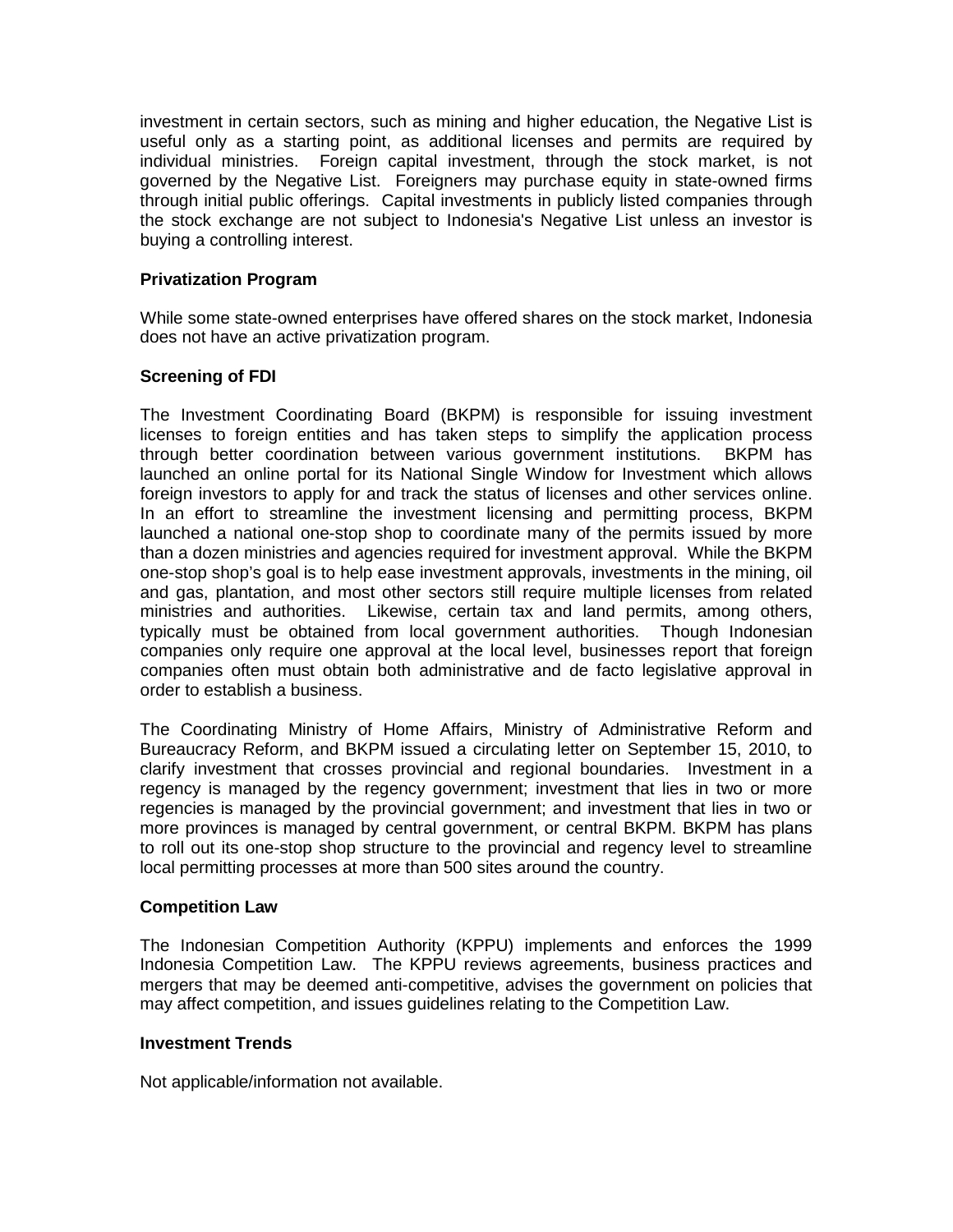investment in certain sectors, such as mining and higher education, the Negative List is useful only as a starting point, as additional licenses and permits are required by individual ministries. Foreign capital investment, through the stock market, is not governed by the Negative List. Foreigners may purchase equity in state-owned firms through initial public offerings. Capital investments in publicly listed companies through the stock exchange are not subject to Indonesia's Negative List unless an investor is buying a controlling interest.

**Privatization Program**

While some state-owned enterprises have offered shares on the stock market, Indonesia does not have an active privatization program.

**Screening of FDI**

The Investment Coordinating Board (BKPM) is responsible for issuing investment licenses to foreign entities and has taken steps to simplify the application process through better coordination between various government institutions. BKPM has launched an online portal for its National Single Window for Investment which allows foreign investors to apply for and track the status of licenses and other services online. In an effort to streamline the investment licensing and permitting process, BKPM launched a national one-stop shop to coordinate many of the permits issued by more than a dozen ministries and agencies required for investment approval. While the BKPM one-stop shop's goal is to help ease investment approvals, investments in the mining, oil and gas, plantation, and most other sectors still require multiple licenses from related ministries and authorities. Likewise, certain tax and land permits, among others, typically must be obtained from local government authorities. Though Indonesian companies only require one approval at the local level, businesses report that foreign companies often must obtain both administrative and de facto legislative approval in order to establish a business.

The Coordinating Ministry of Home Affairs, Ministry of Administrative Reform and Bureaucracy Reform, and BKPM issued a circulating letter on September 15, 2010, to clarify investment that crosses provincial and regional boundaries. Investment in a regency is managed by the regency government; investment that lies in two or more regencies is managed by the provincial government; and investment that lies in two or more provinces is managed by central government, or central BKPM. BKPM has plans to roll out its one-stop shop structure to the provincial and regency level to streamline local permitting processes at more than 500 sites around the country.

**Competition Law**

The Indonesian Competition Authority (KPPU) implements and enforces the 1999 Indonesia Competition Law. The KPPU reviews agreements, business practices and mergers that may be deemed anti-competitive, advises the government on policies that may affect competition, and issues guidelines relating to the Competition Law.

**Investment Trends**

Not applicable/information not available.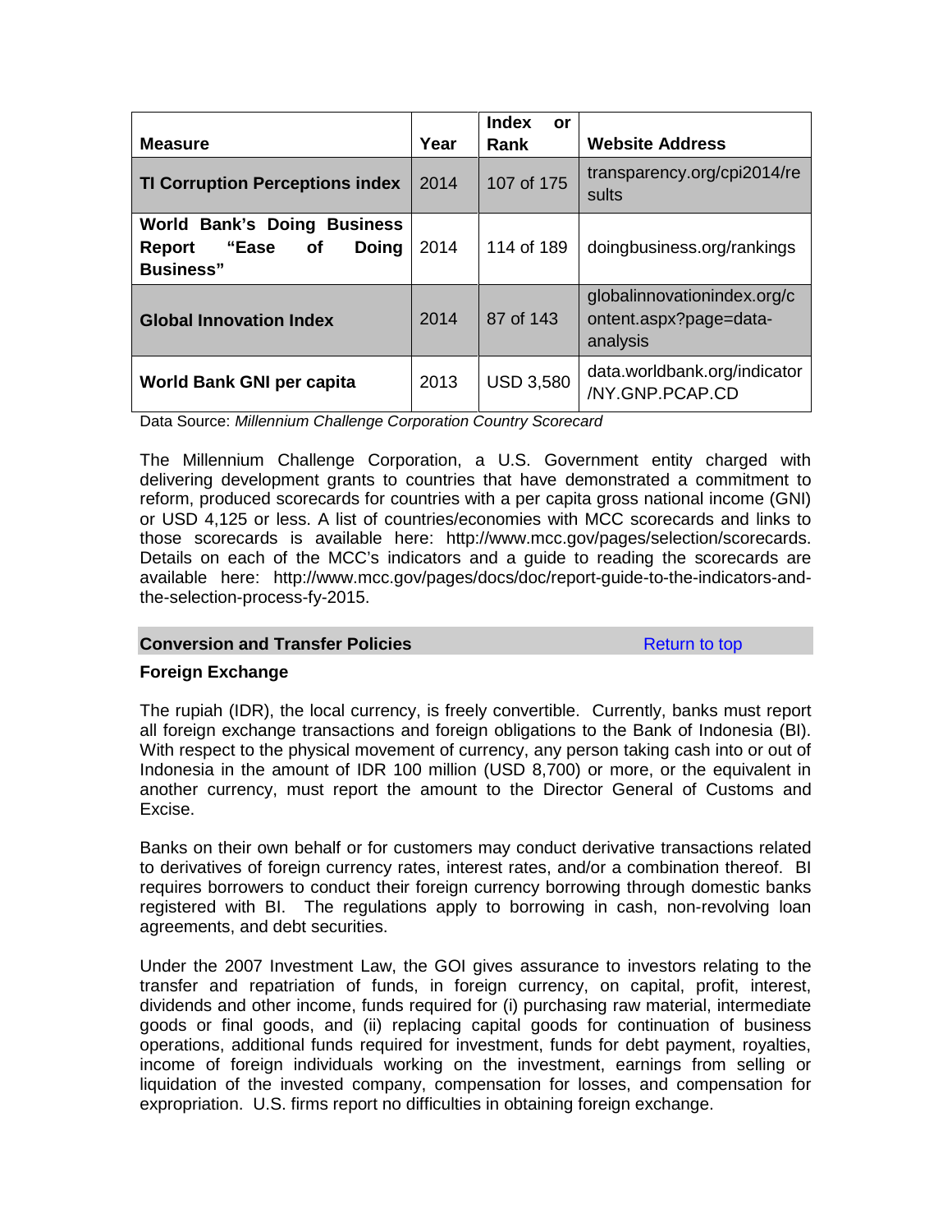| Measure | Year | Index or Rank | Website Address |
| --- | --- | --- | --- |
| **TI Corruption Perceptions index** | 2014 | 107 of 175 | transparency.org/cpi2014/results |
| **World Bank's Doing Business Report "Ease of Doing Business"** | 2014 | 114 of 189 | doingbusiness.org/rankings |
| **Global Innovation Index** | 2014 | 87 of 143 | globalinnovationindex.org/content.aspx?page=data-analysis |
| **World Bank GNI per capita** | 2013 | USD 3,580 | data.worldbank.org/indicator/NY.GNP.PCAP.CD |

Data Source: *Millennium Challenge Corporation Country Scorecard*

The Millennium Challenge Corporation, a U.S. Government entity charged with delivering development grants to countries that have demonstrated a commitment to reform, produced scorecards for countries with a per capita gross national income (GNI) or USD 4,125 or less. A list of countries/economies with MCC scorecards and links to those scorecards is available here: http://www.mcc.gov/pages/selection/scorecards. Details on each of the MCC's indicators and a guide to reading the scorecards are available here: http://www.mcc.gov/pages/docs/doc/report-guide-to-the-indicators-and-the-selection-process-fy-2015.

## Conversion and Transfer Policies

Return to top

### Foreign Exchange

The rupiah (IDR), the local currency, is freely convertible. Currently, banks must report all foreign exchange transactions and foreign obligations to the Bank of Indonesia (BI). With respect to the physical movement of currency, any person taking cash into or out of Indonesia in the amount of IDR 100 million (USD 8,700) or more, or the equivalent in another currency, must report the amount to the Director General of Customs and Excise.

Banks on their own behalf or for customers may conduct derivative transactions related to derivatives of foreign currency rates, interest rates, and/or a combination thereof. BI requires borrowers to conduct their foreign currency borrowing through domestic banks registered with BI. The regulations apply to borrowing in cash, non-revolving loan agreements, and debt securities.

Under the 2007 Investment Law, the GOI gives assurance to investors relating to the transfer and repatriation of funds, in foreign currency, on capital, profit, interest, dividends and other income, funds required for (i) purchasing raw material, intermediate goods or final goods, and (ii) replacing capital goods for continuation of business operations, additional funds required for investment, funds for debt payment, royalties, income of foreign individuals working on the investment, earnings from selling or liquidation of the invested company, compensation for losses, and compensation for expropriation. U.S. firms report no difficulties in obtaining foreign exchange.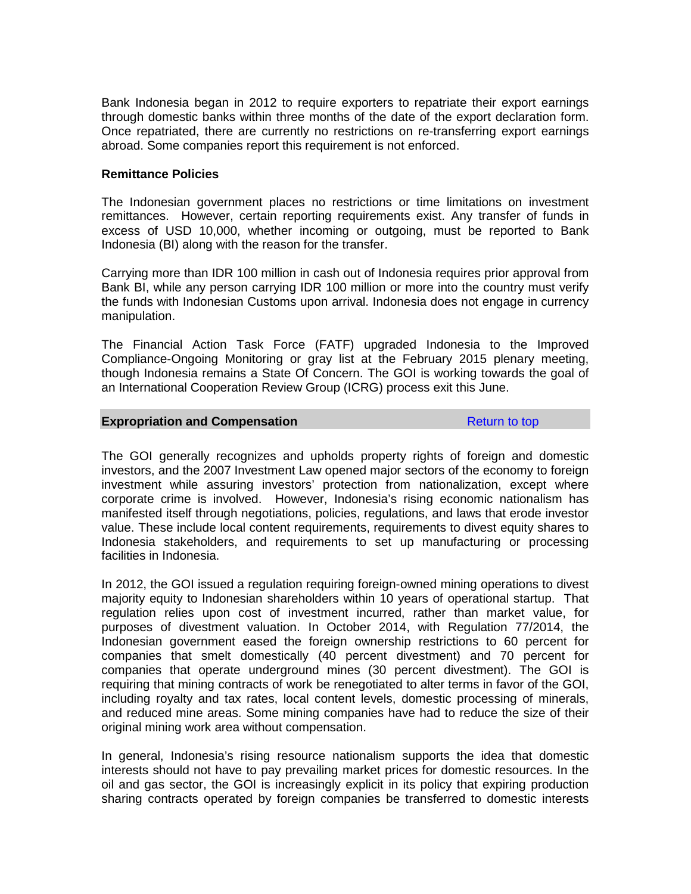Bank Indonesia began in 2012 to require exporters to repatriate their export earnings through domestic banks within three months of the date of the export declaration form. Once repatriated, there are currently no restrictions on re-transferring export earnings abroad. Some companies report this requirement is not enforced.

**Remittance Policies**

The Indonesian government places no restrictions or time limitations on investment remittances. However, certain reporting requirements exist. Any transfer of funds in excess of USD 10,000, whether incoming or outgoing, must be reported to Bank Indonesia (BI) along with the reason for the transfer.

Carrying more than IDR 100 million in cash out of Indonesia requires prior approval from Bank BI, while any person carrying IDR 100 million or more into the country must verify the funds with Indonesian Customs upon arrival. Indonesia does not engage in currency manipulation.

The Financial Action Task Force (FATF) upgraded Indonesia to the Improved Compliance-Ongoing Monitoring or gray list at the February 2015 plenary meeting, though Indonesia remains a State Of Concern. The GOI is working towards the goal of an International Cooperation Review Group (ICRG) process exit this June.

## Expropriation and Compensation

Return to top

The GOI generally recognizes and upholds property rights of foreign and domestic investors, and the 2007 Investment Law opened major sectors of the economy to foreign investment while assuring investors' protection from nationalization, except where corporate crime is involved. However, Indonesia's rising economic nationalism has manifested itself through negotiations, policies, regulations, and laws that erode investor value. These include local content requirements, requirements to divest equity shares to Indonesia stakeholders, and requirements to set up manufacturing or processing facilities in Indonesia.

In 2012, the GOI issued a regulation requiring foreign-owned mining operations to divest majority equity to Indonesian shareholders within 10 years of operational startup. That regulation relies upon cost of investment incurred, rather than market value, for purposes of divestment valuation. In October 2014, with Regulation 77/2014, the Indonesian government eased the foreign ownership restrictions to 60 percent for companies that smelt domestically (40 percent divestment) and 70 percent for companies that operate underground mines (30 percent divestment). The GOI is requiring that mining contracts of work be renegotiated to alter terms in favor of the GOI, including royalty and tax rates, local content levels, domestic processing of minerals, and reduced mine areas. Some mining companies have had to reduce the size of their original mining work area without compensation.

In general, Indonesia's rising resource nationalism supports the idea that domestic interests should not have to pay prevailing market prices for domestic resources. In the oil and gas sector, the GOI is increasingly explicit in its policy that expiring production sharing contracts operated by foreign companies be transferred to domestic interests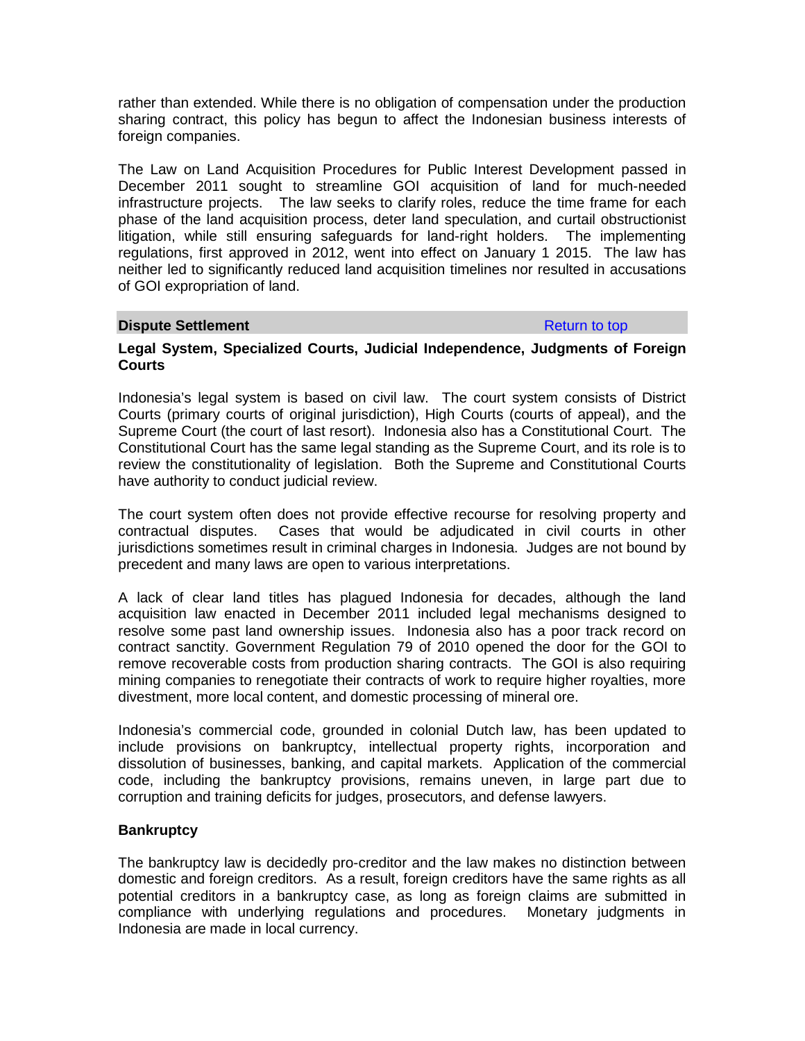rather than extended. While there is no obligation of compensation under the production sharing contract, this policy has begun to affect the Indonesian business interests of foreign companies.

The Law on Land Acquisition Procedures for Public Interest Development passed in December 2011 sought to streamline GOI acquisition of land for much-needed infrastructure projects. The law seeks to clarify roles, reduce the time frame for each phase of the land acquisition process, deter land speculation, and curtail obstructionist litigation, while still ensuring safeguards for land-right holders. The implementing regulations, first approved in 2012, went into effect on January 1 2015. The law has neither led to significantly reduced land acquisition timelines nor resulted in accusations of GOI expropriation of land.

## Dispute Settlement

Return to top

### Legal System, Specialized Courts, Judicial Independence, Judgments of Foreign Courts

Indonesia's legal system is based on civil law. The court system consists of District Courts (primary courts of original jurisdiction), High Courts (courts of appeal), and the Supreme Court (the court of last resort). Indonesia also has a Constitutional Court. The Constitutional Court has the same legal standing as the Supreme Court, and its role is to review the constitutionality of legislation. Both the Supreme and Constitutional Courts have authority to conduct judicial review.

The court system often does not provide effective recourse for resolving property and contractual disputes. Cases that would be adjudicated in civil courts in other jurisdictions sometimes result in criminal charges in Indonesia. Judges are not bound by precedent and many laws are open to various interpretations.

A lack of clear land titles has plagued Indonesia for decades, although the land acquisition law enacted in December 2011 included legal mechanisms designed to resolve some past land ownership issues. Indonesia also has a poor track record on contract sanctity. Government Regulation 79 of 2010 opened the door for the GOI to remove recoverable costs from production sharing contracts. The GOI is also requiring mining companies to renegotiate their contracts of work to require higher royalties, more divestment, more local content, and domestic processing of mineral ore.

Indonesia's commercial code, grounded in colonial Dutch law, has been updated to include provisions on bankruptcy, intellectual property rights, incorporation and dissolution of businesses, banking, and capital markets. Application of the commercial code, including the bankruptcy provisions, remains uneven, in large part due to corruption and training deficits for judges, prosecutors, and defense lawyers.

### Bankruptcy

The bankruptcy law is decidedly pro-creditor and the law makes no distinction between domestic and foreign creditors. As a result, foreign creditors have the same rights as all potential creditors in a bankruptcy case, as long as foreign claims are submitted in compliance with underlying regulations and procedures. Monetary judgments in Indonesia are made in local currency.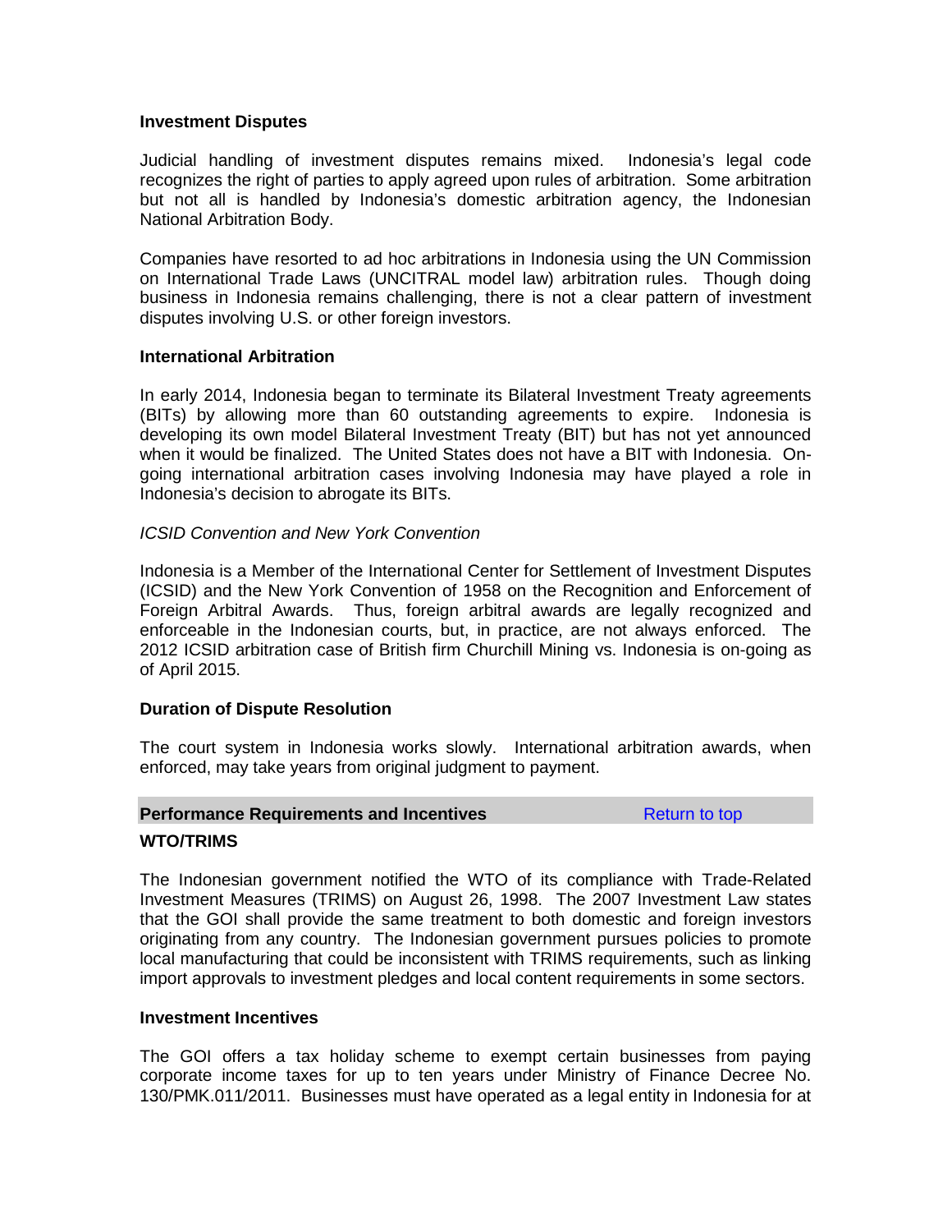**Investment Disputes**

Judicial handling of investment disputes remains mixed. Indonesia's legal code recognizes the right of parties to apply agreed upon rules of arbitration. Some arbitration but not all is handled by Indonesia's domestic arbitration agency, the Indonesian National Arbitration Body.

Companies have resorted to ad hoc arbitrations in Indonesia using the UN Commission on International Trade Laws (UNCITRAL model law) arbitration rules. Though doing business in Indonesia remains challenging, there is not a clear pattern of investment disputes involving U.S. or other foreign investors.

**International Arbitration**

In early 2014, Indonesia began to terminate its Bilateral Investment Treaty agreements (BITs) by allowing more than 60 outstanding agreements to expire. Indonesia is developing its own model Bilateral Investment Treaty (BIT) but has not yet announced when it would be finalized. The United States does not have a BIT with Indonesia. On-going international arbitration cases involving Indonesia may have played a role in Indonesia's decision to abrogate its BITs.

*ICSID Convention and New York Convention*

Indonesia is a Member of the International Center for Settlement of Investment Disputes (ICSID) and the New York Convention of 1958 on the Recognition and Enforcement of Foreign Arbitral Awards. Thus, foreign arbitral awards are legally recognized and enforceable in the Indonesian courts, but, in practice, are not always enforced. The 2012 ICSID arbitration case of British firm Churchill Mining vs. Indonesia is on-going as of April 2015.

**Duration of Dispute Resolution**

The court system in Indonesia works slowly. International arbitration awards, when enforced, may take years from original judgment to payment.

**Performance Requirements and Incentives** Return to top

**WTO/TRIMS**

The Indonesian government notified the WTO of its compliance with Trade-Related Investment Measures (TRIMS) on August 26, 1998. The 2007 Investment Law states that the GOI shall provide the same treatment to both domestic and foreign investors originating from any country. The Indonesian government pursues policies to promote local manufacturing that could be inconsistent with TRIMS requirements, such as linking import approvals to investment pledges and local content requirements in some sectors.

**Investment Incentives**

The GOI offers a tax holiday scheme to exempt certain businesses from paying corporate income taxes for up to ten years under Ministry of Finance Decree No. 130/PMK.011/2011. Businesses must have operated as a legal entity in Indonesia for at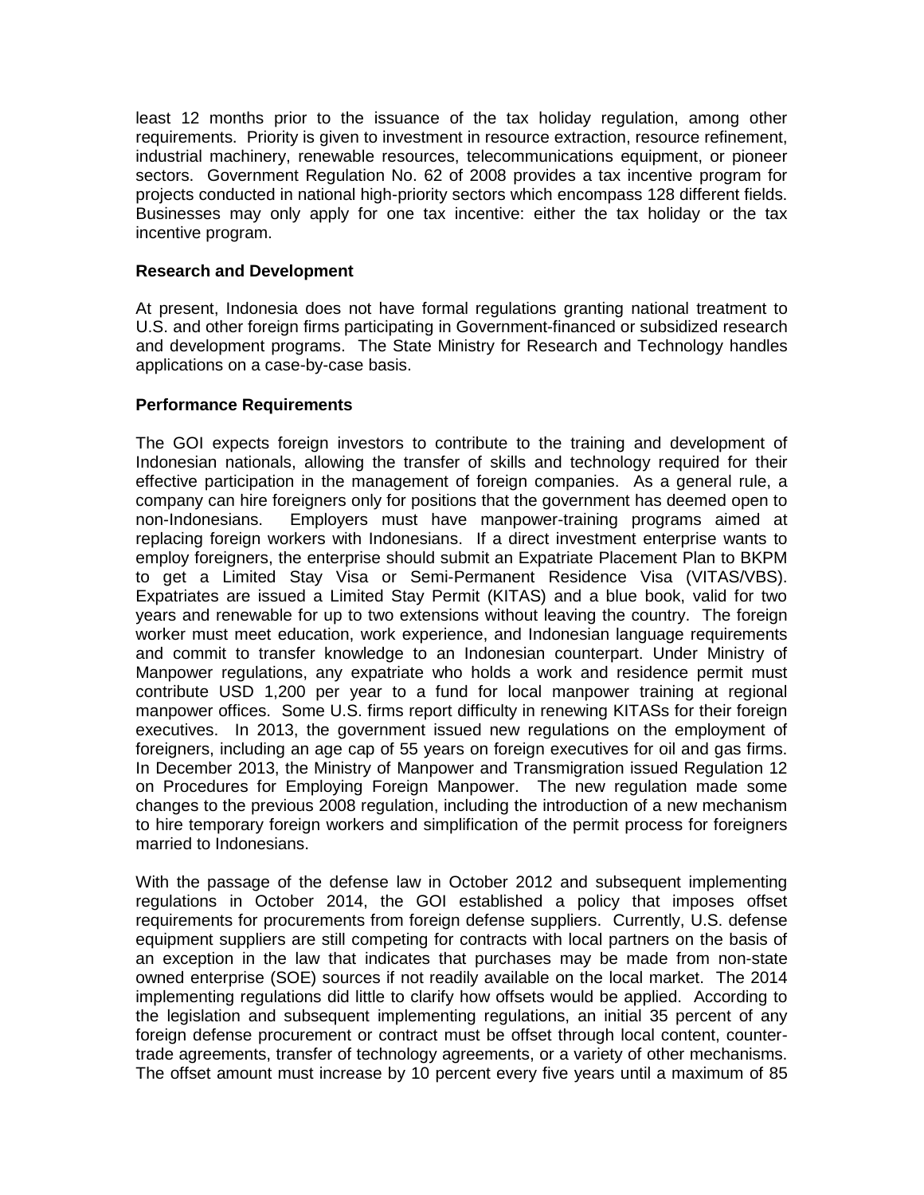least 12 months prior to the issuance of the tax holiday regulation, among other requirements. Priority is given to investment in resource extraction, resource refinement, industrial machinery, renewable resources, telecommunications equipment, or pioneer sectors. Government Regulation No. 62 of 2008 provides a tax incentive program for projects conducted in national high-priority sectors which encompass 128 different fields. Businesses may only apply for one tax incentive: either the tax holiday or the tax incentive program.

**Research and Development**

At present, Indonesia does not have formal regulations granting national treatment to U.S. and other foreign firms participating in Government-financed or subsidized research and development programs. The State Ministry for Research and Technology handles applications on a case-by-case basis.

**Performance Requirements**

The GOI expects foreign investors to contribute to the training and development of Indonesian nationals, allowing the transfer of skills and technology required for their effective participation in the management of foreign companies. As a general rule, a company can hire foreigners only for positions that the government has deemed open to non-Indonesians. Employers must have manpower-training programs aimed at replacing foreign workers with Indonesians. If a direct investment enterprise wants to employ foreigners, the enterprise should submit an Expatriate Placement Plan to BKPM to get a Limited Stay Visa or Semi-Permanent Residence Visa (VITAS/VBS). Expatriates are issued a Limited Stay Permit (KITAS) and a blue book, valid for two years and renewable for up to two extensions without leaving the country. The foreign worker must meet education, work experience, and Indonesian language requirements and commit to transfer knowledge to an Indonesian counterpart. Under Ministry of Manpower regulations, any expatriate who holds a work and residence permit must contribute USD 1,200 per year to a fund for local manpower training at regional manpower offices. Some U.S. firms report difficulty in renewing KITASs for their foreign executives. In 2013, the government issued new regulations on the employment of foreigners, including an age cap of 55 years on foreign executives for oil and gas firms. In December 2013, the Ministry of Manpower and Transmigration issued Regulation 12 on Procedures for Employing Foreign Manpower. The new regulation made some changes to the previous 2008 regulation, including the introduction of a new mechanism to hire temporary foreign workers and simplification of the permit process for foreigners married to Indonesians.

With the passage of the defense law in October 2012 and subsequent implementing regulations in October 2014, the GOI established a policy that imposes offset requirements for procurements from foreign defense suppliers. Currently, U.S. defense equipment suppliers are still competing for contracts with local partners on the basis of an exception in the law that indicates that purchases may be made from non-state owned enterprise (SOE) sources if not readily available on the local market. The 2014 implementing regulations did little to clarify how offsets would be applied. According to the legislation and subsequent implementing regulations, an initial 35 percent of any foreign defense procurement or contract must be offset through local content, counter-trade agreements, transfer of technology agreements, or a variety of other mechanisms. The offset amount must increase by 10 percent every five years until a maximum of 85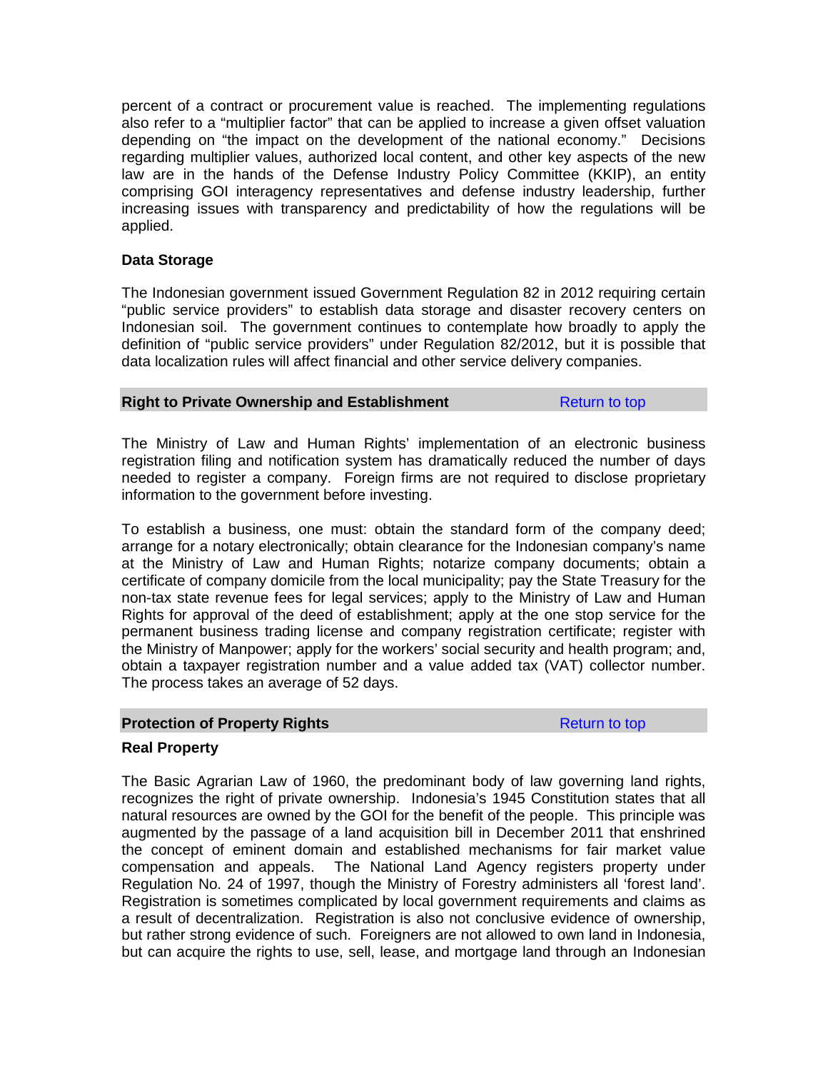percent of a contract or procurement value is reached. The implementing regulations also refer to a "multiplier factor" that can be applied to increase a given offset valuation depending on "the impact on the development of the national economy." Decisions regarding multiplier values, authorized local content, and other key aspects of the new law are in the hands of the Defense Industry Policy Committee (KKIP), an entity comprising GOI interagency representatives and defense industry leadership, further increasing issues with transparency and predictability of how the regulations will be applied.

### Data Storage

The Indonesian government issued Government Regulation 82 in 2012 requiring certain "public service providers" to establish data storage and disaster recovery centers on Indonesian soil. The government continues to contemplate how broadly to apply the definition of "public service providers" under Regulation 82/2012, but it is possible that data localization rules will affect financial and other service delivery companies.

## Right to Private Ownership and Establishment

Return to top

The Ministry of Law and Human Rights' implementation of an electronic business registration filing and notification system has dramatically reduced the number of days needed to register a company. Foreign firms are not required to disclose proprietary information to the government before investing.

To establish a business, one must: obtain the standard form of the company deed; arrange for a notary electronically; obtain clearance for the Indonesian company's name at the Ministry of Law and Human Rights; notarize company documents; obtain a certificate of company domicile from the local municipality; pay the State Treasury for the non-tax state revenue fees for legal services; apply to the Ministry of Law and Human Rights for approval of the deed of establishment; apply at the one stop service for the permanent business trading license and company registration certificate; register with the Ministry of Manpower; apply for the workers' social security and health program; and, obtain a taxpayer registration number and a value added tax (VAT) collector number. The process takes an average of 52 days.

## Protection of Property Rights

Return to top

### Real Property

The Basic Agrarian Law of 1960, the predominant body of law governing land rights, recognizes the right of private ownership. Indonesia's 1945 Constitution states that all natural resources are owned by the GOI for the benefit of the people. This principle was augmented by the passage of a land acquisition bill in December 2011 that enshrined the concept of eminent domain and established mechanisms for fair market value compensation and appeals. The National Land Agency registers property under Regulation No. 24 of 1997, though the Ministry of Forestry administers all 'forest land'. Registration is sometimes complicated by local government requirements and claims as a result of decentralization. Registration is also not conclusive evidence of ownership, but rather strong evidence of such. Foreigners are not allowed to own land in Indonesia, but can acquire the rights to use, sell, lease, and mortgage land through an Indonesian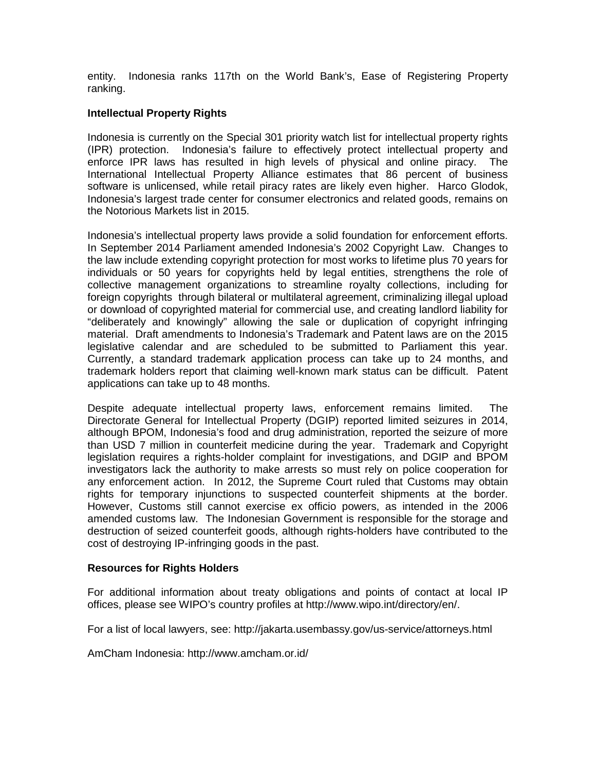entity. Indonesia ranks 117th on the World Bank's, Ease of Registering Property ranking.

**Intellectual Property Rights**

Indonesia is currently on the Special 301 priority watch list for intellectual property rights (IPR) protection. Indonesia's failure to effectively protect intellectual property and enforce IPR laws has resulted in high levels of physical and online piracy. The International Intellectual Property Alliance estimates that 86 percent of business software is unlicensed, while retail piracy rates are likely even higher. Harco Glodok, Indonesia's largest trade center for consumer electronics and related goods, remains on the Notorious Markets list in 2015.

Indonesia's intellectual property laws provide a solid foundation for enforcement efforts. In September 2014 Parliament amended Indonesia's 2002 Copyright Law. Changes to the law include extending copyright protection for most works to lifetime plus 70 years for individuals or 50 years for copyrights held by legal entities, strengthens the role of collective management organizations to streamline royalty collections, including for foreign copyrights through bilateral or multilateral agreement, criminalizing illegal upload or download of copyrighted material for commercial use, and creating landlord liability for "deliberately and knowingly" allowing the sale or duplication of copyright infringing material. Draft amendments to Indonesia's Trademark and Patent laws are on the 2015 legislative calendar and are scheduled to be submitted to Parliament this year. Currently, a standard trademark application process can take up to 24 months, and trademark holders report that claiming well-known mark status can be difficult. Patent applications can take up to 48 months.

Despite adequate intellectual property laws, enforcement remains limited. The Directorate General for Intellectual Property (DGIP) reported limited seizures in 2014, although BPOM, Indonesia's food and drug administration, reported the seizure of more than USD 7 million in counterfeit medicine during the year. Trademark and Copyright legislation requires a rights-holder complaint for investigations, and DGIP and BPOM investigators lack the authority to make arrests so must rely on police cooperation for any enforcement action. In 2012, the Supreme Court ruled that Customs may obtain rights for temporary injunctions to suspected counterfeit shipments at the border. However, Customs still cannot exercise ex officio powers, as intended in the 2006 amended customs law. The Indonesian Government is responsible for the storage and destruction of seized counterfeit goods, although rights-holders have contributed to the cost of destroying IP-infringing goods in the past.

**Resources for Rights Holders**

For additional information about treaty obligations and points of contact at local IP offices, please see WIPO's country profiles at http://www.wipo.int/directory/en/.

For a list of local lawyers, see: http://jakarta.usembassy.gov/us-service/attorneys.html

AmCham Indonesia: http://www.amcham.or.id/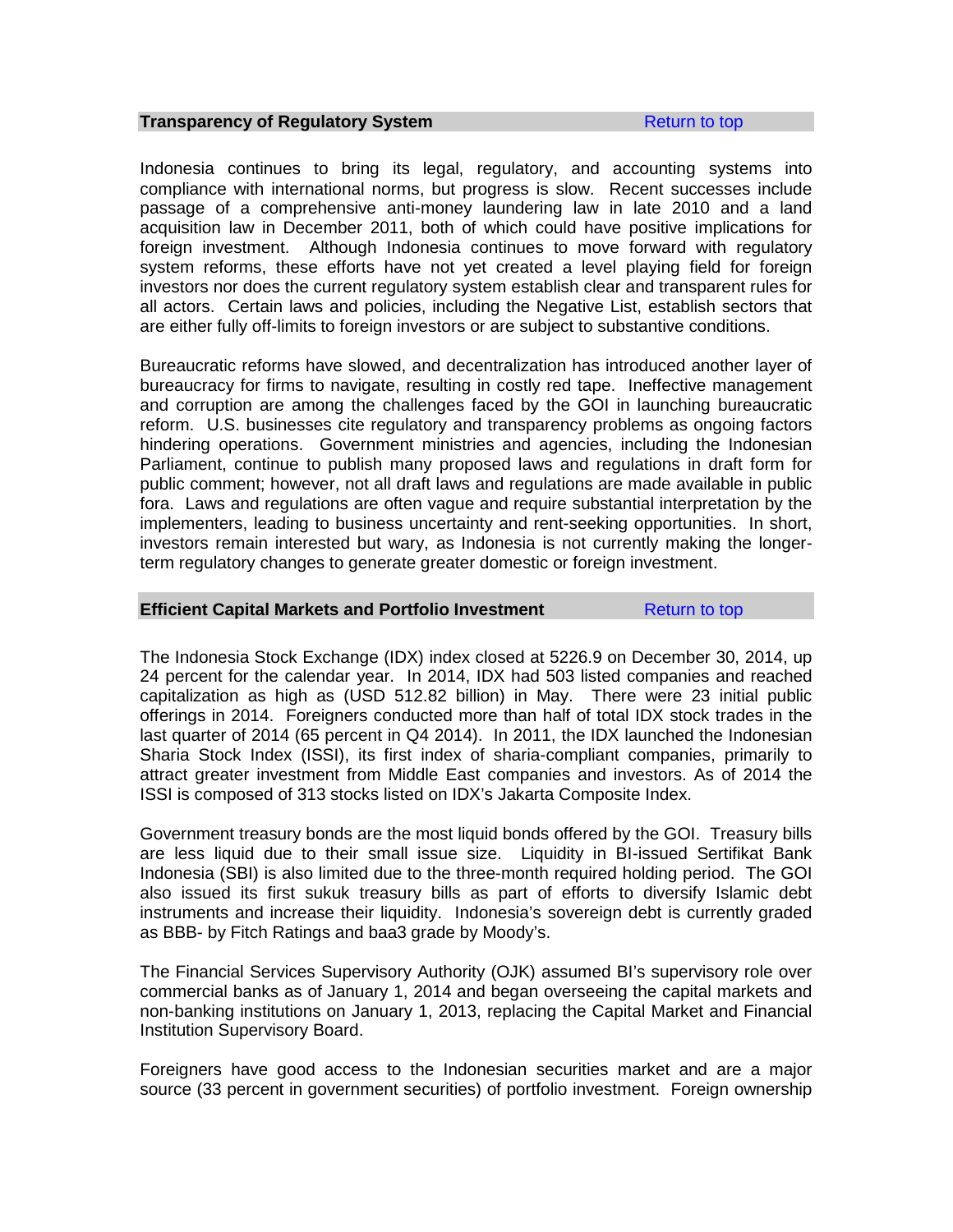## Transparency of Regulatory System

Return to top

Indonesia continues to bring its legal, regulatory, and accounting systems into compliance with international norms, but progress is slow. Recent successes include passage of a comprehensive anti-money laundering law in late 2010 and a land acquisition law in December 2011, both of which could have positive implications for foreign investment. Although Indonesia continues to move forward with regulatory system reforms, these efforts have not yet created a level playing field for foreign investors nor does the current regulatory system establish clear and transparent rules for all actors. Certain laws and policies, including the Negative List, establish sectors that are either fully off-limits to foreign investors or are subject to substantive conditions.

Bureaucratic reforms have slowed, and decentralization has introduced another layer of bureaucracy for firms to navigate, resulting in costly red tape. Ineffective management and corruption are among the challenges faced by the GOI in launching bureaucratic reform. U.S. businesses cite regulatory and transparency problems as ongoing factors hindering operations. Government ministries and agencies, including the Indonesian Parliament, continue to publish many proposed laws and regulations in draft form for public comment; however, not all draft laws and regulations are made available in public fora. Laws and regulations are often vague and require substantial interpretation by the implementers, leading to business uncertainty and rent-seeking opportunities. In short, investors remain interested but wary, as Indonesia is not currently making the longer-term regulatory changes to generate greater domestic or foreign investment.

## Efficient Capital Markets and Portfolio Investment

Return to top

The Indonesia Stock Exchange (IDX) index closed at 5226.9 on December 30, 2014, up 24 percent for the calendar year. In 2014, IDX had 503 listed companies and reached capitalization as high as (USD 512.82 billion) in May. There were 23 initial public offerings in 2014. Foreigners conducted more than half of total IDX stock trades in the last quarter of 2014 (65 percent in Q4 2014). In 2011, the IDX launched the Indonesian Sharia Stock Index (ISSI), its first index of sharia-compliant companies, primarily to attract greater investment from Middle East companies and investors. As of 2014 the ISSI is composed of 313 stocks listed on IDX's Jakarta Composite Index.

Government treasury bonds are the most liquid bonds offered by the GOI. Treasury bills are less liquid due to their small issue size. Liquidity in BI-issued Sertifikat Bank Indonesia (SBI) is also limited due to the three-month required holding period. The GOI also issued its first sukuk treasury bills as part of efforts to diversify Islamic debt instruments and increase their liquidity. Indonesia's sovereign debt is currently graded as BBB- by Fitch Ratings and baa3 grade by Moody's.

The Financial Services Supervisory Authority (OJK) assumed BI's supervisory role over commercial banks as of January 1, 2014 and began overseeing the capital markets and non-banking institutions on January 1, 2013, replacing the Capital Market and Financial Institution Supervisory Board.

Foreigners have good access to the Indonesian securities market and are a major source (33 percent in government securities) of portfolio investment. Foreign ownership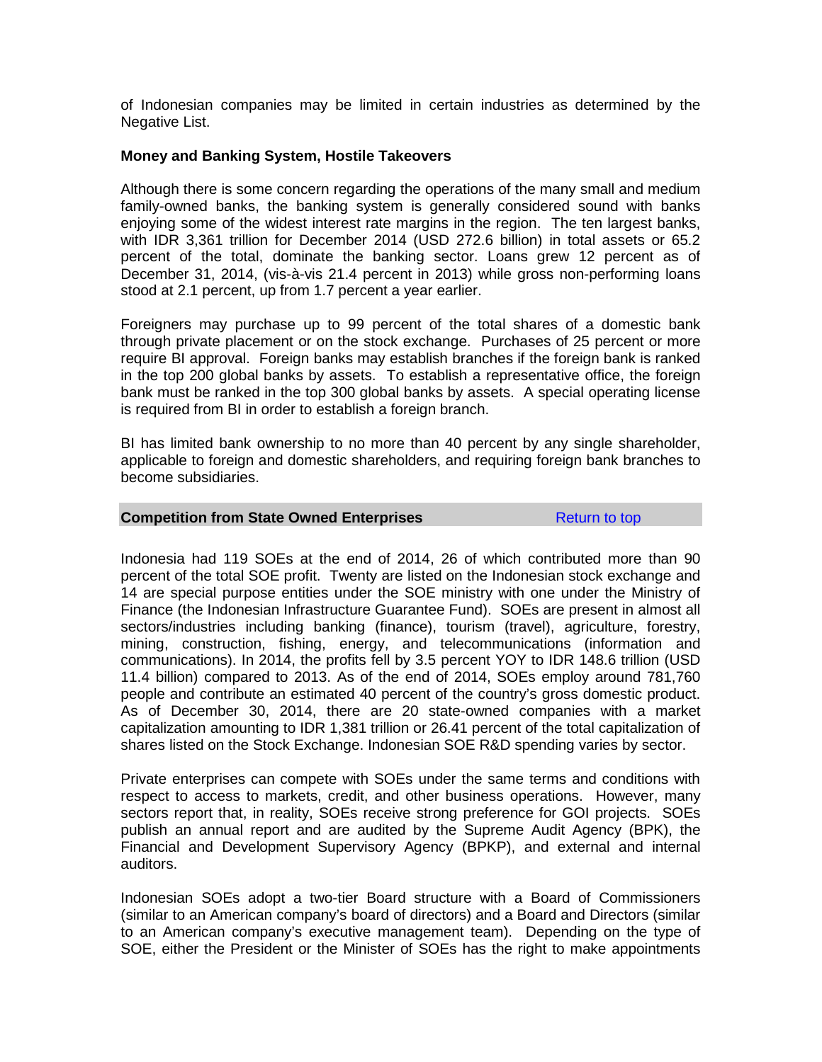of Indonesian companies may be limited in certain industries as determined by the Negative List.

**Money and Banking System, Hostile Takeovers**

Although there is some concern regarding the operations of the many small and medium family-owned banks, the banking system is generally considered sound with banks enjoying some of the widest interest rate margins in the region. The ten largest banks, with IDR 3,361 trillion for December 2014 (USD 272.6 billion) in total assets or 65.2 percent of the total, dominate the banking sector. Loans grew 12 percent as of December 31, 2014, (vis-à-vis 21.4 percent in 2013) while gross non-performing loans stood at 2.1 percent, up from 1.7 percent a year earlier.

Foreigners may purchase up to 99 percent of the total shares of a domestic bank through private placement or on the stock exchange. Purchases of 25 percent or more require BI approval. Foreign banks may establish branches if the foreign bank is ranked in the top 200 global banks by assets. To establish a representative office, the foreign bank must be ranked in the top 300 global banks by assets. A special operating license is required from BI in order to establish a foreign branch.

BI has limited bank ownership to no more than 40 percent by any single shareholder, applicable to foreign and domestic shareholders, and requiring foreign bank branches to become subsidiaries.

## Competition from State Owned Enterprises

Return to top

Indonesia had 119 SOEs at the end of 2014, 26 of which contributed more than 90 percent of the total SOE profit. Twenty are listed on the Indonesian stock exchange and 14 are special purpose entities under the SOE ministry with one under the Ministry of Finance (the Indonesian Infrastructure Guarantee Fund). SOEs are present in almost all sectors/industries including banking (finance), tourism (travel), agriculture, forestry, mining, construction, fishing, energy, and telecommunications (information and communications). In 2014, the profits fell by 3.5 percent YOY to IDR 148.6 trillion (USD 11.4 billion) compared to 2013. As of the end of 2014, SOEs employ around 781,760 people and contribute an estimated 40 percent of the country's gross domestic product. As of December 30, 2014, there are 20 state-owned companies with a market capitalization amounting to IDR 1,381 trillion or 26.41 percent of the total capitalization of shares listed on the Stock Exchange. Indonesian SOE R&D spending varies by sector.

Private enterprises can compete with SOEs under the same terms and conditions with respect to access to markets, credit, and other business operations. However, many sectors report that, in reality, SOEs receive strong preference for GOI projects. SOEs publish an annual report and are audited by the Supreme Audit Agency (BPK), the Financial and Development Supervisory Agency (BPKP), and external and internal auditors.

Indonesian SOEs adopt a two-tier Board structure with a Board of Commissioners (similar to an American company's board of directors) and a Board and Directors (similar to an American company's executive management team). Depending on the type of SOE, either the President or the Minister of SOEs has the right to make appointments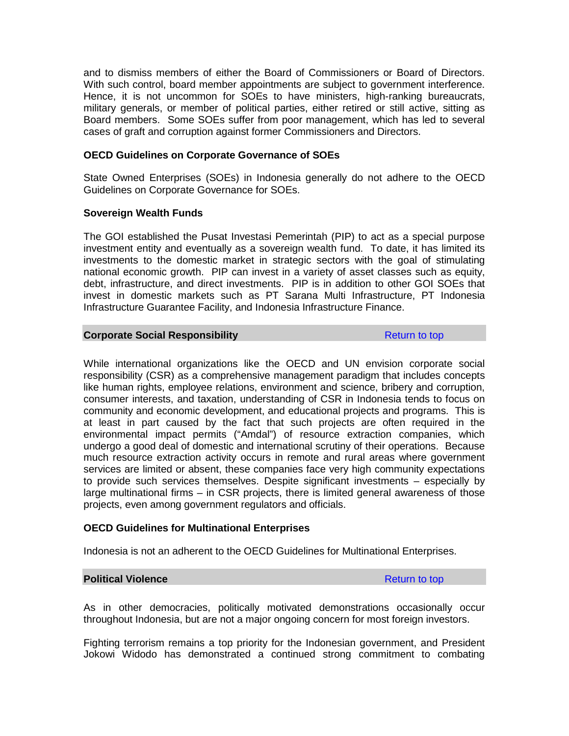and to dismiss members of either the Board of Commissioners or Board of Directors. With such control, board member appointments are subject to government interference. Hence, it is not uncommon for SOEs to have ministers, high-ranking bureaucrats, military generals, or member of political parties, either retired or still active, sitting as Board members. Some SOEs suffer from poor management, which has led to several cases of graft and corruption against former Commissioners and Directors.

**OECD Guidelines on Corporate Governance of SOEs**

State Owned Enterprises (SOEs) in Indonesia generally do not adhere to the OECD Guidelines on Corporate Governance for SOEs.

**Sovereign Wealth Funds**

The GOI established the Pusat Investasi Pemerintah (PIP) to act as a special purpose investment entity and eventually as a sovereign wealth fund. To date, it has limited its investments to the domestic market in strategic sectors with the goal of stimulating national economic growth. PIP can invest in a variety of asset classes such as equity, debt, infrastructure, and direct investments. PIP is in addition to other GOI SOEs that invest in domestic markets such as PT Sarana Multi Infrastructure, PT Indonesia Infrastructure Guarantee Facility, and Indonesia Infrastructure Finance.

## Corporate Social Responsibility

Return to top

While international organizations like the OECD and UN envision corporate social responsibility (CSR) as a comprehensive management paradigm that includes concepts like human rights, employee relations, environment and science, bribery and corruption, consumer interests, and taxation, understanding of CSR in Indonesia tends to focus on community and economic development, and educational projects and programs. This is at least in part caused by the fact that such projects are often required in the environmental impact permits ("Amdal") of resource extraction companies, which undergo a good deal of domestic and international scrutiny of their operations. Because much resource extraction activity occurs in remote and rural areas where government services are limited or absent, these companies face very high community expectations to provide such services themselves. Despite significant investments – especially by large multinational firms – in CSR projects, there is limited general awareness of those projects, even among government regulators and officials.

**OECD Guidelines for Multinational Enterprises**

Indonesia is not an adherent to the OECD Guidelines for Multinational Enterprises.

## Political Violence

Return to top

As in other democracies, politically motivated demonstrations occasionally occur throughout Indonesia, but are not a major ongoing concern for most foreign investors.

Fighting terrorism remains a top priority for the Indonesian government, and President Jokowi Widodo has demonstrated a continued strong commitment to combating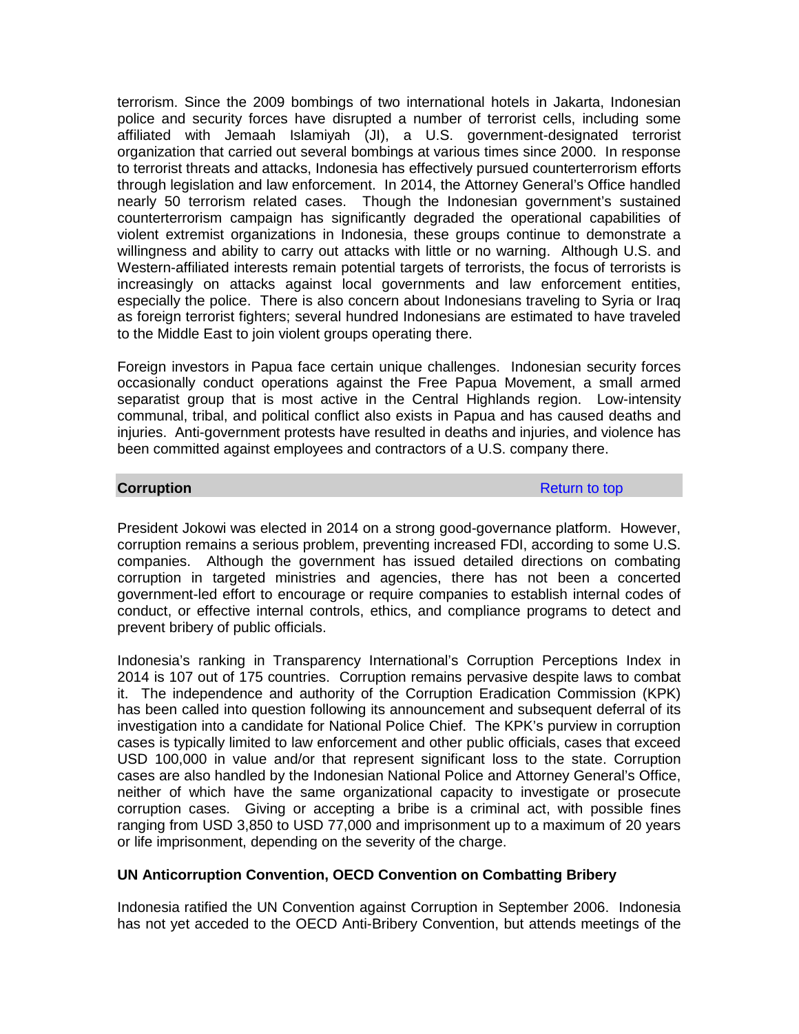terrorism. Since the 2009 bombings of two international hotels in Jakarta, Indonesian police and security forces have disrupted a number of terrorist cells, including some affiliated with Jemaah Islamiyah (JI), a U.S. government-designated terrorist organization that carried out several bombings at various times since 2000. In response to terrorist threats and attacks, Indonesia has effectively pursued counterterrorism efforts through legislation and law enforcement. In 2014, the Attorney General's Office handled nearly 50 terrorism related cases. Though the Indonesian government's sustained counterterrorism campaign has significantly degraded the operational capabilities of violent extremist organizations in Indonesia, these groups continue to demonstrate a willingness and ability to carry out attacks with little or no warning. Although U.S. and Western-affiliated interests remain potential targets of terrorists, the focus of terrorists is increasingly on attacks against local governments and law enforcement entities, especially the police. There is also concern about Indonesians traveling to Syria or Iraq as foreign terrorist fighters; several hundred Indonesians are estimated to have traveled to the Middle East to join violent groups operating there.

Foreign investors in Papua face certain unique challenges. Indonesian security forces occasionally conduct operations against the Free Papua Movement, a small armed separatist group that is most active in the Central Highlands region. Low-intensity communal, tribal, and political conflict also exists in Papua and has caused deaths and injuries. Anti-government protests have resulted in deaths and injuries, and violence has been committed against employees and contractors of a U.S. company there.

## Corruption

Return to top

President Jokowi was elected in 2014 on a strong good-governance platform. However, corruption remains a serious problem, preventing increased FDI, according to some U.S. companies. Although the government has issued detailed directions on combating corruption in targeted ministries and agencies, there has not been a concerted government-led effort to encourage or require companies to establish internal codes of conduct, or effective internal controls, ethics, and compliance programs to detect and prevent bribery of public officials.

Indonesia's ranking in Transparency International's Corruption Perceptions Index in 2014 is 107 out of 175 countries. Corruption remains pervasive despite laws to combat it. The independence and authority of the Corruption Eradication Commission (KPK) has been called into question following its announcement and subsequent deferral of its investigation into a candidate for National Police Chief. The KPK's purview in corruption cases is typically limited to law enforcement and other public officials, cases that exceed USD 100,000 in value and/or that represent significant loss to the state. Corruption cases are also handled by the Indonesian National Police and Attorney General's Office, neither of which have the same organizational capacity to investigate or prosecute corruption cases. Giving or accepting a bribe is a criminal act, with possible fines ranging from USD 3,850 to USD 77,000 and imprisonment up to a maximum of 20 years or life imprisonment, depending on the severity of the charge.

### UN Anticorruption Convention, OECD Convention on Combatting Bribery

Indonesia ratified the UN Convention against Corruption in September 2006. Indonesia has not yet acceded to the OECD Anti-Bribery Convention, but attends meetings of the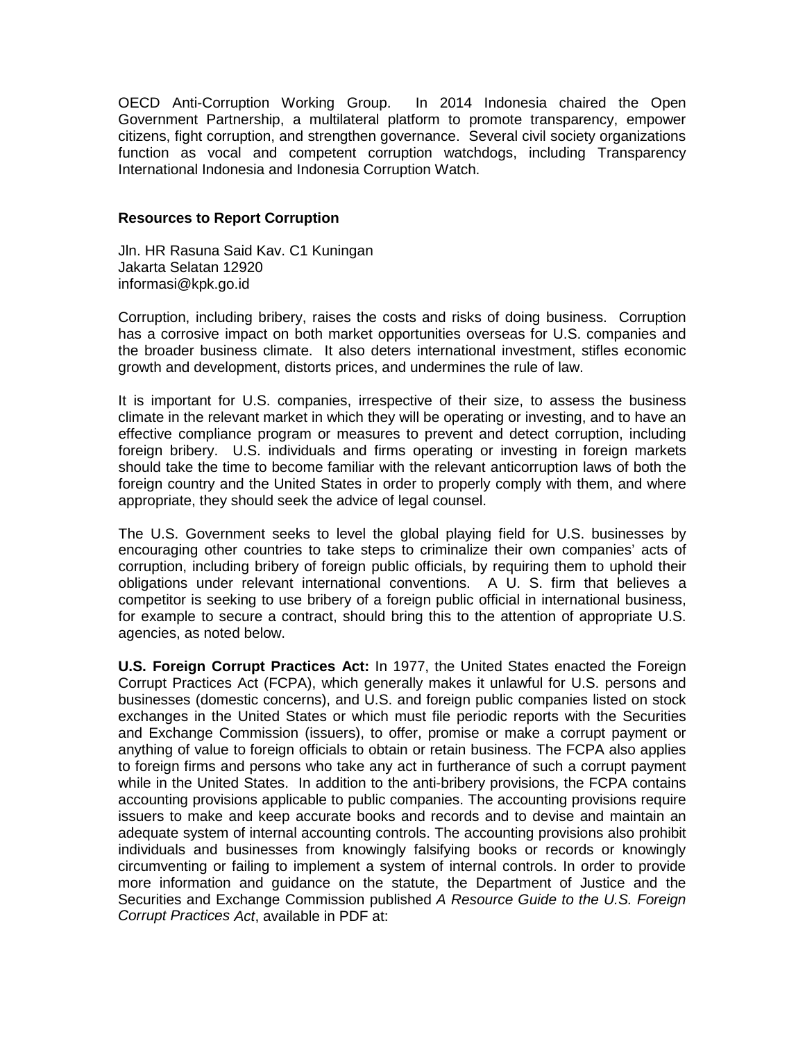OECD Anti-Corruption Working Group. In 2014 Indonesia chaired the Open Government Partnership, a multilateral platform to promote transparency, empower citizens, fight corruption, and strengthen governance. Several civil society organizations function as vocal and competent corruption watchdogs, including Transparency International Indonesia and Indonesia Corruption Watch.

**Resources to Report Corruption**

Jln. HR Rasuna Said Kav. C1 Kuningan
Jakarta Selatan 12920
informasi@kpk.go.id

Corruption, including bribery, raises the costs and risks of doing business. Corruption has a corrosive impact on both market opportunities overseas for U.S. companies and the broader business climate. It also deters international investment, stifles economic growth and development, distorts prices, and undermines the rule of law.

It is important for U.S. companies, irrespective of their size, to assess the business climate in the relevant market in which they will be operating or investing, and to have an effective compliance program or measures to prevent and detect corruption, including foreign bribery. U.S. individuals and firms operating or investing in foreign markets should take the time to become familiar with the relevant anticorruption laws of both the foreign country and the United States in order to properly comply with them, and where appropriate, they should seek the advice of legal counsel.

The U.S. Government seeks to level the global playing field for U.S. businesses by encouraging other countries to take steps to criminalize their own companies' acts of corruption, including bribery of foreign public officials, by requiring them to uphold their obligations under relevant international conventions. A U. S. firm that believes a competitor is seeking to use bribery of a foreign public official in international business, for example to secure a contract, should bring this to the attention of appropriate U.S. agencies, as noted below.

**U.S. Foreign Corrupt Practices Act:** In 1977, the United States enacted the Foreign Corrupt Practices Act (FCPA), which generally makes it unlawful for U.S. persons and businesses (domestic concerns), and U.S. and foreign public companies listed on stock exchanges in the United States or which must file periodic reports with the Securities and Exchange Commission (issuers), to offer, promise or make a corrupt payment or anything of value to foreign officials to obtain or retain business. The FCPA also applies to foreign firms and persons who take any act in furtherance of such a corrupt payment while in the United States. In addition to the anti-bribery provisions, the FCPA contains accounting provisions applicable to public companies. The accounting provisions require issuers to make and keep accurate books and records and to devise and maintain an adequate system of internal accounting controls. The accounting provisions also prohibit individuals and businesses from knowingly falsifying books or records or knowingly circumventing or failing to implement a system of internal controls. In order to provide more information and guidance on the statute, the Department of Justice and the Securities and Exchange Commission published *A Resource Guide to the U.S. Foreign Corrupt Practices Act*, available in PDF at: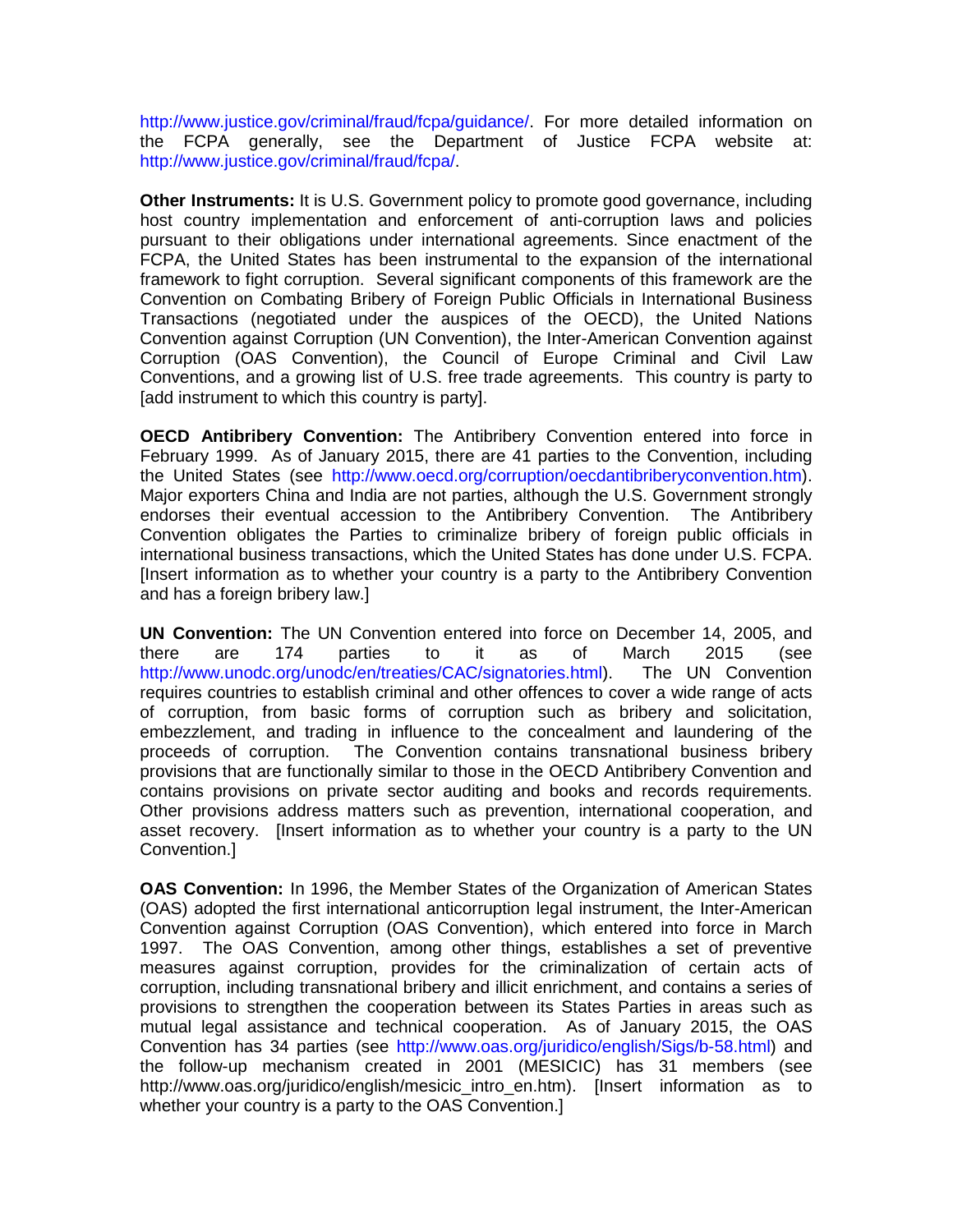http://www.justice.gov/criminal/fraud/fcpa/guidance/. For more detailed information on the FCPA generally, see the Department of Justice FCPA website at: http://www.justice.gov/criminal/fraud/fcpa/.

**Other Instruments:** It is U.S. Government policy to promote good governance, including host country implementation and enforcement of anti-corruption laws and policies pursuant to their obligations under international agreements. Since enactment of the FCPA, the United States has been instrumental to the expansion of the international framework to fight corruption. Several significant components of this framework are the Convention on Combating Bribery of Foreign Public Officials in International Business Transactions (negotiated under the auspices of the OECD), the United Nations Convention against Corruption (UN Convention), the Inter-American Convention against Corruption (OAS Convention), the Council of Europe Criminal and Civil Law Conventions, and a growing list of U.S. free trade agreements. This country is party to [add instrument to which this country is party].

**OECD Antibribery Convention:** The Antibribery Convention entered into force in February 1999. As of January 2015, there are 41 parties to the Convention, including the United States (see http://www.oecd.org/corruption/oecdantibriberyconvention.htm). Major exporters China and India are not parties, although the U.S. Government strongly endorses their eventual accession to the Antibribery Convention. The Antibribery Convention obligates the Parties to criminalize bribery of foreign public officials in international business transactions, which the United States has done under U.S. FCPA. [Insert information as to whether your country is a party to the Antibribery Convention and has a foreign bribery law.]

**UN Convention:** The UN Convention entered into force on December 14, 2005, and there are 174 parties to it as of March 2015 (see http://www.unodc.org/unodc/en/treaties/CAC/signatories.html). The UN Convention requires countries to establish criminal and other offences to cover a wide range of acts of corruption, from basic forms of corruption such as bribery and solicitation, embezzlement, and trading in influence to the concealment and laundering of the proceeds of corruption. The Convention contains transnational business bribery provisions that are functionally similar to those in the OECD Antibribery Convention and contains provisions on private sector auditing and books and records requirements. Other provisions address matters such as prevention, international cooperation, and asset recovery. [Insert information as to whether your country is a party to the UN Convention.]

**OAS Convention:** In 1996, the Member States of the Organization of American States (OAS) adopted the first international anticorruption legal instrument, the Inter-American Convention against Corruption (OAS Convention), which entered into force in March 1997. The OAS Convention, among other things, establishes a set of preventive measures against corruption, provides for the criminalization of certain acts of corruption, including transnational bribery and illicit enrichment, and contains a series of provisions to strengthen the cooperation between its States Parties in areas such as mutual legal assistance and technical cooperation. As of January 2015, the OAS Convention has 34 parties (see http://www.oas.org/juridico/english/Sigs/b-58.html) and the follow-up mechanism created in 2001 (MESICIC) has 31 members (see http://www.oas.org/juridico/english/mesicic_intro_en.htm). [Insert information as to whether your country is a party to the OAS Convention.]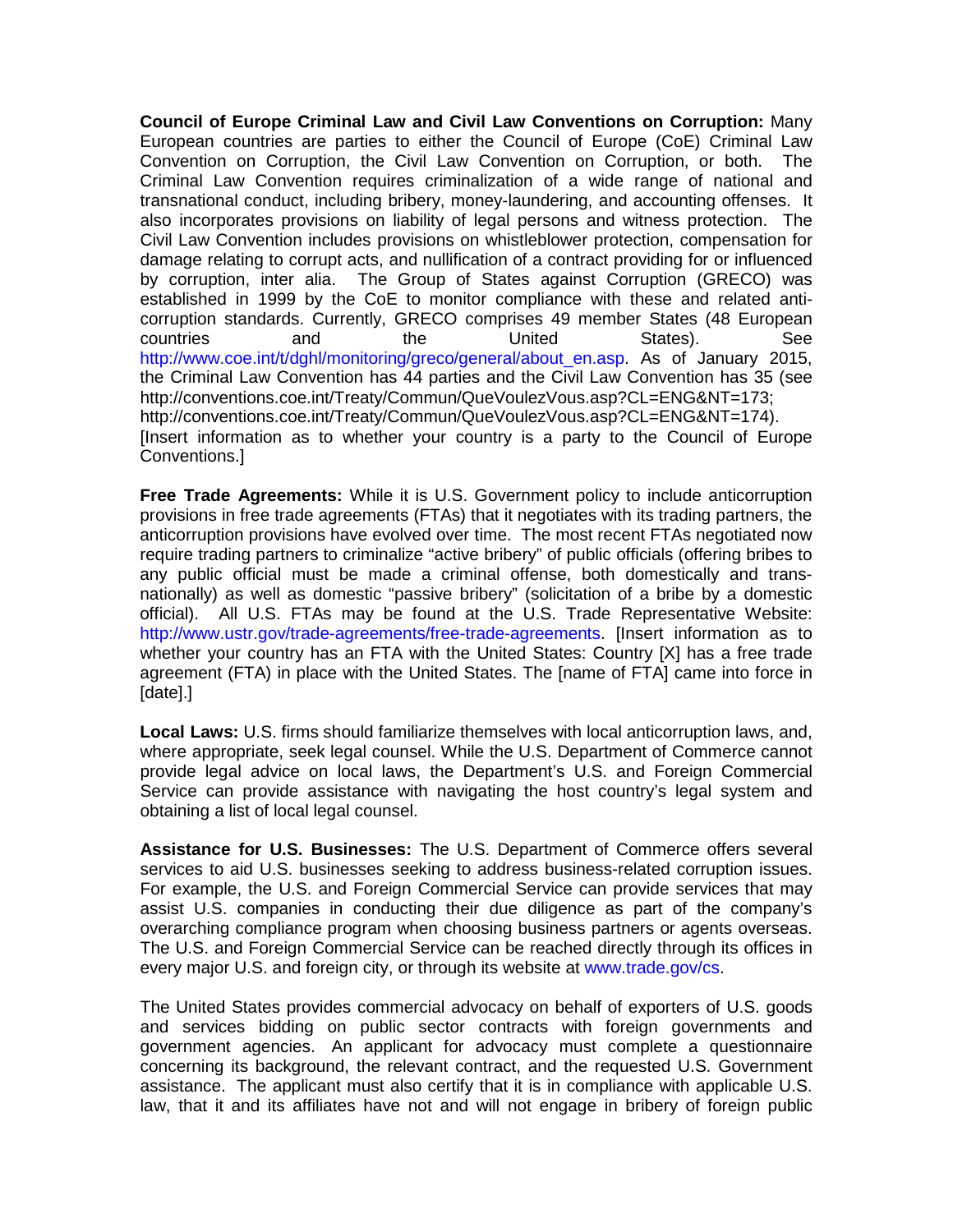**Council of Europe Criminal Law and Civil Law Conventions on Corruption:** Many European countries are parties to either the Council of Europe (CoE) Criminal Law Convention on Corruption, the Civil Law Convention on Corruption, or both. The Criminal Law Convention requires criminalization of a wide range of national and transnational conduct, including bribery, money-laundering, and accounting offenses. It also incorporates provisions on liability of legal persons and witness protection. The Civil Law Convention includes provisions on whistleblower protection, compensation for damage relating to corrupt acts, and nullification of a contract providing for or influenced by corruption, inter alia. The Group of States against Corruption (GRECO) was established in 1999 by the CoE to monitor compliance with these and related anti-corruption standards. Currently, GRECO comprises 49 member States (48 European countries and the United States). See http://www.coe.int/t/dghl/monitoring/greco/general/about_en.asp. As of January 2015, the Criminal Law Convention has 44 parties and the Civil Law Convention has 35 (see http://conventions.coe.int/Treaty/Commun/QueVoulezVous.asp?CL=ENG&NT=173; http://conventions.coe.int/Treaty/Commun/QueVoulezVous.asp?CL=ENG&NT=174). [Insert information as to whether your country is a party to the Council of Europe Conventions.]

**Free Trade Agreements:** While it is U.S. Government policy to include anticorruption provisions in free trade agreements (FTAs) that it negotiates with its trading partners, the anticorruption provisions have evolved over time. The most recent FTAs negotiated now require trading partners to criminalize "active bribery" of public officials (offering bribes to any public official must be made a criminal offense, both domestically and trans-nationally) as well as domestic "passive bribery" (solicitation of a bribe by a domestic official). All U.S. FTAs may be found at the U.S. Trade Representative Website: http://www.ustr.gov/trade-agreements/free-trade-agreements. [Insert information as to whether your country has an FTA with the United States: Country [X] has a free trade agreement (FTA) in place with the United States. The [name of FTA] came into force in [date].]

**Local Laws:** U.S. firms should familiarize themselves with local anticorruption laws, and, where appropriate, seek legal counsel. While the U.S. Department of Commerce cannot provide legal advice on local laws, the Department's U.S. and Foreign Commercial Service can provide assistance with navigating the host country's legal system and obtaining a list of local legal counsel.

**Assistance for U.S. Businesses:** The U.S. Department of Commerce offers several services to aid U.S. businesses seeking to address business-related corruption issues. For example, the U.S. and Foreign Commercial Service can provide services that may assist U.S. companies in conducting their due diligence as part of the company's overarching compliance program when choosing business partners or agents overseas. The U.S. and Foreign Commercial Service can be reached directly through its offices in every major U.S. and foreign city, or through its website at www.trade.gov/cs.

The United States provides commercial advocacy on behalf of exporters of U.S. goods and services bidding on public sector contracts with foreign governments and government agencies. An applicant for advocacy must complete a questionnaire concerning its background, the relevant contract, and the requested U.S. Government assistance. The applicant must also certify that it is in compliance with applicable U.S. law, that it and its affiliates have not and will not engage in bribery of foreign public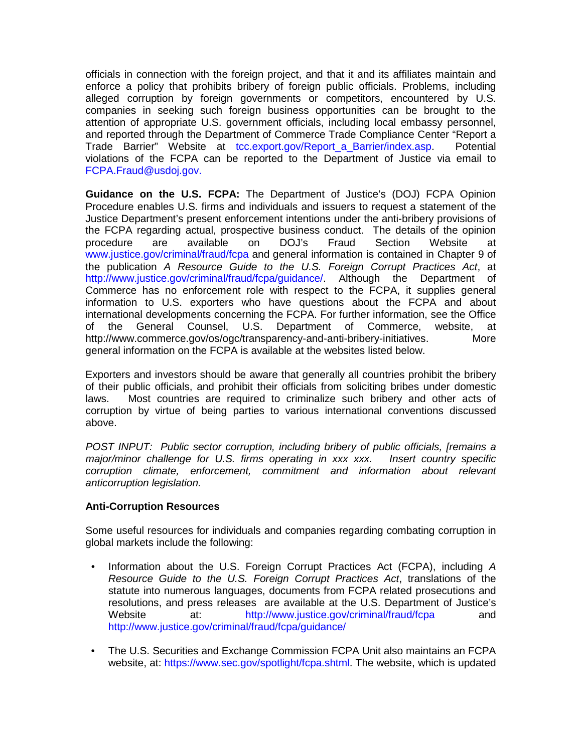officials in connection with the foreign project, and that it and its affiliates maintain and enforce a policy that prohibits bribery of foreign public officials. Problems, including alleged corruption by foreign governments or competitors, encountered by U.S. companies in seeking such foreign business opportunities can be brought to the attention of appropriate U.S. government officials, including local embassy personnel, and reported through the Department of Commerce Trade Compliance Center "Report a Trade Barrier" Website at tcc.export.gov/Report_a_Barrier/index.asp. Potential violations of the FCPA can be reported to the Department of Justice via email to FCPA.Fraud@usdoj.gov.

**Guidance on the U.S. FCPA:** The Department of Justice's (DOJ) FCPA Opinion Procedure enables U.S. firms and individuals and issuers to request a statement of the Justice Department's present enforcement intentions under the anti-bribery provisions of the FCPA regarding actual, prospective business conduct. The details of the opinion procedure are available on DOJ's Fraud Section Website at www.justice.gov/criminal/fraud/fcpa and general information is contained in Chapter 9 of the publication *A Resource Guide to the U.S. Foreign Corrupt Practices Act*, at http://www.justice.gov/criminal/fraud/fcpa/guidance/. Although the Department of Commerce has no enforcement role with respect to the FCPA, it supplies general information to U.S. exporters who have questions about the FCPA and about international developments concerning the FCPA. For further information, see the Office of the General Counsel, U.S. Department of Commerce, website, at http://www.commerce.gov/os/ogc/transparency-and-anti-bribery-initiatives. More general information on the FCPA is available at the websites listed below.

Exporters and investors should be aware that generally all countries prohibit the bribery of their public officials, and prohibit their officials from soliciting bribes under domestic laws. Most countries are required to criminalize such bribery and other acts of corruption by virtue of being parties to various international conventions discussed above.

*POST INPUT: Public sector corruption, including bribery of public officials, [remains a major/minor challenge for U.S. firms operating in xxx xxx. Insert country specific corruption climate, enforcement, commitment and information about relevant anticorruption legislation.*

**Anti-Corruption Resources**

Some useful resources for individuals and companies regarding combating corruption in global markets include the following:

- Information about the U.S. Foreign Corrupt Practices Act (FCPA), including *A Resource Guide to the U.S. Foreign Corrupt Practices Act*, translations of the statute into numerous languages, documents from FCPA related prosecutions and resolutions, and press releases are available at the U.S. Department of Justice's Website at: http://www.justice.gov/criminal/fraud/fcpa and http://www.justice.gov/criminal/fraud/fcpa/guidance/

- The U.S. Securities and Exchange Commission FCPA Unit also maintains an FCPA website, at: https://www.sec.gov/spotlight/fcpa.shtml. The website, which is updated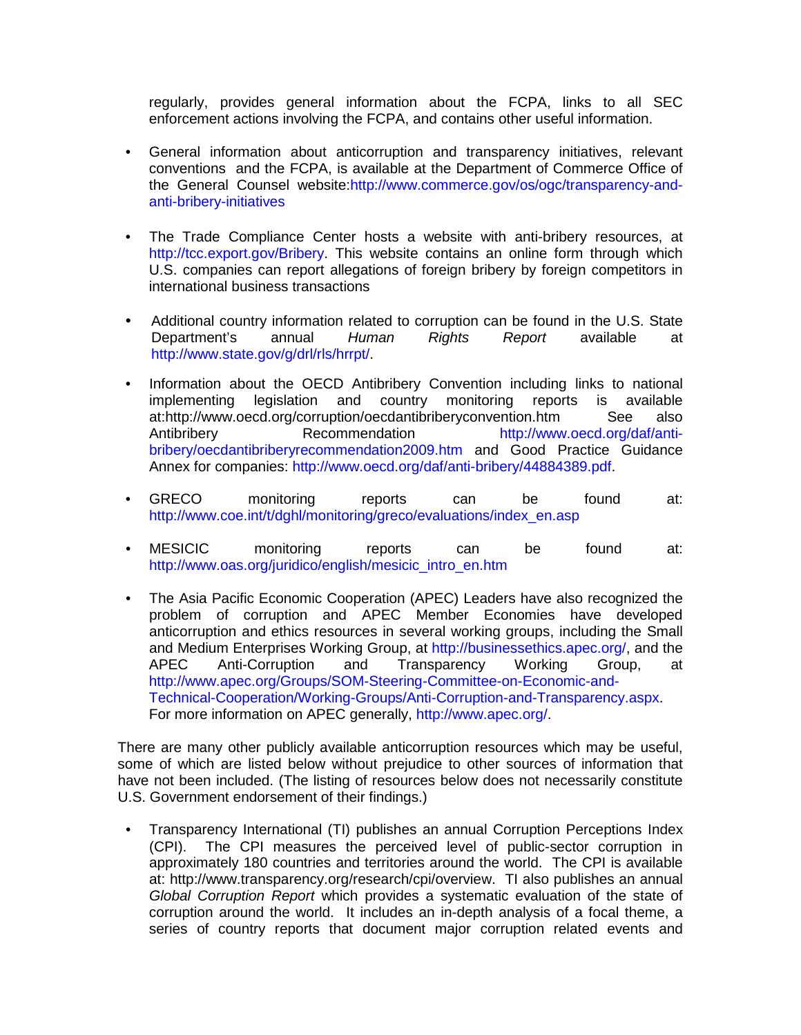regularly, provides general information about the FCPA, links to all SEC enforcement actions involving the FCPA, and contains other useful information.

- General information about anticorruption and transparency initiatives, relevant conventions and the FCPA, is available at the Department of Commerce Office of the General Counsel website:http://www.commerce.gov/os/ogc/transparency-and-anti-bribery-initiatives

- The Trade Compliance Center hosts a website with anti-bribery resources, at http://tcc.export.gov/Bribery. This website contains an online form through which U.S. companies can report allegations of foreign bribery by foreign competitors in international business transactions

- Additional country information related to corruption can be found in the U.S. State Department's annual *Human Rights Report* available at http://www.state.gov/g/drl/rls/hrrpt/.

- Information about the OECD Antibribery Convention including links to national implementing legislation and country monitoring reports is available at:http://www.oecd.org/corruption/oecdantibriberyconvention.htm See also Antibribery Recommendation http://www.oecd.org/daf/anti-bribery/oecdantibriberyrecommendation2009.htm and Good Practice Guidance Annex for companies: http://www.oecd.org/daf/anti-bribery/44884389.pdf.

- GRECO monitoring reports can be found at: http://www.coe.int/t/dghl/monitoring/greco/evaluations/index_en.asp

- MESICIC monitoring reports can be found at: http://www.oas.org/juridico/english/mesicic_intro_en.htm

- The Asia Pacific Economic Cooperation (APEC) Leaders have also recognized the problem of corruption and APEC Member Economies have developed anticorruption and ethics resources in several working groups, including the Small and Medium Enterprises Working Group, at http://businessethics.apec.org/, and the APEC Anti-Corruption and Transparency Working Group, at http://www.apec.org/Groups/SOM-Steering-Committee-on-Economic-and-Technical-Cooperation/Working-Groups/Anti-Corruption-and-Transparency.aspx. For more information on APEC generally, http://www.apec.org/.

There are many other publicly available anticorruption resources which may be useful, some of which are listed below without prejudice to other sources of information that have not been included. (The listing of resources below does not necessarily constitute U.S. Government endorsement of their findings.)

- Transparency International (TI) publishes an annual Corruption Perceptions Index (CPI). The CPI measures the perceived level of public-sector corruption in approximately 180 countries and territories around the world. The CPI is available at: http://www.transparency.org/research/cpi/overview. TI also publishes an annual *Global Corruption Report* which provides a systematic evaluation of the state of corruption around the world. It includes an in-depth analysis of a focal theme, a series of country reports that document major corruption related events and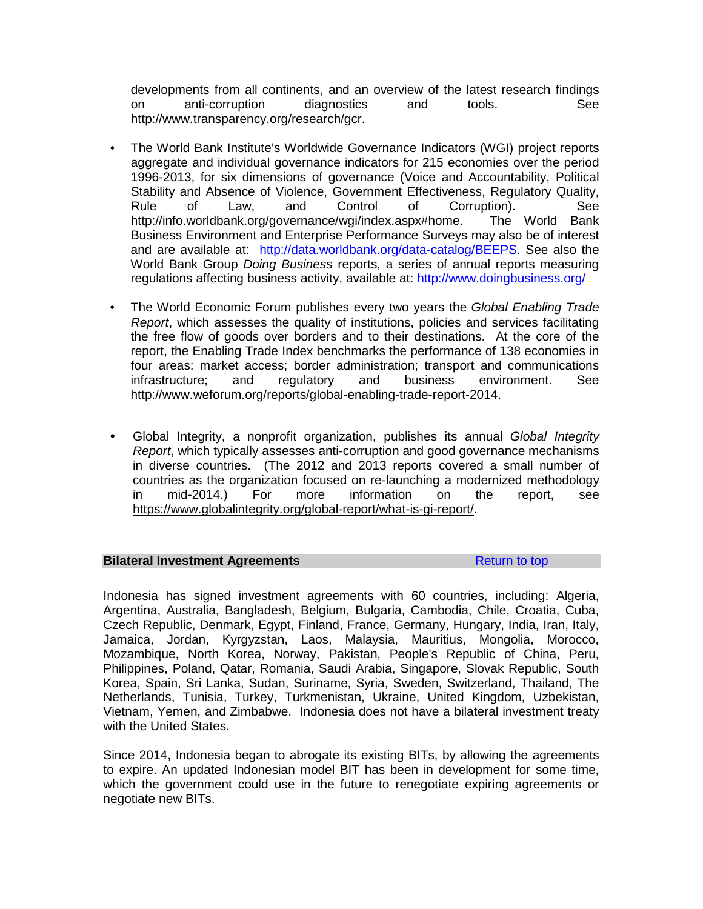developments from all continents, and an overview of the latest research findings on anti-corruption diagnostics and tools. See http://www.transparency.org/research/gcr.

- The World Bank Institute's Worldwide Governance Indicators (WGI) project reports aggregate and individual governance indicators for 215 economies over the period 1996-2013, for six dimensions of governance (Voice and Accountability, Political Stability and Absence of Violence, Government Effectiveness, Regulatory Quality, Rule of Law, and Control of Corruption). See http://info.worldbank.org/governance/wgi/index.aspx#home. The World Bank Business Environment and Enterprise Performance Surveys may also be of interest and are available at: http://data.worldbank.org/data-catalog/BEEPS. See also the World Bank Group *Doing Business* reports, a series of annual reports measuring regulations affecting business activity, available at: http://www.doingbusiness.org/

- The World Economic Forum publishes every two years the *Global Enabling Trade Report*, which assesses the quality of institutions, policies and services facilitating the free flow of goods over borders and to their destinations. At the core of the report, the Enabling Trade Index benchmarks the performance of 138 economies in four areas: market access; border administration; transport and communications infrastructure; and regulatory and business environment. See http://www.weforum.org/reports/global-enabling-trade-report-2014.

- Global Integrity, a nonprofit organization, publishes its annual *Global Integrity Report*, which typically assesses anti-corruption and good governance mechanisms in diverse countries. (The 2012 and 2013 reports covered a small number of countries as the organization focused on re-launching a modernized methodology in mid-2014.) For more information on the report, see https://www.globalintegrity.org/global-report/what-is-gi-report/.

## Bilateral Investment Agreements

Return to top

Indonesia has signed investment agreements with 60 countries, including: Algeria, Argentina, Australia, Bangladesh, Belgium, Bulgaria, Cambodia, Chile, Croatia, Cuba, Czech Republic, Denmark, Egypt, Finland, France, Germany, Hungary, India, Iran, Italy, Jamaica, Jordan, Kyrgyzstan, Laos, Malaysia, Mauritius, Mongolia, Morocco, Mozambique, North Korea, Norway, Pakistan, People's Republic of China, Peru, Philippines, Poland, Qatar, Romania, Saudi Arabia, Singapore, Slovak Republic, South Korea, Spain, Sri Lanka, Sudan, Suriname, Syria, Sweden, Switzerland, Thailand, The Netherlands, Tunisia, Turkey, Turkmenistan, Ukraine, United Kingdom, Uzbekistan, Vietnam, Yemen, and Zimbabwe. Indonesia does not have a bilateral investment treaty with the United States.

Since 2014, Indonesia began to abrogate its existing BITs, by allowing the agreements to expire. An updated Indonesian model BIT has been in development for some time, which the government could use in the future to renegotiate expiring agreements or negotiate new BITs.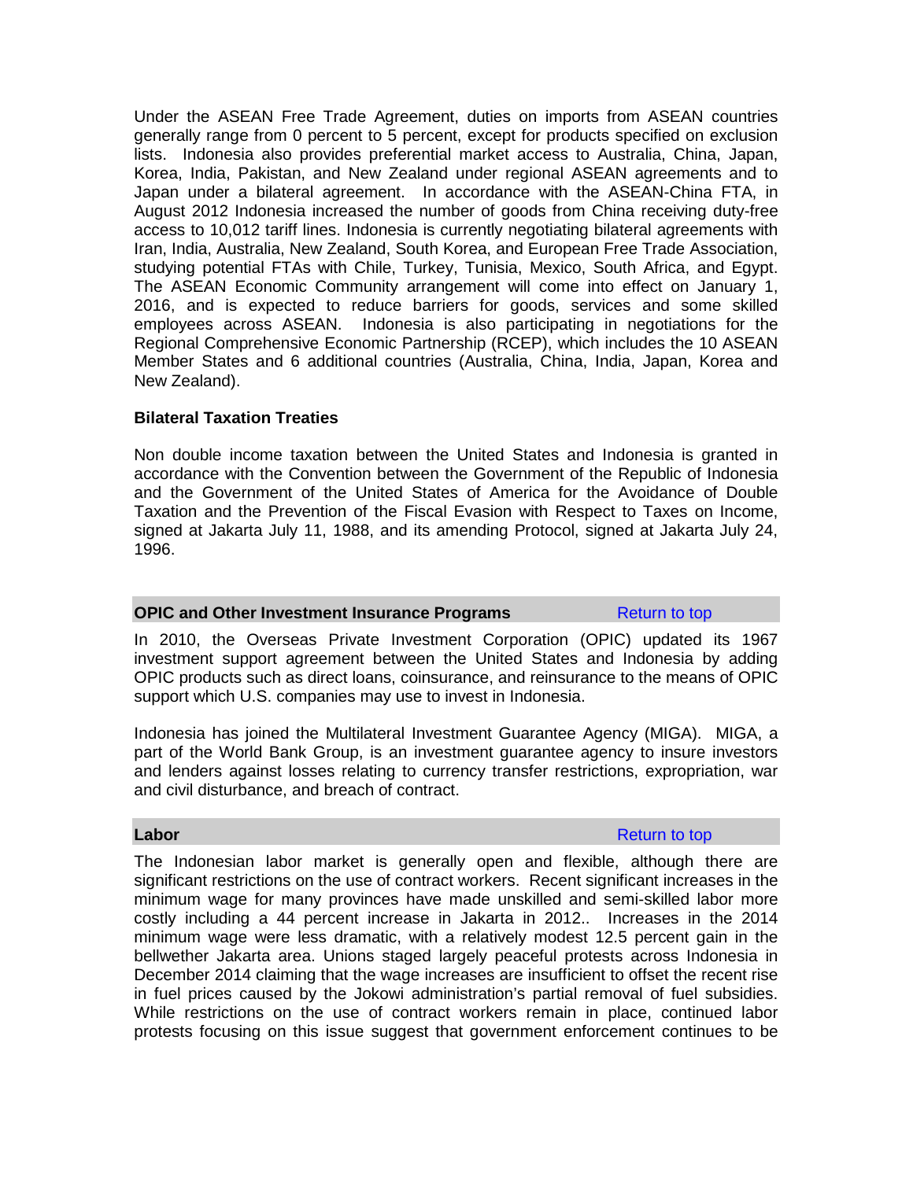Under the ASEAN Free Trade Agreement, duties on imports from ASEAN countries generally range from 0 percent to 5 percent, except for products specified on exclusion lists. Indonesia also provides preferential market access to Australia, China, Japan, Korea, India, Pakistan, and New Zealand under regional ASEAN agreements and to Japan under a bilateral agreement. In accordance with the ASEAN-China FTA, in August 2012 Indonesia increased the number of goods from China receiving duty-free access to 10,012 tariff lines. Indonesia is currently negotiating bilateral agreements with Iran, India, Australia, New Zealand, South Korea, and European Free Trade Association, studying potential FTAs with Chile, Turkey, Tunisia, Mexico, South Africa, and Egypt. The ASEAN Economic Community arrangement will come into effect on January 1, 2016, and is expected to reduce barriers for goods, services and some skilled employees across ASEAN. Indonesia is also participating in negotiations for the Regional Comprehensive Economic Partnership (RCEP), which includes the 10 ASEAN Member States and 6 additional countries (Australia, China, India, Japan, Korea and New Zealand).

**Bilateral Taxation Treaties**

Non double income taxation between the United States and Indonesia is granted in accordance with the Convention between the Government of the Republic of Indonesia and the Government of the United States of America for the Avoidance of Double Taxation and the Prevention of the Fiscal Evasion with Respect to Taxes on Income, signed at Jakarta July 11, 1988, and its amending Protocol, signed at Jakarta July 24, 1996.

## OPIC and Other Investment Insurance Programs

Return to top

In 2010, the Overseas Private Investment Corporation (OPIC) updated its 1967 investment support agreement between the United States and Indonesia by adding OPIC products such as direct loans, coinsurance, and reinsurance to the means of OPIC support which U.S. companies may use to invest in Indonesia.

Indonesia has joined the Multilateral Investment Guarantee Agency (MIGA). MIGA, a part of the World Bank Group, is an investment guarantee agency to insure investors and lenders against losses relating to currency transfer restrictions, expropriation, war and civil disturbance, and breach of contract.

## Labor

Return to top

The Indonesian labor market is generally open and flexible, although there are significant restrictions on the use of contract workers. Recent significant increases in the minimum wage for many provinces have made unskilled and semi-skilled labor more costly including a 44 percent increase in Jakarta in 2012.. Increases in the 2014 minimum wage were less dramatic, with a relatively modest 12.5 percent gain in the bellwether Jakarta area. Unions staged largely peaceful protests across Indonesia in December 2014 claiming that the wage increases are insufficient to offset the recent rise in fuel prices caused by the Jokowi administration's partial removal of fuel subsidies. While restrictions on the use of contract workers remain in place, continued labor protests focusing on this issue suggest that government enforcement continues to be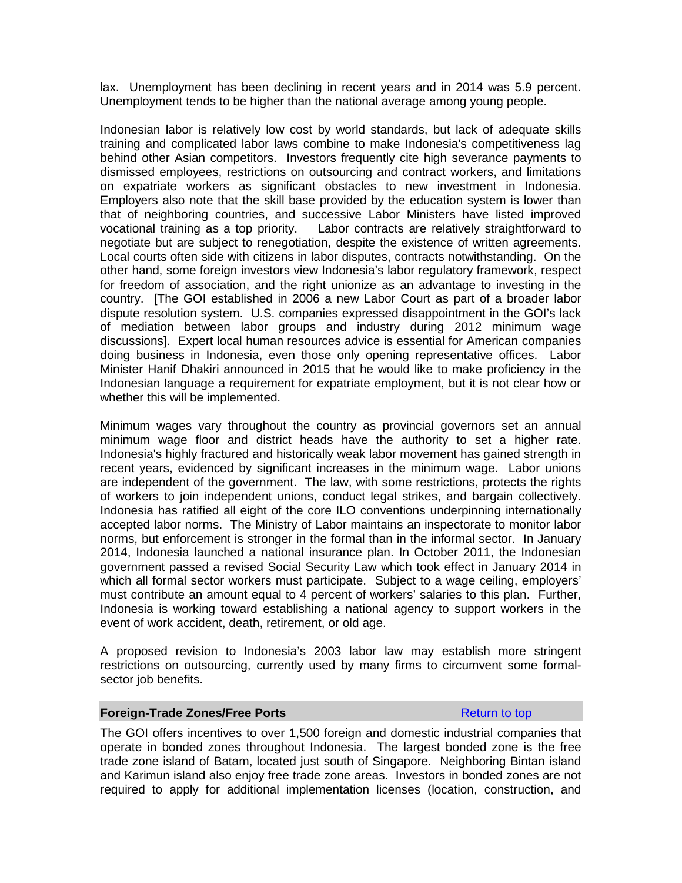lax. Unemployment has been declining in recent years and in 2014 was 5.9 percent. Unemployment tends to be higher than the national average among young people.

Indonesian labor is relatively low cost by world standards, but lack of adequate skills training and complicated labor laws combine to make Indonesia's competitiveness lag behind other Asian competitors. Investors frequently cite high severance payments to dismissed employees, restrictions on outsourcing and contract workers, and limitations on expatriate workers as significant obstacles to new investment in Indonesia. Employers also note that the skill base provided by the education system is lower than that of neighboring countries, and successive Labor Ministers have listed improved vocational training as a top priority. Labor contracts are relatively straightforward to negotiate but are subject to renegotiation, despite the existence of written agreements. Local courts often side with citizens in labor disputes, contracts notwithstanding. On the other hand, some foreign investors view Indonesia's labor regulatory framework, respect for freedom of association, and the right unionize as an advantage to investing in the country. [The GOI established in 2006 a new Labor Court as part of a broader labor dispute resolution system. U.S. companies expressed disappointment in the GOI's lack of mediation between labor groups and industry during 2012 minimum wage discussions]. Expert local human resources advice is essential for American companies doing business in Indonesia, even those only opening representative offices. Labor Minister Hanif Dhakiri announced in 2015 that he would like to make proficiency in the Indonesian language a requirement for expatriate employment, but it is not clear how or whether this will be implemented.

Minimum wages vary throughout the country as provincial governors set an annual minimum wage floor and district heads have the authority to set a higher rate. Indonesia's highly fractured and historically weak labor movement has gained strength in recent years, evidenced by significant increases in the minimum wage. Labor unions are independent of the government. The law, with some restrictions, protects the rights of workers to join independent unions, conduct legal strikes, and bargain collectively. Indonesia has ratified all eight of the core ILO conventions underpinning internationally accepted labor norms. The Ministry of Labor maintains an inspectorate to monitor labor norms, but enforcement is stronger in the formal than in the informal sector. In January 2014, Indonesia launched a national insurance plan. In October 2011, the Indonesian government passed a revised Social Security Law which took effect in January 2014 in which all formal sector workers must participate. Subject to a wage ceiling, employers' must contribute an amount equal to 4 percent of workers' salaries to this plan. Further, Indonesia is working toward establishing a national agency to support workers in the event of work accident, death, retirement, or old age.

A proposed revision to Indonesia's 2003 labor law may establish more stringent restrictions on outsourcing, currently used by many firms to circumvent some formal-sector job benefits.

## Foreign-Trade Zones/Free Ports

Return to top

The GOI offers incentives to over 1,500 foreign and domestic industrial companies that operate in bonded zones throughout Indonesia. The largest bonded zone is the free trade zone island of Batam, located just south of Singapore. Neighboring Bintan island and Karimun island also enjoy free trade zone areas. Investors in bonded zones are not required to apply for additional implementation licenses (location, construction, and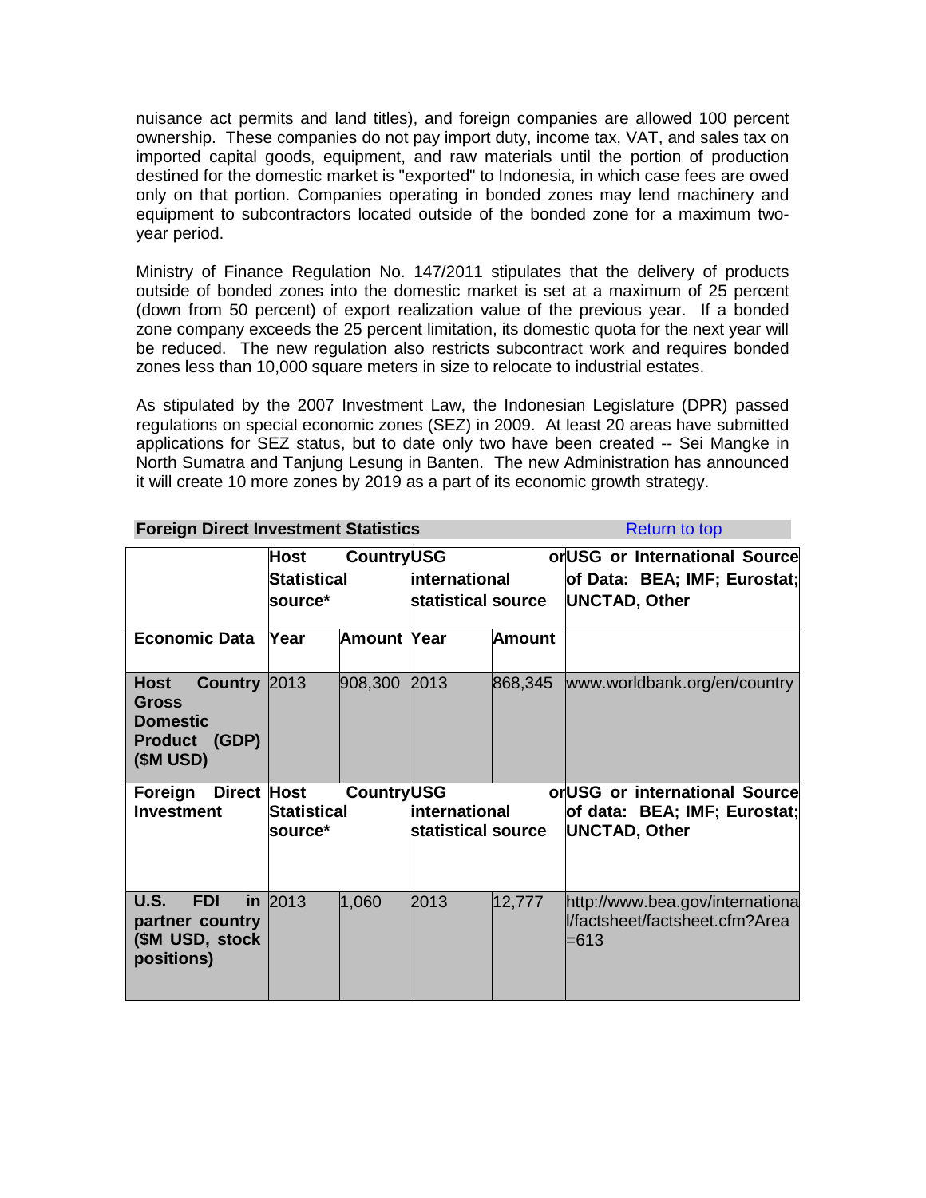nuisance act permits and land titles), and foreign companies are allowed 100 percent ownership. These companies do not pay import duty, income tax, VAT, and sales tax on imported capital goods, equipment, and raw materials until the portion of production destined for the domestic market is "exported" to Indonesia, in which case fees are owed only on that portion. Companies operating in bonded zones may lend machinery and equipment to subcontractors located outside of the bonded zone for a maximum two-year period.

Ministry of Finance Regulation No. 147/2011 stipulates that the delivery of products outside of bonded zones into the domestic market is set at a maximum of 25 percent (down from 50 percent) of export realization value of the previous year. If a bonded zone company exceeds the 25 percent limitation, its domestic quota for the next year will be reduced. The new regulation also restricts subcontract work and requires bonded zones less than 10,000 square meters in size to relocate to industrial estates.

As stipulated by the 2007 Investment Law, the Indonesian Legislature (DPR) passed regulations on special economic zones (SEZ) in 2009. At least 20 areas have submitted applications for SEZ status, but to date only two have been created -- Sei Mangke in North Sumatra and Tanjung Lesung in Banten. The new Administration has announced it will create 10 more zones by 2019 as a part of its economic growth strategy.

## Foreign Direct Investment Statistics

Return to top

| | **Host Country Statistical source*** | | **USG or international statistical source** | | **USG or International Source of Data: BEA; IMF; Eurostat; UNCTAD, Other** |
|---|---|---|---|---|---|
| **Economic Data** | **Year** | **Amount** | **Year** | **Amount** | |
| **Host Country Gross Domestic Product (GDP) ($M USD)** | 2013 | 908,300 | 2013 | 868,345 | www.worldbank.org/en/country |
| **Foreign Direct Investment** | **Host Country Statistical source*** | | **USG or international statistical source** | | **USG or international Source of data: BEA; IMF; Eurostat; UNCTAD, Other** |
| **U.S. FDI in partner country ($M USD, stock positions)** | 2013 | 1,060 | 2013 | 12,777 | http://www.bea.gov/international/factsheet/factsheet.cfm?Area=613 |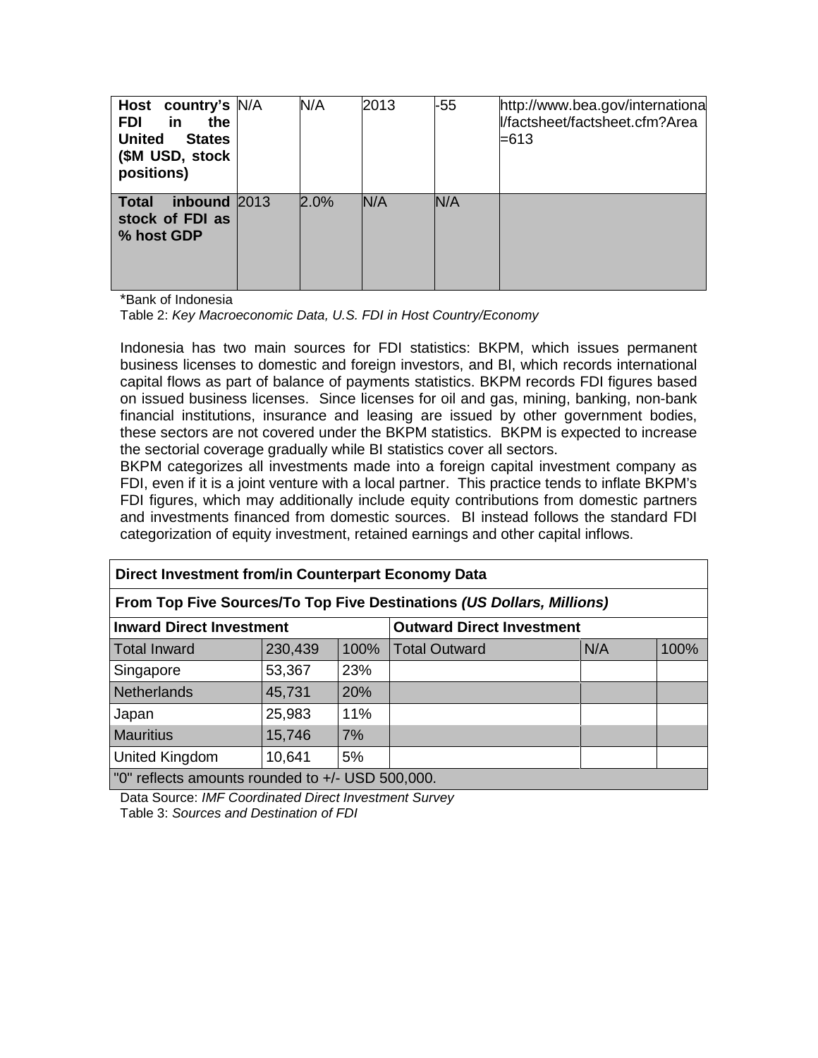| **Host country's FDI in the United States ($M USD, stock positions)** | N/A | N/A | 2013 | -55 | http://www.bea.gov/international/factsheet/factsheet.cfm?Area=613 |
|---|---|---|---|---|---|
| **Total inbound stock of FDI as % host GDP** | 2013 | 2.0% | N/A | N/A | |

*Bank of Indonesia

Table 2: *Key Macroeconomic Data, U.S. FDI in Host Country/Economy*

Indonesia has two main sources for FDI statistics: BKPM, which issues permanent business licenses to domestic and foreign investors, and BI, which records international capital flows as part of balance of payments statistics. BKPM records FDI figures based on issued business licenses. Since licenses for oil and gas, mining, banking, non-bank financial institutions, insurance and leasing are issued by other government bodies, these sectors are not covered under the BKPM statistics. BKPM is expected to increase the sectorial coverage gradually while BI statistics cover all sectors.

BKPM categorizes all investments made into a foreign capital investment company as FDI, even if it is a joint venture with a local partner. This practice tends to inflate BKPM's FDI figures, which may additionally include equity contributions from domestic partners and investments financed from domestic sources. BI instead follows the standard FDI categorization of equity investment, retained earnings and other capital inflows.

| **Direct Investment from/in Counterpart Economy Data** | | | | | |
|---|---|---|---|---|---|
| **From Top Five Sources/To Top Five Destinations *(US Dollars, Millions)*** | | | | | |
| **Inward Direct Investment** | | | **Outward Direct Investment** | | |
| Total Inward | 230,439 | 100% | Total Outward | N/A | 100% |
| Singapore | 53,367 | 23% | | | |
| Netherlands | 45,731 | 20% | | | |
| Japan | 25,983 | 11% | | | |
| Mauritius | 15,746 | 7% | | | |
| United Kingdom | 10,641 | 5% | | | |
| "0" reflects amounts rounded to +/- USD 500,000. | | | | | |

Data Source: *IMF Coordinated Direct Investment Survey*

Table 3: *Sources and Destination of FDI*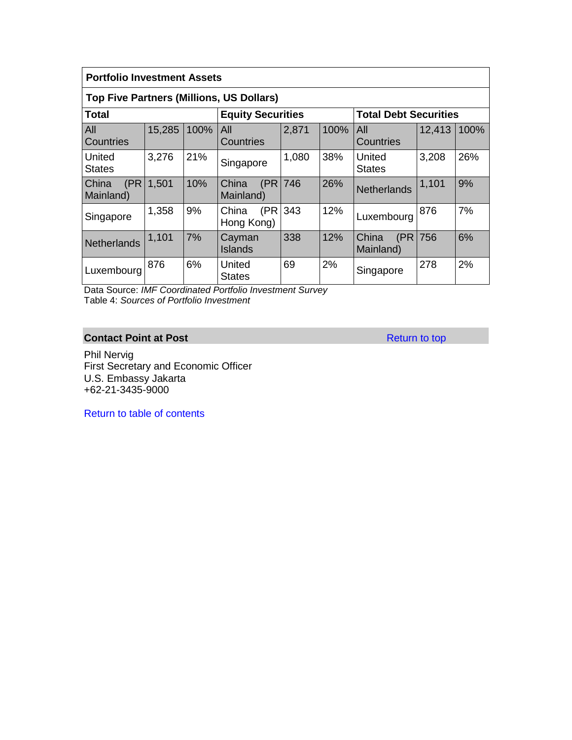| Portfolio Investment Assets | | | | | | | | |
|---|---|---|---|---|---|---|---|---|
| **Top Five Partners (Millions, US Dollars)** | | | | | | | | |
| **Total** | | | **Equity Securities** | | | **Total Debt Securities** | | |
| All Countries | 15,285 | 100% | All Countries | 2,871 | 100% | All Countries | 12,413 | 100% |
| United States | 3,276 | 21% | Singapore | 1,080 | 38% | United States | 3,208 | 26% |
| China (PR Mainland) | 1,501 | 10% | China (PR Mainland) | 746 | 26% | Netherlands | 1,101 | 9% |
| Singapore | 1,358 | 9% | China (PR Hong Kong) | 343 | 12% | Luxembourg | 876 | 7% |
| Netherlands | 1,101 | 7% | Cayman Islands | 338 | 12% | China (PR Mainland) | 756 | 6% |
| Luxembourg | 876 | 6% | United States | 69 | 2% | Singapore | 278 | 2% |

Data Source: *IMF Coordinated Portfolio Investment Survey*
Table 4: *Sources of Portfolio Investment*

## Contact Point at Post

Return to top

Phil Nervig
First Secretary and Economic Officer
U.S. Embassy Jakarta
+62-21-3435-9000

Return to table of contents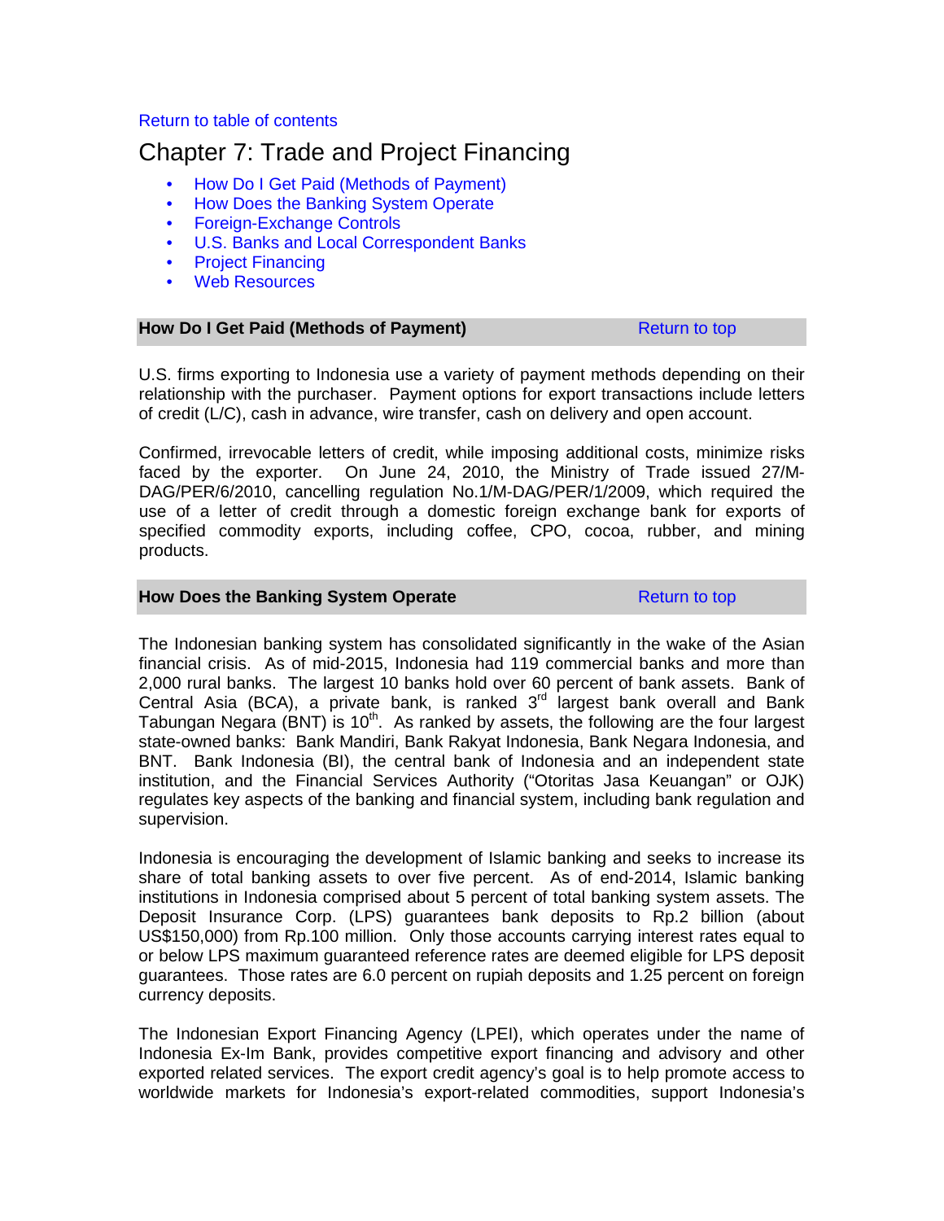Return to table of contents

# Chapter 7: Trade and Project Financing

- How Do I Get Paid (Methods of Payment)
- How Does the Banking System Operate
- Foreign-Exchange Controls
- U.S. Banks and Local Correspondent Banks
- Project Financing
- Web Resources

## How Do I Get Paid (Methods of Payment)

Return to top

U.S. firms exporting to Indonesia use a variety of payment methods depending on their relationship with the purchaser. Payment options for export transactions include letters of credit (L/C), cash in advance, wire transfer, cash on delivery and open account.

Confirmed, irrevocable letters of credit, while imposing additional costs, minimize risks faced by the exporter. On June 24, 2010, the Ministry of Trade issued 27/M-DAG/PER/6/2010, cancelling regulation No.1/M-DAG/PER/1/2009, which required the use of a letter of credit through a domestic foreign exchange bank for exports of specified commodity exports, including coffee, CPO, cocoa, rubber, and mining products.

## How Does the Banking System Operate

Return to top

The Indonesian banking system has consolidated significantly in the wake of the Asian financial crisis. As of mid-2015, Indonesia had 119 commercial banks and more than 2,000 rural banks. The largest 10 banks hold over 60 percent of bank assets. Bank of Central Asia (BCA), a private bank, is ranked 3rd largest bank overall and Bank Tabungan Negara (BNT) is 10th. As ranked by assets, the following are the four largest state-owned banks: Bank Mandiri, Bank Rakyat Indonesia, Bank Negara Indonesia, and BNT. Bank Indonesia (BI), the central bank of Indonesia and an independent state institution, and the Financial Services Authority ("Otoritas Jasa Keuangan" or OJK) regulates key aspects of the banking and financial system, including bank regulation and supervision.

Indonesia is encouraging the development of Islamic banking and seeks to increase its share of total banking assets to over five percent. As of end-2014, Islamic banking institutions in Indonesia comprised about 5 percent of total banking system assets. The Deposit Insurance Corp. (LPS) guarantees bank deposits to Rp.2 billion (about US$150,000) from Rp.100 million. Only those accounts carrying interest rates equal to or below LPS maximum guaranteed reference rates are deemed eligible for LPS deposit guarantees. Those rates are 6.0 percent on rupiah deposits and 1.25 percent on foreign currency deposits.

The Indonesian Export Financing Agency (LPEI), which operates under the name of Indonesia Ex-Im Bank, provides competitive export financing and advisory and other exported related services. The export credit agency's goal is to help promote access to worldwide markets for Indonesia's export-related commodities, support Indonesia's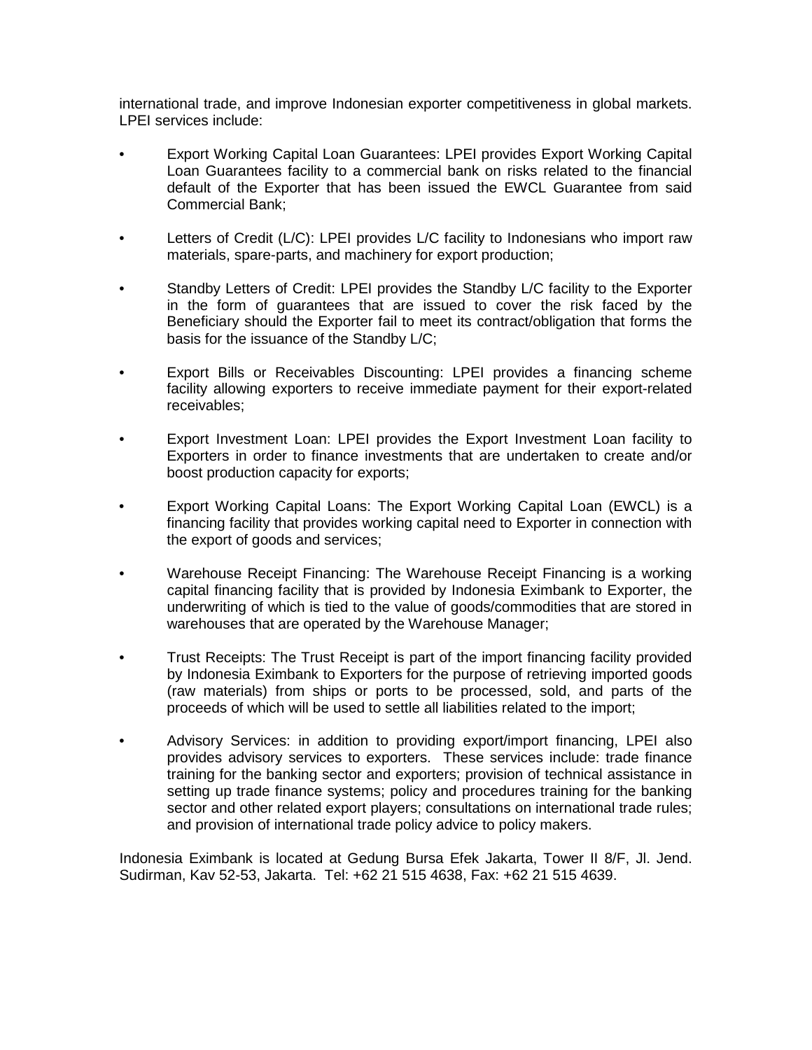international trade, and improve Indonesian exporter competitiveness in global markets. LPEI services include:

- Export Working Capital Loan Guarantees: LPEI provides Export Working Capital Loan Guarantees facility to a commercial bank on risks related to the financial default of the Exporter that has been issued the EWCL Guarantee from said Commercial Bank;

- Letters of Credit (L/C): LPEI provides L/C facility to Indonesians who import raw materials, spare-parts, and machinery for export production;

- Standby Letters of Credit: LPEI provides the Standby L/C facility to the Exporter in the form of guarantees that are issued to cover the risk faced by the Beneficiary should the Exporter fail to meet its contract/obligation that forms the basis for the issuance of the Standby L/C;

- Export Bills or Receivables Discounting: LPEI provides a financing scheme facility allowing exporters to receive immediate payment for their export-related receivables;

- Export Investment Loan: LPEI provides the Export Investment Loan facility to Exporters in order to finance investments that are undertaken to create and/or boost production capacity for exports;

- Export Working Capital Loans: The Export Working Capital Loan (EWCL) is a financing facility that provides working capital need to Exporter in connection with the export of goods and services;

- Warehouse Receipt Financing: The Warehouse Receipt Financing is a working capital financing facility that is provided by Indonesia Eximbank to Exporter, the underwriting of which is tied to the value of goods/commodities that are stored in warehouses that are operated by the Warehouse Manager;

- Trust Receipts: The Trust Receipt is part of the import financing facility provided by Indonesia Eximbank to Exporters for the purpose of retrieving imported goods (raw materials) from ships or ports to be processed, sold, and parts of the proceeds of which will be used to settle all liabilities related to the import;

- Advisory Services: in addition to providing export/import financing, LPEI also provides advisory services to exporters. These services include: trade finance training for the banking sector and exporters; provision of technical assistance in setting up trade finance systems; policy and procedures training for the banking sector and other related export players; consultations on international trade rules; and provision of international trade policy advice to policy makers.

Indonesia Eximbank is located at Gedung Bursa Efek Jakarta, Tower II 8/F, Jl. Jend. Sudirman, Kav 52-53, Jakarta. Tel: +62 21 515 4638, Fax: +62 21 515 4639.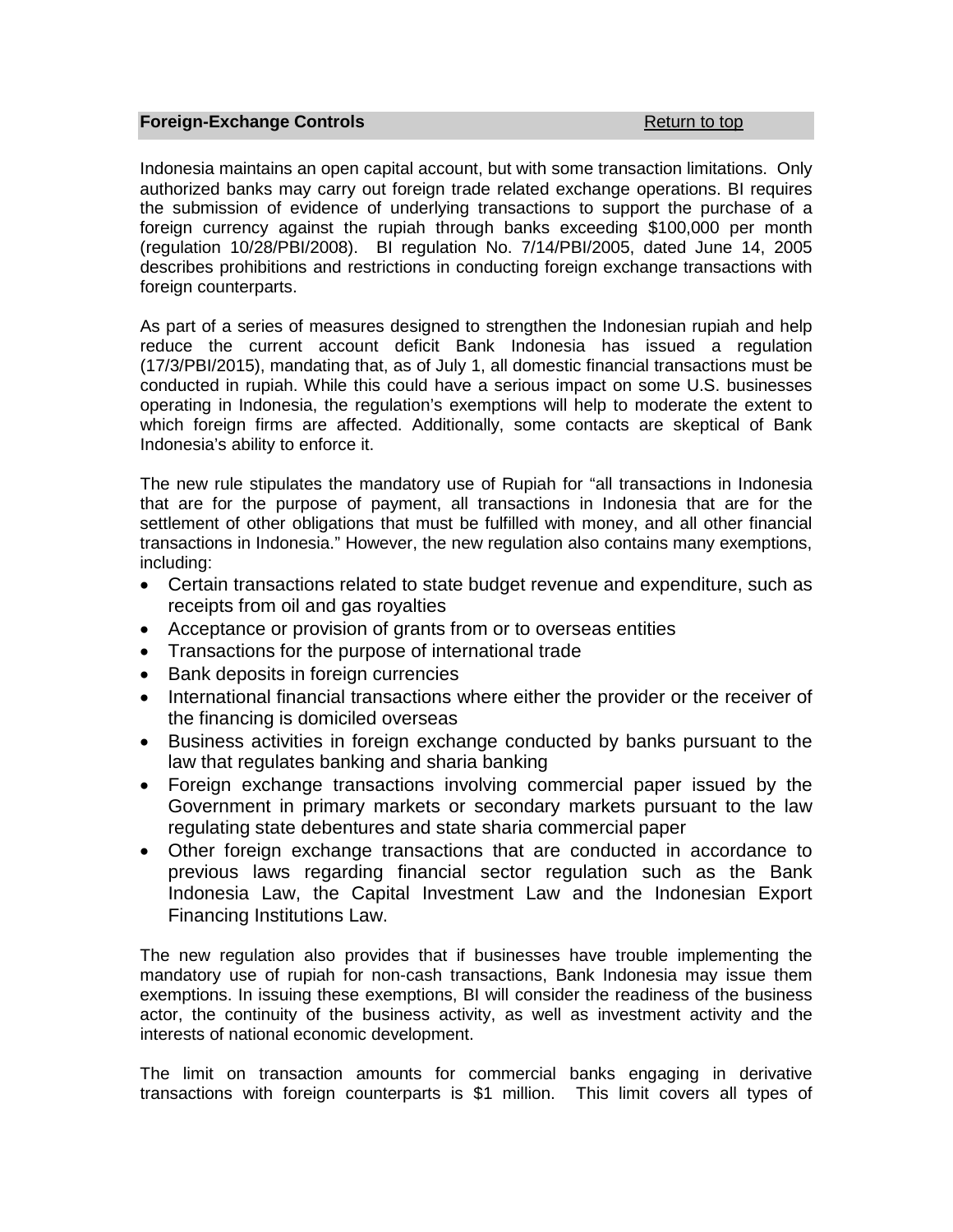**Foreign-Exchange Controls** Return to top

Indonesia maintains an open capital account, but with some transaction limitations. Only authorized banks may carry out foreign trade related exchange operations. BI requires the submission of evidence of underlying transactions to support the purchase of a foreign currency against the rupiah through banks exceeding $100,000 per month (regulation 10/28/PBI/2008). BI regulation No. 7/14/PBI/2005, dated June 14, 2005 describes prohibitions and restrictions in conducting foreign exchange transactions with foreign counterparts.

As part of a series of measures designed to strengthen the Indonesian rupiah and help reduce the current account deficit Bank Indonesia has issued a regulation (17/3/PBI/2015), mandating that, as of July 1, all domestic financial transactions must be conducted in rupiah. While this could have a serious impact on some U.S. businesses operating in Indonesia, the regulation's exemptions will help to moderate the extent to which foreign firms are affected. Additionally, some contacts are skeptical of Bank Indonesia's ability to enforce it.

The new rule stipulates the mandatory use of Rupiah for "all transactions in Indonesia that are for the purpose of payment, all transactions in Indonesia that are for the settlement of other obligations that must be fulfilled with money, and all other financial transactions in Indonesia." However, the new regulation also contains many exemptions, including:

- Certain transactions related to state budget revenue and expenditure, such as receipts from oil and gas royalties
- Acceptance or provision of grants from or to overseas entities
- Transactions for the purpose of international trade
- Bank deposits in foreign currencies
- International financial transactions where either the provider or the receiver of the financing is domiciled overseas
- Business activities in foreign exchange conducted by banks pursuant to the law that regulates banking and sharia banking
- Foreign exchange transactions involving commercial paper issued by the Government in primary markets or secondary markets pursuant to the law regulating state debentures and state sharia commercial paper
- Other foreign exchange transactions that are conducted in accordance to previous laws regarding financial sector regulation such as the Bank Indonesia Law, the Capital Investment Law and the Indonesian Export Financing Institutions Law.

The new regulation also provides that if businesses have trouble implementing the mandatory use of rupiah for non-cash transactions, Bank Indonesia may issue them exemptions. In issuing these exemptions, BI will consider the readiness of the business actor, the continuity of the business activity, as well as investment activity and the interests of national economic development.

The limit on transaction amounts for commercial banks engaging in derivative transactions with foreign counterparts is $1 million. This limit covers all types of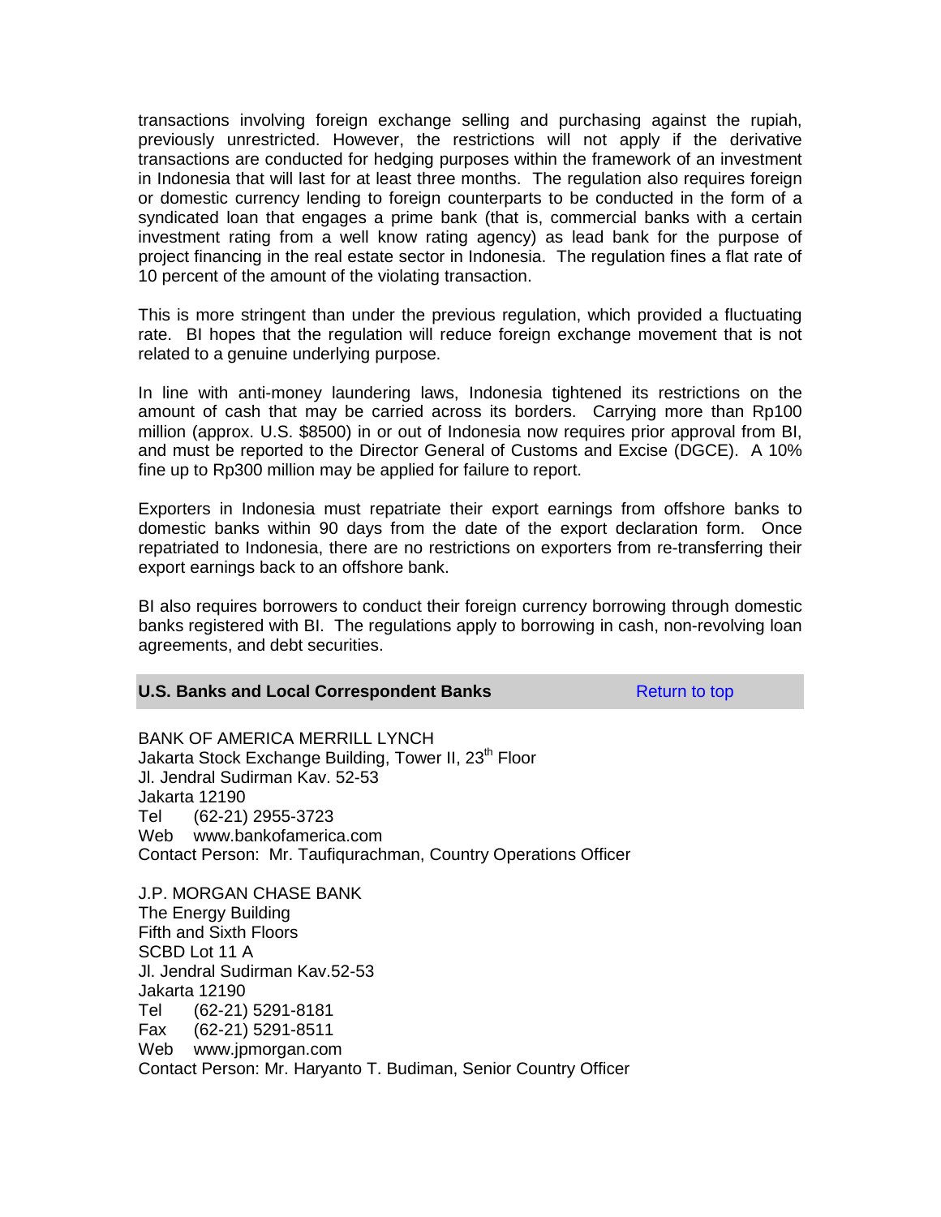transactions involving foreign exchange selling and purchasing against the rupiah, previously unrestricted. However, the restrictions will not apply if the derivative transactions are conducted for hedging purposes within the framework of an investment in Indonesia that will last for at least three months. The regulation also requires foreign or domestic currency lending to foreign counterparts to be conducted in the form of a syndicated loan that engages a prime bank (that is, commercial banks with a certain investment rating from a well know rating agency) as lead bank for the purpose of project financing in the real estate sector in Indonesia. The regulation fines a flat rate of 10 percent of the amount of the violating transaction.

This is more stringent than under the previous regulation, which provided a fluctuating rate. BI hopes that the regulation will reduce foreign exchange movement that is not related to a genuine underlying purpose.

In line with anti-money laundering laws, Indonesia tightened its restrictions on the amount of cash that may be carried across its borders. Carrying more than Rp100 million (approx. U.S. $8500) in or out of Indonesia now requires prior approval from BI, and must be reported to the Director General of Customs and Excise (DGCE). A 10% fine up to Rp300 million may be applied for failure to report.

Exporters in Indonesia must repatriate their export earnings from offshore banks to domestic banks within 90 days from the date of the export declaration form. Once repatriated to Indonesia, there are no restrictions on exporters from re-transferring their export earnings back to an offshore bank.

BI also requires borrowers to conduct their foreign currency borrowing through domestic banks registered with BI. The regulations apply to borrowing in cash, non-revolving loan agreements, and debt securities.

## U.S. Banks and Local Correspondent Banks

Return to top

BANK OF AMERICA MERRILL LYNCH
Jakarta Stock Exchange Building, Tower II, 23th Floor
Jl. Jendral Sudirman Kav. 52-53
Jakarta 12190
Tel (62-21) 2955-3723
Web www.bankofamerica.com
Contact Person: Mr. Taufiqurachman, Country Operations Officer

J.P. MORGAN CHASE BANK
The Energy Building
Fifth and Sixth Floors
SCBD Lot 11 A
Jl. Jendral Sudirman Kav.52-53
Jakarta 12190
Tel (62-21) 5291-8181
Fax (62-21) 5291-8511
Web www.jpmorgan.com
Contact Person: Mr. Haryanto T. Budiman, Senior Country Officer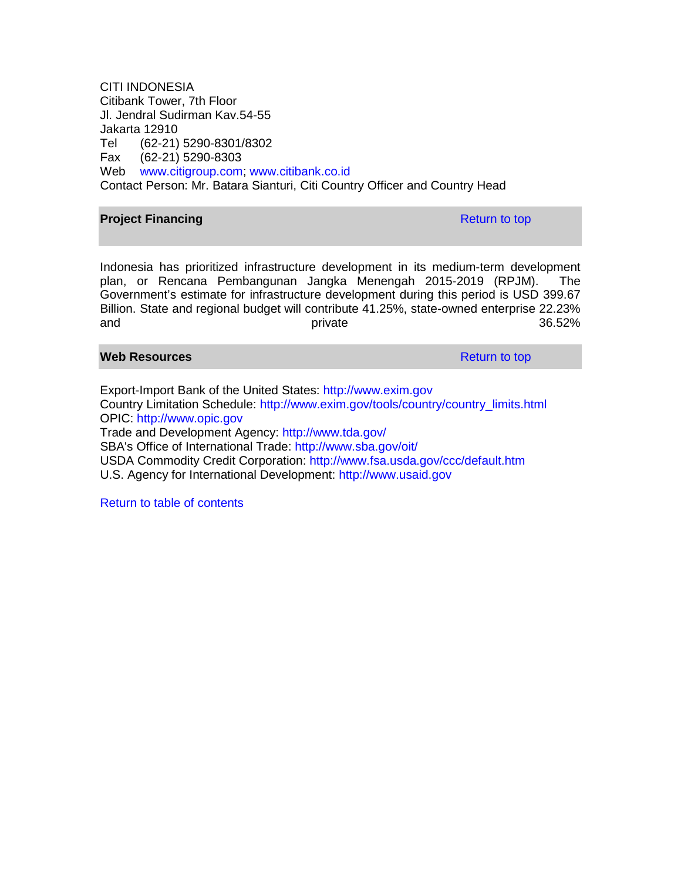CITI INDONESIA
Citibank Tower, 7th Floor
Jl. Jendral Sudirman Kav.54-55
Jakarta 12910
Tel (62-21) 5290-8301/8302
Fax (62-21) 5290-8303
Web www.citigroup.com; www.citibank.co.id
Contact Person: Mr. Batara Sianturi, Citi Country Officer and Country Head

## Project Financing

Return to top

Indonesia has prioritized infrastructure development in its medium-term development plan, or Rencana Pembangunan Jangka Menengah 2015-2019 (RPJM). The Government's estimate for infrastructure development during this period is USD 399.67 Billion. State and regional budget will contribute 41.25%, state-owned enterprise 22.23% and private 36.52%

## Web Resources

Return to top

Export-Import Bank of the United States: http://www.exim.gov
Country Limitation Schedule: http://www.exim.gov/tools/country/country_limits.html
OPIC: http://www.opic.gov
Trade and Development Agency: http://www.tda.gov/
SBA's Office of International Trade: http://www.sba.gov/oit/
USDA Commodity Credit Corporation: http://www.fsa.usda.gov/ccc/default.htm
U.S. Agency for International Development: http://www.usaid.gov

Return to table of contents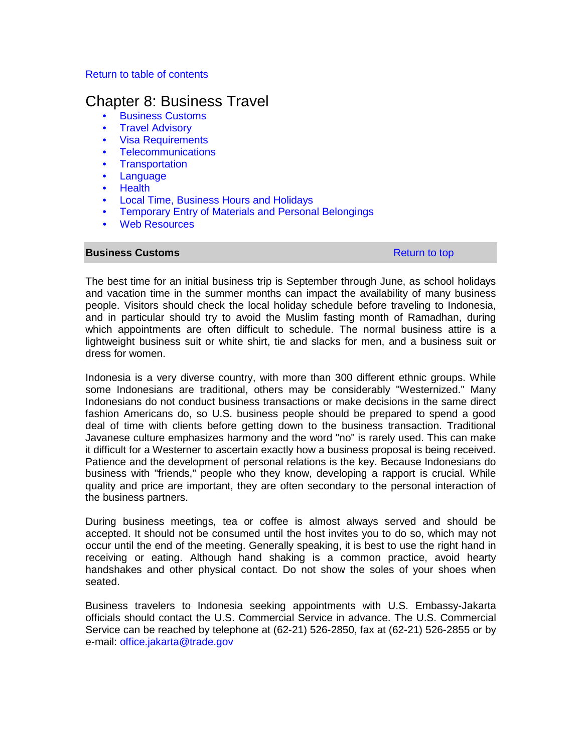Return to table of contents

# Chapter 8: Business Travel

- Business Customs
- Travel Advisory
- Visa Requirements
- Telecommunications
- Transportation
- Language
- Health
- Local Time, Business Hours and Holidays
- Temporary Entry of Materials and Personal Belongings
- Web Resources

## Business Customs

Return to top

The best time for an initial business trip is September through June, as school holidays and vacation time in the summer months can impact the availability of many business people. Visitors should check the local holiday schedule before traveling to Indonesia, and in particular should try to avoid the Muslim fasting month of Ramadhan, during which appointments are often difficult to schedule. The normal business attire is a lightweight business suit or white shirt, tie and slacks for men, and a business suit or dress for women.

Indonesia is a very diverse country, with more than 300 different ethnic groups. While some Indonesians are traditional, others may be considerably "Westernized." Many Indonesians do not conduct business transactions or make decisions in the same direct fashion Americans do, so U.S. business people should be prepared to spend a good deal of time with clients before getting down to the business transaction. Traditional Javanese culture emphasizes harmony and the word "no" is rarely used. This can make it difficult for a Westerner to ascertain exactly how a business proposal is being received. Patience and the development of personal relations is the key. Because Indonesians do business with "friends," people who they know, developing a rapport is crucial. While quality and price are important, they are often secondary to the personal interaction of the business partners.

During business meetings, tea or coffee is almost always served and should be accepted. It should not be consumed until the host invites you to do so, which may not occur until the end of the meeting. Generally speaking, it is best to use the right hand in receiving or eating. Although hand shaking is a common practice, avoid hearty handshakes and other physical contact. Do not show the soles of your shoes when seated.

Business travelers to Indonesia seeking appointments with U.S. Embassy-Jakarta officials should contact the U.S. Commercial Service in advance. The U.S. Commercial Service can be reached by telephone at (62-21) 526-2850, fax at (62-21) 526-2855 or by e-mail: office.jakarta@trade.gov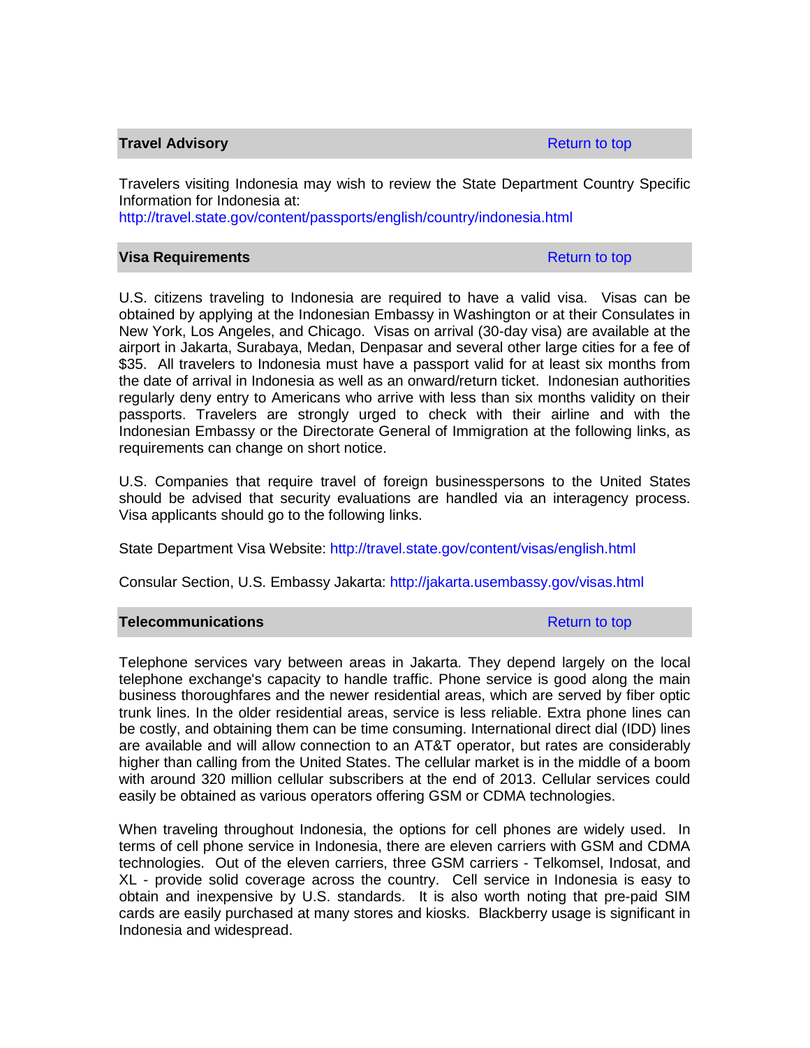## Travel Advisory

Return to top

Travelers visiting Indonesia may wish to review the State Department Country Specific Information for Indonesia at:
http://travel.state.gov/content/passports/english/country/indonesia.html

## Visa Requirements

Return to top

U.S. citizens traveling to Indonesia are required to have a valid visa. Visas can be obtained by applying at the Indonesian Embassy in Washington or at their Consulates in New York, Los Angeles, and Chicago. Visas on arrival (30-day visa) are available at the airport in Jakarta, Surabaya, Medan, Denpasar and several other large cities for a fee of $35. All travelers to Indonesia must have a passport valid for at least six months from the date of arrival in Indonesia as well as an onward/return ticket. Indonesian authorities regularly deny entry to Americans who arrive with less than six months validity on their passports. Travelers are strongly urged to check with their airline and with the Indonesian Embassy or the Directorate General of Immigration at the following links, as requirements can change on short notice.

U.S. Companies that require travel of foreign businesspersons to the United States should be advised that security evaluations are handled via an interagency process. Visa applicants should go to the following links.

State Department Visa Website: http://travel.state.gov/content/visas/english.html

Consular Section, U.S. Embassy Jakarta: http://jakarta.usembassy.gov/visas.html

## Telecommunications

Return to top

Telephone services vary between areas in Jakarta. They depend largely on the local telephone exchange's capacity to handle traffic. Phone service is good along the main business thoroughfares and the newer residential areas, which are served by fiber optic trunk lines. In the older residential areas, service is less reliable. Extra phone lines can be costly, and obtaining them can be time consuming. International direct dial (IDD) lines are available and will allow connection to an AT&T operator, but rates are considerably higher than calling from the United States. The cellular market is in the middle of a boom with around 320 million cellular subscribers at the end of 2013. Cellular services could easily be obtained as various operators offering GSM or CDMA technologies.

When traveling throughout Indonesia, the options for cell phones are widely used. In terms of cell phone service in Indonesia, there are eleven carriers with GSM and CDMA technologies. Out of the eleven carriers, three GSM carriers - Telkomsel, Indosat, and XL - provide solid coverage across the country. Cell service in Indonesia is easy to obtain and inexpensive by U.S. standards. It is also worth noting that pre-paid SIM cards are easily purchased at many stores and kiosks. Blackberry usage is significant in Indonesia and widespread.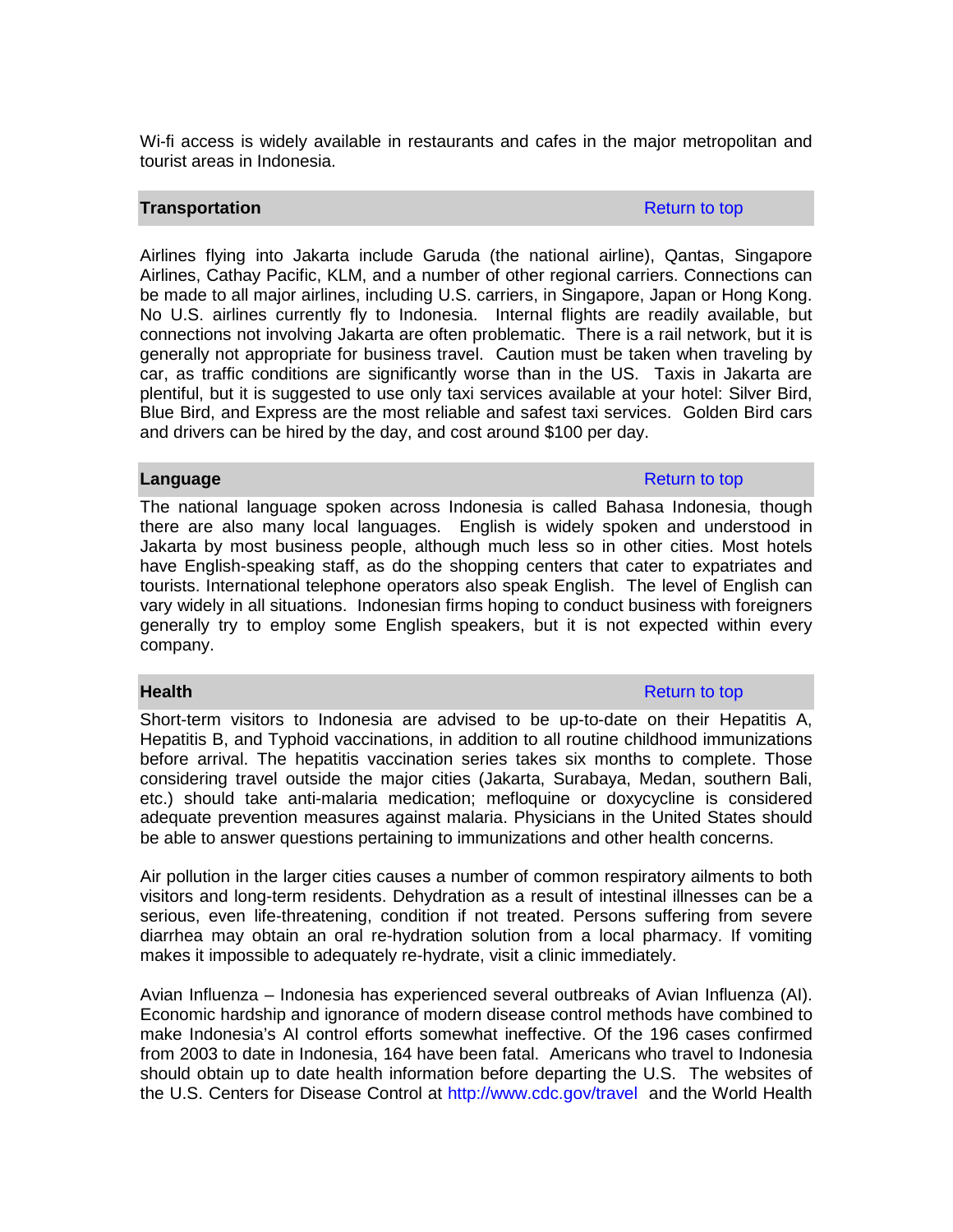Wi-fi access is widely available in restaurants and cafes in the major metropolitan and tourist areas in Indonesia.

## Transportation

Return to top

Airlines flying into Jakarta include Garuda (the national airline), Qantas, Singapore Airlines, Cathay Pacific, KLM, and a number of other regional carriers. Connections can be made to all major airlines, including U.S. carriers, in Singapore, Japan or Hong Kong. No U.S. airlines currently fly to Indonesia. Internal flights are readily available, but connections not involving Jakarta are often problematic. There is a rail network, but it is generally not appropriate for business travel. Caution must be taken when traveling by car, as traffic conditions are significantly worse than in the US. Taxis in Jakarta are plentiful, but it is suggested to use only taxi services available at your hotel: Silver Bird, Blue Bird, and Express are the most reliable and safest taxi services. Golden Bird cars and drivers can be hired by the day, and cost around $100 per day.

## Language

Return to top

The national language spoken across Indonesia is called Bahasa Indonesia, though there are also many local languages. English is widely spoken and understood in Jakarta by most business people, although much less so in other cities. Most hotels have English-speaking staff, as do the shopping centers that cater to expatriates and tourists. International telephone operators also speak English. The level of English can vary widely in all situations. Indonesian firms hoping to conduct business with foreigners generally try to employ some English speakers, but it is not expected within every company.

## Health

Return to top

Short-term visitors to Indonesia are advised to be up-to-date on their Hepatitis A, Hepatitis B, and Typhoid vaccinations, in addition to all routine childhood immunizations before arrival. The hepatitis vaccination series takes six months to complete. Those considering travel outside the major cities (Jakarta, Surabaya, Medan, southern Bali, etc.) should take anti-malaria medication; mefloquine or doxycycline is considered adequate prevention measures against malaria. Physicians in the United States should be able to answer questions pertaining to immunizations and other health concerns.

Air pollution in the larger cities causes a number of common respiratory ailments to both visitors and long-term residents. Dehydration as a result of intestinal illnesses can be a serious, even life-threatening, condition if not treated. Persons suffering from severe diarrhea may obtain an oral re-hydration solution from a local pharmacy. If vomiting makes it impossible to adequately re-hydrate, visit a clinic immediately.

Avian Influenza – Indonesia has experienced several outbreaks of Avian Influenza (AI). Economic hardship and ignorance of modern disease control methods have combined to make Indonesia's AI control efforts somewhat ineffective. Of the 196 cases confirmed from 2003 to date in Indonesia, 164 have been fatal. Americans who travel to Indonesia should obtain up to date health information before departing the U.S. The websites of the U.S. Centers for Disease Control at http://www.cdc.gov/travel and the World Health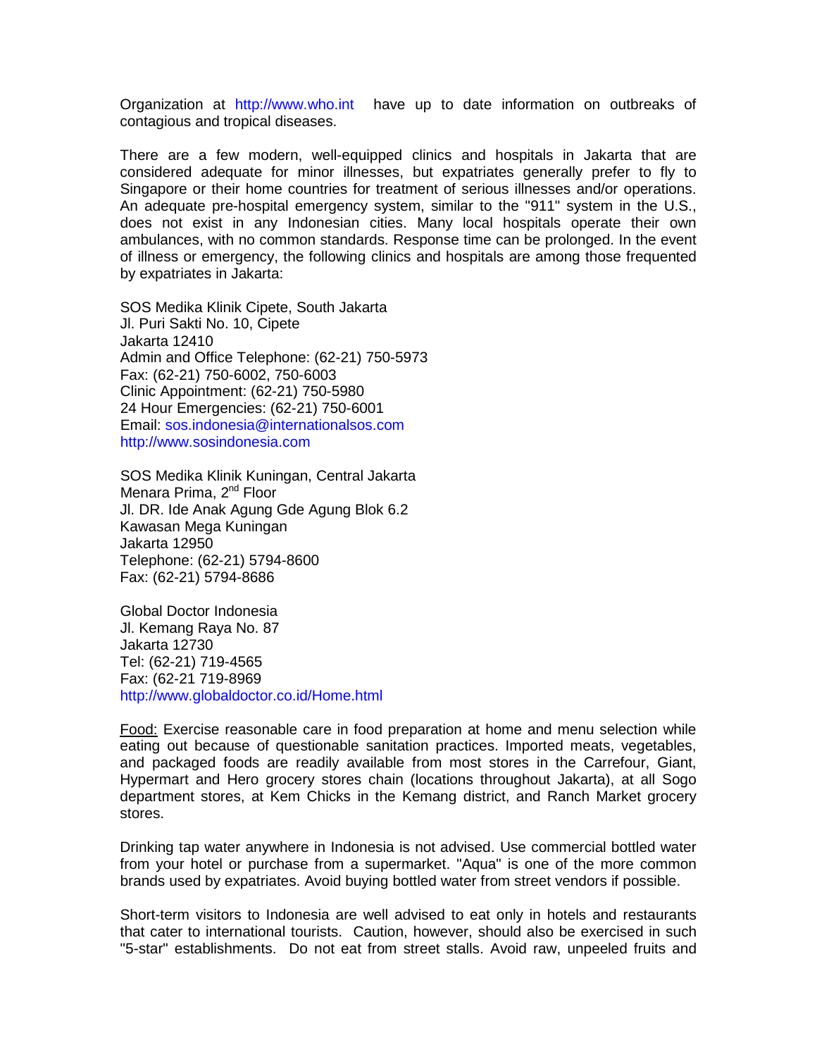Organization at http://www.who.int have up to date information on outbreaks of contagious and tropical diseases.

There are a few modern, well-equipped clinics and hospitals in Jakarta that are considered adequate for minor illnesses, but expatriates generally prefer to fly to Singapore or their home countries for treatment of serious illnesses and/or operations. An adequate pre-hospital emergency system, similar to the "911" system in the U.S., does not exist in any Indonesian cities. Many local hospitals operate their own ambulances, with no common standards. Response time can be prolonged. In the event of illness or emergency, the following clinics and hospitals are among those frequented by expatriates in Jakarta:

SOS Medika Klinik Cipete, South Jakarta  
Jl. Puri Sakti No. 10, Cipete  
Jakarta 12410  
Admin and Office Telephone: (62-21) 750-5973  
Fax: (62-21) 750-6002, 750-6003  
Clinic Appointment: (62-21) 750-5980  
24 Hour Emergencies: (62-21) 750-6001  
Email: sos.indonesia@internationalsos.com  
http://www.sosindonesia.com

SOS Medika Klinik Kuningan, Central Jakarta  
Menara Prima, 2nd Floor  
Jl. DR. Ide Anak Agung Gde Agung Blok 6.2  
Kawasan Mega Kuningan  
Jakarta 12950  
Telephone: (62-21) 5794-8600  
Fax: (62-21) 5794-8686

Global Doctor Indonesia  
Jl. Kemang Raya No. 87  
Jakarta 12730  
Tel: (62-21) 719-4565  
Fax: (62-21 719-8969  
http://www.globaldoctor.co.id/Home.html

Food: Exercise reasonable care in food preparation at home and menu selection while eating out because of questionable sanitation practices. Imported meats, vegetables, and packaged foods are readily available from most stores in the Carrefour, Giant, Hypermart and Hero grocery stores chain (locations throughout Jakarta), at all Sogo department stores, at Kem Chicks in the Kemang district, and Ranch Market grocery stores.

Drinking tap water anywhere in Indonesia is not advised. Use commercial bottled water from your hotel or purchase from a supermarket. "Aqua" is one of the more common brands used by expatriates. Avoid buying bottled water from street vendors if possible.

Short-term visitors to Indonesia are well advised to eat only in hotels and restaurants that cater to international tourists. Caution, however, should also be exercised in such "5-star" establishments. Do not eat from street stalls. Avoid raw, unpeeled fruits and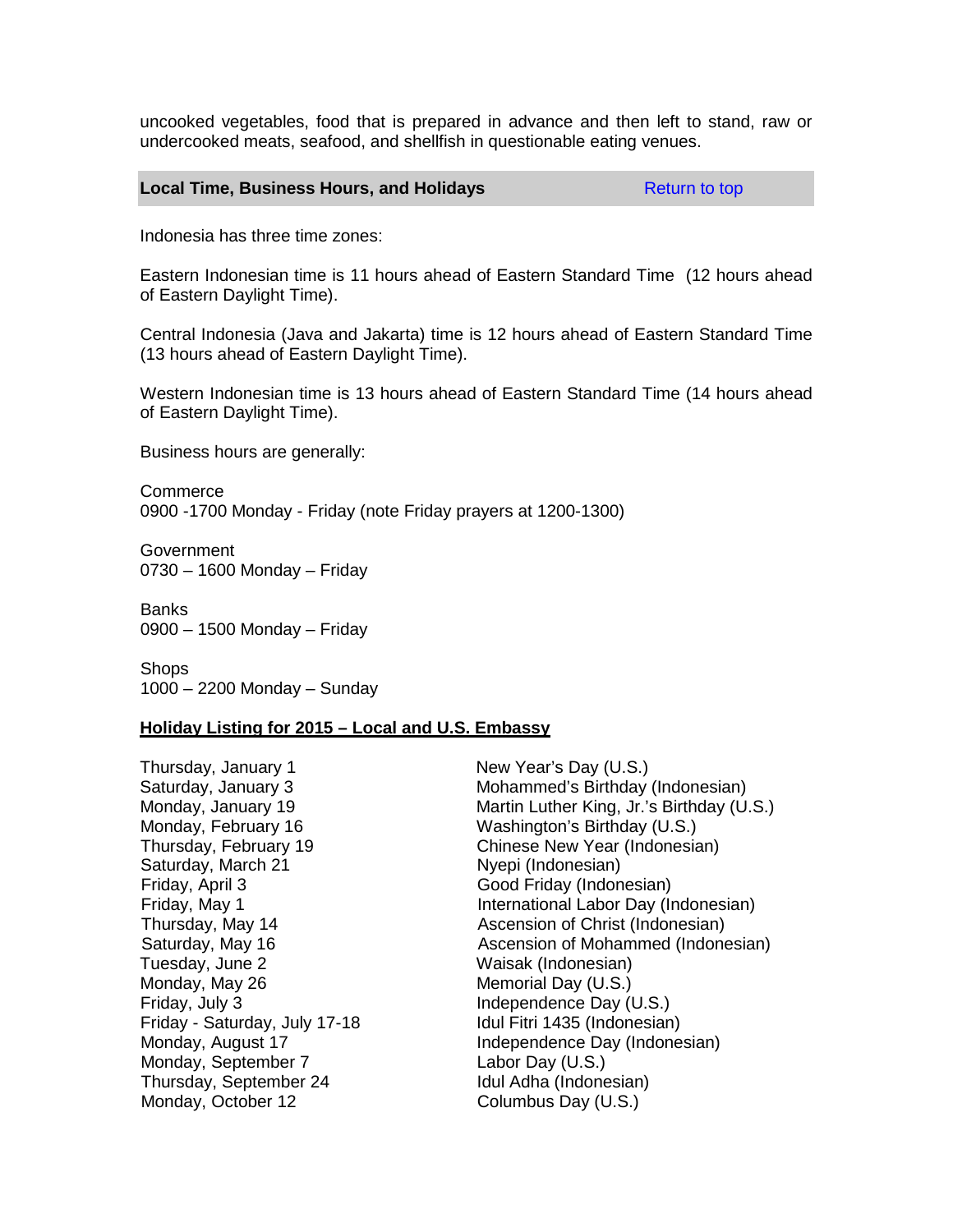uncooked vegetables, food that is prepared in advance and then left to stand, raw or undercooked meats, seafood, and shellfish in questionable eating venues.

## Local Time, Business Hours, and Holidays

Return to top

Indonesia has three time zones:

Eastern Indonesian time is 11 hours ahead of Eastern Standard Time (12 hours ahead of Eastern Daylight Time).

Central Indonesia (Java and Jakarta) time is 12 hours ahead of Eastern Standard Time (13 hours ahead of Eastern Daylight Time).

Western Indonesian time is 13 hours ahead of Eastern Standard Time (14 hours ahead of Eastern Daylight Time).

Business hours are generally:

Commerce
0900 -1700 Monday - Friday (note Friday prayers at 1200-1300)

Government
0730 – 1600 Monday – Friday

Banks
0900 – 1500 Monday – Friday

Shops
1000 – 2200 Monday – Sunday

**Holiday Listing for 2015 – Local and U.S. Embassy**

| Date | Holiday |
|---|---|
| Thursday, January 1 | New Year's Day (U.S.) |
| Saturday, January 3 | Mohammed's Birthday (Indonesian) |
| Monday, January 19 | Martin Luther King, Jr.'s Birthday (U.S.) |
| Monday, February 16 | Washington's Birthday (U.S.) |
| Thursday, February 19 | Chinese New Year (Indonesian) |
| Saturday, March 21 | Nyepi (Indonesian) |
| Friday, April 3 | Good Friday (Indonesian) |
| Friday, May 1 | International Labor Day (Indonesian) |
| Thursday, May 14 | Ascension of Christ (Indonesian) |
| Saturday, May 16 | Ascension of Mohammed (Indonesian) |
| Tuesday, June 2 | Waisak (Indonesian) |
| Monday, May 26 | Memorial Day (U.S.) |
| Friday, July 3 | Independence Day (U.S.) |
| Friday - Saturday, July 17-18 | Idul Fitri 1435 (Indonesian) |
| Monday, August 17 | Independence Day (Indonesian) |
| Monday, September 7 | Labor Day (U.S.) |
| Thursday, September 24 | Idul Adha (Indonesian) |
| Monday, October 12 | Columbus Day (U.S.) |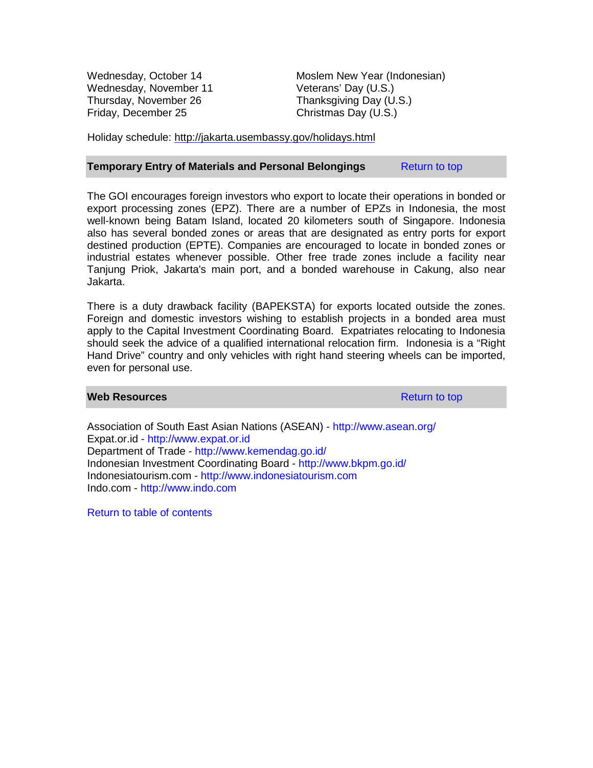| | |
|---|---|
| Wednesday, October 14 | Moslem New Year (Indonesian) |
| Wednesday, November 11 | Veterans' Day (U.S.) |
| Thursday, November 26 | Thanksgiving Day (U.S.) |
| Friday, December 25 | Christmas Day (U.S.) |

Holiday schedule: http://jakarta.usembassy.gov/holidays.html

## Temporary Entry of Materials and Personal Belongings

Return to top

The GOI encourages foreign investors who export to locate their operations in bonded or export processing zones (EPZ). There are a number of EPZs in Indonesia, the most well-known being Batam Island, located 20 kilometers south of Singapore. Indonesia also has several bonded zones or areas that are designated as entry ports for export destined production (EPTE). Companies are encouraged to locate in bonded zones or industrial estates whenever possible. Other free trade zones include a facility near Tanjung Priok, Jakarta's main port, and a bonded warehouse in Cakung, also near Jakarta.

There is a duty drawback facility (BAPEKSTA) for exports located outside the zones. Foreign and domestic investors wishing to establish projects in a bonded area must apply to the Capital Investment Coordinating Board. Expatriates relocating to Indonesia should seek the advice of a qualified international relocation firm. Indonesia is a "Right Hand Drive" country and only vehicles with right hand steering wheels can be imported, even for personal use.

## Web Resources

Return to top

Association of South East Asian Nations (ASEAN) - http://www.asean.org/
Expat.or.id - http://www.expat.or.id
Department of Trade - http://www.kemendag.go.id/
Indonesian Investment Coordinating Board - http://www.bkpm.go.id/
Indonesiatourism.com - http://www.indonesiatourism.com
Indo.com - http://www.indo.com

Return to table of contents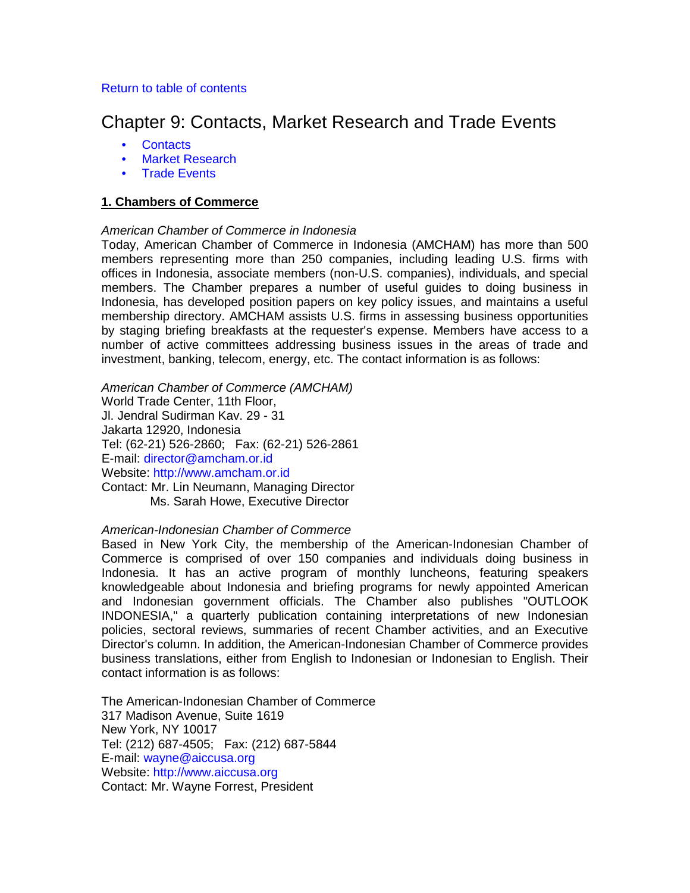Return to table of contents

# Chapter 9: Contacts, Market Research and Trade Events

- Contacts
- Market Research
- Trade Events

## 1. Chambers of Commerce

*American Chamber of Commerce in Indonesia*

Today, American Chamber of Commerce in Indonesia (AMCHAM) has more than 500 members representing more than 250 companies, including leading U.S. firms with offices in Indonesia, associate members (non-U.S. companies), individuals, and special members. The Chamber prepares a number of useful guides to doing business in Indonesia, has developed position papers on key policy issues, and maintains a useful membership directory. AMCHAM assists U.S. firms in assessing business opportunities by staging briefing breakfasts at the requester's expense. Members have access to a number of active committees addressing business issues in the areas of trade and investment, banking, telecom, energy, etc. The contact information is as follows:

*American Chamber of Commerce (AMCHAM)*
World Trade Center, 11th Floor,
Jl. Jendral Sudirman Kav. 29 - 31
Jakarta 12920, Indonesia
Tel: (62-21) 526-2860; Fax: (62-21) 526-2861
E-mail: director@amcham.or.id
Website: http://www.amcham.or.id
Contact: Mr. Lin Neumann, Managing Director
Ms. Sarah Howe, Executive Director

*American-Indonesian Chamber of Commerce*

Based in New York City, the membership of the American-Indonesian Chamber of Commerce is comprised of over 150 companies and individuals doing business in Indonesia. It has an active program of monthly luncheons, featuring speakers knowledgeable about Indonesia and briefing programs for newly appointed American and Indonesian government officials. The Chamber also publishes "OUTLOOK INDONESIA," a quarterly publication containing interpretations of new Indonesian policies, sectoral reviews, summaries of recent Chamber activities, and an Executive Director's column. In addition, the American-Indonesian Chamber of Commerce provides business translations, either from English to Indonesian or Indonesian to English. Their contact information is as follows:

The American-Indonesian Chamber of Commerce
317 Madison Avenue, Suite 1619
New York, NY 10017
Tel: (212) 687-4505; Fax: (212) 687-5844
E-mail: wayne@aiccusa.org
Website: http://www.aiccusa.org
Contact: Mr. Wayne Forrest, President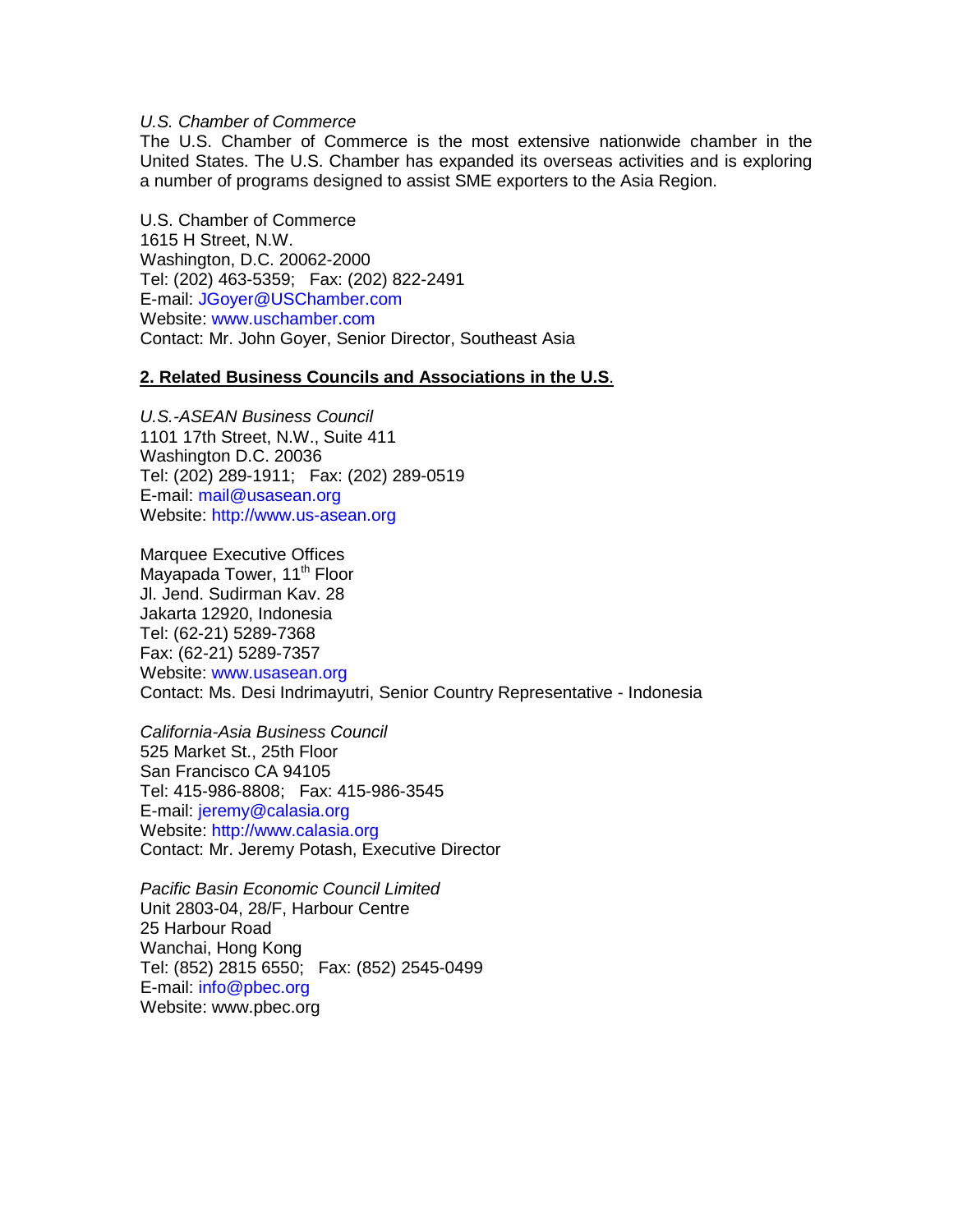*U.S. Chamber of Commerce*

The U.S. Chamber of Commerce is the most extensive nationwide chamber in the United States. The U.S. Chamber has expanded its overseas activities and is exploring a number of programs designed to assist SME exporters to the Asia Region.

U.S. Chamber of Commerce  
1615 H Street, N.W.  
Washington, D.C. 20062-2000  
Tel: (202) 463-5359; Fax: (202) 822-2491  
E-mail: JGoyer@USChamber.com  
Website: www.uschamber.com  
Contact: Mr. John Goyer, Senior Director, Southeast Asia

**2. Related Business Councils and Associations in the U.S.**

*U.S.-ASEAN Business Council*  
1101 17th Street, N.W., Suite 411  
Washington D.C. 20036  
Tel: (202) 289-1911; Fax: (202) 289-0519  
E-mail: mail@usasean.org  
Website: http://www.us-asean.org

Marquee Executive Offices  
Mayapada Tower, 11th Floor  
Jl. Jend. Sudirman Kav. 28  
Jakarta 12920, Indonesia  
Tel: (62-21) 5289-7368  
Fax: (62-21) 5289-7357  
Website: www.usasean.org  
Contact: Ms. Desi Indrimayutri, Senior Country Representative - Indonesia

*California-Asia Business Council*  
525 Market St., 25th Floor  
San Francisco CA 94105  
Tel: 415-986-8808; Fax: 415-986-3545  
E-mail: jeremy@calasia.org  
Website: http://www.calasia.org  
Contact: Mr. Jeremy Potash, Executive Director

*Pacific Basin Economic Council Limited*  
Unit 2803-04, 28/F, Harbour Centre  
25 Harbour Road  
Wanchai, Hong Kong  
Tel: (852) 2815 6550; Fax: (852) 2545-0499  
E-mail: info@pbec.org  
Website: www.pbec.org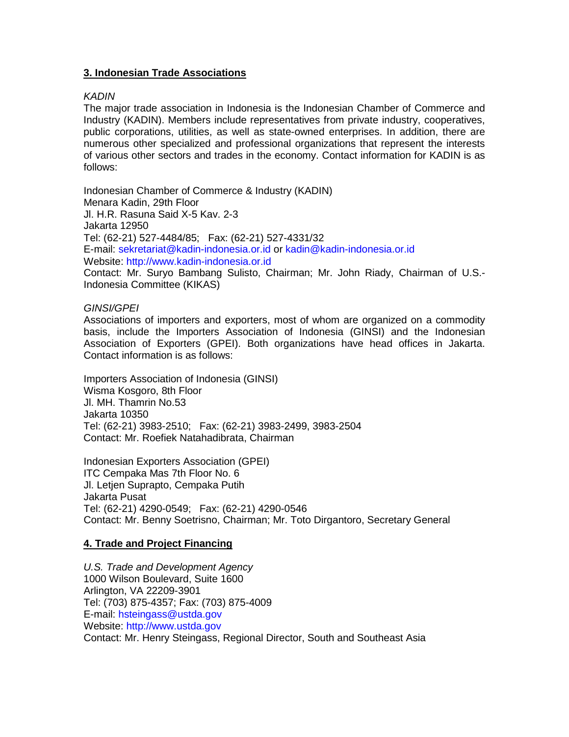## 3. Indonesian Trade Associations

*KADIN*

The major trade association in Indonesia is the Indonesian Chamber of Commerce and Industry (KADIN). Members include representatives from private industry, cooperatives, public corporations, utilities, as well as state-owned enterprises. In addition, there are numerous other specialized and professional organizations that represent the interests of various other sectors and trades in the economy. Contact information for KADIN is as follows:

Indonesian Chamber of Commerce & Industry (KADIN)
Menara Kadin, 29th Floor
Jl. H.R. Rasuna Said X-5 Kav. 2-3
Jakarta 12950
Tel: (62-21) 527-4484/85; Fax: (62-21) 527-4331/32
E-mail: sekretariat@kadin-indonesia.or.id or kadin@kadin-indonesia.or.id
Website: http://www.kadin-indonesia.or.id
Contact: Mr. Suryo Bambang Sulisto, Chairman; Mr. John Riady, Chairman of U.S.-Indonesia Committee (KIKAS)

*GINSI/GPEI*

Associations of importers and exporters, most of whom are organized on a commodity basis, include the Importers Association of Indonesia (GINSI) and the Indonesian Association of Exporters (GPEI). Both organizations have head offices in Jakarta. Contact information is as follows:

Importers Association of Indonesia (GINSI)
Wisma Kosgoro, 8th Floor
Jl. MH. Thamrin No.53
Jakarta 10350
Tel: (62-21) 3983-2510; Fax: (62-21) 3983-2499, 3983-2504
Contact: Mr. Roefiek Natahadibrata, Chairman

Indonesian Exporters Association (GPEI)
ITC Cempaka Mas 7th Floor No. 6
Jl. Letjen Suprapto, Cempaka Putih
Jakarta Pusat
Tel: (62-21) 4290-0549; Fax: (62-21) 4290-0546
Contact: Mr. Benny Soetrisno, Chairman; Mr. Toto Dirgantoro, Secretary General

## 4. Trade and Project Financing

*U.S. Trade and Development Agency*
1000 Wilson Boulevard, Suite 1600
Arlington, VA 22209-3901
Tel: (703) 875-4357; Fax: (703) 875-4009
E-mail: hsteingass@ustda.gov
Website: http://www.ustda.gov
Contact: Mr. Henry Steingass, Regional Director, South and Southeast Asia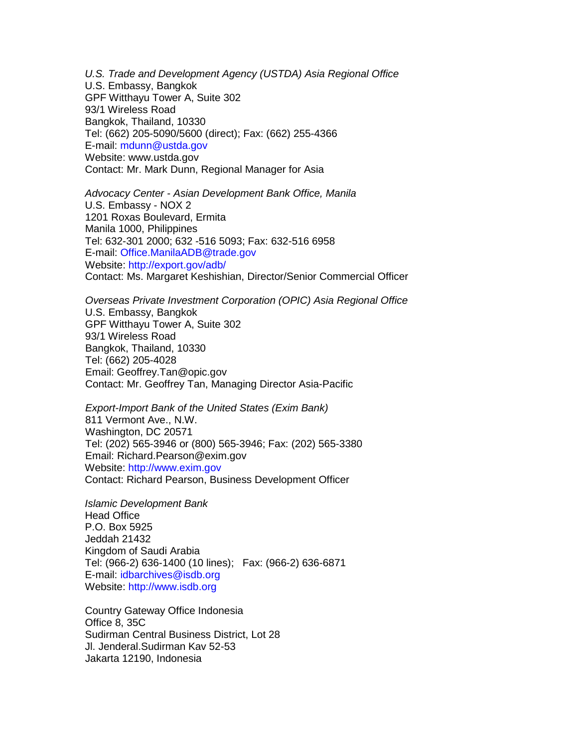*U.S. Trade and Development Agency (USTDA) Asia Regional Office*
U.S. Embassy, Bangkok
GPF Witthayu Tower A, Suite 302
93/1 Wireless Road
Bangkok, Thailand, 10330
Tel: (662) 205-5090/5600 (direct); Fax: (662) 255-4366
E-mail: mdunn@ustda.gov
Website: www.ustda.gov
Contact: Mr. Mark Dunn, Regional Manager for Asia

*Advocacy Center - Asian Development Bank Office, Manila*
U.S. Embassy - NOX 2
1201 Roxas Boulevard, Ermita
Manila 1000, Philippines
Tel: 632-301 2000; 632 -516 5093; Fax: 632-516 6958
E-mail: Office.ManilaADB@trade.gov
Website: http://export.gov/adb/
Contact: Ms. Margaret Keshishian, Director/Senior Commercial Officer

*Overseas Private Investment Corporation (OPIC) Asia Regional Office*
U.S. Embassy, Bangkok
GPF Witthayu Tower A, Suite 302
93/1 Wireless Road
Bangkok, Thailand, 10330
Tel: (662) 205-4028
Email: Geoffrey.Tan@opic.gov
Contact: Mr. Geoffrey Tan, Managing Director Asia-Pacific

*Export-Import Bank of the United States (Exim Bank)*
811 Vermont Ave., N.W.
Washington, DC 20571
Tel: (202) 565-3946 or (800) 565-3946; Fax: (202) 565-3380
Email: Richard.Pearson@exim.gov
Website: http://www.exim.gov
Contact: Richard Pearson, Business Development Officer

*Islamic Development Bank*
Head Office
P.O. Box 5925
Jeddah 21432
Kingdom of Saudi Arabia
Tel: (966-2) 636-1400 (10 lines); Fax: (966-2) 636-6871
E-mail: idbarchives@isdb.org
Website: http://www.isdb.org

Country Gateway Office Indonesia
Office 8, 35C
Sudirman Central Business District, Lot 28
Jl. Jenderal.Sudirman Kav 52-53
Jakarta 12190, Indonesia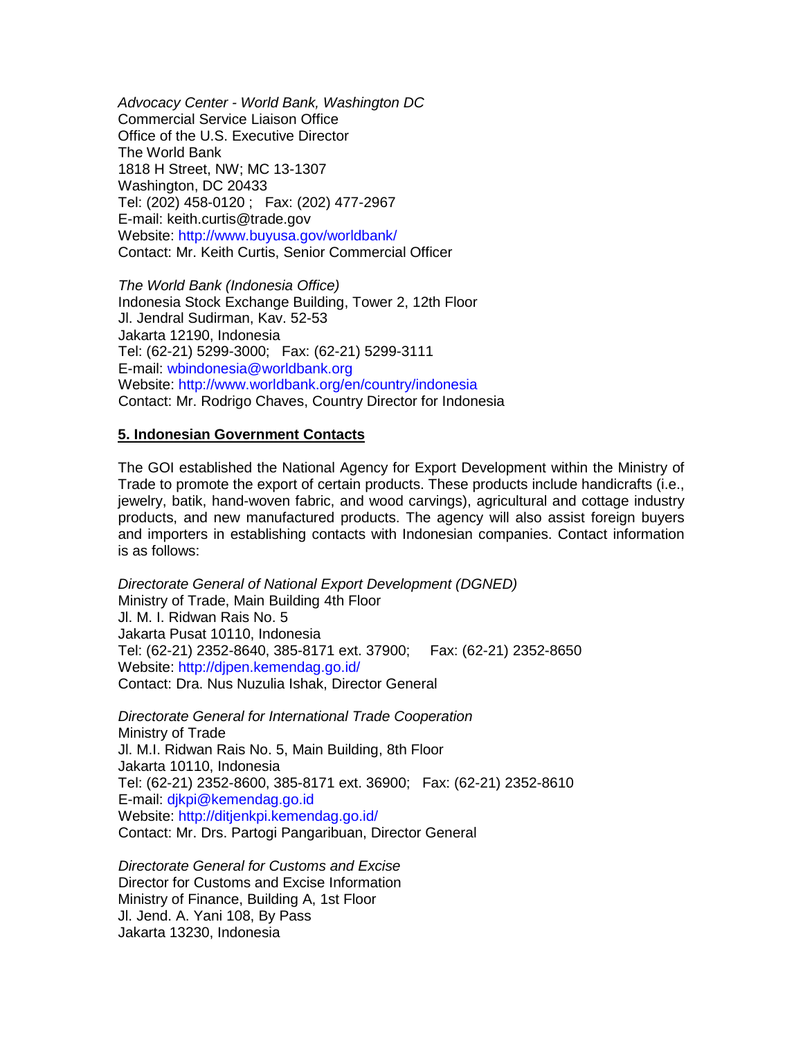*Advocacy Center - World Bank, Washington DC*
Commercial Service Liaison Office
Office of the U.S. Executive Director
The World Bank
1818 H Street, NW; MC 13-1307
Washington, DC 20433
Tel: (202) 458-0120 ; Fax: (202) 477-2967
E-mail: keith.curtis@trade.gov
Website: http://www.buyusa.gov/worldbank/
Contact: Mr. Keith Curtis, Senior Commercial Officer

*The World Bank (Indonesia Office)*
Indonesia Stock Exchange Building, Tower 2, 12th Floor
Jl. Jendral Sudirman, Kav. 52-53
Jakarta 12190, Indonesia
Tel: (62-21) 5299-3000; Fax: (62-21) 5299-3111
E-mail: wbindonesia@worldbank.org
Website: http://www.worldbank.org/en/country/indonesia
Contact: Mr. Rodrigo Chaves, Country Director for Indonesia

## 5. Indonesian Government Contacts

The GOI established the National Agency for Export Development within the Ministry of Trade to promote the export of certain products. These products include handicrafts (i.e., jewelry, batik, hand-woven fabric, and wood carvings), agricultural and cottage industry products, and new manufactured products. The agency will also assist foreign buyers and importers in establishing contacts with Indonesian companies. Contact information is as follows:

*Directorate General of National Export Development (DGNED)*
Ministry of Trade, Main Building 4th Floor
Jl. M. I. Ridwan Rais No. 5
Jakarta Pusat 10110, Indonesia
Tel: (62-21) 2352-8640, 385-8171 ext. 37900; Fax: (62-21) 2352-8650
Website: http://djpen.kemendag.go.id/
Contact: Dra. Nus Nuzulia Ishak, Director General

*Directorate General for International Trade Cooperation*
Ministry of Trade
Jl. M.I. Ridwan Rais No. 5, Main Building, 8th Floor
Jakarta 10110, Indonesia
Tel: (62-21) 2352-8600, 385-8171 ext. 36900; Fax: (62-21) 2352-8610
E-mail: djkpi@kemendag.go.id
Website: http://ditjenkpi.kemendag.go.id/
Contact: Mr. Drs. Partogi Pangaribuan, Director General

*Directorate General for Customs and Excise*
Director for Customs and Excise Information
Ministry of Finance, Building A, 1st Floor
Jl. Jend. A. Yani 108, By Pass
Jakarta 13230, Indonesia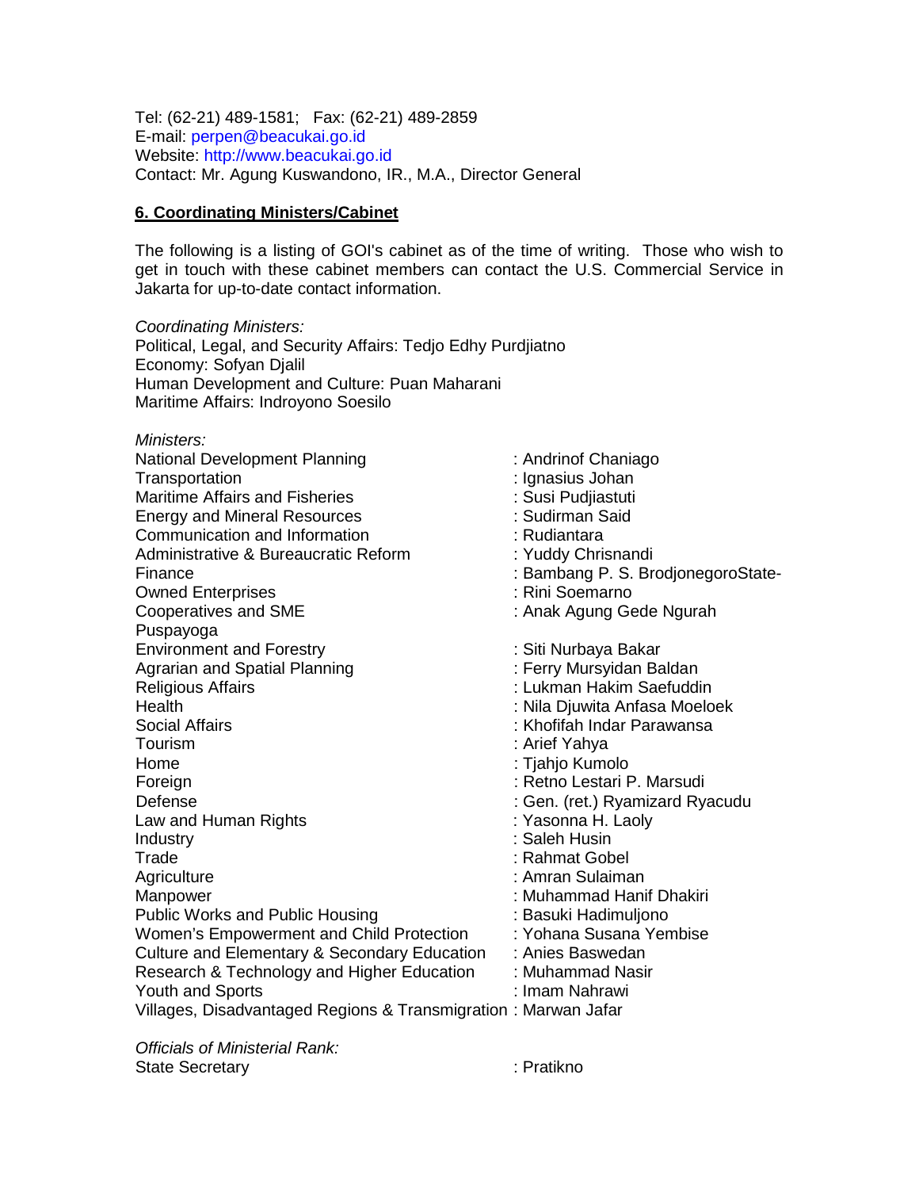Tel: (62-21) 489-1581; Fax: (62-21) 489-2859
E-mail: perpen@beacukai.go.id
Website: http://www.beacukai.go.id
Contact: Mr. Agung Kuswandono, IR., M.A., Director General

**6. Coordinating Ministers/Cabinet**

The following is a listing of GOI's cabinet as of the time of writing. Those who wish to get in touch with these cabinet members can contact the U.S. Commercial Service in Jakarta for up-to-date contact information.

*Coordinating Ministers:*
Political, Legal, and Security Affairs: Tedjo Edhy Purdjiatno
Economy: Sofyan Djalil
Human Development and Culture: Puan Maharani
Maritime Affairs: Indroyono Soesilo

*Ministers:*

| | |
|---|---|
| National Development Planning | : Andrinof Chaniago |
| Transportation | : Ignasius Johan |
| Maritime Affairs and Fisheries | : Susi Pudjiastuti |
| Energy and Mineral Resources | : Sudirman Said |
| Communication and Information | : Rudiantara |
| Administrative & Bureaucratic Reform | : Yuddy Chrisnandi |
| Finance | : Bambang P. S. BrodjonegoroState- |
| Owned Enterprises | : Rini Soemarno |
| Cooperatives and SME Puspayoga | : Anak Agung Gede Ngurah |
| Environment and Forestry | : Siti Nurbaya Bakar |
| Agrarian and Spatial Planning | : Ferry Mursyidan Baldan |
| Religious Affairs | : Lukman Hakim Saefuddin |
| Health | : Nila Djuwita Anfasa Moeloek |
| Social Affairs | : Khofifah Indar Parawansa |
| Tourism | : Arief Yahya |
| Home | : Tjahjo Kumolo |
| Foreign | : Retno Lestari P. Marsudi |
| Defense | : Gen. (ret.) Ryamizard Ryacudu |
| Law and Human Rights | : Yasonna H. Laoly |
| Industry | : Saleh Husin |
| Trade | : Rahmat Gobel |
| Agriculture | : Amran Sulaiman |
| Manpower | : Muhammad Hanif Dhakiri |
| Public Works and Public Housing | : Basuki Hadimuljono |
| Women's Empowerment and Child Protection | : Yohana Susana Yembise |
| Culture and Elementary & Secondary Education | : Anies Baswedan |
| Research & Technology and Higher Education | : Muhammad Nasir |
| Youth and Sports | : Imam Nahrawi |
| Villages, Disadvantaged Regions & Transmigration | : Marwan Jafar |

*Officials of Ministerial Rank:*

| | |
|---|---|
| State Secretary | : Pratikno |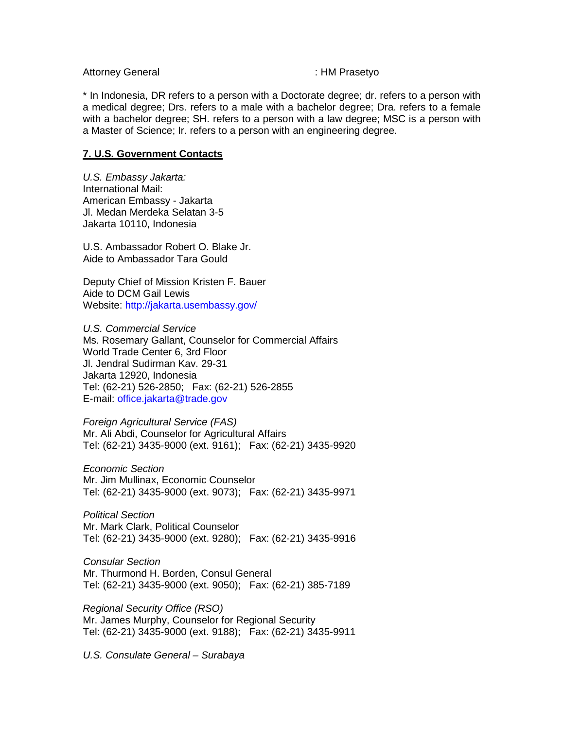Attorney General : HM Prasetyo

* In Indonesia, DR refers to a person with a Doctorate degree; dr. refers to a person with a medical degree; Drs. refers to a male with a bachelor degree; Dra. refers to a female with a bachelor degree; SH. refers to a person with a law degree; MSC is a person with a Master of Science; Ir. refers to a person with an engineering degree.

## 7. U.S. Government Contacts

*U.S. Embassy Jakarta:*
International Mail:
American Embassy - Jakarta
Jl. Medan Merdeka Selatan 3-5
Jakarta 10110, Indonesia

U.S. Ambassador Robert O. Blake Jr.
Aide to Ambassador Tara Gould

Deputy Chief of Mission Kristen F. Bauer
Aide to DCM Gail Lewis
Website: http://jakarta.usembassy.gov/

*U.S. Commercial Service*
Ms. Rosemary Gallant, Counselor for Commercial Affairs
World Trade Center 6, 3rd Floor
Jl. Jendral Sudirman Kav. 29-31
Jakarta 12920, Indonesia
Tel: (62-21) 526-2850; Fax: (62-21) 526-2855
E-mail: office.jakarta@trade.gov

*Foreign Agricultural Service (FAS)*
Mr. Ali Abdi, Counselor for Agricultural Affairs
Tel: (62-21) 3435-9000 (ext. 9161); Fax: (62-21) 3435-9920

*Economic Section*
Mr. Jim Mullinax, Economic Counselor
Tel: (62-21) 3435-9000 (ext. 9073); Fax: (62-21) 3435-9971

*Political Section*
Mr. Mark Clark, Political Counselor
Tel: (62-21) 3435-9000 (ext. 9280); Fax: (62-21) 3435-9916

*Consular Section*
Mr. Thurmond H. Borden, Consul General
Tel: (62-21) 3435-9000 (ext. 9050); Fax: (62-21) 385-7189

*Regional Security Office (RSO)*
Mr. James Murphy, Counselor for Regional Security
Tel: (62-21) 3435-9000 (ext. 9188); Fax: (62-21) 3435-9911

*U.S. Consulate General – Surabaya*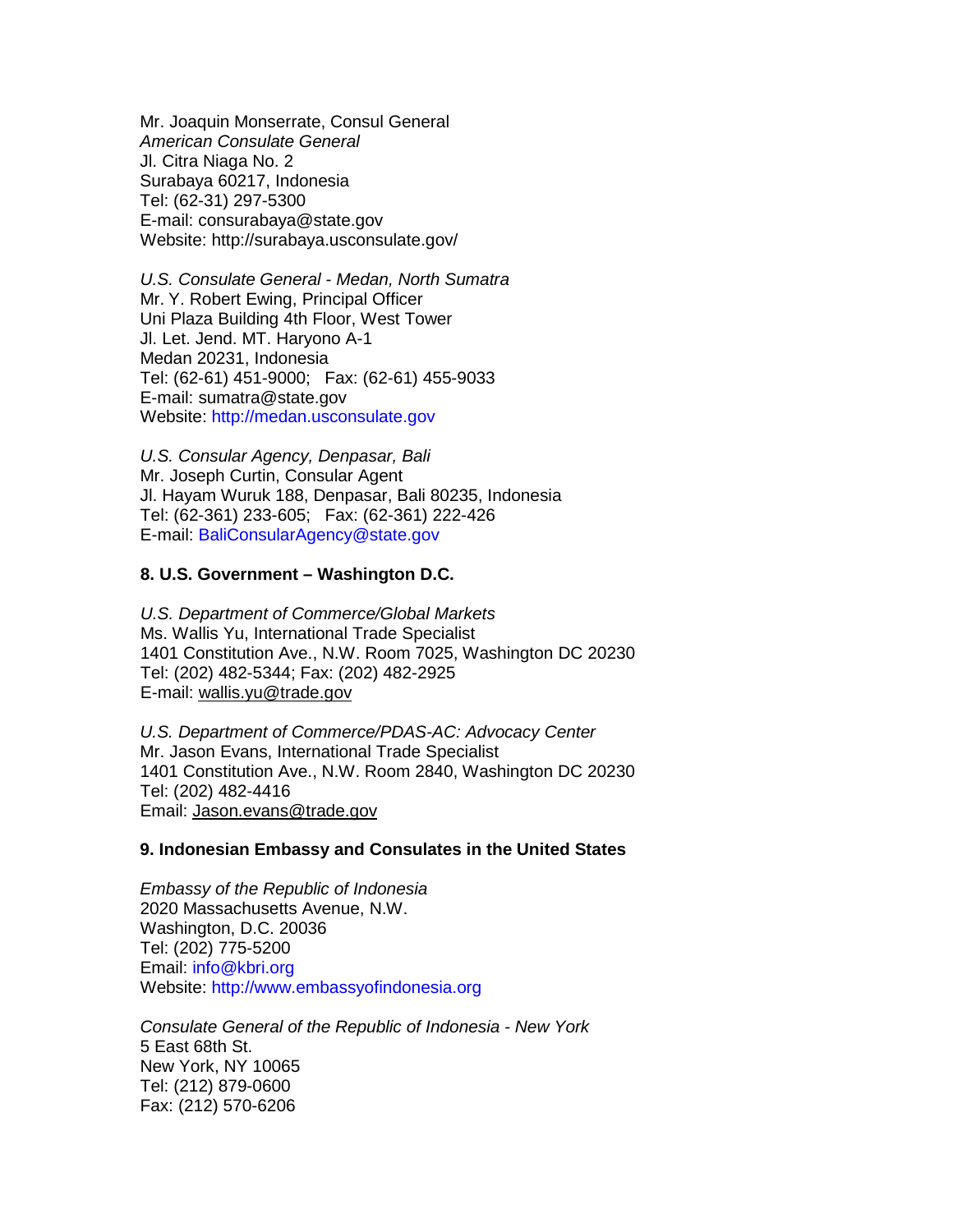Mr. Joaquin Monserrate, Consul General
*American Consulate General*
Jl. Citra Niaga No. 2
Surabaya 60217, Indonesia
Tel: (62-31) 297-5300
E-mail: consurabaya@state.gov
Website: http://surabaya.usconsulate.gov/

*U.S. Consulate General - Medan, North Sumatra*
Mr. Y. Robert Ewing, Principal Officer
Uni Plaza Building 4th Floor, West Tower
Jl. Let. Jend. MT. Haryono A-1
Medan 20231, Indonesia
Tel: (62-61) 451-9000; Fax: (62-61) 455-9033
E-mail: sumatra@state.gov
Website: http://medan.usconsulate.gov

*U.S. Consular Agency, Denpasar, Bali*
Mr. Joseph Curtin, Consular Agent
Jl. Hayam Wuruk 188, Denpasar, Bali 80235, Indonesia
Tel: (62-361) 233-605; Fax: (62-361) 222-426
E-mail: BaliConsularAgency@state.gov

**8. U.S. Government – Washington D.C.**

*U.S. Department of Commerce/Global Markets*
Ms. Wallis Yu, International Trade Specialist
1401 Constitution Ave., N.W. Room 7025, Washington DC 20230
Tel: (202) 482-5344; Fax: (202) 482-2925
E-mail: wallis.yu@trade.gov

*U.S. Department of Commerce/PDAS-AC: Advocacy Center*
Mr. Jason Evans, International Trade Specialist
1401 Constitution Ave., N.W. Room 2840, Washington DC 20230
Tel: (202) 482-4416
Email: Jason.evans@trade.gov

**9. Indonesian Embassy and Consulates in the United States**

*Embassy of the Republic of Indonesia*
2020 Massachusetts Avenue, N.W.
Washington, D.C. 20036
Tel: (202) 775-5200
Email: info@kbri.org
Website: http://www.embassyofindonesia.org

*Consulate General of the Republic of Indonesia - New York*
5 East 68th St.
New York, NY 10065
Tel: (212) 879-0600
Fax: (212) 570-6206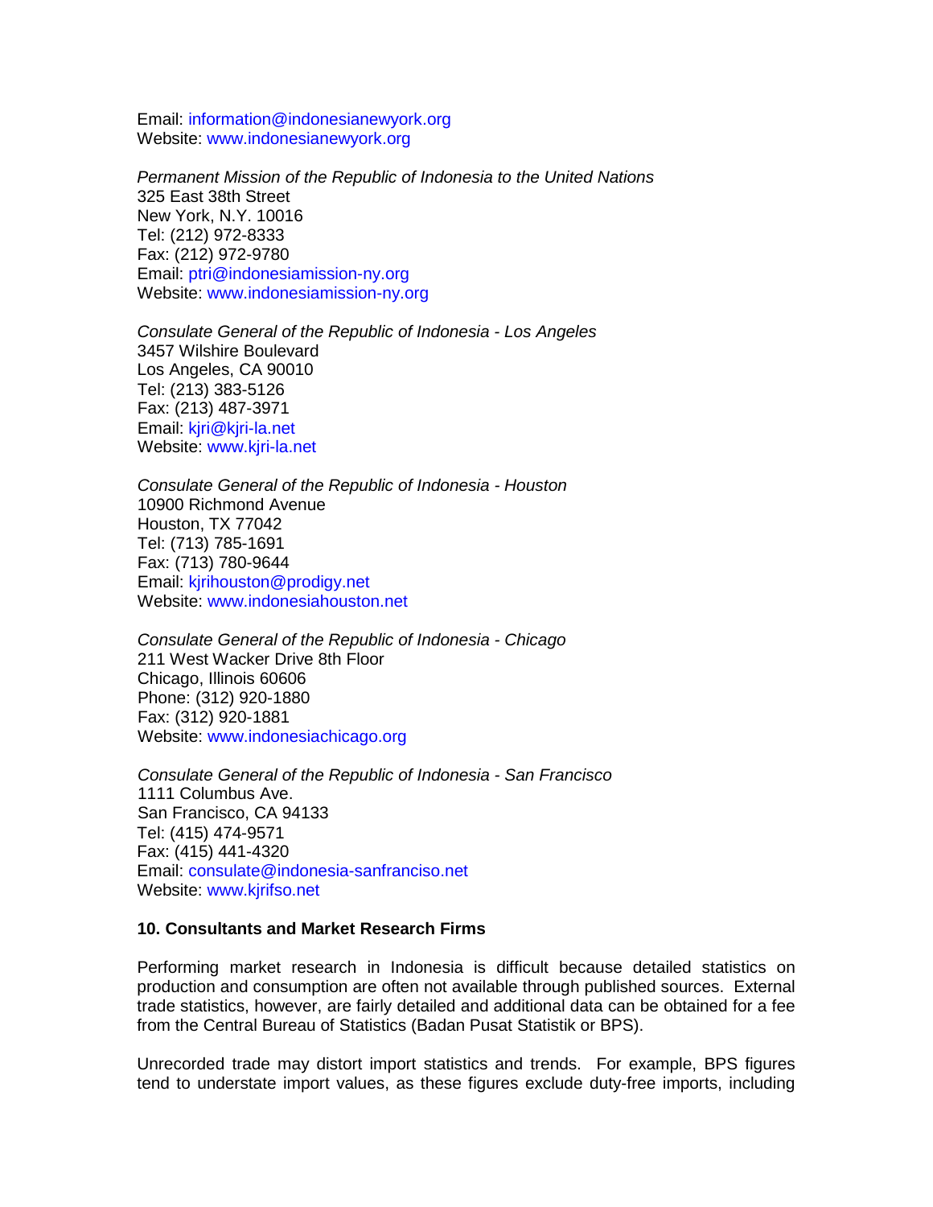Email: information@indonesianewyork.org
Website: www.indonesianewyork.org

*Permanent Mission of the Republic of Indonesia to the United Nations*
325 East 38th Street
New York, N.Y. 10016
Tel: (212) 972-8333
Fax: (212) 972-9780
Email: ptri@indonesiamission-ny.org
Website: www.indonesiamission-ny.org

*Consulate General of the Republic of Indonesia - Los Angeles*
3457 Wilshire Boulevard
Los Angeles, CA 90010
Tel: (213) 383-5126
Fax: (213) 487-3971
Email: kjri@kjri-la.net
Website: www.kjri-la.net

*Consulate General of the Republic of Indonesia - Houston*
10900 Richmond Avenue
Houston, TX 77042
Tel: (713) 785-1691
Fax: (713) 780-9644
Email: kjrihouston@prodigy.net
Website: www.indonesiahouston.net

*Consulate General of the Republic of Indonesia - Chicago*
211 West Wacker Drive 8th Floor
Chicago, Illinois 60606
Phone: (312) 920-1880
Fax: (312) 920-1881
Website: www.indonesiachicago.org

*Consulate General of the Republic of Indonesia - San Francisco*
1111 Columbus Ave.
San Francisco, CA 94133
Tel: (415) 474-9571
Fax: (415) 441-4320
Email: consulate@indonesia-sanfranciso.net
Website: www.kjrifso.net

**10. Consultants and Market Research Firms**

Performing market research in Indonesia is difficult because detailed statistics on production and consumption are often not available through published sources. External trade statistics, however, are fairly detailed and additional data can be obtained for a fee from the Central Bureau of Statistics (Badan Pusat Statistik or BPS).

Unrecorded trade may distort import statistics and trends. For example, BPS figures tend to understate import values, as these figures exclude duty-free imports, including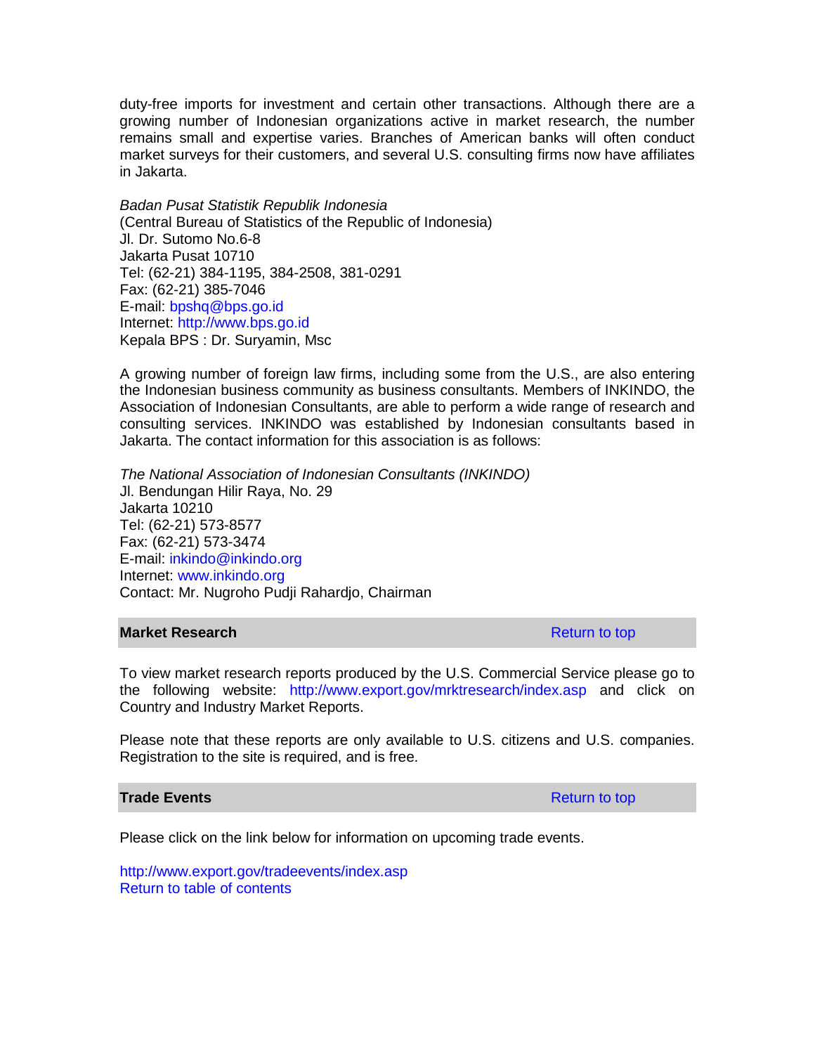duty-free imports for investment and certain other transactions. Although there are a growing number of Indonesian organizations active in market research, the number remains small and expertise varies. Branches of American banks will often conduct market surveys for their customers, and several U.S. consulting firms now have affiliates in Jakarta.

*Badan Pusat Statistik Republik Indonesia*
(Central Bureau of Statistics of the Republic of Indonesia)
Jl. Dr. Sutomo No.6-8
Jakarta Pusat 10710
Tel: (62-21) 384-1195, 384-2508, 381-0291
Fax: (62-21) 385-7046
E-mail: bpshq@bps.go.id
Internet: http://www.bps.go.id
Kepala BPS : Dr. Suryamin, Msc

A growing number of foreign law firms, including some from the U.S., are also entering the Indonesian business community as business consultants. Members of INKINDO, the Association of Indonesian Consultants, are able to perform a wide range of research and consulting services. INKINDO was established by Indonesian consultants based in Jakarta. The contact information for this association is as follows:

*The National Association of Indonesian Consultants (INKINDO)*
Jl. Bendungan Hilir Raya, No. 29
Jakarta 10210
Tel: (62-21) 573-8577
Fax: (62-21) 573-3474
E-mail: inkindo@inkindo.org
Internet: www.inkindo.org
Contact: Mr. Nugroho Pudji Rahardjo, Chairman

## Market Research

Return to top

To view market research reports produced by the U.S. Commercial Service please go to the following website: http://www.export.gov/mrktresearch/index.asp and click on Country and Industry Market Reports.

Please note that these reports are only available to U.S. citizens and U.S. companies. Registration to the site is required, and is free.

## Trade Events

Return to top

Please click on the link below for information on upcoming trade events.

http://www.export.gov/tradeevents/index.asp
Return to table of contents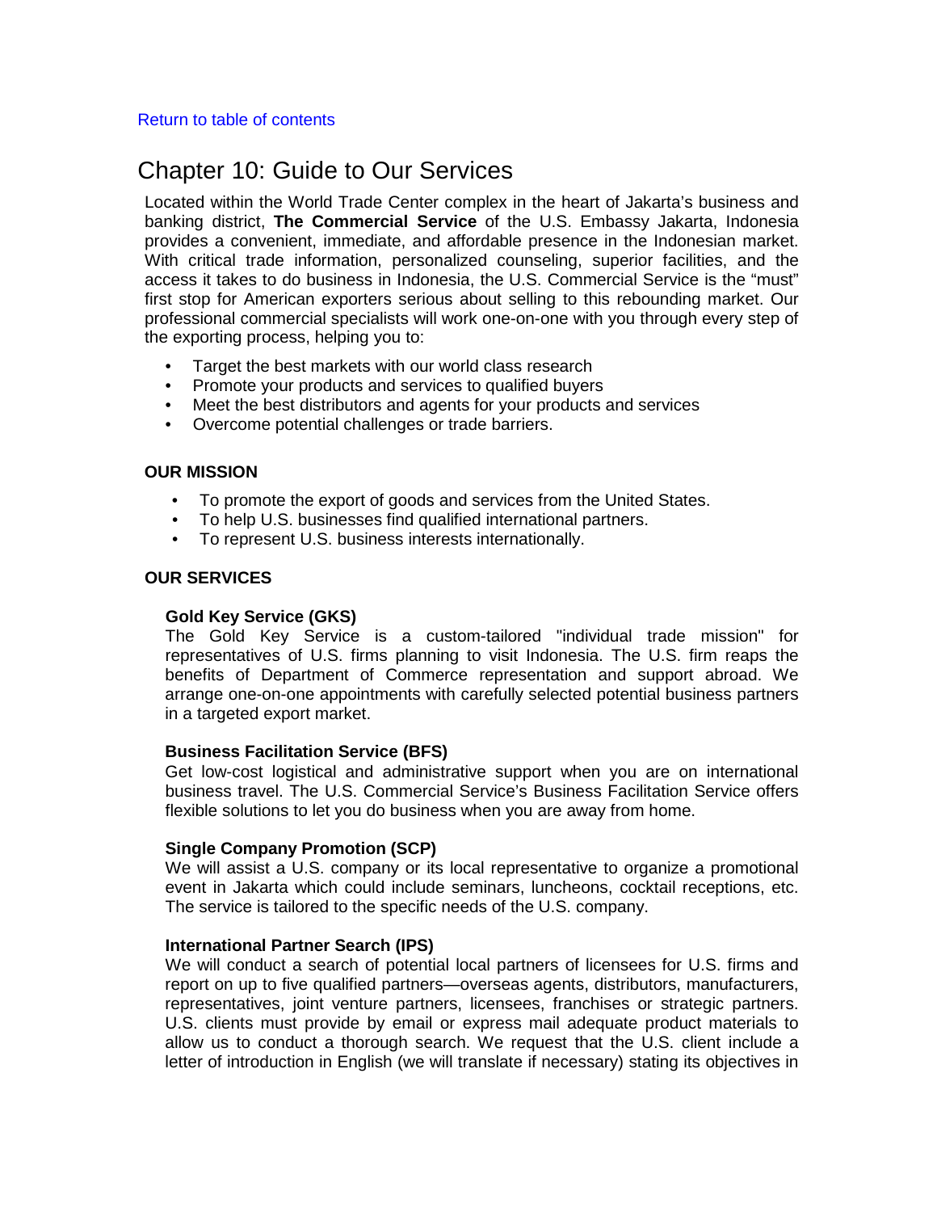Return to table of contents

# Chapter 10: Guide to Our Services

Located within the World Trade Center complex in the heart of Jakarta's business and banking district, **The Commercial Service** of the U.S. Embassy Jakarta, Indonesia provides a convenient, immediate, and affordable presence in the Indonesian market. With critical trade information, personalized counseling, superior facilities, and the access it takes to do business in Indonesia, the U.S. Commercial Service is the "must" first stop for American exporters serious about selling to this rebounding market. Our professional commercial specialists will work one-on-one with you through every step of the exporting process, helping you to:

- Target the best markets with our world class research
- Promote your products and services to qualified buyers
- Meet the best distributors and agents for your products and services
- Overcome potential challenges or trade barriers.

## OUR MISSION

- To promote the export of goods and services from the United States.
- To help U.S. businesses find qualified international partners.
- To represent U.S. business interests internationally.

## OUR SERVICES

### Gold Key Service (GKS)

The Gold Key Service is a custom-tailored "individual trade mission" for representatives of U.S. firms planning to visit Indonesia. The U.S. firm reaps the benefits of Department of Commerce representation and support abroad. We arrange one-on-one appointments with carefully selected potential business partners in a targeted export market.

### Business Facilitation Service (BFS)

Get low-cost logistical and administrative support when you are on international business travel. The U.S. Commercial Service's Business Facilitation Service offers flexible solutions to let you do business when you are away from home.

### Single Company Promotion (SCP)

We will assist a U.S. company or its local representative to organize a promotional event in Jakarta which could include seminars, luncheons, cocktail receptions, etc. The service is tailored to the specific needs of the U.S. company.

### International Partner Search (IPS)

We will conduct a search of potential local partners of licensees for U.S. firms and report on up to five qualified partners—overseas agents, distributors, manufacturers, representatives, joint venture partners, licensees, franchises or strategic partners. U.S. clients must provide by email or express mail adequate product materials to allow us to conduct a thorough search. We request that the U.S. client include a letter of introduction in English (we will translate if necessary) stating its objectives in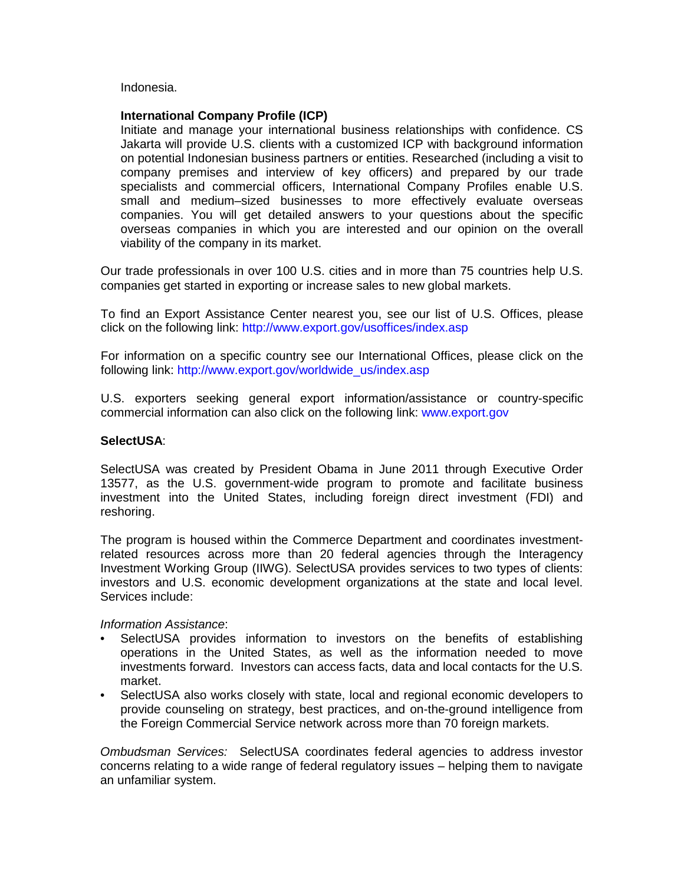Indonesia.

**International Company Profile (ICP)**
Initiate and manage your international business relationships with confidence. CS Jakarta will provide U.S. clients with a customized ICP with background information on potential Indonesian business partners or entities. Researched (including a visit to company premises and interview of key officers) and prepared by our trade specialists and commercial officers, International Company Profiles enable U.S. small and medium–sized businesses to more effectively evaluate overseas companies. You will get detailed answers to your questions about the specific overseas companies in which you are interested and our opinion on the overall viability of the company in its market.

Our trade professionals in over 100 U.S. cities and in more than 75 countries help U.S. companies get started in exporting or increase sales to new global markets.

To find an Export Assistance Center nearest you, see our list of U.S. Offices, please click on the following link: http://www.export.gov/usoffices/index.asp

For information on a specific country see our International Offices, please click on the following link: http://www.export.gov/worldwide_us/index.asp

U.S. exporters seeking general export information/assistance or country-specific commercial information can also click on the following link: www.export.gov

**SelectUSA**:

SelectUSA was created by President Obama in June 2011 through Executive Order 13577, as the U.S. government-wide program to promote and facilitate business investment into the United States, including foreign direct investment (FDI) and reshoring.

The program is housed within the Commerce Department and coordinates investment-related resources across more than 20 federal agencies through the Interagency Investment Working Group (IIWG). SelectUSA provides services to two types of clients: investors and U.S. economic development organizations at the state and local level. Services include:

*Information Assistance*:

- SelectUSA provides information to investors on the benefits of establishing operations in the United States, as well as the information needed to move investments forward. Investors can access facts, data and local contacts for the U.S. market.
- SelectUSA also works closely with state, local and regional economic developers to provide counseling on strategy, best practices, and on-the-ground intelligence from the Foreign Commercial Service network across more than 70 foreign markets.

*Ombudsman Services:* SelectUSA coordinates federal agencies to address investor concerns relating to a wide range of federal regulatory issues – helping them to navigate an unfamiliar system.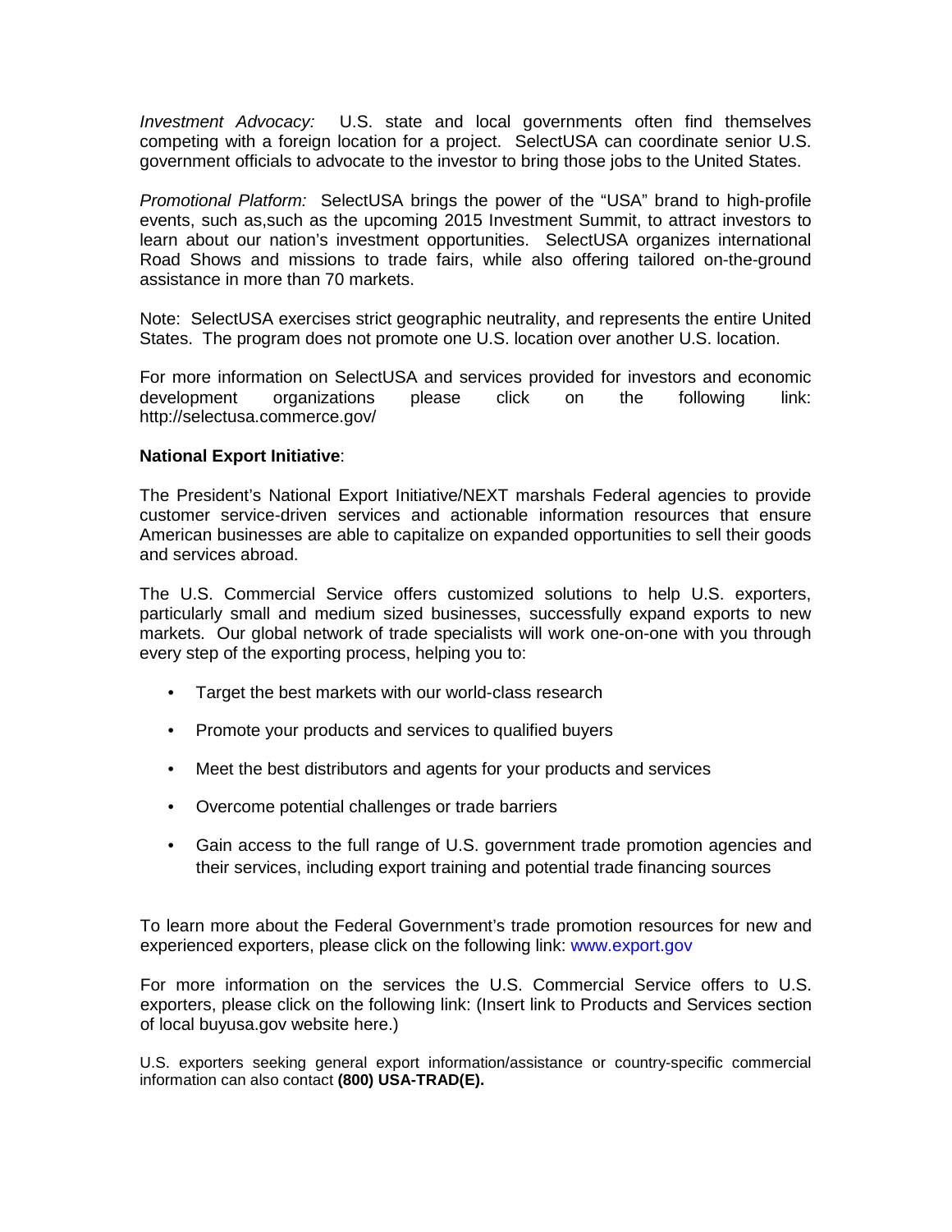*Investment Advocacy:* U.S. state and local governments often find themselves competing with a foreign location for a project. SelectUSA can coordinate senior U.S. government officials to advocate to the investor to bring those jobs to the United States.

*Promotional Platform:* SelectUSA brings the power of the "USA" brand to high-profile events, such as,such as the upcoming 2015 Investment Summit, to attract investors to learn about our nation's investment opportunities. SelectUSA organizes international Road Shows and missions to trade fairs, while also offering tailored on-the-ground assistance in more than 70 markets.

Note: SelectUSA exercises strict geographic neutrality, and represents the entire United States. The program does not promote one U.S. location over another U.S. location.

For more information on SelectUSA and services provided for investors and economic development organizations please click on the following link: http://selectusa.commerce.gov/

**National Export Initiative**:

The President's National Export Initiative/NEXT marshals Federal agencies to provide customer service-driven services and actionable information resources that ensure American businesses are able to capitalize on expanded opportunities to sell their goods and services abroad.

The U.S. Commercial Service offers customized solutions to help U.S. exporters, particularly small and medium sized businesses, successfully expand exports to new markets. Our global network of trade specialists will work one-on-one with you through every step of the exporting process, helping you to:

- Target the best markets with our world-class research
- Promote your products and services to qualified buyers
- Meet the best distributors and agents for your products and services
- Overcome potential challenges or trade barriers
- Gain access to the full range of U.S. government trade promotion agencies and their services, including export training and potential trade financing sources

To learn more about the Federal Government's trade promotion resources for new and experienced exporters, please click on the following link: www.export.gov

For more information on the services the U.S. Commercial Service offers to U.S. exporters, please click on the following link: (Insert link to Products and Services section of local buyusa.gov website here.)

U.S. exporters seeking general export information/assistance or country-specific commercial information can also contact **(800) USA-TRAD(E).**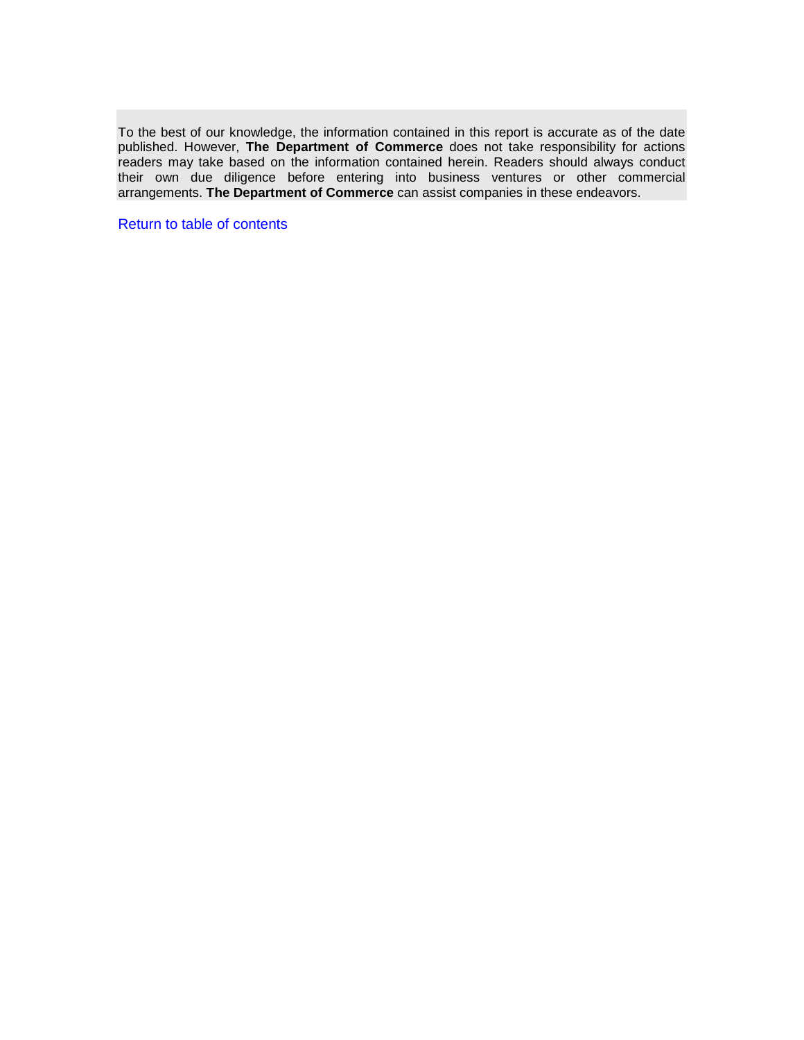To the best of our knowledge, the information contained in this report is accurate as of the date published. However, **The Department of Commerce** does not take responsibility for actions readers may take based on the information contained herein. Readers should always conduct their own due diligence before entering into business ventures or other commercial arrangements. **The Department of Commerce** can assist companies in these endeavors.

Return to table of contents